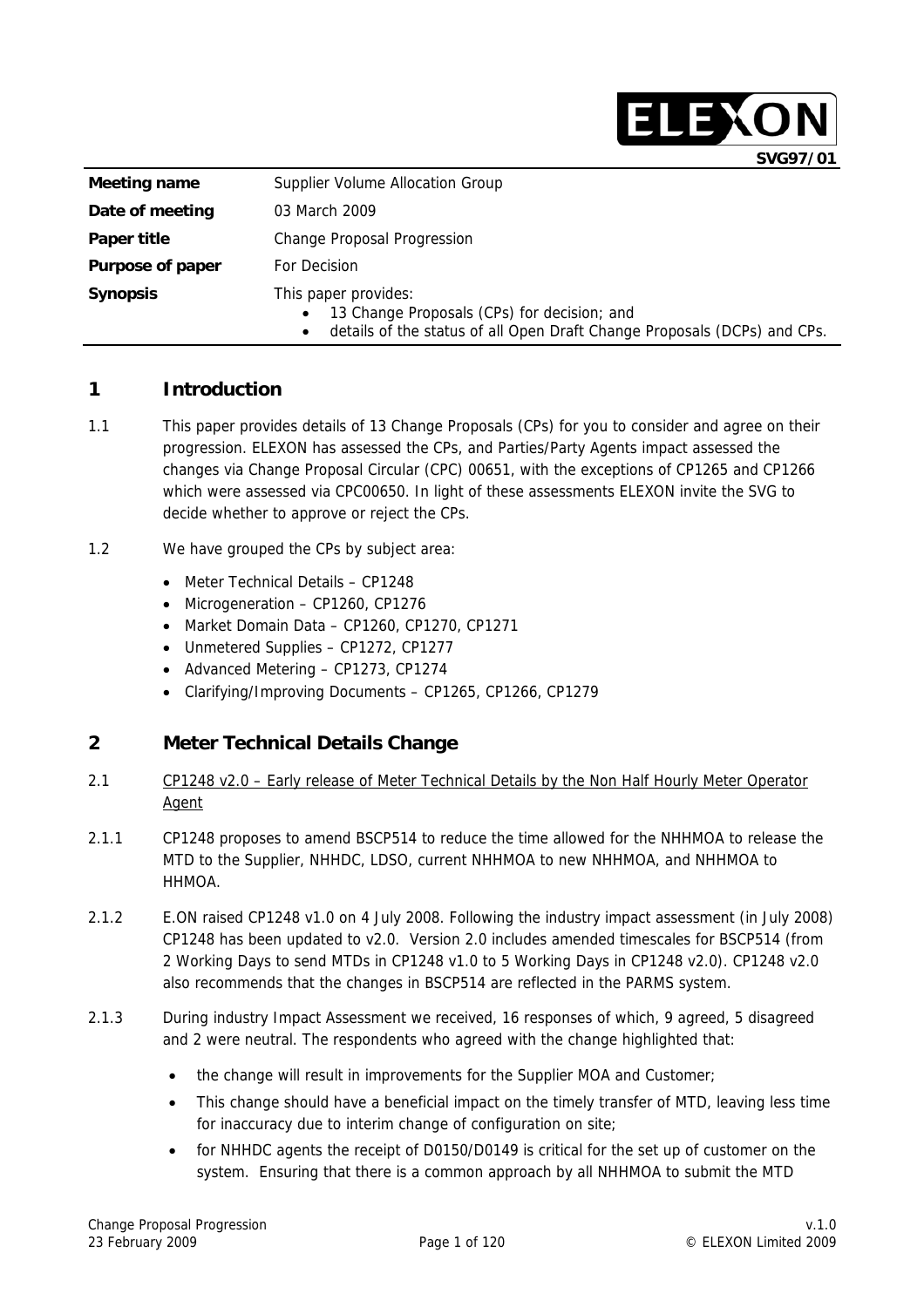SVG97/01

| Meeting name | Supplier Volume Allocation Group |
| --- | --- |
| Date of meeting | 03 March 2009 |
| Paper title | Change Proposal Progression |
| Purpose of paper | For Decision |
| Synopsis | This paper provides: • 13 Change Proposals (CPs) for decision; and • details of the status of all Open Draft Change Proposals (DCPs) and CPs. |

## 1 Introduction

1.1 This paper provides details of 13 Change Proposals (CPs) for you to consider and agree on their progression. ELEXON has assessed the CPs, and Parties/Party Agents impact assessed the changes via Change Proposal Circular (CPC) 00651, with the exceptions of CP1265 and CP1266 which were assessed via CPC00650. In light of these assessments ELEXON invite the SVG to decide whether to approve or reject the CPs.

1.2 We have grouped the CPs by subject area:

- Meter Technical Details – CP1248
- Microgeneration – CP1260, CP1276
- Market Domain Data – CP1260, CP1270, CP1271
- Unmetered Supplies – CP1272, CP1277
- Advanced Metering – CP1273, CP1274
- Clarifying/Improving Documents – CP1265, CP1266, CP1279

## 2 Meter Technical Details Change

2.1 CP1248 v2.0 – Early release of Meter Technical Details by the Non Half Hourly Meter Operator Agent

2.1.1 CP1248 proposes to amend BSCP514 to reduce the time allowed for the NHHMOA to release the MTD to the Supplier, NHHDC, LDSO, current NHHMOA to new NHHMOA, and NHHMOA to HHMOA.

2.1.2 E.ON raised CP1248 v1.0 on 4 July 2008. Following the industry impact assessment (in July 2008) CP1248 has been updated to v2.0. Version 2.0 includes amended timescales for BSCP514 (from 2 Working Days to send MTDs in CP1248 v1.0 to 5 Working Days in CP1248 v2.0). CP1248 v2.0 also recommends that the changes in BSCP514 are reflected in the PARMS system.

2.1.3 During industry Impact Assessment we received, 16 responses of which, 9 agreed, 5 disagreed and 2 were neutral. The respondents who agreed with the change highlighted that:

- the change will result in improvements for the Supplier MOA and Customer;
- This change should have a beneficial impact on the timely transfer of MTD, leaving less time for inaccuracy due to interim change of configuration on site;
- for NHHDC agents the receipt of D0150/D0149 is critical for the set up of customer on the system. Ensuring that there is a common approach by all NHHMOA to submit the MTD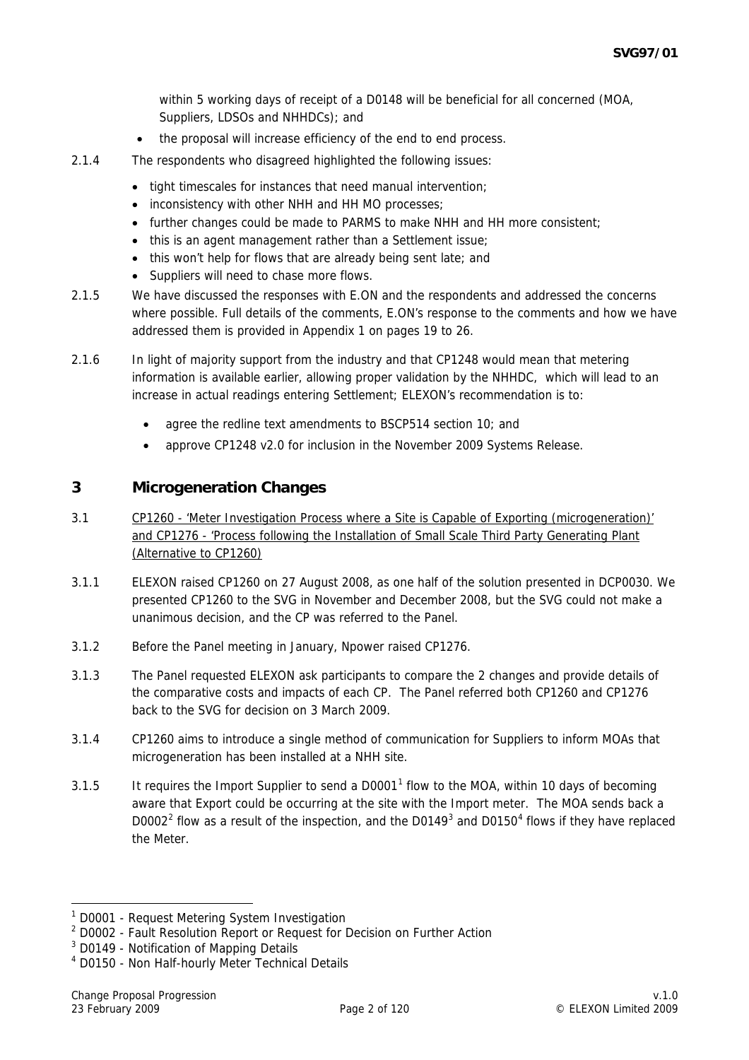within 5 working days of receipt of a D0148 will be beneficial for all concerned (MOA, Suppliers, LDSOs and NHHDCs); and

- the proposal will increase efficiency of the end to end process.

2.1.4 The respondents who disagreed highlighted the following issues:

- tight timescales for instances that need manual intervention;
- inconsistency with other NHH and HH MO processes;
- further changes could be made to PARMS to make NHH and HH more consistent;
- this is an agent management rather than a Settlement issue;
- this won't help for flows that are already being sent late; and
- Suppliers will need to chase more flows.

2.1.5 We have discussed the responses with E.ON and the respondents and addressed the concerns where possible. Full details of the comments, E.ON's response to the comments and how we have addressed them is provided in Appendix 1 on pages 19 to 26.

2.1.6 In light of majority support from the industry and that CP1248 would mean that metering information is available earlier, allowing proper validation by the NHHDC, which will lead to an increase in actual readings entering Settlement; ELEXON's recommendation is to:

- agree the redline text amendments to BSCP514 section 10; and
- approve CP1248 v2.0 for inclusion in the November 2009 Systems Release.

## 3 Microgeneration Changes

3.1 CP1260 - 'Meter Investigation Process where a Site is Capable of Exporting (microgeneration)' and CP1276 - 'Process following the Installation of Small Scale Third Party Generating Plant (Alternative to CP1260)

3.1.1 ELEXON raised CP1260 on 27 August 2008, as one half of the solution presented in DCP0030. We presented CP1260 to the SVG in November and December 2008, but the SVG could not make a unanimous decision, and the CP was referred to the Panel.

3.1.2 Before the Panel meeting in January, Npower raised CP1276.

3.1.3 The Panel requested ELEXON ask participants to compare the 2 changes and provide details of the comparative costs and impacts of each CP. The Panel referred both CP1260 and CP1276 back to the SVG for decision on 3 March 2009.

3.1.4 CP1260 aims to introduce a single method of communication for Suppliers to inform MOAs that microgeneration has been installed at a NHH site.

3.1.5 It requires the Import Supplier to send a D0001[1] flow to the MOA, within 10 days of becoming aware that Export could be occurring at the site with the Import meter. The MOA sends back a D0002[2] flow as a result of the inspection, and the D0149[3] and D0150[4] flows if they have replaced the Meter.

---

[1] D0001 - Request Metering System Investigation
[2] D0002 - Fault Resolution Report or Request for Decision on Further Action
[3] D0149 - Notification of Mapping Details
[4] D0150 - Non Half-hourly Meter Technical Details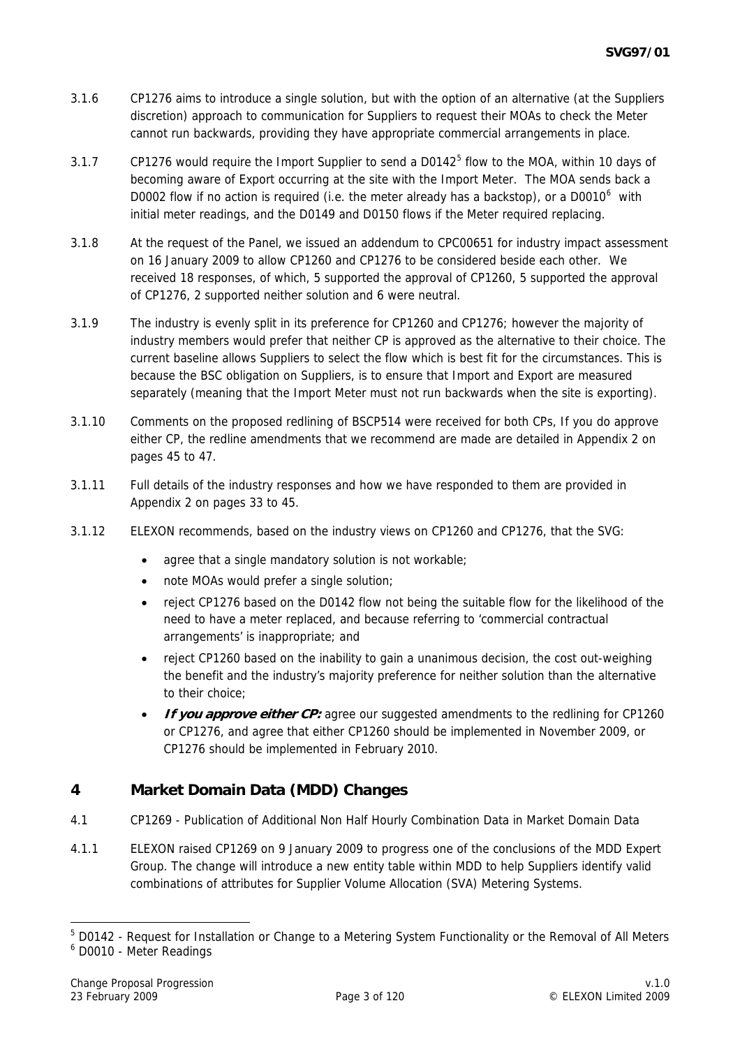3.1.6 CP1276 aims to introduce a single solution, but with the option of an alternative (at the Suppliers discretion) approach to communication for Suppliers to request their MOAs to check the Meter cannot run backwards, providing they have appropriate commercial arrangements in place.

3.1.7 CP1276 would require the Import Supplier to send a D0142[5] flow to the MOA, within 10 days of becoming aware of Export occurring at the site with the Import Meter. The MOA sends back a D0002 flow if no action is required (i.e. the meter already has a backstop), or a D0010[6] with initial meter readings, and the D0149 and D0150 flows if the Meter required replacing.

3.1.8 At the request of the Panel, we issued an addendum to CPC00651 for industry impact assessment on 16 January 2009 to allow CP1260 and CP1276 to be considered beside each other. We received 18 responses, of which, 5 supported the approval of CP1260, 5 supported the approval of CP1276, 2 supported neither solution and 6 were neutral.

3.1.9 The industry is evenly split in its preference for CP1260 and CP1276; however the majority of industry members would prefer that neither CP is approved as the alternative to their choice. The current baseline allows Suppliers to select the flow which is best fit for the circumstances. This is because the BSC obligation on Suppliers, is to ensure that Import and Export are measured separately (meaning that the Import Meter must not run backwards when the site is exporting).

3.1.10 Comments on the proposed redlining of BSCP514 were received for both CPs, If you do approve either CP, the redline amendments that we recommend are made are detailed in Appendix 2 on pages 45 to 47.

3.1.11 Full details of the industry responses and how we have responded to them are provided in Appendix 2 on pages 33 to 45.

3.1.12 ELEXON recommends, based on the industry views on CP1260 and CP1276, that the SVG:

- agree that a single mandatory solution is not workable;
- note MOAs would prefer a single solution;
- reject CP1276 based on the D0142 flow not being the suitable flow for the likelihood of the need to have a meter replaced, and because referring to 'commercial contractual arrangements' is inappropriate; and
- reject CP1260 based on the inability to gain a unanimous decision, the cost out-weighing the benefit and the industry's majority preference for neither solution than the alternative to their choice;
- ***If you approve either CP:*** agree our suggested amendments to the redlining for CP1260 or CP1276, and agree that either CP1260 should be implemented in November 2009, or CP1276 should be implemented in February 2010.

## 4 Market Domain Data (MDD) Changes

4.1 CP1269 - Publication of Additional Non Half Hourly Combination Data in Market Domain Data

4.1.1 ELEXON raised CP1269 on 9 January 2009 to progress one of the conclusions of the MDD Expert Group. The change will introduce a new entity table within MDD to help Suppliers identify valid combinations of attributes for Supplier Volume Allocation (SVA) Metering Systems.

---

[5] D0142 - Request for Installation or Change to a Metering System Functionality or the Removal of All Meters

[6] D0010 - Meter Readings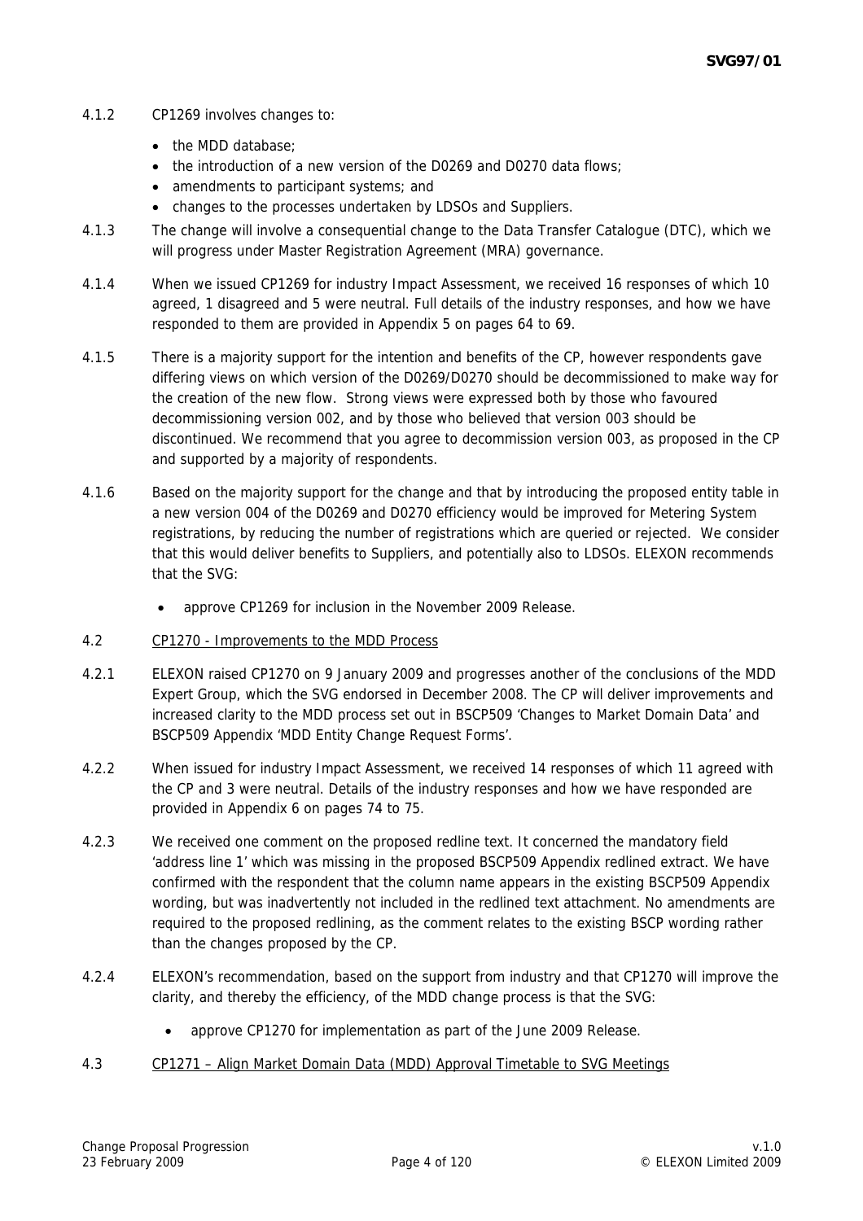4.1.2 CP1269 involves changes to:

- the MDD database;
- the introduction of a new version of the D0269 and D0270 data flows;
- amendments to participant systems; and
- changes to the processes undertaken by LDSOs and Suppliers.

4.1.3 The change will involve a consequential change to the Data Transfer Catalogue (DTC), which we will progress under Master Registration Agreement (MRA) governance.

4.1.4 When we issued CP1269 for industry Impact Assessment, we received 16 responses of which 10 agreed, 1 disagreed and 5 were neutral. Full details of the industry responses, and how we have responded to them are provided in Appendix 5 on pages 64 to 69.

4.1.5 There is a majority support for the intention and benefits of the CP, however respondents gave differing views on which version of the D0269/D0270 should be decommissioned to make way for the creation of the new flow. Strong views were expressed both by those who favoured decommissioning version 002, and by those who believed that version 003 should be discontinued. We recommend that you agree to decommission version 003, as proposed in the CP and supported by a majority of respondents.

4.1.6 Based on the majority support for the change and that by introducing the proposed entity table in a new version 004 of the D0269 and D0270 efficiency would be improved for Metering System registrations, by reducing the number of registrations which are queried or rejected. We consider that this would deliver benefits to Suppliers, and potentially also to LDSOs. ELEXON recommends that the SVG:

- approve CP1269 for inclusion in the November 2009 Release.

4.2 CP1270 - Improvements to the MDD Process

4.2.1 ELEXON raised CP1270 on 9 January 2009 and progresses another of the conclusions of the MDD Expert Group, which the SVG endorsed in December 2008. The CP will deliver improvements and increased clarity to the MDD process set out in BSCP509 'Changes to Market Domain Data' and BSCP509 Appendix 'MDD Entity Change Request Forms'.

4.2.2 When issued for industry Impact Assessment, we received 14 responses of which 11 agreed with the CP and 3 were neutral. Details of the industry responses and how we have responded are provided in Appendix 6 on pages 74 to 75.

4.2.3 We received one comment on the proposed redline text. It concerned the mandatory field 'address line 1' which was missing in the proposed BSCP509 Appendix redlined extract. We have confirmed with the respondent that the column name appears in the existing BSCP509 Appendix wording, but was inadvertently not included in the redlined text attachment. No amendments are required to the proposed redlining, as the comment relates to the existing BSCP wording rather than the changes proposed by the CP.

4.2.4 ELEXON's recommendation, based on the support from industry and that CP1270 will improve the clarity, and thereby the efficiency, of the MDD change process is that the SVG:

- approve CP1270 for implementation as part of the June 2009 Release.

4.3 CP1271 – Align Market Domain Data (MDD) Approval Timetable to SVG Meetings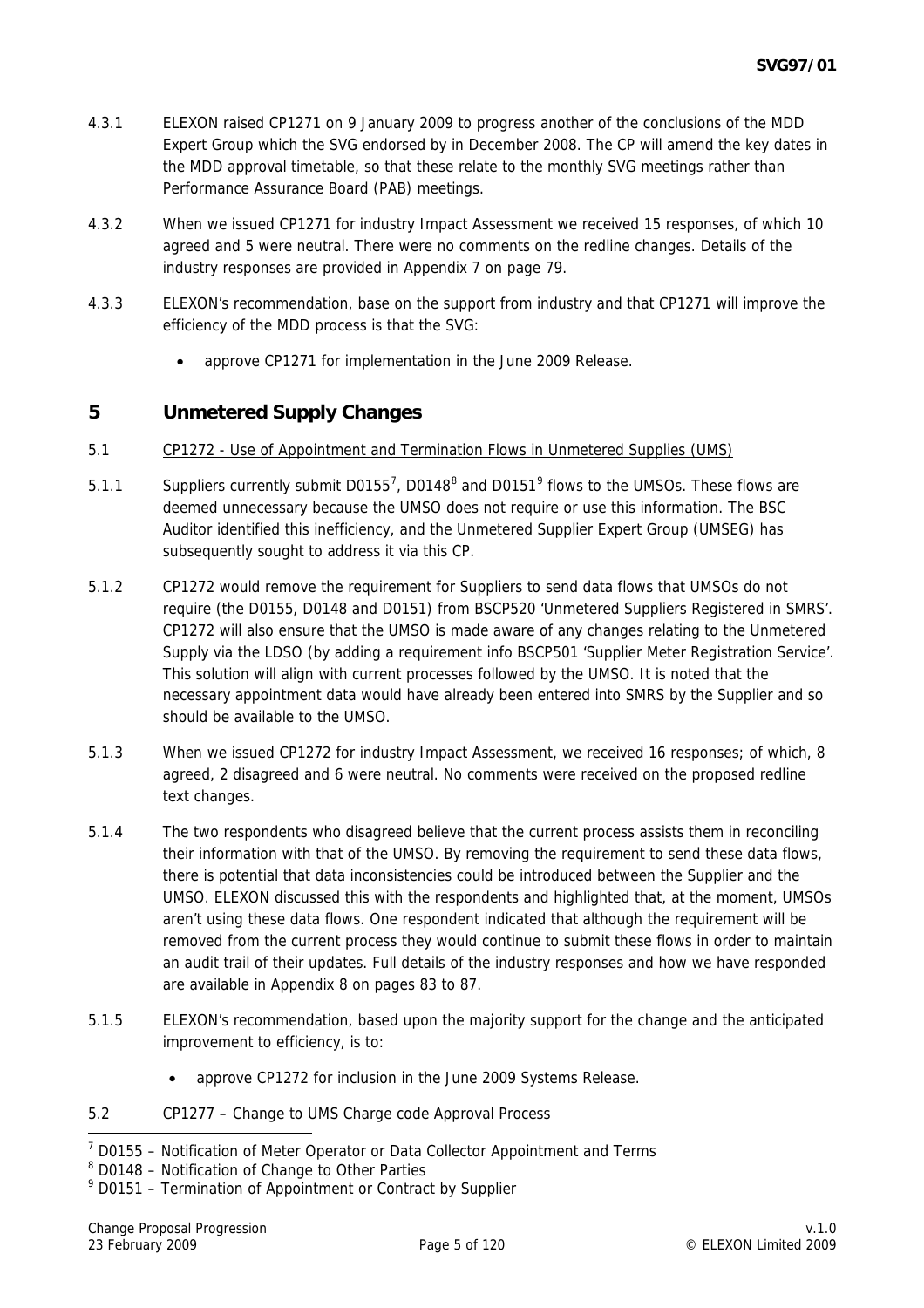4.3.1 ELEXON raised CP1271 on 9 January 2009 to progress another of the conclusions of the MDD Expert Group which the SVG endorsed by in December 2008. The CP will amend the key dates in the MDD approval timetable, so that these relate to the monthly SVG meetings rather than Performance Assurance Board (PAB) meetings.

4.3.2 When we issued CP1271 for industry Impact Assessment we received 15 responses, of which 10 agreed and 5 were neutral. There were no comments on the redline changes. Details of the industry responses are provided in Appendix 7 on page 79.

4.3.3 ELEXON's recommendation, base on the support from industry and that CP1271 will improve the efficiency of the MDD process is that the SVG:

- approve CP1271 for implementation in the June 2009 Release.

## 5 Unmetered Supply Changes

5.1 CP1272 - Use of Appointment and Termination Flows in Unmetered Supplies (UMS)

5.1.1 Suppliers currently submit D0155[7], D0148[8] and D0151[9] flows to the UMSOs. These flows are deemed unnecessary because the UMSO does not require or use this information. The BSC Auditor identified this inefficiency, and the Unmetered Supplier Expert Group (UMSEG) has subsequently sought to address it via this CP.

5.1.2 CP1272 would remove the requirement for Suppliers to send data flows that UMSOs do not require (the D0155, D0148 and D0151) from BSCP520 'Unmetered Suppliers Registered in SMRS'. CP1272 will also ensure that the UMSO is made aware of any changes relating to the Unmetered Supply via the LDSO (by adding a requirement info BSCP501 'Supplier Meter Registration Service'. This solution will align with current processes followed by the UMSO. It is noted that the necessary appointment data would have already been entered into SMRS by the Supplier and so should be available to the UMSO.

5.1.3 When we issued CP1272 for industry Impact Assessment, we received 16 responses; of which, 8 agreed, 2 disagreed and 6 were neutral. No comments were received on the proposed redline text changes.

5.1.4 The two respondents who disagreed believe that the current process assists them in reconciling their information with that of the UMSO. By removing the requirement to send these data flows, there is potential that data inconsistencies could be introduced between the Supplier and the UMSO. ELEXON discussed this with the respondents and highlighted that, at the moment, UMSOs aren't using these data flows. One respondent indicated that although the requirement will be removed from the current process they would continue to submit these flows in order to maintain an audit trail of their updates. Full details of the industry responses and how we have responded are available in Appendix 8 on pages 83 to 87.

5.1.5 ELEXON's recommendation, based upon the majority support for the change and the anticipated improvement to efficiency, is to:

- approve CP1272 for inclusion in the June 2009 Systems Release.

5.2 CP1277 – Change to UMS Charge code Approval Process

[7] D0155 – Notification of Meter Operator or Data Collector Appointment and Terms
[8] D0148 – Notification of Change to Other Parties
[9] D0151 – Termination of Appointment or Contract by Supplier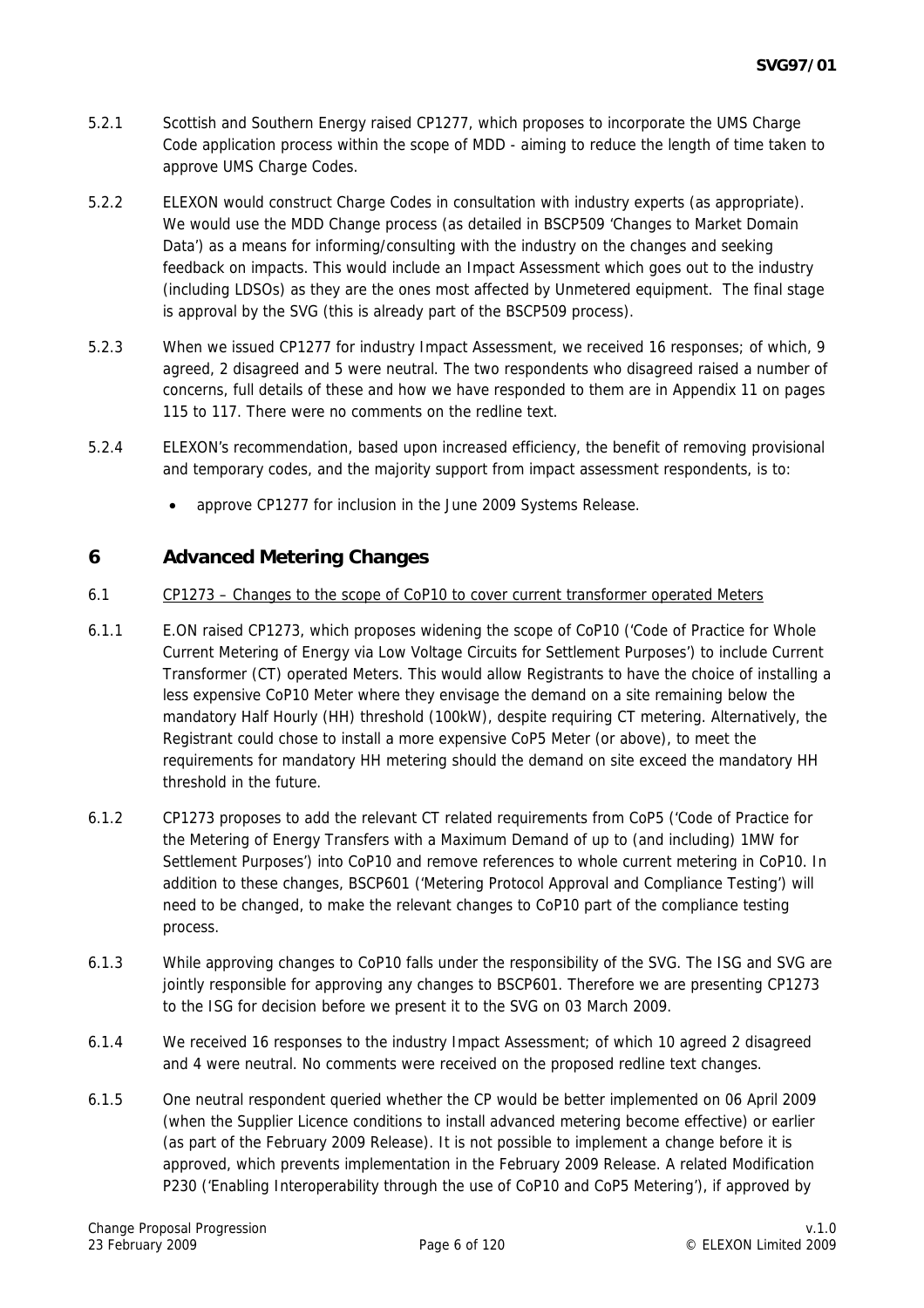5.2.1 Scottish and Southern Energy raised CP1277, which proposes to incorporate the UMS Charge Code application process within the scope of MDD - aiming to reduce the length of time taken to approve UMS Charge Codes.

5.2.2 ELEXON would construct Charge Codes in consultation with industry experts (as appropriate). We would use the MDD Change process (as detailed in BSCP509 'Changes to Market Domain Data') as a means for informing/consulting with the industry on the changes and seeking feedback on impacts. This would include an Impact Assessment which goes out to the industry (including LDSOs) as they are the ones most affected by Unmetered equipment. The final stage is approval by the SVG (this is already part of the BSCP509 process).

5.2.3 When we issued CP1277 for industry Impact Assessment, we received 16 responses; of which, 9 agreed, 2 disagreed and 5 were neutral. The two respondents who disagreed raised a number of concerns, full details of these and how we have responded to them are in Appendix 11 on pages 115 to 117. There were no comments on the redline text.

5.2.4 ELEXON's recommendation, based upon increased efficiency, the benefit of removing provisional and temporary codes, and the majority support from impact assessment respondents, is to:

- approve CP1277 for inclusion in the June 2009 Systems Release.

## 6 Advanced Metering Changes

6.1 CP1273 – Changes to the scope of CoP10 to cover current transformer operated Meters

6.1.1 E.ON raised CP1273, which proposes widening the scope of CoP10 ('Code of Practice for Whole Current Metering of Energy via Low Voltage Circuits for Settlement Purposes') to include Current Transformer (CT) operated Meters. This would allow Registrants to have the choice of installing a less expensive CoP10 Meter where they envisage the demand on a site remaining below the mandatory Half Hourly (HH) threshold (100kW), despite requiring CT metering. Alternatively, the Registrant could chose to install a more expensive CoP5 Meter (or above), to meet the requirements for mandatory HH metering should the demand on site exceed the mandatory HH threshold in the future.

6.1.2 CP1273 proposes to add the relevant CT related requirements from CoP5 ('Code of Practice for the Metering of Energy Transfers with a Maximum Demand of up to (and including) 1MW for Settlement Purposes') into CoP10 and remove references to whole current metering in CoP10. In addition to these changes, BSCP601 ('Metering Protocol Approval and Compliance Testing') will need to be changed, to make the relevant changes to CoP10 part of the compliance testing process.

6.1.3 While approving changes to CoP10 falls under the responsibility of the SVG. The ISG and SVG are jointly responsible for approving any changes to BSCP601. Therefore we are presenting CP1273 to the ISG for decision before we present it to the SVG on 03 March 2009.

6.1.4 We received 16 responses to the industry Impact Assessment; of which 10 agreed 2 disagreed and 4 were neutral. No comments were received on the proposed redline text changes.

6.1.5 One neutral respondent queried whether the CP would be better implemented on 06 April 2009 (when the Supplier Licence conditions to install advanced metering become effective) or earlier (as part of the February 2009 Release). It is not possible to implement a change before it is approved, which prevents implementation in the February 2009 Release. A related Modification P230 ('Enabling Interoperability through the use of CoP10 and CoP5 Metering'), if approved by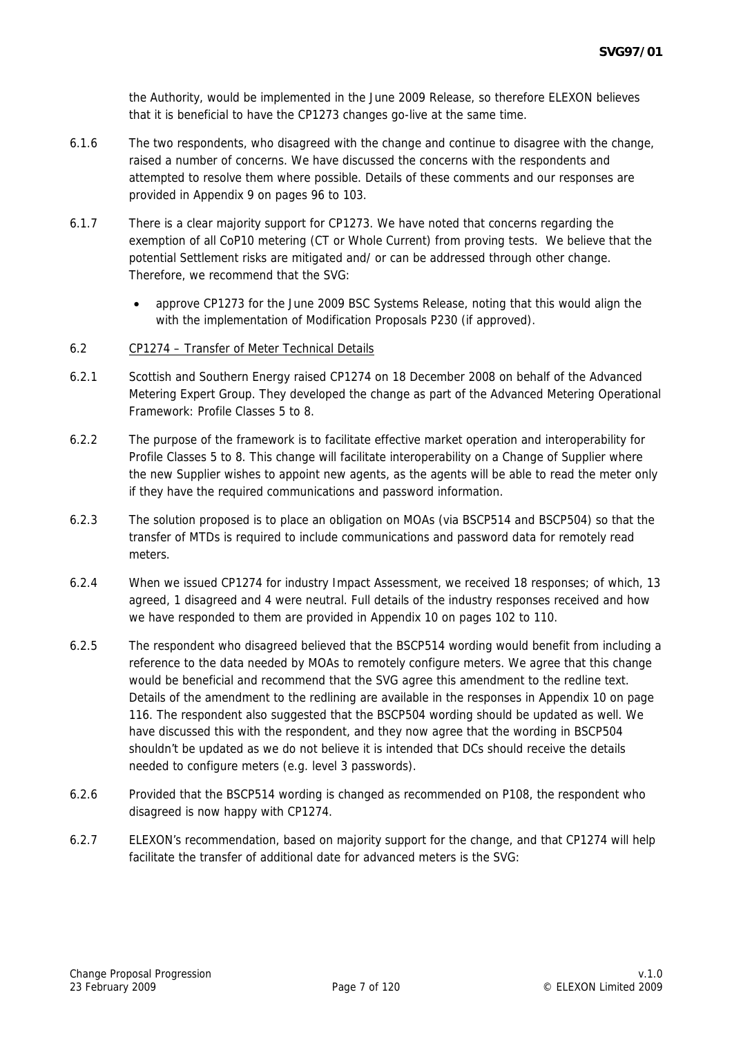the Authority, would be implemented in the June 2009 Release, so therefore ELEXON believes that it is beneficial to have the CP1273 changes go-live at the same time.

6.1.6 The two respondents, who disagreed with the change and continue to disagree with the change, raised a number of concerns. We have discussed the concerns with the respondents and attempted to resolve them where possible. Details of these comments and our responses are provided in Appendix 9 on pages 96 to 103.

6.1.7 There is a clear majority support for CP1273. We have noted that concerns regarding the exemption of all CoP10 metering (CT or Whole Current) from proving tests. We believe that the potential Settlement risks are mitigated and/ or can be addressed through other change. Therefore, we recommend that the SVG:

- approve CP1273 for the June 2009 BSC Systems Release, noting that this would align the with the implementation of Modification Proposals P230 (if approved).

6.2 CP1274 – Transfer of Meter Technical Details

6.2.1 Scottish and Southern Energy raised CP1274 on 18 December 2008 on behalf of the Advanced Metering Expert Group. They developed the change as part of the Advanced Metering Operational Framework: Profile Classes 5 to 8.

6.2.2 The purpose of the framework is to facilitate effective market operation and interoperability for Profile Classes 5 to 8. This change will facilitate interoperability on a Change of Supplier where the new Supplier wishes to appoint new agents, as the agents will be able to read the meter only if they have the required communications and password information.

6.2.3 The solution proposed is to place an obligation on MOAs (via BSCP514 and BSCP504) so that the transfer of MTDs is required to include communications and password data for remotely read meters.

6.2.4 When we issued CP1274 for industry Impact Assessment, we received 18 responses; of which, 13 agreed, 1 disagreed and 4 were neutral. Full details of the industry responses received and how we have responded to them are provided in Appendix 10 on pages 102 to 110.

6.2.5 The respondent who disagreed believed that the BSCP514 wording would benefit from including a reference to the data needed by MOAs to remotely configure meters. We agree that this change would be beneficial and recommend that the SVG agree this amendment to the redline text. Details of the amendment to the redlining are available in the responses in Appendix 10 on page 116. The respondent also suggested that the BSCP504 wording should be updated as well. We have discussed this with the respondent, and they now agree that the wording in BSCP504 shouldn't be updated as we do not believe it is intended that DCs should receive the details needed to configure meters (e.g. level 3 passwords).

6.2.6 Provided that the BSCP514 wording is changed as recommended on P108, the respondent who disagreed is now happy with CP1274.

6.2.7 ELEXON's recommendation, based on majority support for the change, and that CP1274 will help facilitate the transfer of additional date for advanced meters is the SVG: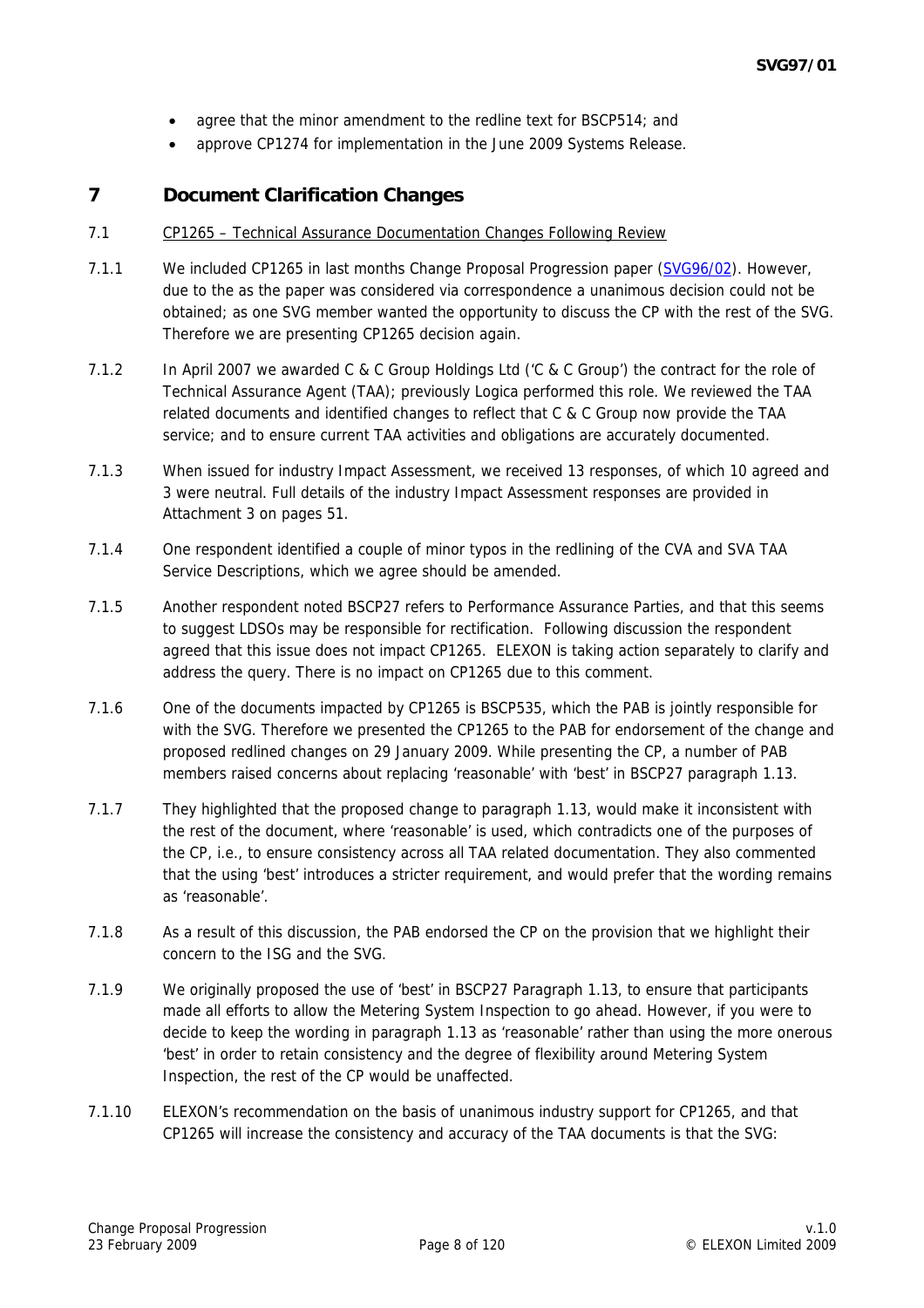- agree that the minor amendment to the redline text for BSCP514; and
- approve CP1274 for implementation in the June 2009 Systems Release.

# 7 Document Clarification Changes

7.1 CP1265 – Technical Assurance Documentation Changes Following Review

7.1.1 We included CP1265 in last months Change Proposal Progression paper (SVG96/02). However, due to the as the paper was considered via correspondence a unanimous decision could not be obtained; as one SVG member wanted the opportunity to discuss the CP with the rest of the SVG. Therefore we are presenting CP1265 decision again.

7.1.2 In April 2007 we awarded C & C Group Holdings Ltd ('C & C Group') the contract for the role of Technical Assurance Agent (TAA); previously Logica performed this role. We reviewed the TAA related documents and identified changes to reflect that C & C Group now provide the TAA service; and to ensure current TAA activities and obligations are accurately documented.

7.1.3 When issued for industry Impact Assessment, we received 13 responses, of which 10 agreed and 3 were neutral. Full details of the industry Impact Assessment responses are provided in Attachment 3 on pages 51.

7.1.4 One respondent identified a couple of minor typos in the redlining of the CVA and SVA TAA Service Descriptions, which we agree should be amended.

7.1.5 Another respondent noted BSCP27 refers to Performance Assurance Parties, and that this seems to suggest LDSOs may be responsible for rectification. Following discussion the respondent agreed that this issue does not impact CP1265. ELEXON is taking action separately to clarify and address the query. There is no impact on CP1265 due to this comment.

7.1.6 One of the documents impacted by CP1265 is BSCP535, which the PAB is jointly responsible for with the SVG. Therefore we presented the CP1265 to the PAB for endorsement of the change and proposed redlined changes on 29 January 2009. While presenting the CP, a number of PAB members raised concerns about replacing 'reasonable' with 'best' in BSCP27 paragraph 1.13.

7.1.7 They highlighted that the proposed change to paragraph 1.13, would make it inconsistent with the rest of the document, where 'reasonable' is used, which contradicts one of the purposes of the CP, i.e., to ensure consistency across all TAA related documentation. They also commented that the using 'best' introduces a stricter requirement, and would prefer that the wording remains as 'reasonable'.

7.1.8 As a result of this discussion, the PAB endorsed the CP on the provision that we highlight their concern to the ISG and the SVG.

7.1.9 We originally proposed the use of 'best' in BSCP27 Paragraph 1.13, to ensure that participants made all efforts to allow the Metering System Inspection to go ahead. However, if you were to decide to keep the wording in paragraph 1.13 as 'reasonable' rather than using the more onerous 'best' in order to retain consistency and the degree of flexibility around Metering System Inspection, the rest of the CP would be unaffected.

7.1.10 ELEXON's recommendation on the basis of unanimous industry support for CP1265, and that CP1265 will increase the consistency and accuracy of the TAA documents is that the SVG: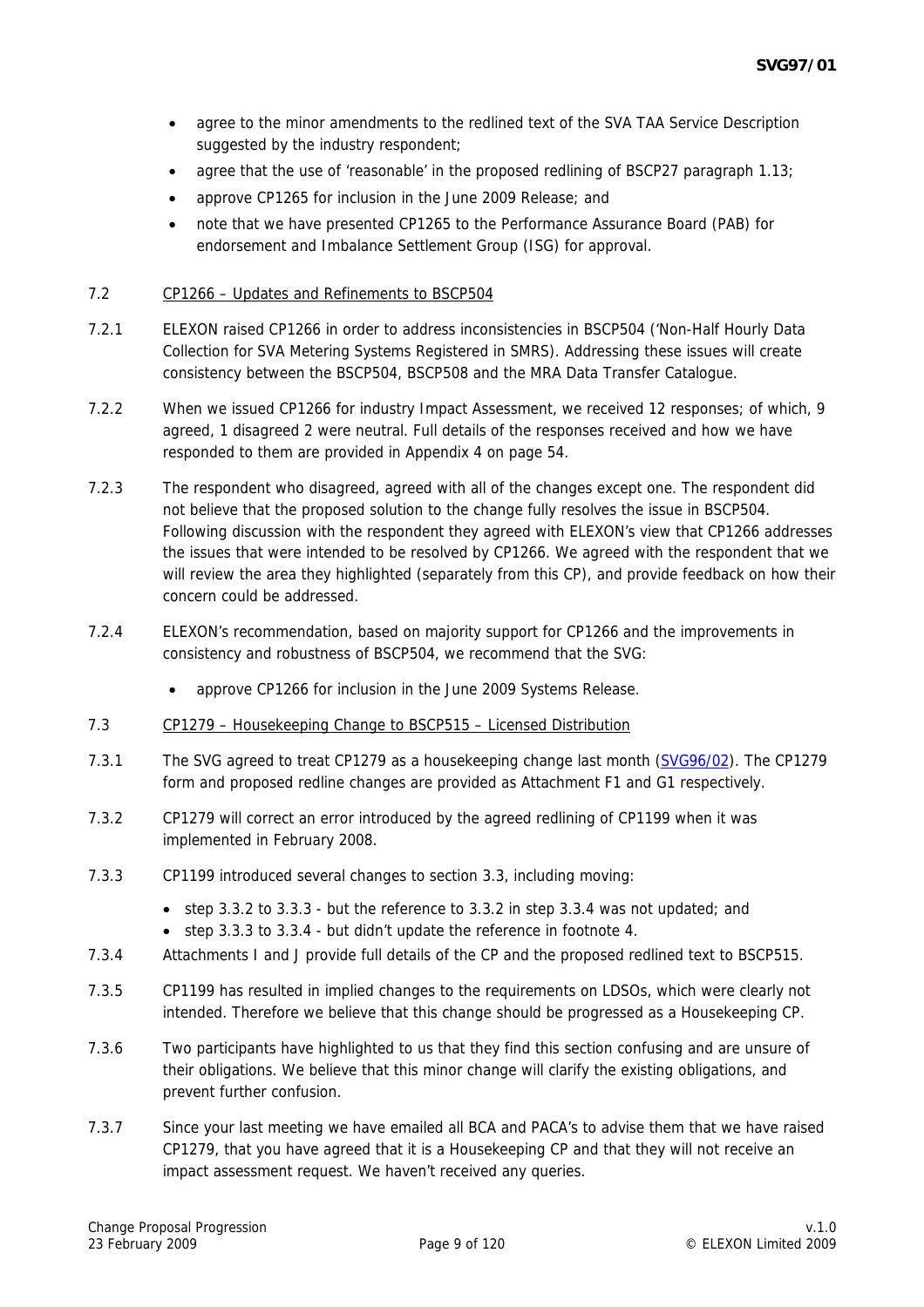- agree to the minor amendments to the redlined text of the SVA TAA Service Description suggested by the industry respondent;
- agree that the use of 'reasonable' in the proposed redlining of BSCP27 paragraph 1.13;
- approve CP1265 for inclusion in the June 2009 Release; and
- note that we have presented CP1265 to the Performance Assurance Board (PAB) for endorsement and Imbalance Settlement Group (ISG) for approval.

7.2 CP1266 – Updates and Refinements to BSCP504

7.2.1 ELEXON raised CP1266 in order to address inconsistencies in BSCP504 ('Non-Half Hourly Data Collection for SVA Metering Systems Registered in SMRS). Addressing these issues will create consistency between the BSCP504, BSCP508 and the MRA Data Transfer Catalogue.

7.2.2 When we issued CP1266 for industry Impact Assessment, we received 12 responses; of which, 9 agreed, 1 disagreed 2 were neutral. Full details of the responses received and how we have responded to them are provided in Appendix 4 on page 54.

7.2.3 The respondent who disagreed, agreed with all of the changes except one. The respondent did not believe that the proposed solution to the change fully resolves the issue in BSCP504. Following discussion with the respondent they agreed with ELEXON's view that CP1266 addresses the issues that were intended to be resolved by CP1266. We agreed with the respondent that we will review the area they highlighted (separately from this CP), and provide feedback on how their concern could be addressed.

7.2.4 ELEXON's recommendation, based on majority support for CP1266 and the improvements in consistency and robustness of BSCP504, we recommend that the SVG:

- approve CP1266 for inclusion in the June 2009 Systems Release.

7.3 CP1279 – Housekeeping Change to BSCP515 – Licensed Distribution

7.3.1 The SVG agreed to treat CP1279 as a housekeeping change last month (SVG96/02). The CP1279 form and proposed redline changes are provided as Attachment F1 and G1 respectively.

7.3.2 CP1279 will correct an error introduced by the agreed redlining of CP1199 when it was implemented in February 2008.

7.3.3 CP1199 introduced several changes to section 3.3, including moving:

- step 3.3.2 to 3.3.3 - but the reference to 3.3.2 in step 3.3.4 was not updated; and
- step 3.3.3 to 3.3.4 - but didn't update the reference in footnote 4.

7.3.4 Attachments I and J provide full details of the CP and the proposed redlined text to BSCP515.

7.3.5 CP1199 has resulted in implied changes to the requirements on LDSOs, which were clearly not intended. Therefore we believe that this change should be progressed as a Housekeeping CP.

7.3.6 Two participants have highlighted to us that they find this section confusing and are unsure of their obligations. We believe that this minor change will clarify the existing obligations, and prevent further confusion.

7.3.7 Since your last meeting we have emailed all BCA and PACA's to advise them that we have raised CP1279, that you have agreed that it is a Housekeeping CP and that they will not receive an impact assessment request. We haven't received any queries.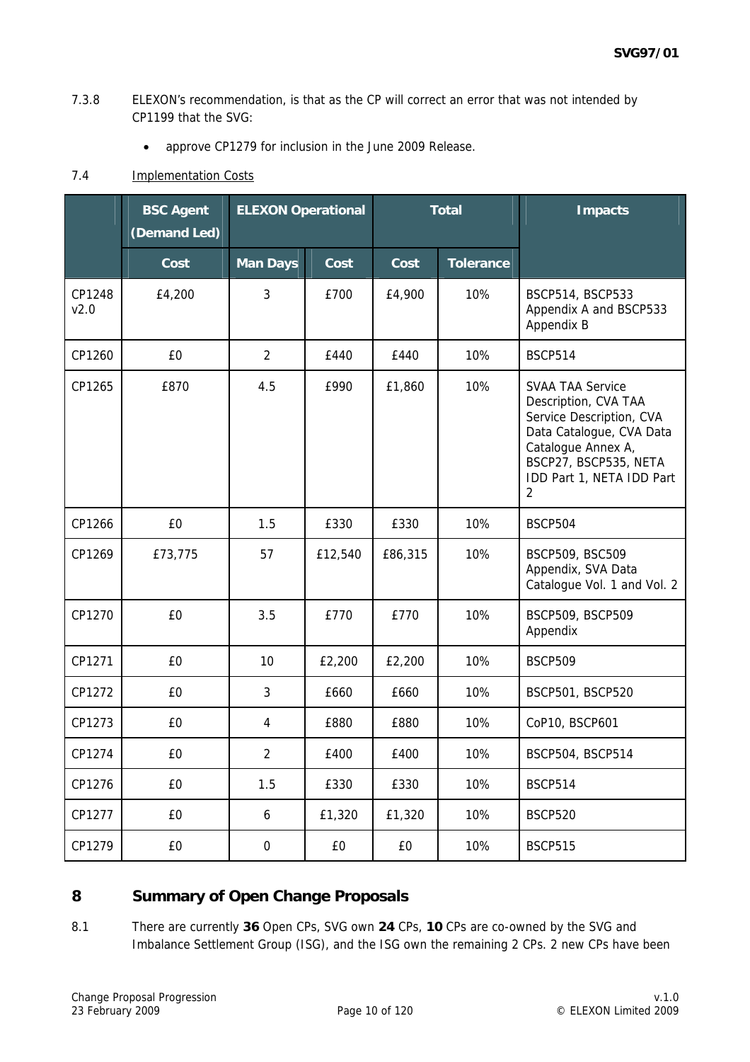7.3.8 ELEXON's recommendation, is that as the CP will correct an error that was not intended by CP1199 that the SVG:

- approve CP1279 for inclusion in the June 2009 Release.

7.4 Implementation Costs

| | BSC Agent (Demand Led) | ELEXON Operational | | Total | | Impacts |
|---|---|---|---|---|---|---|
| | Cost | Man Days | Cost | Cost | Tolerance | |
| CP1248 v2.0 | £4,200 | 3 | £700 | £4,900 | 10% | BSCP514, BSCP533 Appendix A and BSCP533 Appendix B |
| CP1260 | £0 | 2 | £440 | £440 | 10% | BSCP514 |
| CP1265 | £870 | 4.5 | £990 | £1,860 | 10% | SVAA TAA Service Description, CVA TAA Service Description, CVA Data Catalogue, CVA Data Catalogue Annex A, BSCP27, BSCP535, NETA IDD Part 1, NETA IDD Part 2 |
| CP1266 | £0 | 1.5 | £330 | £330 | 10% | BSCP504 |
| CP1269 | £73,775 | 57 | £12,540 | £86,315 | 10% | BSCP509, BSC509 Appendix, SVA Data Catalogue Vol. 1 and Vol. 2 |
| CP1270 | £0 | 3.5 | £770 | £770 | 10% | BSCP509, BSCP509 Appendix |
| CP1271 | £0 | 10 | £2,200 | £2,200 | 10% | BSCP509 |
| CP1272 | £0 | 3 | £660 | £660 | 10% | BSCP501, BSCP520 |
| CP1273 | £0 | 4 | £880 | £880 | 10% | CoP10, BSCP601 |
| CP1274 | £0 | 2 | £400 | £400 | 10% | BSCP504, BSCP514 |
| CP1276 | £0 | 1.5 | £330 | £330 | 10% | BSCP514 |
| CP1277 | £0 | 6 | £1,320 | £1,320 | 10% | BSCP520 |
| CP1279 | £0 | 0 | £0 | £0 | 10% | BSCP515 |

## 8 Summary of Open Change Proposals

8.1 There are currently **36** Open CPs, SVG own **24** CPs, **10** CPs are co-owned by the SVG and Imbalance Settlement Group (ISG), and the ISG own the remaining 2 CPs. 2 new CPs have been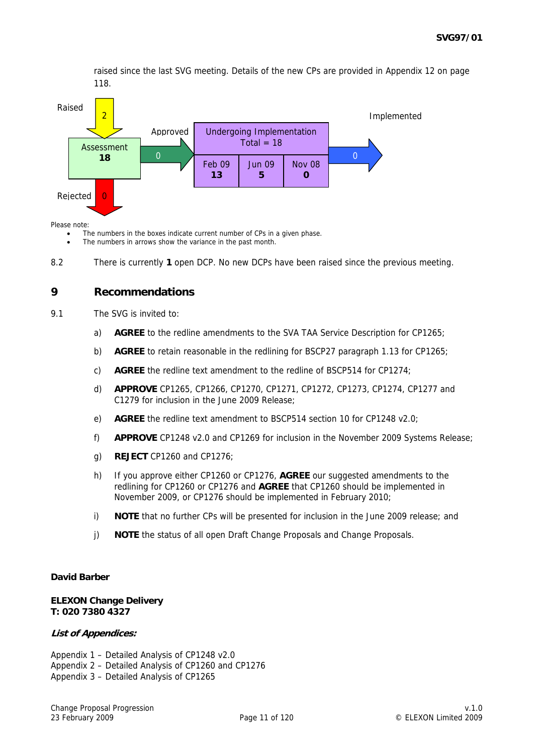raised since the last SVG meeting. Details of the new CPs are provided in Appendix 12 on page 118.

Raised 2

Assessment **18**

Approved 0

Undergoing Implementation Total = 18

| Feb 09 | Jun 09 | Nov 08 |
|---|---|---|
| **13** | **5** | **0** |

Implemented 0

Rejected 0

Please note:

- The numbers in the boxes indicate current number of CPs in a given phase.
- The numbers in arrows show the variance in the past month.

8.2 There is currently **1** open DCP. No new DCPs have been raised since the previous meeting.

## 9 Recommendations

9.1 The SVG is invited to:

a) **AGREE** to the redline amendments to the SVA TAA Service Description for CP1265;

b) **AGREE** to retain reasonable in the redlining for BSCP27 paragraph 1.13 for CP1265;

c) **AGREE** the redline text amendment to the redline of BSCP514 for CP1274;

d) **APPROVE** CP1265, CP1266, CP1270, CP1271, CP1272, CP1273, CP1274, CP1277 and C1279 for inclusion in the June 2009 Release;

e) **AGREE** the redline text amendment to BSCP514 section 10 for CP1248 v2.0;

f) **APPROVE** CP1248 v2.0 and CP1269 for inclusion in the November 2009 Systems Release;

g) **REJECT** CP1260 and CP1276;

h) If you approve either CP1260 or CP1276, **AGREE** our suggested amendments to the redlining for CP1260 or CP1276 and **AGREE** that CP1260 should be implemented in November 2009, or CP1276 should be implemented in February 2010;

i) **NOTE** that no further CPs will be presented for inclusion in the June 2009 release; and

j) **NOTE** the status of all open Draft Change Proposals and Change Proposals.

**David Barber**

**ELEXON Change Delivery**
**T: 020 7380 4327**

***List of Appendices:***

Appendix 1 – Detailed Analysis of CP1248 v2.0
Appendix 2 – Detailed Analysis of CP1260 and CP1276
Appendix 3 – Detailed Analysis of CP1265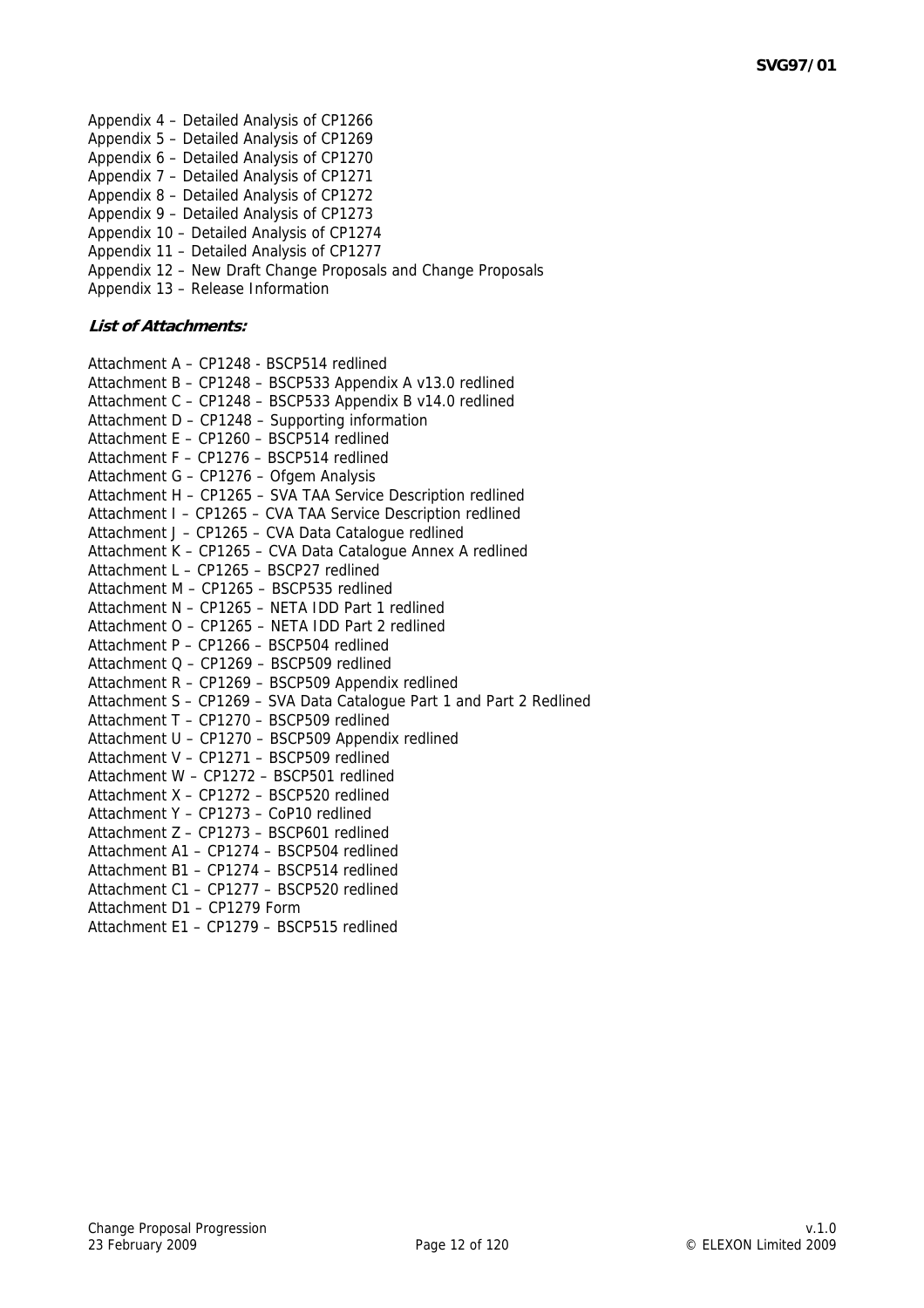Appendix 4 – Detailed Analysis of CP1266
Appendix 5 – Detailed Analysis of CP1269
Appendix 6 – Detailed Analysis of CP1270
Appendix 7 – Detailed Analysis of CP1271
Appendix 8 – Detailed Analysis of CP1272
Appendix 9 – Detailed Analysis of CP1273
Appendix 10 – Detailed Analysis of CP1274
Appendix 11 – Detailed Analysis of CP1277
Appendix 12 – New Draft Change Proposals and Change Proposals
Appendix 13 – Release Information

***List of Attachments:***

Attachment A – CP1248 - BSCP514 redlined
Attachment B – CP1248 – BSCP533 Appendix A v13.0 redlined
Attachment C – CP1248 – BSCP533 Appendix B v14.0 redlined
Attachment D – CP1248 – Supporting information
Attachment E – CP1260 – BSCP514 redlined
Attachment F – CP1276 – BSCP514 redlined
Attachment G – CP1276 – Ofgem Analysis
Attachment H – CP1265 – SVA TAA Service Description redlined
Attachment I – CP1265 – CVA TAA Service Description redlined
Attachment J – CP1265 – CVA Data Catalogue redlined
Attachment K – CP1265 – CVA Data Catalogue Annex A redlined
Attachment L – CP1265 – BSCP27 redlined
Attachment M – CP1265 – BSCP535 redlined
Attachment N – CP1265 – NETA IDD Part 1 redlined
Attachment O – CP1265 – NETA IDD Part 2 redlined
Attachment P – CP1266 – BSCP504 redlined
Attachment Q – CP1269 – BSCP509 redlined
Attachment R – CP1269 – BSCP509 Appendix redlined
Attachment S – CP1269 – SVA Data Catalogue Part 1 and Part 2 Redlined
Attachment T – CP1270 – BSCP509 redlined
Attachment U – CP1270 – BSCP509 Appendix redlined
Attachment V – CP1271 – BSCP509 redlined
Attachment W – CP1272 – BSCP501 redlined
Attachment X – CP1272 – BSCP520 redlined
Attachment Y – CP1273 – CoP10 redlined
Attachment Z – CP1273 – BSCP601 redlined
Attachment A1 – CP1274 – BSCP504 redlined
Attachment B1 – CP1274 – BSCP514 redlined
Attachment C1 – CP1277 – BSCP520 redlined
Attachment D1 – CP1279 Form
Attachment E1 – CP1279 – BSCP515 redlined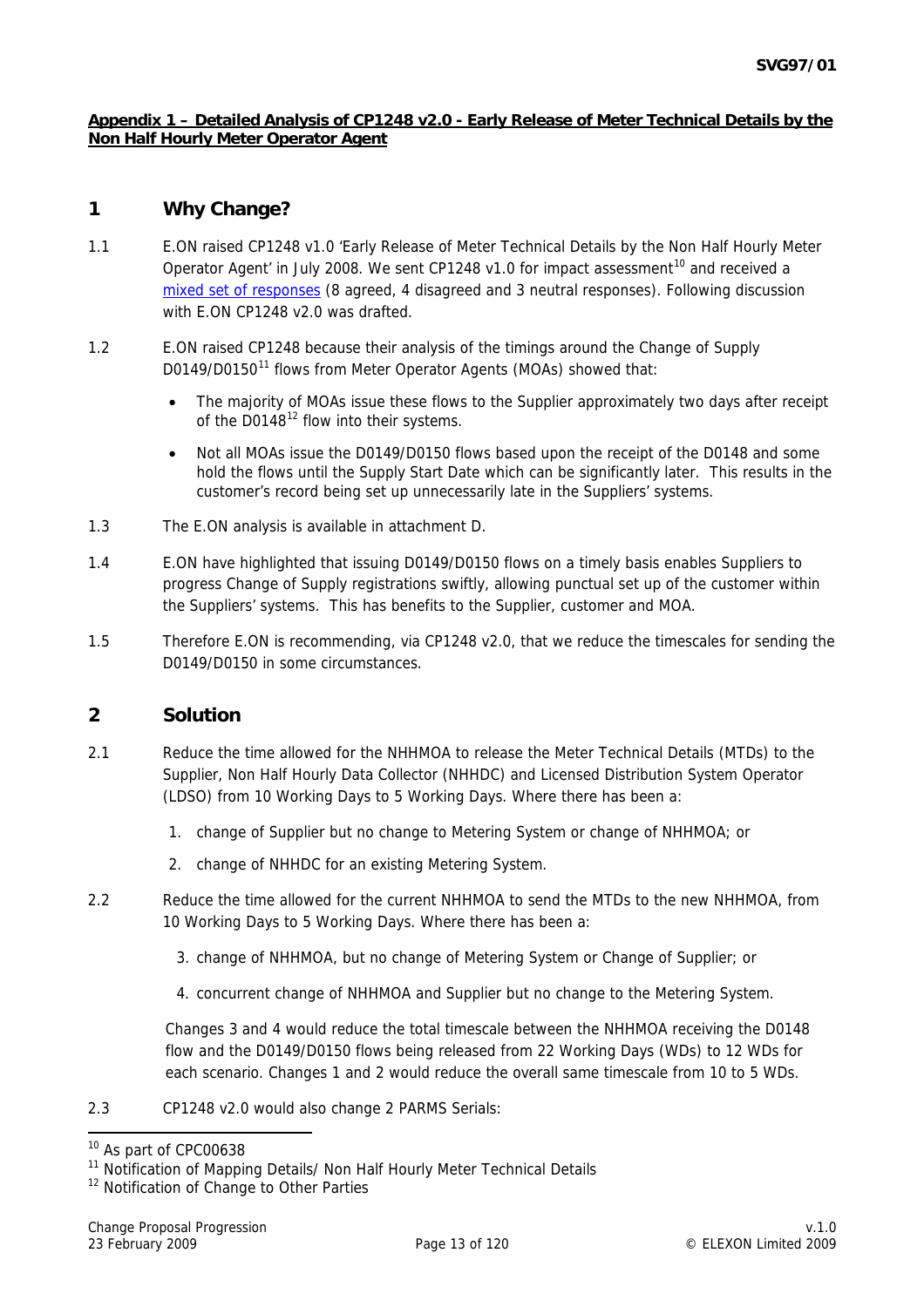**Appendix 1 – Detailed Analysis of CP1248 v2.0 - Early Release of Meter Technical Details by the Non Half Hourly Meter Operator Agent**

## 1 Why Change?

1.1 E.ON raised CP1248 v1.0 'Early Release of Meter Technical Details by the Non Half Hourly Meter Operator Agent' in July 2008. We sent CP1248 v1.0 for impact assessment[10] and received a mixed set of responses (8 agreed, 4 disagreed and 3 neutral responses). Following discussion with E.ON CP1248 v2.0 was drafted.

1.2 E.ON raised CP1248 because their analysis of the timings around the Change of Supply D0149/D0150[11] flows from Meter Operator Agents (MOAs) showed that:

- The majority of MOAs issue these flows to the Supplier approximately two days after receipt of the D0148[12] flow into their systems.
- Not all MOAs issue the D0149/D0150 flows based upon the receipt of the D0148 and some hold the flows until the Supply Start Date which can be significantly later. This results in the customer's record being set up unnecessarily late in the Suppliers' systems.

1.3 The E.ON analysis is available in attachment D.

1.4 E.ON have highlighted that issuing D0149/D0150 flows on a timely basis enables Suppliers to progress Change of Supply registrations swiftly, allowing punctual set up of the customer within the Suppliers' systems. This has benefits to the Supplier, customer and MOA.

1.5 Therefore E.ON is recommending, via CP1248 v2.0, that we reduce the timescales for sending the D0149/D0150 in some circumstances.

## 2 Solution

2.1 Reduce the time allowed for the NHHMOA to release the Meter Technical Details (MTDs) to the Supplier, Non Half Hourly Data Collector (NHHDC) and Licensed Distribution System Operator (LDSO) from 10 Working Days to 5 Working Days. Where there has been a:

1. change of Supplier but no change to Metering System or change of NHHMOA; or
2. change of NHHDC for an existing Metering System.

2.2 Reduce the time allowed for the current NHHMOA to send the MTDs to the new NHHMOA, from 10 Working Days to 5 Working Days. Where there has been a:

3. change of NHHMOA, but no change of Metering System or Change of Supplier; or
4. concurrent change of NHHMOA and Supplier but no change to the Metering System.

Changes 3 and 4 would reduce the total timescale between the NHHMOA receiving the D0148 flow and the D0149/D0150 flows being released from 22 Working Days (WDs) to 12 WDs for each scenario. Changes 1 and 2 would reduce the overall same timescale from 10 to 5 WDs.

2.3 CP1248 v2.0 would also change 2 PARMS Serials:

---

[10] As part of CPC00638

[11] Notification of Mapping Details/ Non Half Hourly Meter Technical Details

[12] Notification of Change to Other Parties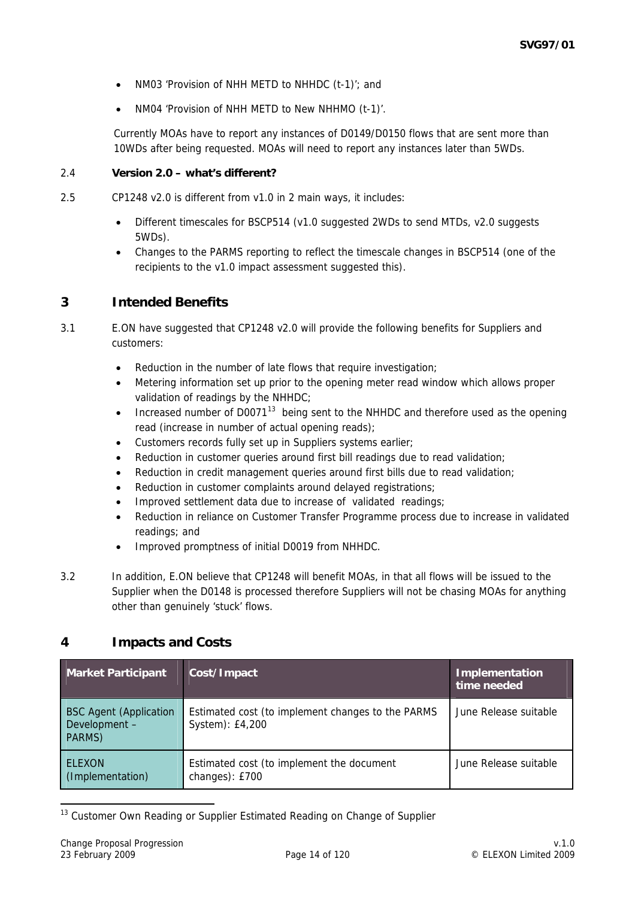- NM03 'Provision of NHH METD to NHHDC (t-1)'; and
- NM04 'Provision of NHH METD to New NHHMO (t-1)'.

Currently MOAs have to report any instances of D0149/D0150 flows that are sent more than 10WDs after being requested. MOAs will need to report any instances later than 5WDs.

2.4 **Version 2.0 – what's different?**

2.5 CP1248 v2.0 is different from v1.0 in 2 main ways, it includes:

- Different timescales for BSCP514 (v1.0 suggested 2WDs to send MTDs, v2.0 suggests 5WDs).
- Changes to the PARMS reporting to reflect the timescale changes in BSCP514 (one of the recipients to the v1.0 impact assessment suggested this).

## 3 Intended Benefits

3.1 E.ON have suggested that CP1248 v2.0 will provide the following benefits for Suppliers and customers:

- Reduction in the number of late flows that require investigation;
- Metering information set up prior to the opening meter read window which allows proper validation of readings by the NHHDC;
- Increased number of D0071[13] being sent to the NHHDC and therefore used as the opening read (increase in number of actual opening reads);
- Customers records fully set up in Suppliers systems earlier;
- Reduction in customer queries around first bill readings due to read validation;
- Reduction in credit management queries around first bills due to read validation;
- Reduction in customer complaints around delayed registrations;
- Improved settlement data due to increase of validated readings;
- Reduction in reliance on Customer Transfer Programme process due to increase in validated readings; and
- Improved promptness of initial D0019 from NHHDC.

3.2 In addition, E.ON believe that CP1248 will benefit MOAs, in that all flows will be issued to the Supplier when the D0148 is processed therefore Suppliers will not be chasing MOAs for anything other than genuinely 'stuck' flows.

## 4 Impacts and Costs

| Market Participant | Cost/Impact | Implementation time needed |
|---|---|---|
| BSC Agent (Application Development – PARMS) | Estimated cost (to implement changes to the PARMS System): £4,200 | June Release suitable |
| ELEXON (Implementation) | Estimated cost (to implement the document changes): £700 | June Release suitable |

[13] Customer Own Reading or Supplier Estimated Reading on Change of Supplier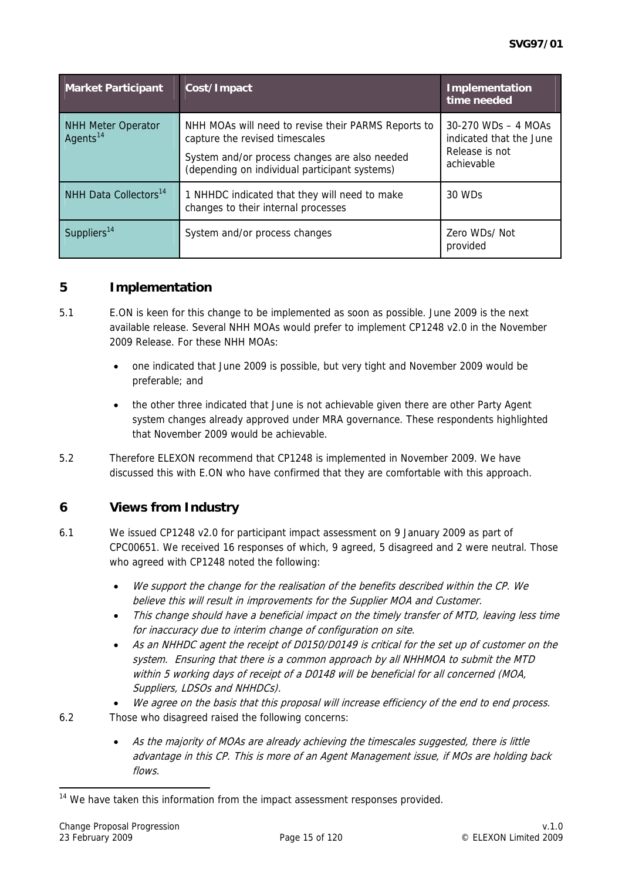| Market Participant | Cost/Impact | Implementation time needed |
|---|---|---|
| NHH Meter Operator Agents[14] | NHH MOAs will need to revise their PARMS Reports to capture the revised timescales<br>System and/or process changes are also needed (depending on individual participant systems) | 30-270 WDs – 4 MOAs indicated that the June Release is not achievable |
| NHH Data Collectors[14] | 1 NHHDC indicated that they will need to make changes to their internal processes | 30 WDs |
| Suppliers[14] | System and/or process changes | Zero WDs/ Not provided |

## 5 Implementation

5.1 E.ON is keen for this change to be implemented as soon as possible. June 2009 is the next available release. Several NHH MOAs would prefer to implement CP1248 v2.0 in the November 2009 Release. For these NHH MOAs:

- one indicated that June 2009 is possible, but very tight and November 2009 would be preferable; and
- the other three indicated that June is not achievable given there are other Party Agent system changes already approved under MRA governance. These respondents highlighted that November 2009 would be achievable.

5.2 Therefore ELEXON recommend that CP1248 is implemented in November 2009. We have discussed this with E.ON who have confirmed that they are comfortable with this approach.

## 6 Views from Industry

6.1 We issued CP1248 v2.0 for participant impact assessment on 9 January 2009 as part of CPC00651. We received 16 responses of which, 9 agreed, 5 disagreed and 2 were neutral. Those who agreed with CP1248 noted the following:

- *We support the change for the realisation of the benefits described within the CP. We believe this will result in improvements for the Supplier MOA and Customer.*
- *This change should have a beneficial impact on the timely transfer of MTD, leaving less time for inaccuracy due to interim change of configuration on site.*
- *As an NHHDC agent the receipt of D0150/D0149 is critical for the set up of customer on the system. Ensuring that there is a common approach by all NHHMOA to submit the MTD within 5 working days of receipt of a D0148 will be beneficial for all concerned (MOA, Suppliers, LDSOs and NHHDCs).*
- *We agree on the basis that this proposal will increase efficiency of the end to end process.*

6.2 Those who disagreed raised the following concerns:

- *As the majority of MOAs are already achieving the timescales suggested, there is little advantage in this CP. This is more of an Agent Management issue, if MOs are holding back flows.*

[14] We have taken this information from the impact assessment responses provided.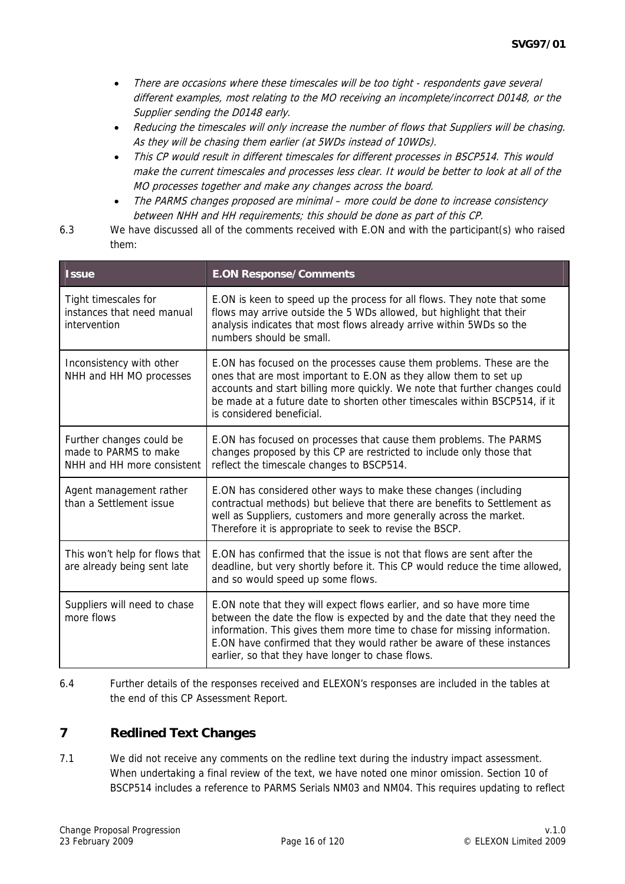- *There are occasions where these timescales will be too tight - respondents gave several different examples, most relating to the MO receiving an incomplete/incorrect D0148, or the Supplier sending the D0148 early.*
- *Reducing the timescales will only increase the number of flows that Suppliers will be chasing. As they will be chasing them earlier (at 5WDs instead of 10WDs).*
- *This CP would result in different timescales for different processes in BSCP514. This would make the current timescales and processes less clear. It would be better to look at all of the MO processes together and make any changes across the board.*
- *The PARMS changes proposed are minimal – more could be done to increase consistency between NHH and HH requirements; this should be done as part of this CP.*

6.3 We have discussed all of the comments received with E.ON and with the participant(s) who raised them:

| Issue | E.ON Response/Comments |
|---|---|
| Tight timescales for instances that need manual intervention | E.ON is keen to speed up the process for all flows. They note that some flows may arrive outside the 5 WDs allowed, but highlight that their analysis indicates that most flows already arrive within 5WDs so the numbers should be small. |
| Inconsistency with other NHH and HH MO processes | E.ON has focused on the processes cause them problems. These are the ones that are most important to E.ON as they allow them to set up accounts and start billing more quickly. We note that further changes could be made at a future date to shorten other timescales within BSCP514, if it is considered beneficial. |
| Further changes could be made to PARMS to make NHH and HH more consistent | E.ON has focused on processes that cause them problems. The PARMS changes proposed by this CP are restricted to include only those that reflect the timescale changes to BSCP514. |
| Agent management rather than a Settlement issue | E.ON has considered other ways to make these changes (including contractual methods) but believe that there are benefits to Settlement as well as Suppliers, customers and more generally across the market. Therefore it is appropriate to seek to revise the BSCP. |
| This won't help for flows that are already being sent late | E.ON has confirmed that the issue is not that flows are sent after the deadline, but very shortly before it. This CP would reduce the time allowed, and so would speed up some flows. |
| Suppliers will need to chase more flows | E.ON note that they will expect flows earlier, and so have more time between the date the flow is expected by and the date that they need the information. This gives them more time to chase for missing information. E.ON have confirmed that they would rather be aware of these instances earlier, so that they have longer to chase flows. |

6.4 Further details of the responses received and ELEXON's responses are included in the tables at the end of this CP Assessment Report.

## 7 Redlined Text Changes

7.1 We did not receive any comments on the redline text during the industry impact assessment. When undertaking a final review of the text, we have noted one minor omission. Section 10 of BSCP514 includes a reference to PARMS Serials NM03 and NM04. This requires updating to reflect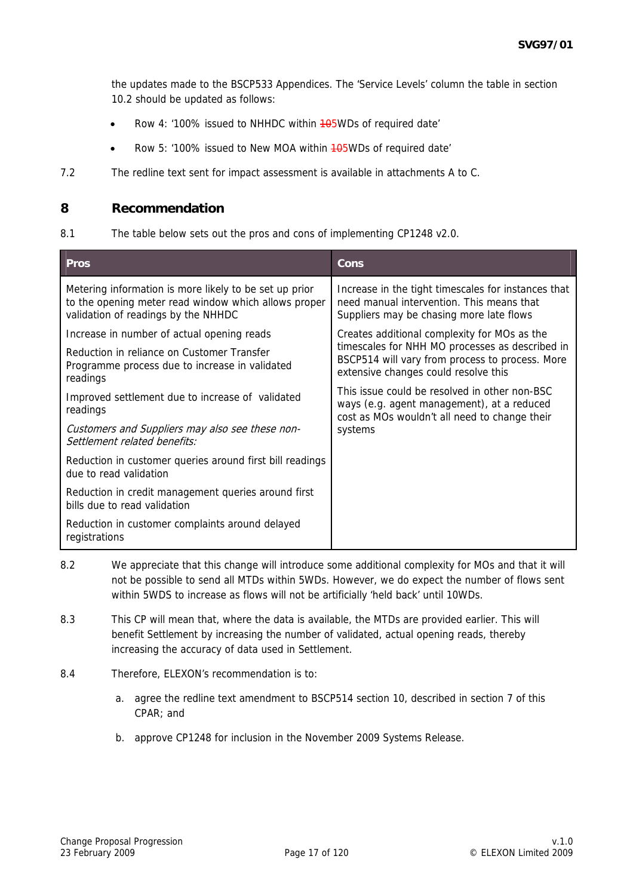the updates made to the BSCP533 Appendices. The 'Service Levels' column the table in section 10.2 should be updated as follows:

- Row 4: '100% issued to NHHDC within ~~10~~5WDs of required date'
- Row 5: '100% issued to New MOA within ~~10~~5WDs of required date'

7.2 The redline text sent for impact assessment is available in attachments A to C.

## 8 Recommendation

8.1 The table below sets out the pros and cons of implementing CP1248 v2.0.

| Pros | Cons |
|---|---|
| Metering information is more likely to be set up prior to the opening meter read window which allows proper validation of readings by the NHHDC | Increase in the tight timescales for instances that need manual intervention. This means that Suppliers may be chasing more late flows |
| Increase in number of actual opening reads | Creates additional complexity for MOs as the timescales for NHH MO processes as described in BSCP514 will vary from process to process. More extensive changes could resolve this |
| Reduction in reliance on Customer Transfer Programme process due to increase in validated readings | |
| Improved settlement due to increase of validated readings | This issue could be resolved in other non-BSC ways (e.g. agent management), at a reduced cost as MOs wouldn't all need to change their systems |
| *Customers and Suppliers may also see these non-Settlement related benefits:* | |
| Reduction in customer queries around first bill readings due to read validation | |
| Reduction in credit management queries around first bills due to read validation | |
| Reduction in customer complaints around delayed registrations | |

8.2 We appreciate that this change will introduce some additional complexity for MOs and that it will not be possible to send all MTDs within 5WDs. However, we do expect the number of flows sent within 5WDS to increase as flows will not be artificially 'held back' until 10WDs.

8.3 This CP will mean that, where the data is available, the MTDs are provided earlier. This will benefit Settlement by increasing the number of validated, actual opening reads, thereby increasing the accuracy of data used in Settlement.

8.4 Therefore, ELEXON's recommendation is to:

a. agree the redline text amendment to BSCP514 section 10, described in section 7 of this CPAR; and

b. approve CP1248 for inclusion in the November 2009 Systems Release.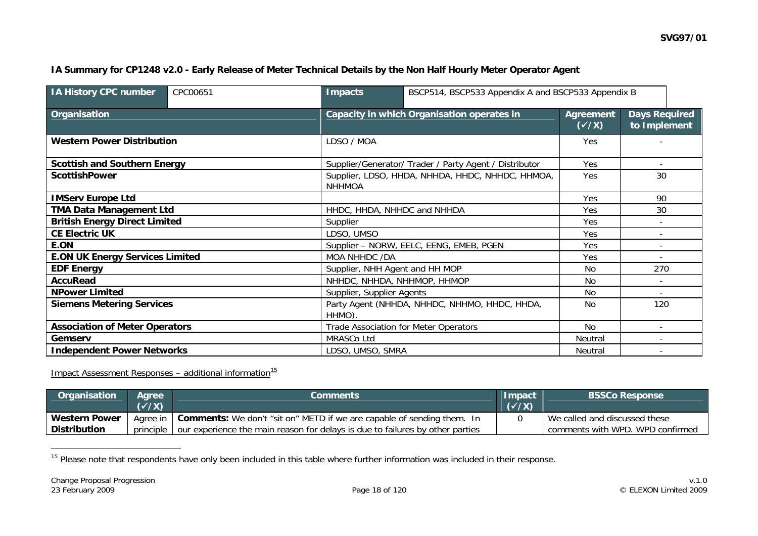**IA Summary for CP1248 v2.0 - Early Release of Meter Technical Details by the Non Half Hourly Meter Operator Agent**

| IA History CPC number | CPC00651 | Impacts | BSCP514, BSCP533 Appendix A and BSCP533 Appendix B |
|---|---|---|---|

| Organisation | Capacity in which Organisation operates in | Agreement (✓/X) | Days Required to Implement |
|---|---|---|---|
| **Western Power Distribution** | LDSO / MOA | Yes | - |
| **Scottish and Southern Energy** | Supplier/Generator/ Trader / Party Agent / Distributor | Yes | - |
| **ScottishPower** | Supplier, LDSO, HHDA, NHHDA, HHDC, NHHDC, HHMOA, NHHMOA | Yes | 30 |
| **IMServ Europe Ltd** | | Yes | 90 |
| **TMA Data Management Ltd** | HHDC, HHDA, NHHDC and NHHDA | Yes | 30 |
| **British Energy Direct Limited** | Supplier | Yes | - |
| **CE Electric UK** | LDSO, UMSO | Yes | - |
| **E.ON** | Supplier – NORW, EELC, EENG, EMEB, PGEN | Yes | - |
| **E.ON UK Energy Services Limited** | MOA NHHDC /DA | Yes | - |
| **EDF Energy** | Supplier, NHH Agent and HH MOP | No | 270 |
| **AccuRead** | NHHDC, NHHDA, NHHMOP, HHMOP | No | - |
| **NPower Limited** | Supplier, Supplier Agents | No | - |
| **Siemens Metering Services** | Party Agent (NHHDA, NHHDC, NHHMO, HHDC, HHDA, HHMO). | No | 120 |
| **Association of Meter Operators** | Trade Association for Meter Operators | No | - |
| **Gemserv** | MRASCo Ltd | Neutral | - |
| **Independent Power Networks** | LDSO, UMSO, SMRA | Neutral | - |

Impact Assessment Responses – additional information[15]

| Organisation | Agree (✓/X) | Comments | Impact (✓/X) | BSSCo Response |
|---|---|---|---|---|
| **Western Power Distribution** | Agree in principle | **Comments:** We don't "sit on" METD if we are capable of sending them. In our experience the main reason for delays is due to failures by other parties | 0 | We called and discussed these comments with WPD. WPD confirmed |

[15] Please note that respondents have only been included in this table where further information was included in their response.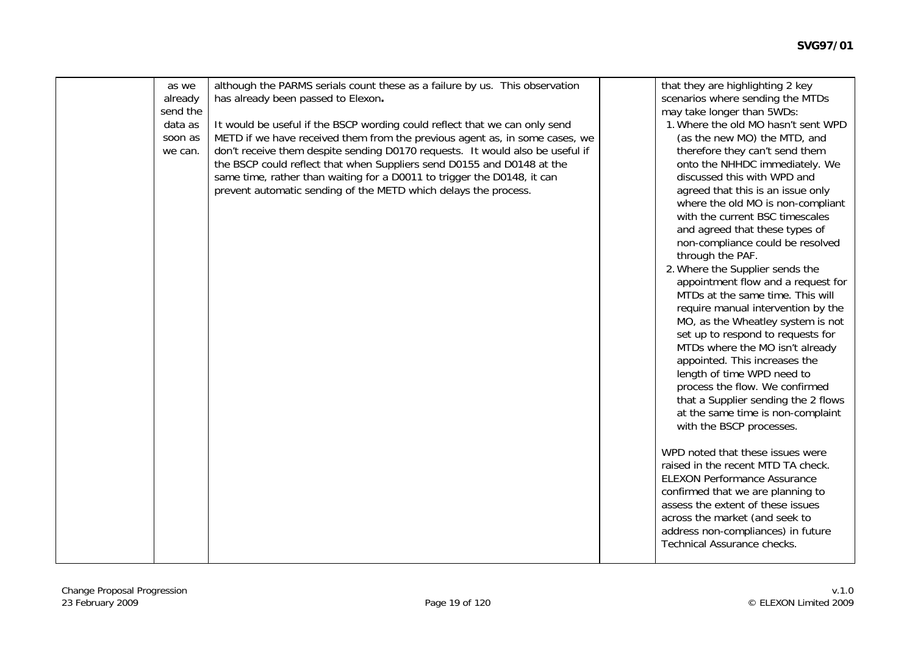| | | | | |
|---|---|---|---|---|
| | as we already send the data as soon as we can. | although the PARMS serials count these as a failure by us. This observation has already been passed to Elexon**.**<br><br>It would be useful if the BSCP wording could reflect that we can only send METD if we have received them from the previous agent as, in some cases, we don't receive them despite sending D0170 requests. It would also be useful if the BSCP could reflect that when Suppliers send D0155 and D0148 at the same time, rather than waiting for a D0011 to trigger the D0148, it can prevent automatic sending of the METD which delays the process. | | that they are highlighting 2 key scenarios where sending the MTDs may take longer than 5WDs:<br>1. Where the old MO hasn't sent WPD (as the new MO) the MTD, and therefore they can't send them onto the NHHDC immediately. We discussed this with WPD and agreed that this is an issue only where the old MO is non-compliant with the current BSC timescales and agreed that these types of non-compliance could be resolved through the PAF.<br>2. Where the Supplier sends the appointment flow and a request for MTDs at the same time. This will require manual intervention by the MO, as the Wheatley system is not set up to respond to requests for MTDs where the MO isn't already appointed. This increases the length of time WPD need to process the flow. We confirmed that a Supplier sending the 2 flows at the same time is non-complaint with the BSCP processes.<br><br>WPD noted that these issues were raised in the recent MTD TA check. ELEXON Performance Assurance confirmed that we are planning to assess the extent of these issues across the market (and seek to address non-compliances) in future Technical Assurance checks. |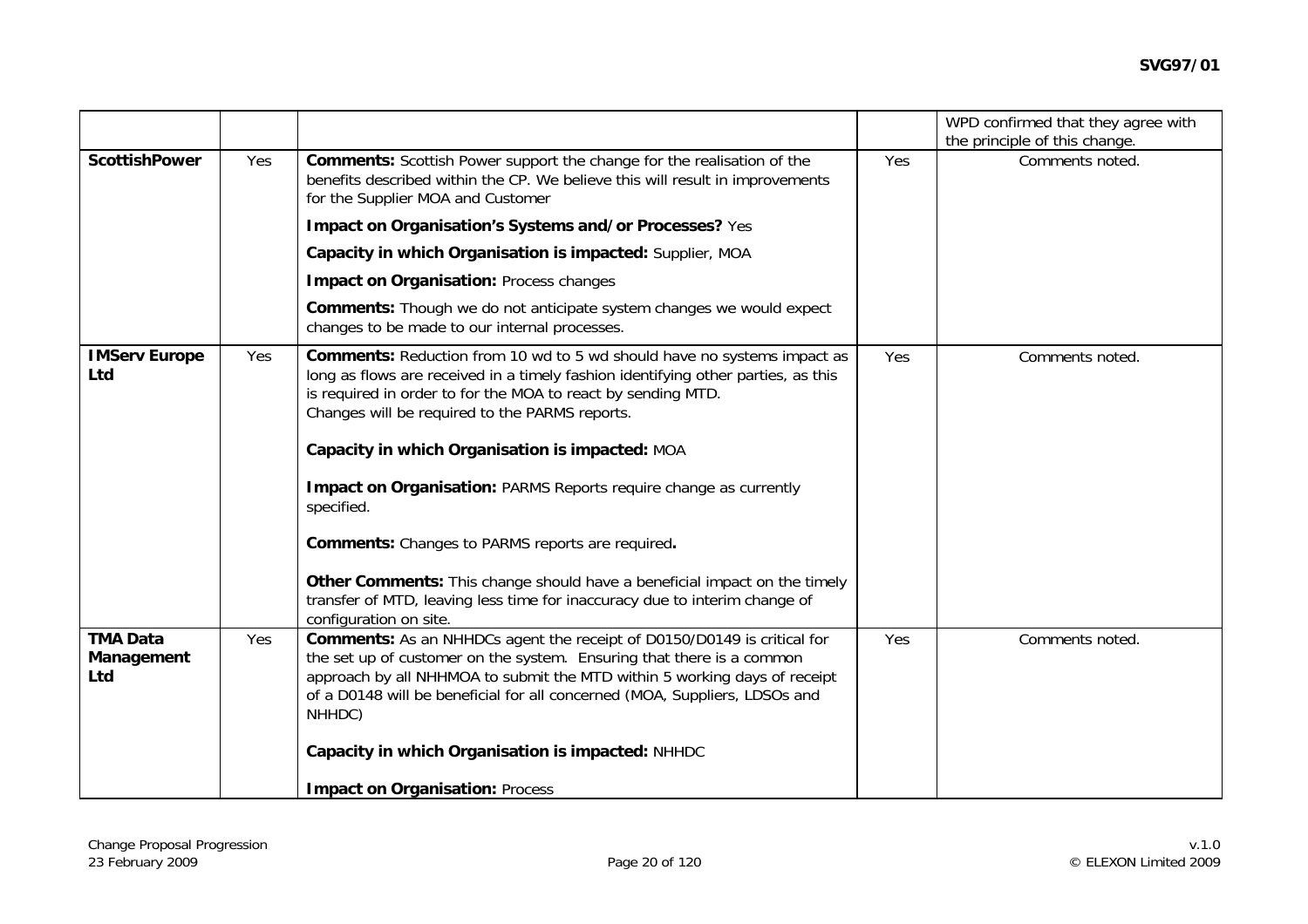| | | | | |
|---|---|---|---|---|
| | | | | WPD confirmed that they agree with the principle of this change. |
| **ScottishPower** | Yes | **Comments:** Scottish Power support the change for the realisation of the benefits described within the CP. We believe this will result in improvements for the Supplier MOA and Customer<br><br>**Impact on Organisation's Systems and/or Processes?** Yes<br><br>**Capacity in which Organisation is impacted:** Supplier, MOA<br><br>**Impact on Organisation:** Process changes<br><br>**Comments:** Though we do not anticipate system changes we would expect changes to be made to our internal processes. | Yes | Comments noted. |
| **IMServ Europe Ltd** | Yes | **Comments:** Reduction from 10 wd to 5 wd should have no systems impact as long as flows are received in a timely fashion identifying other parties, as this is required in order to for the MOA to react by sending MTD.<br>Changes will be required to the PARMS reports.<br><br>**Capacity in which Organisation is impacted:** MOA<br><br>**Impact on Organisation:** PARMS Reports require change as currently specified.<br><br>**Comments:** Changes to PARMS reports are required**.**<br><br>**Other Comments:** This change should have a beneficial impact on the timely transfer of MTD, leaving less time for inaccuracy due to interim change of configuration on site. | Yes | Comments noted. |
| **TMA Data Management Ltd** | Yes | **Comments:** As an NHHDCs agent the receipt of D0150/D0149 is critical for the set up of customer on the system. Ensuring that there is a common approach by all NHHMOA to submit the MTD within 5 working days of receipt of a D0148 will be beneficial for all concerned (MOA, Suppliers, LDSOs and NHHDC)<br><br>**Capacity in which Organisation is impacted:** NHHDC<br><br>**Impact on Organisation:** Process | Yes | Comments noted. |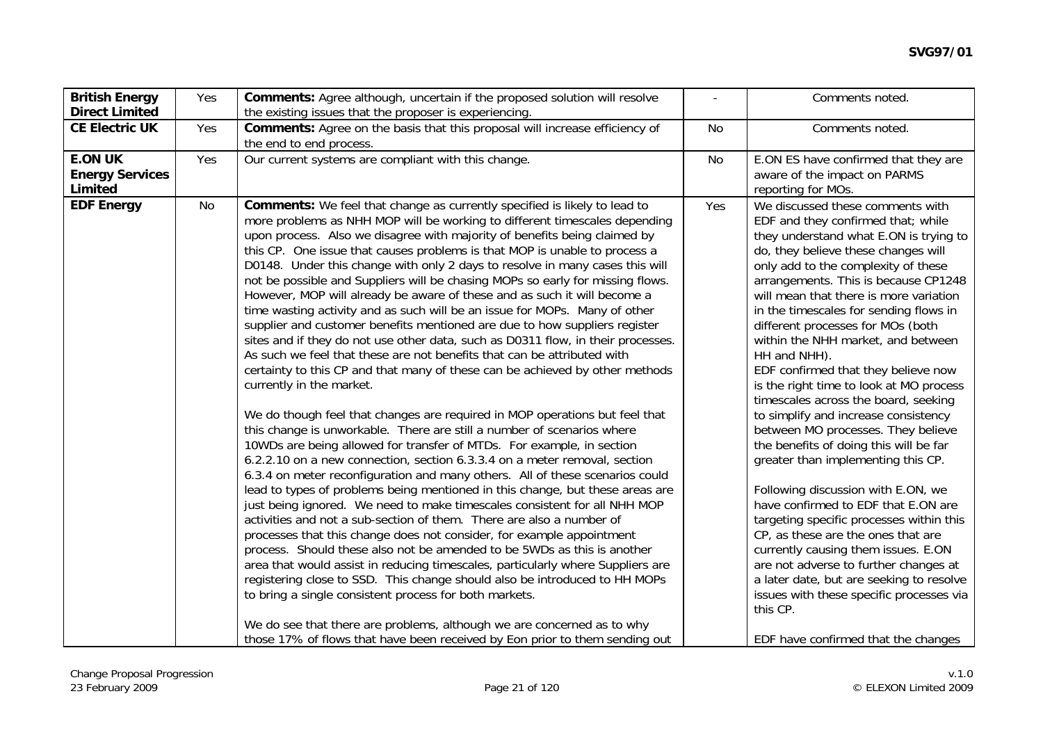| | | | | |
|---|---|---|---|---|
| **British Energy Direct Limited** | Yes | **Comments:** Agree although, uncertain if the proposed solution will resolve the existing issues that the proposer is experiencing. | - | Comments noted. |
| **CE Electric UK** | Yes | **Comments:** Agree on the basis that this proposal will increase efficiency of the end to end process. | No | Comments noted. |
| **E.ON UK Energy Services Limited** | Yes | Our current systems are compliant with this change. | No | E.ON ES have confirmed that they are aware of the impact on PARMS reporting for MOs. |
| **EDF Energy** | No | **Comments:** We feel that change as currently specified is likely to lead to more problems as NHH MOP will be working to different timescales depending upon process. Also we disagree with majority of benefits being claimed by this CP. One issue that causes problems is that MOP is unable to process a D0148. Under this change with only 2 days to resolve in many cases this will not be possible and Suppliers will be chasing MOPs so early for missing flows. However, MOP will already be aware of these and as such it will become a time wasting activity and as such will be an issue for MOPs. Many of other supplier and customer benefits mentioned are due to how suppliers register sites and if they do not use other data, such as D0311 flow, in their processes. As such we feel that these are not benefits that can be attributed with certainty to this CP and that many of these can be achieved by other methods currently in the market.<br><br>We do though feel that changes are required in MOP operations but feel that this change is unworkable. There are still a number of scenarios where 10WDs are being allowed for transfer of MTDs. For example, in section 6.2.2.10 on a new connection, section 6.3.3.4 on a meter removal, section 6.3.4 on meter reconfiguration and many others. All of these scenarios could lead to types of problems being mentioned in this change, but these areas are just being ignored. We need to make timescales consistent for all NHH MOP activities and not a sub-section of them. There are also a number of processes that this change does not consider, for example appointment process. Should these also not be amended to be 5WDs as this is another area that would assist in reducing timescales, particularly where Suppliers are registering close to SSD. This change should also be introduced to HH MOPs to bring a single consistent process for both markets.<br><br>We do see that there are problems, although we are concerned as to why those 17% of flows that have been received by Eon prior to them sending out | Yes | We discussed these comments with EDF and they confirmed that; while they understand what E.ON is trying to do, they believe these changes will only add to the complexity of these arrangements. This is because CP1248 will mean that there is more variation in the timescales for sending flows in different processes for MOs (both within the NHH market, and between HH and NHH).<br>EDF confirmed that they believe now is the right time to look at MO process timescales across the board, seeking to simplify and increase consistency between MO processes. They believe the benefits of doing this will be far greater than implementing this CP.<br><br>Following discussion with E.ON, we have confirmed to EDF that E.ON are targeting specific processes within this CP, as these are the ones that are currently causing them issues. E.ON are not adverse to further changes at a later date, but are seeking to resolve issues with these specific processes via this CP.<br><br>EDF have confirmed that the changes |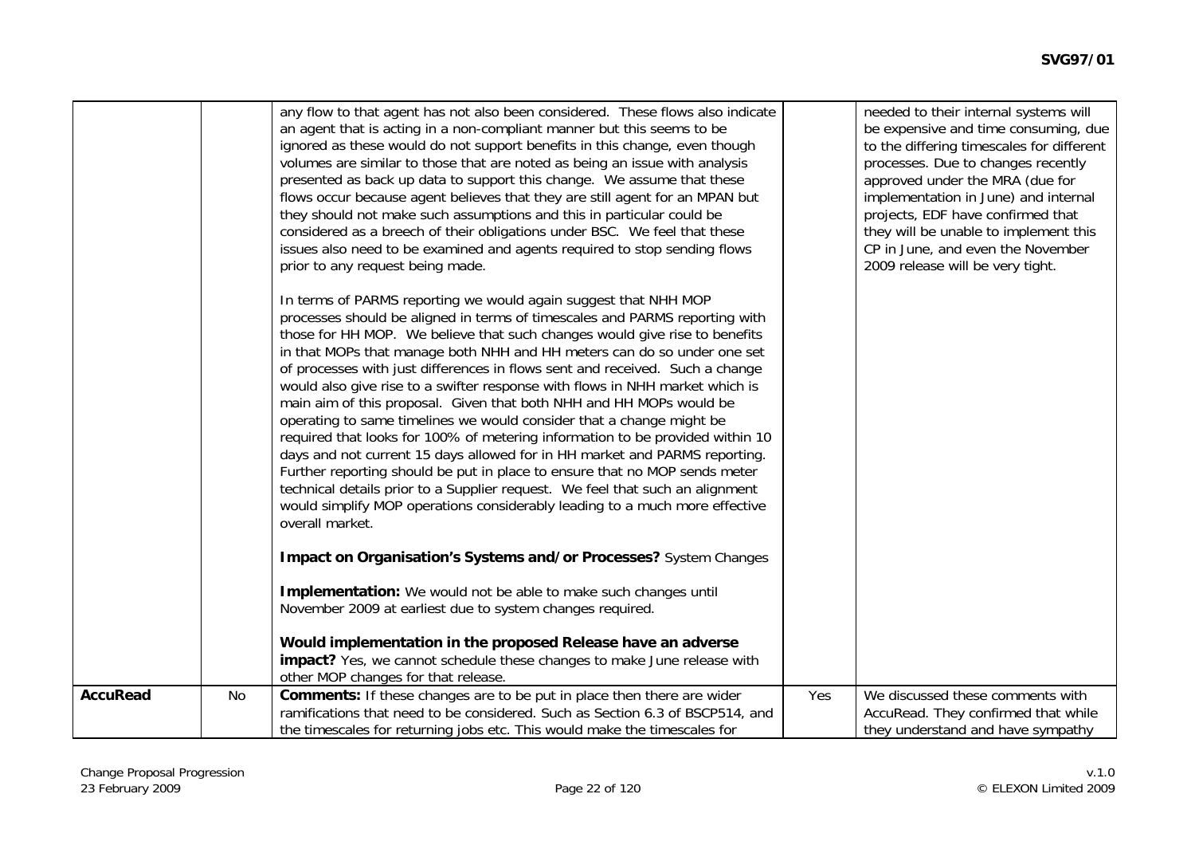| | | | | |
|---|---|---|---|---|
| | | any flow to that agent has not also been considered. These flows also indicate an agent that is acting in a non-compliant manner but this seems to be ignored as these would do not support benefits in this change, even though volumes are similar to those that are noted as being an issue with analysis presented as back up data to support this change. We assume that these flows occur because agent believes that they are still agent for an MPAN but they should not make such assumptions and this in particular could be considered as a breech of their obligations under BSC. We feel that these issues also need to be examined and agents required to stop sending flows prior to any request being made.<br><br>In terms of PARMS reporting we would again suggest that NHH MOP processes should be aligned in terms of timescales and PARMS reporting with those for HH MOP. We believe that such changes would give rise to benefits in that MOPs that manage both NHH and HH meters can do so under one set of processes with just differences in flows sent and received. Such a change would also give rise to a swifter response with flows in NHH market which is main aim of this proposal. Given that both NHH and HH MOPs would be operating to same timelines we would consider that a change might be required that looks for 100% of metering information to be provided within 10 days and not current 15 days allowed for in HH market and PARMS reporting. Further reporting should be put in place to ensure that no MOP sends meter technical details prior to a Supplier request. We feel that such an alignment would simplify MOP operations considerably leading to a much more effective overall market.<br><br>**Impact on Organisation's Systems and/or Processes?** System Changes<br><br>**Implementation:** We would not be able to make such changes until November 2009 at earliest due to system changes required.<br><br>**Would implementation in the proposed Release have an adverse impact?** Yes, we cannot schedule these changes to make June release with other MOP changes for that release. | | needed to their internal systems will be expensive and time consuming, due to the differing timescales for different processes. Due to changes recently approved under the MRA (due for implementation in June) and internal projects, EDF have confirmed that they will be unable to implement this CP in June, and even the November 2009 release will be very tight. |
| **AccuRead** | No | **Comments:** If these changes are to be put in place then there are wider ramifications that need to be considered. Such as Section 6.3 of BSCP514, and the timescales for returning jobs etc. This would make the timescales for | Yes | We discussed these comments with AccuRead. They confirmed that while they understand and have sympathy |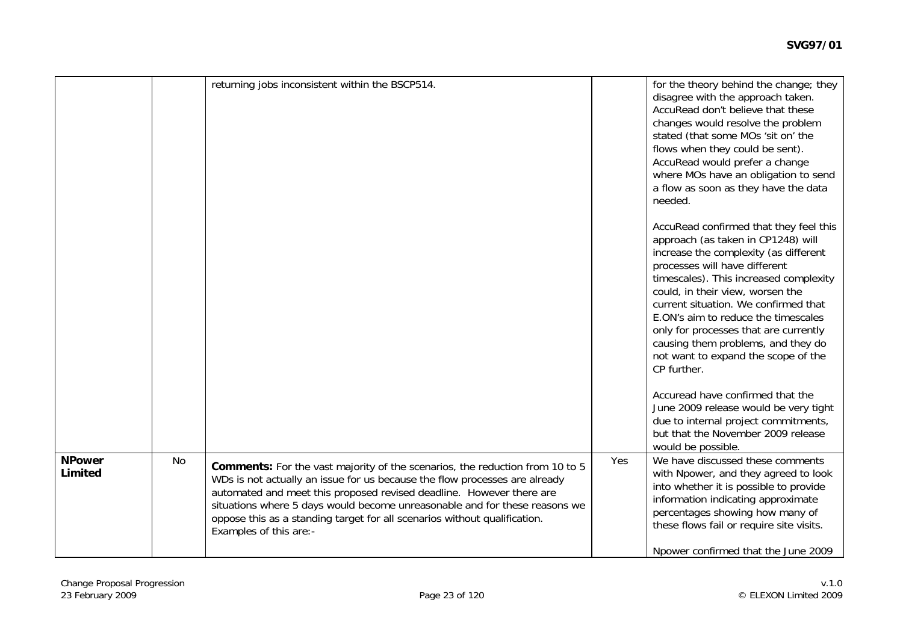| | | | | |
|---|---|---|---|---|
| | | returning jobs inconsistent within the BSCP514. | | for the theory behind the change; they disagree with the approach taken. AccuRead don't believe that these changes would resolve the problem stated (that some MOs 'sit on' the flows when they could be sent). AccuRead would prefer a change where MOs have an obligation to send a flow as soon as they have the data needed.<br><br>AccuRead confirmed that they feel this approach (as taken in CP1248) will increase the complexity (as different processes will have different timescales). This increased complexity could, in their view, worsen the current situation. We confirmed that E.ON's aim to reduce the timescales only for processes that are currently causing them problems, and they do not want to expand the scope of the CP further.<br><br>Accuread have confirmed that the June 2009 release would be very tight due to internal project commitments, but that the November 2009 release would be possible. |
| **NPower Limited** | No | **Comments:** For the vast majority of the scenarios, the reduction from 10 to 5 WDs is not actually an issue for us because the flow processes are already automated and meet this proposed revised deadline. However there are situations where 5 days would become unreasonable and for these reasons we oppose this as a standing target for all scenarios without qualification. Examples of this are:- | Yes | We have discussed these comments with Npower, and they agreed to look into whether it is possible to provide information indicating approximate percentages showing how many of these flows fail or require site visits.<br><br>Npower confirmed that the June 2009 |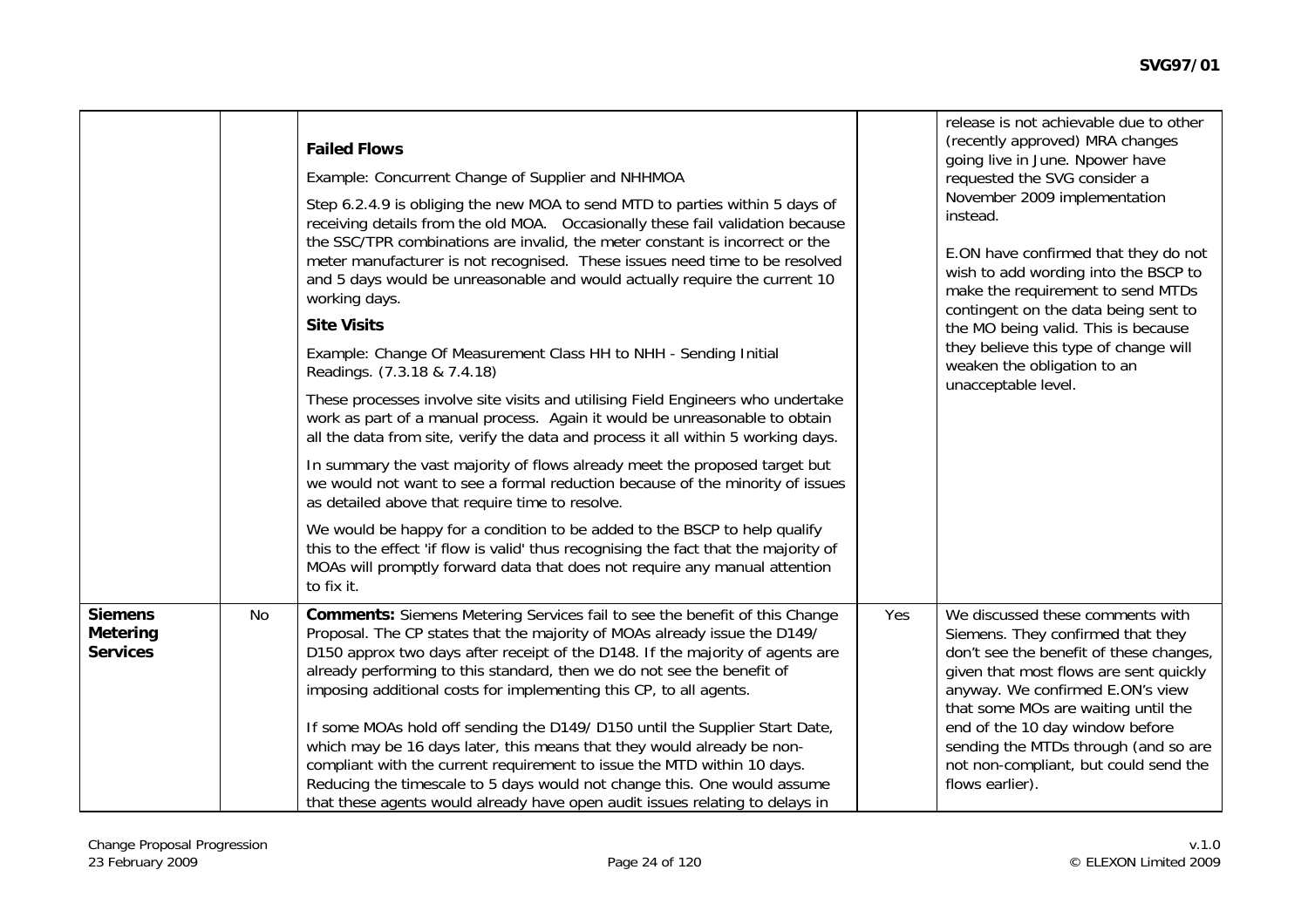| | | | | |
|---|---|---|---|---|
| | | **Failed Flows**<br><br>Example: Concurrent Change of Supplier and NHHMOA<br><br>Step 6.2.4.9 is obliging the new MOA to send MTD to parties within 5 days of receiving details from the old MOA. Occasionally these fail validation because the SSC/TPR combinations are invalid, the meter constant is incorrect or the meter manufacturer is not recognised. These issues need time to be resolved and 5 days would be unreasonable and would actually require the current 10 working days.<br><br>**Site Visits**<br><br>Example: Change Of Measurement Class HH to NHH - Sending Initial Readings. (7.3.18 & 7.4.18)<br><br>These processes involve site visits and utilising Field Engineers who undertake work as part of a manual process. Again it would be unreasonable to obtain all the data from site, verify the data and process it all within 5 working days.<br><br>In summary the vast majority of flows already meet the proposed target but we would not want to see a formal reduction because of the minority of issues as detailed above that require time to resolve.<br><br>We would be happy for a condition to be added to the BSCP to help qualify this to the effect 'if flow is valid' thus recognising the fact that the majority of MOAs will promptly forward data that does not require any manual attention to fix it. | | release is not achievable due to other (recently approved) MRA changes going live in June. Npower have requested the SVG consider a November 2009 implementation instead.<br><br>E.ON have confirmed that they do not wish to add wording into the BSCP to make the requirement to send MTDs contingent on the data being sent to the MO being valid. This is because they believe this type of change will weaken the obligation to an unacceptable level. |
| **Siemens Metering Services** | No | **Comments:** Siemens Metering Services fail to see the benefit of this Change Proposal. The CP states that the majority of MOAs already issue the D149/ D150 approx two days after receipt of the D148. If the majority of agents are already performing to this standard, then we do not see the benefit of imposing additional costs for implementing this CP, to all agents.<br><br>If some MOAs hold off sending the D149/ D150 until the Supplier Start Date, which may be 16 days later, this means that they would already be non-compliant with the current requirement to issue the MTD within 10 days. Reducing the timescale to 5 days would not change this. One would assume that these agents would already have open audit issues relating to delays in | Yes | We discussed these comments with Siemens. They confirmed that they don't see the benefit of these changes, given that most flows are sent quickly anyway. We confirmed E.ON's view that some MOs are waiting until the end of the 10 day window before sending the MTDs through (and so are not non-compliant, but could send the flows earlier). |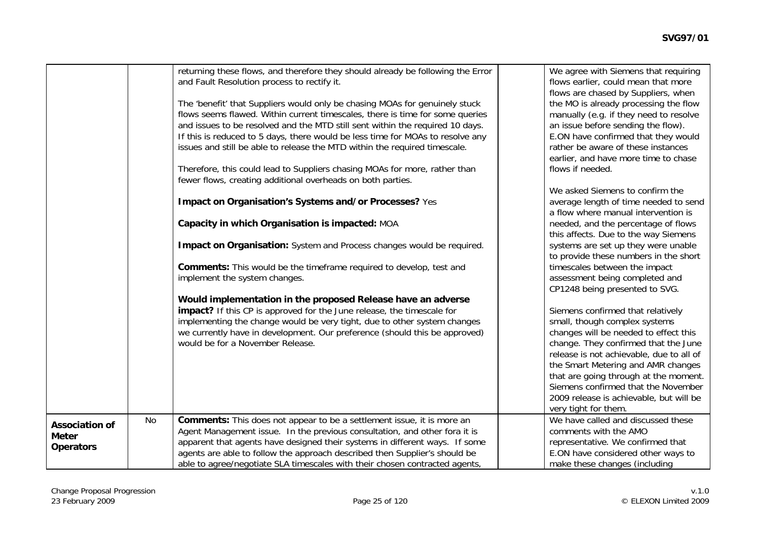| | | | | |
|---|---|---|---|---|
| | | returning these flows, and therefore they should already be following the Error and Fault Resolution process to rectify it.<br><br>The 'benefit' that Suppliers would only be chasing MOAs for genuinely stuck flows seems flawed. Within current timescales, there is time for some queries and issues to be resolved and the MTD still sent within the required 10 days. If this is reduced to 5 days, there would be less time for MOAs to resolve any issues and still be able to release the MTD within the required timescale.<br><br>Therefore, this could lead to Suppliers chasing MOAs for more, rather than fewer flows, creating additional overheads on both parties.<br><br>**Impact on Organisation's Systems and/or Processes?** Yes<br><br>**Capacity in which Organisation is impacted:** MOA<br><br>**Impact on Organisation:** System and Process changes would be required.<br><br>**Comments:** This would be the timeframe required to develop, test and implement the system changes.<br><br>**Would implementation in the proposed Release have an adverse impact?** If this CP is approved for the June release, the timescale for implementing the change would be very tight, due to other system changes we currently have in development. Our preference (should this be approved) would be for a November Release. | | We agree with Siemens that requiring flows earlier, could mean that more flows are chased by Suppliers, when the MO is already processing the flow manually (e.g. if they need to resolve an issue before sending the flow). E.ON have confirmed that they would rather be aware of these instances earlier, and have more time to chase flows if needed.<br><br>We asked Siemens to confirm the average length of time needed to send a flow where manual intervention is needed, and the percentage of flows this affects. Due to the way Siemens systems are set up they were unable to provide these numbers in the short timescales between the impact assessment being completed and CP1248 being presented to SVG.<br><br>Siemens confirmed that relatively small, though complex systems changes will be needed to effect this change. They confirmed that the June release is not achievable, due to all of the Smart Metering and AMR changes that are going through at the moment. Siemens confirmed that the November 2009 release is achievable, but will be very tight for them. |
| **Association of Meter Operators** | No | **Comments:** This does not appear to be a settlement issue, it is more an Agent Management issue. In the previous consultation, and other fora it is apparent that agents have designed their systems in different ways. If some agents are able to follow the approach described then Supplier's should be able to agree/negotiate SLA timescales with their chosen contracted agents, | | We have called and discussed these comments with the AMO representative. We confirmed that E.ON have considered other ways to make these changes (including |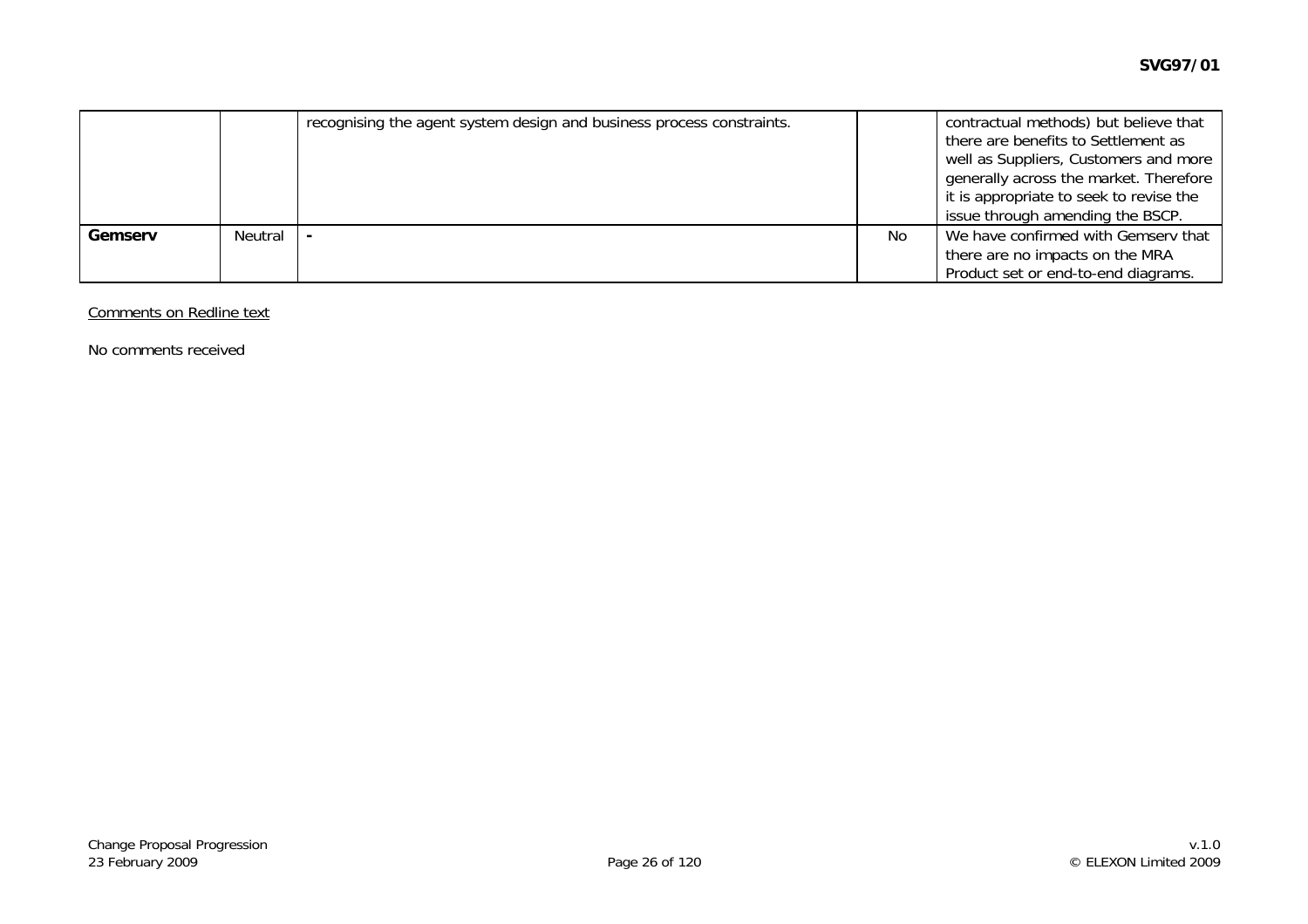|  |  | recognising the agent system design and business process constraints. |  | contractual methods) but believe that there are benefits to Settlement as well as Suppliers, Customers and more generally across the market. Therefore it is appropriate to seek to revise the issue through amending the BSCP. |
|---|---|---|---|---|
| **Gemserv** | Neutral | - | No | We have confirmed with Gemserv that there are no impacts on the MRA Product set or end-to-end diagrams. |

<u>Comments on Redline text</u>

No comments received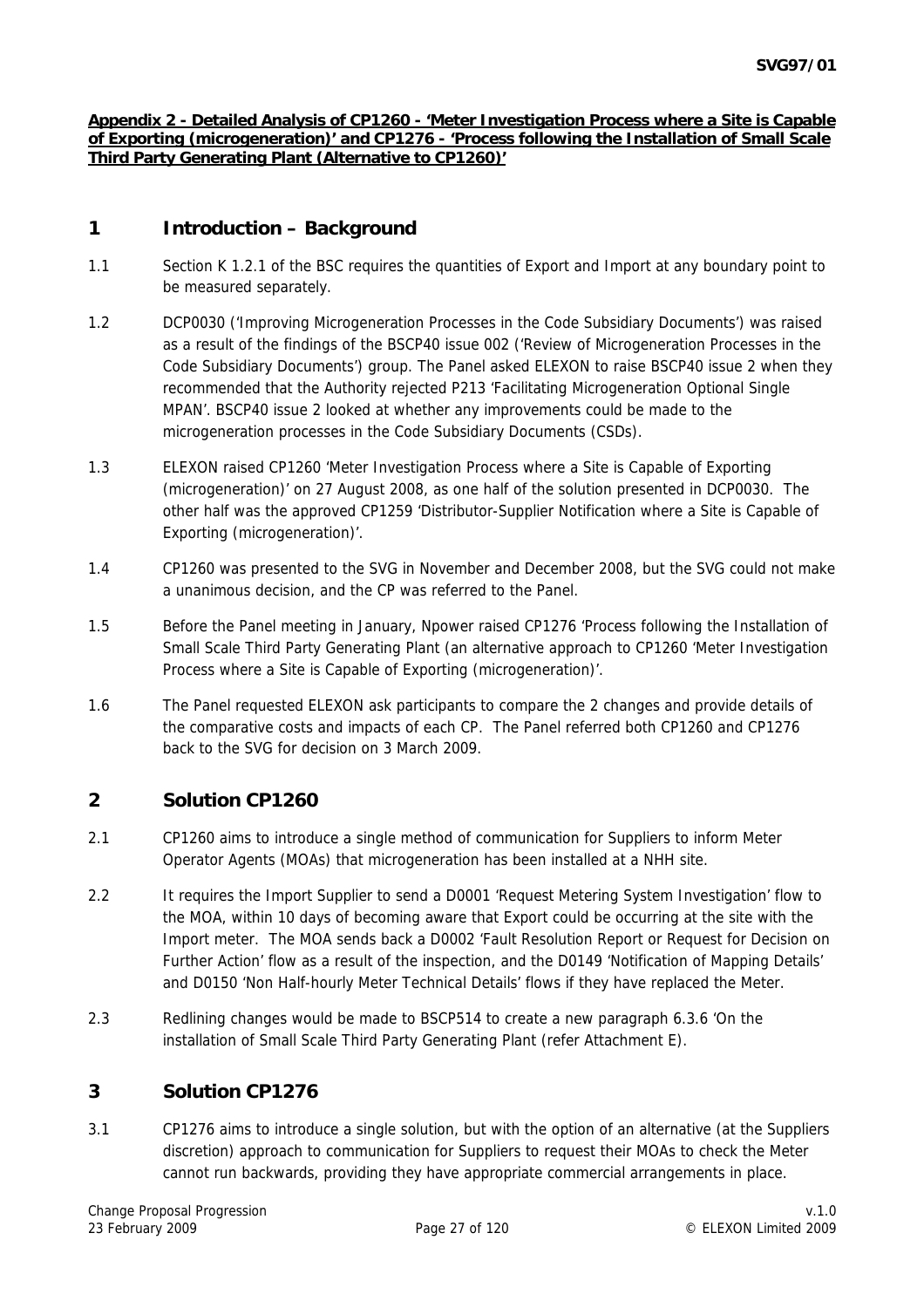**Appendix 2 - Detailed Analysis of CP1260 - 'Meter Investigation Process where a Site is Capable of Exporting (microgeneration)' and CP1276 - 'Process following the Installation of Small Scale Third Party Generating Plant (Alternative to CP1260)'**

## 1 Introduction – Background

1.1 Section K 1.2.1 of the BSC requires the quantities of Export and Import at any boundary point to be measured separately.

1.2 DCP0030 ('Improving Microgeneration Processes in the Code Subsidiary Documents') was raised as a result of the findings of the BSCP40 issue 002 ('Review of Microgeneration Processes in the Code Subsidiary Documents') group. The Panel asked ELEXON to raise BSCP40 issue 2 when they recommended that the Authority rejected P213 'Facilitating Microgeneration Optional Single MPAN'. BSCP40 issue 2 looked at whether any improvements could be made to the microgeneration processes in the Code Subsidiary Documents (CSDs).

1.3 ELEXON raised CP1260 'Meter Investigation Process where a Site is Capable of Exporting (microgeneration)' on 27 August 2008, as one half of the solution presented in DCP0030. The other half was the approved CP1259 'Distributor-Supplier Notification where a Site is Capable of Exporting (microgeneration)'.

1.4 CP1260 was presented to the SVG in November and December 2008, but the SVG could not make a unanimous decision, and the CP was referred to the Panel.

1.5 Before the Panel meeting in January, Npower raised CP1276 'Process following the Installation of Small Scale Third Party Generating Plant (an alternative approach to CP1260 'Meter Investigation Process where a Site is Capable of Exporting (microgeneration)'.

1.6 The Panel requested ELEXON ask participants to compare the 2 changes and provide details of the comparative costs and impacts of each CP. The Panel referred both CP1260 and CP1276 back to the SVG for decision on 3 March 2009.

## 2 Solution CP1260

2.1 CP1260 aims to introduce a single method of communication for Suppliers to inform Meter Operator Agents (MOAs) that microgeneration has been installed at a NHH site.

2.2 It requires the Import Supplier to send a D0001 'Request Metering System Investigation' flow to the MOA, within 10 days of becoming aware that Export could be occurring at the site with the Import meter. The MOA sends back a D0002 'Fault Resolution Report or Request for Decision on Further Action' flow as a result of the inspection, and the D0149 'Notification of Mapping Details' and D0150 'Non Half-hourly Meter Technical Details' flows if they have replaced the Meter.

2.3 Redlining changes would be made to BSCP514 to create a new paragraph 6.3.6 'On the installation of Small Scale Third Party Generating Plant (refer Attachment E).

## 3 Solution CP1276

3.1 CP1276 aims to introduce a single solution, but with the option of an alternative (at the Suppliers discretion) approach to communication for Suppliers to request their MOAs to check the Meter cannot run backwards, providing they have appropriate commercial arrangements in place.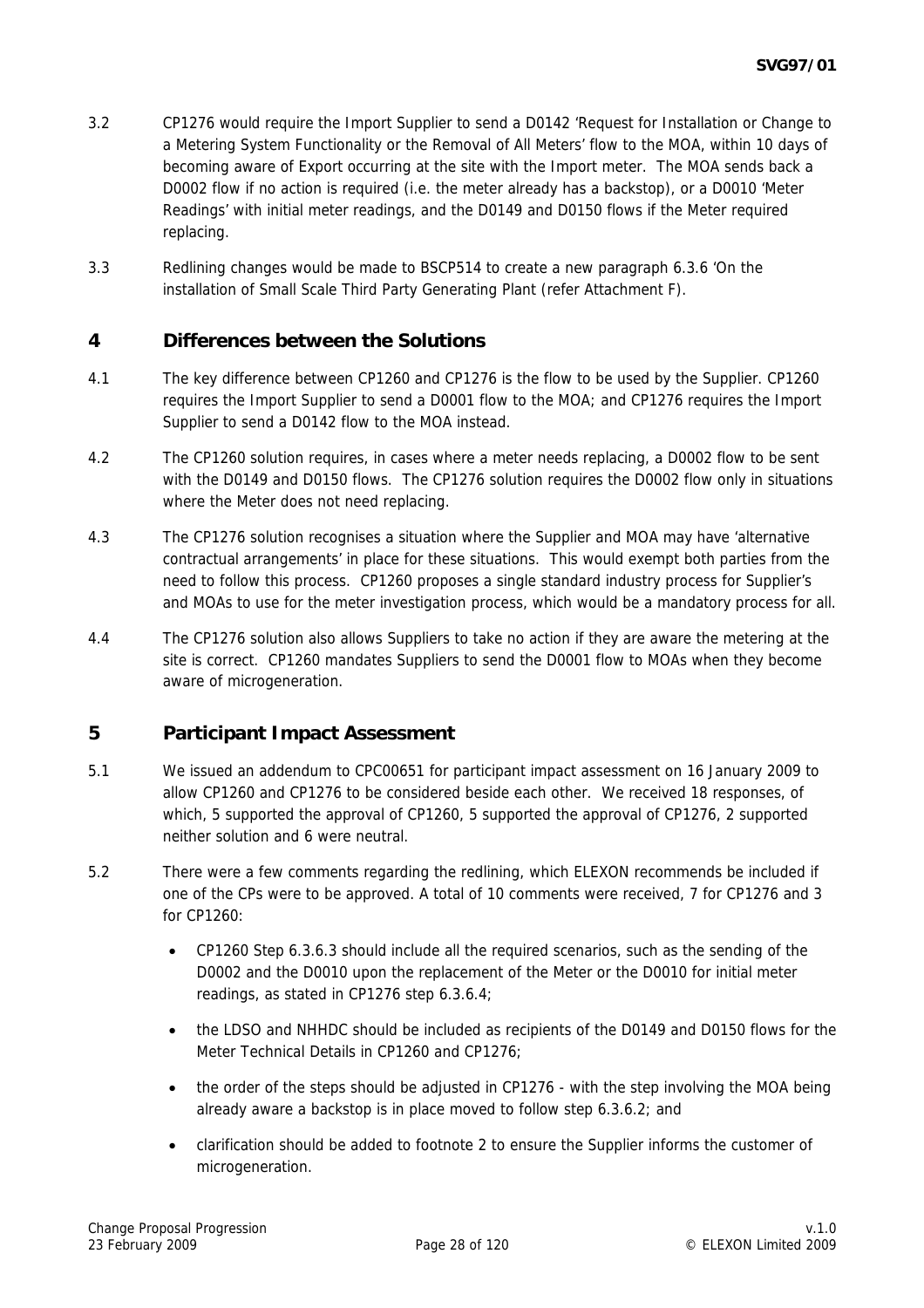3.2 CP1276 would require the Import Supplier to send a D0142 'Request for Installation or Change to a Metering System Functionality or the Removal of All Meters' flow to the MOA, within 10 days of becoming aware of Export occurring at the site with the Import meter. The MOA sends back a D0002 flow if no action is required (i.e. the meter already has a backstop), or a D0010 'Meter Readings' with initial meter readings, and the D0149 and D0150 flows if the Meter required replacing.

3.3 Redlining changes would be made to BSCP514 to create a new paragraph 6.3.6 'On the installation of Small Scale Third Party Generating Plant (refer Attachment F).

## 4 Differences between the Solutions

4.1 The key difference between CP1260 and CP1276 is the flow to be used by the Supplier. CP1260 requires the Import Supplier to send a D0001 flow to the MOA; and CP1276 requires the Import Supplier to send a D0142 flow to the MOA instead.

4.2 The CP1260 solution requires, in cases where a meter needs replacing, a D0002 flow to be sent with the D0149 and D0150 flows. The CP1276 solution requires the D0002 flow only in situations where the Meter does not need replacing.

4.3 The CP1276 solution recognises a situation where the Supplier and MOA may have 'alternative contractual arrangements' in place for these situations. This would exempt both parties from the need to follow this process. CP1260 proposes a single standard industry process for Supplier's and MOAs to use for the meter investigation process, which would be a mandatory process for all.

4.4 The CP1276 solution also allows Suppliers to take no action if they are aware the metering at the site is correct. CP1260 mandates Suppliers to send the D0001 flow to MOAs when they become aware of microgeneration.

## 5 Participant Impact Assessment

5.1 We issued an addendum to CPC00651 for participant impact assessment on 16 January 2009 to allow CP1260 and CP1276 to be considered beside each other. We received 18 responses, of which, 5 supported the approval of CP1260, 5 supported the approval of CP1276, 2 supported neither solution and 6 were neutral.

5.2 There were a few comments regarding the redlining, which ELEXON recommends be included if one of the CPs were to be approved. A total of 10 comments were received, 7 for CP1276 and 3 for CP1260:

- CP1260 Step 6.3.6.3 should include all the required scenarios, such as the sending of the D0002 and the D0010 upon the replacement of the Meter or the D0010 for initial meter readings, as stated in CP1276 step 6.3.6.4;
- the LDSO and NHHDC should be included as recipients of the D0149 and D0150 flows for the Meter Technical Details in CP1260 and CP1276;
- the order of the steps should be adjusted in CP1276 - with the step involving the MOA being already aware a backstop is in place moved to follow step 6.3.6.2; and
- clarification should be added to footnote 2 to ensure the Supplier informs the customer of microgeneration.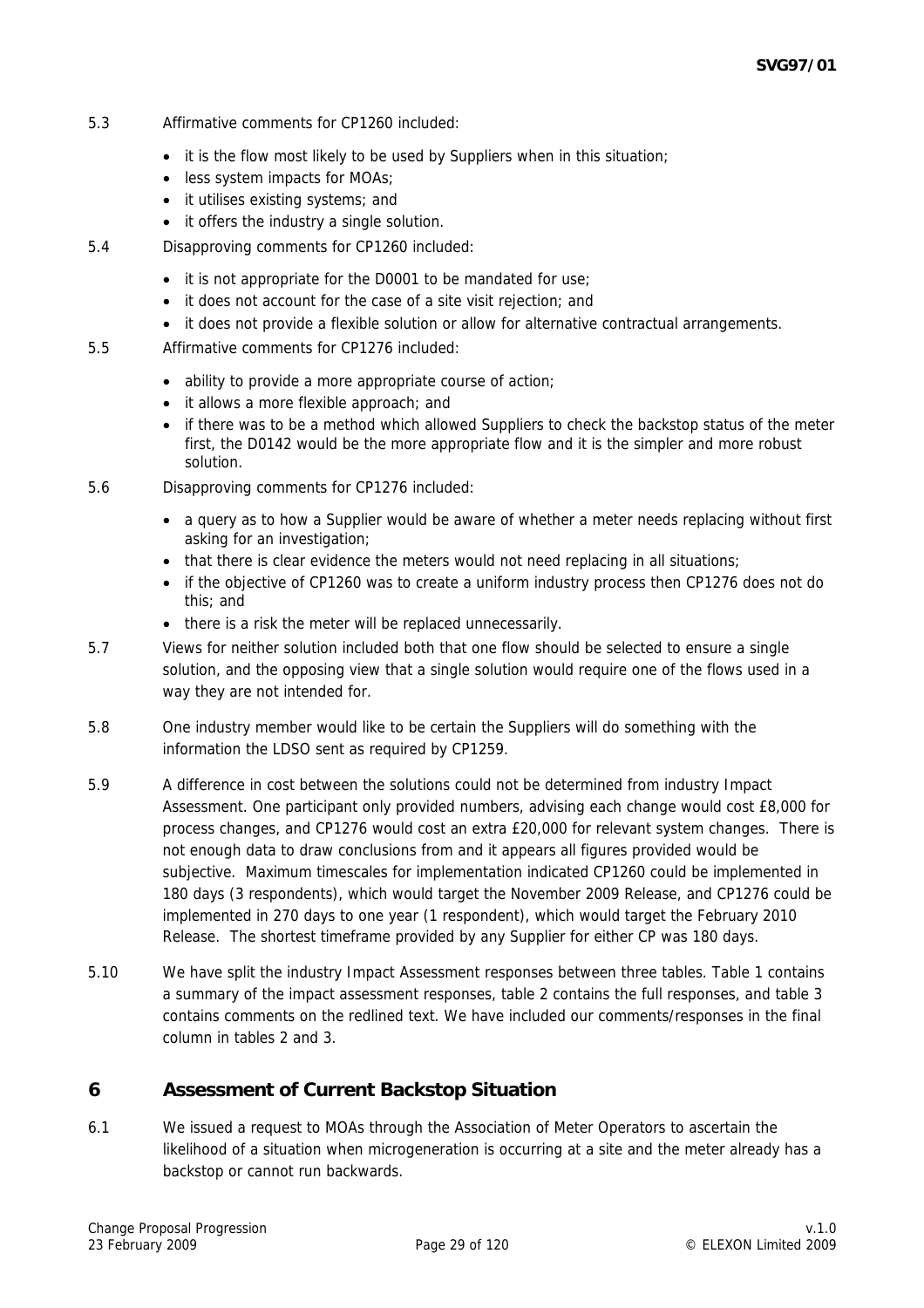5.3 Affirmative comments for CP1260 included:

- it is the flow most likely to be used by Suppliers when in this situation;
- less system impacts for MOAs;
- it utilises existing systems; and
- it offers the industry a single solution.

5.4 Disapproving comments for CP1260 included:

- it is not appropriate for the D0001 to be mandated for use;
- it does not account for the case of a site visit rejection; and
- it does not provide a flexible solution or allow for alternative contractual arrangements.

5.5 Affirmative comments for CP1276 included:

- ability to provide a more appropriate course of action;
- it allows a more flexible approach; and
- if there was to be a method which allowed Suppliers to check the backstop status of the meter first, the D0142 would be the more appropriate flow and it is the simpler and more robust solution.

5.6 Disapproving comments for CP1276 included:

- a query as to how a Supplier would be aware of whether a meter needs replacing without first asking for an investigation;
- that there is clear evidence the meters would not need replacing in all situations;
- if the objective of CP1260 was to create a uniform industry process then CP1276 does not do this; and
- there is a risk the meter will be replaced unnecessarily.

5.7 Views for neither solution included both that one flow should be selected to ensure a single solution, and the opposing view that a single solution would require one of the flows used in a way they are not intended for.

5.8 One industry member would like to be certain the Suppliers will do something with the information the LDSO sent as required by CP1259.

5.9 A difference in cost between the solutions could not be determined from industry Impact Assessment. One participant only provided numbers, advising each change would cost £8,000 for process changes, and CP1276 would cost an extra £20,000 for relevant system changes. There is not enough data to draw conclusions from and it appears all figures provided would be subjective. Maximum timescales for implementation indicated CP1260 could be implemented in 180 days (3 respondents), which would target the November 2009 Release, and CP1276 could be implemented in 270 days to one year (1 respondent), which would target the February 2010 Release. The shortest timeframe provided by any Supplier for either CP was 180 days.

5.10 We have split the industry Impact Assessment responses between three tables. Table 1 contains a summary of the impact assessment responses, table 2 contains the full responses, and table 3 contains comments on the redlined text. We have included our comments/responses in the final column in tables 2 and 3.

## 6 Assessment of Current Backstop Situation

6.1 We issued a request to MOAs through the Association of Meter Operators to ascertain the likelihood of a situation when microgeneration is occurring at a site and the meter already has a backstop or cannot run backwards.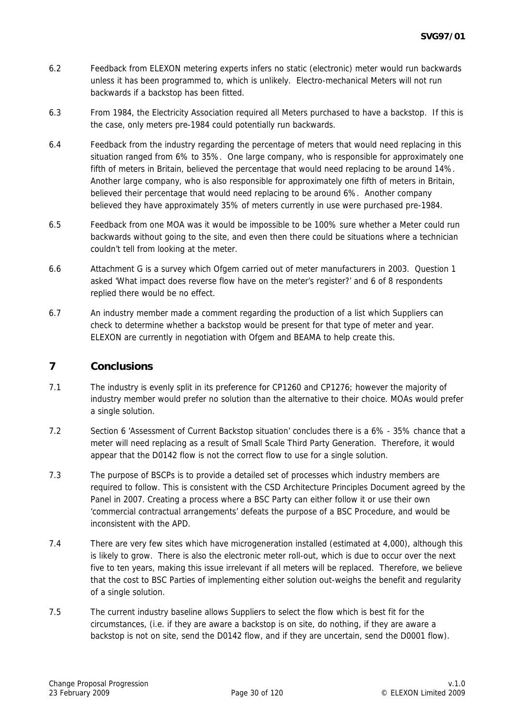6.2 Feedback from ELEXON metering experts infers no static (electronic) meter would run backwards unless it has been programmed to, which is unlikely. Electro-mechanical Meters will not run backwards if a backstop has been fitted.

6.3 From 1984, the Electricity Association required all Meters purchased to have a backstop. If this is the case, only meters pre-1984 could potentially run backwards.

6.4 Feedback from the industry regarding the percentage of meters that would need replacing in this situation ranged from 6% to 35%. One large company, who is responsible for approximately one fifth of meters in Britain, believed the percentage that would need replacing to be around 14%. Another large company, who is also responsible for approximately one fifth of meters in Britain, believed their percentage that would need replacing to be around 6%. Another company believed they have approximately 35% of meters currently in use were purchased pre-1984.

6.5 Feedback from one MOA was it would be impossible to be 100% sure whether a Meter could run backwards without going to the site, and even then there could be situations where a technician couldn't tell from looking at the meter.

6.6 Attachment G is a survey which Ofgem carried out of meter manufacturers in 2003. Question 1 asked 'What impact does reverse flow have on the meter's register?' and 6 of 8 respondents replied there would be no effect.

6.7 An industry member made a comment regarding the production of a list which Suppliers can check to determine whether a backstop would be present for that type of meter and year. ELEXON are currently in negotiation with Ofgem and BEAMA to help create this.

## 7 Conclusions

7.1 The industry is evenly split in its preference for CP1260 and CP1276; however the majority of industry member would prefer no solution than the alternative to their choice. MOAs would prefer a single solution.

7.2 Section 6 'Assessment of Current Backstop situation' concludes there is a 6% - 35% chance that a meter will need replacing as a result of Small Scale Third Party Generation. Therefore, it would appear that the D0142 flow is not the correct flow to use for a single solution.

7.3 The purpose of BSCPs is to provide a detailed set of processes which industry members are required to follow. This is consistent with the CSD Architecture Principles Document agreed by the Panel in 2007. Creating a process where a BSC Party can either follow it or use their own 'commercial contractual arrangements' defeats the purpose of a BSC Procedure, and would be inconsistent with the APD.

7.4 There are very few sites which have microgeneration installed (estimated at 4,000), although this is likely to grow. There is also the electronic meter roll-out, which is due to occur over the next five to ten years, making this issue irrelevant if all meters will be replaced. Therefore, we believe that the cost to BSC Parties of implementing either solution out-weighs the benefit and regularity of a single solution.

7.5 The current industry baseline allows Suppliers to select the flow which is best fit for the circumstances, (i.e. if they are aware a backstop is on site, do nothing, if they are aware a backstop is not on site, send the D0142 flow, and if they are uncertain, send the D0001 flow).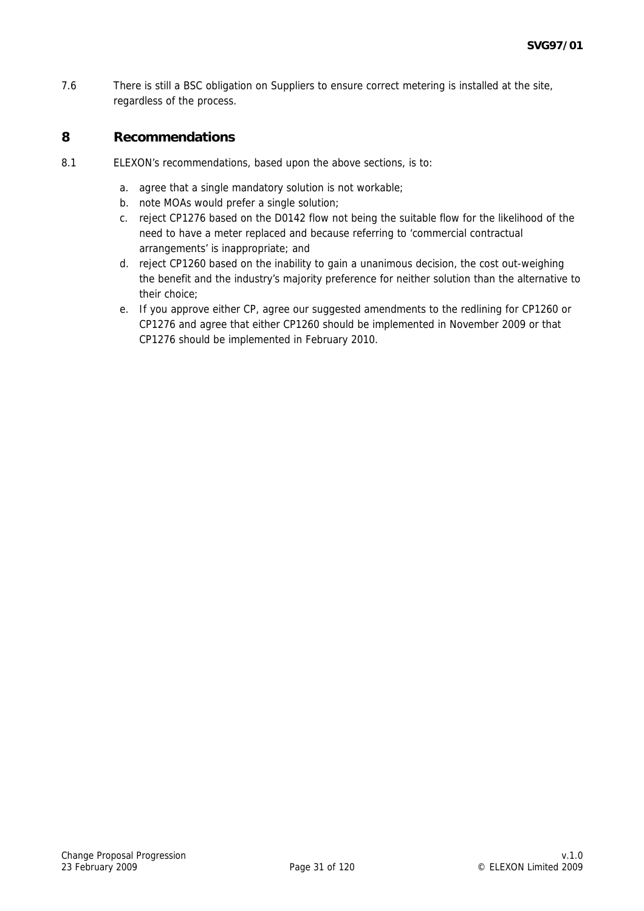7.6 There is still a BSC obligation on Suppliers to ensure correct metering is installed at the site, regardless of the process.

## 8 Recommendations

8.1 ELEXON's recommendations, based upon the above sections, is to:

a. agree that a single mandatory solution is not workable;
b. note MOAs would prefer a single solution;
c. reject CP1276 based on the D0142 flow not being the suitable flow for the likelihood of the need to have a meter replaced and because referring to 'commercial contractual arrangements' is inappropriate; and
d. reject CP1260 based on the inability to gain a unanimous decision, the cost out-weighing the benefit and the industry's majority preference for neither solution than the alternative to their choice;
e. If you approve either CP, agree our suggested amendments to the redlining for CP1260 or CP1276 and agree that either CP1260 should be implemented in November 2009 or that CP1276 should be implemented in February 2010.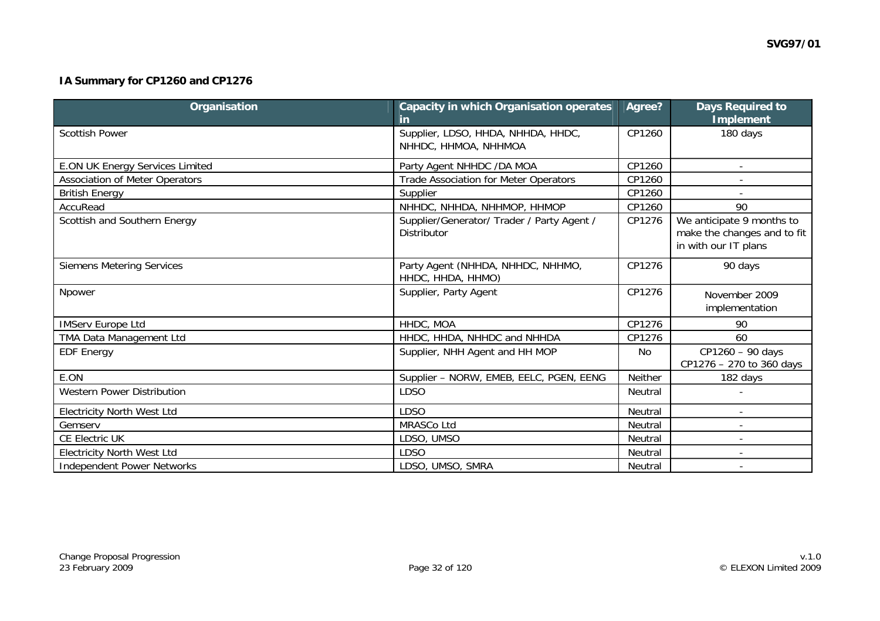**IA Summary for CP1260 and CP1276**

| Organisation | Capacity in which Organisation operates in | Agree? | Days Required to Implement |
|---|---|---|---|
| Scottish Power | Supplier, LDSO, HHDA, NHHDA, HHDC, NHHDC, HHMOA, NHHMOA | CP1260 | 180 days |
| E.ON UK Energy Services Limited | Party Agent NHHDC /DA MOA | CP1260 | - |
| Association of Meter Operators | Trade Association for Meter Operators | CP1260 | - |
| British Energy | Supplier | CP1260 | - |
| AccuRead | NHHDC, NHHDA, NHHMOP, HHMOP | CP1260 | 90 |
| Scottish and Southern Energy | Supplier/Generator/ Trader / Party Agent / Distributor | CP1276 | We anticipate 9 months to make the changes and to fit in with our IT plans |
| Siemens Metering Services | Party Agent (NHHDA, NHHDC, NHHMO, HHDC, HHDA, HHMO) | CP1276 | 90 days |
| Npower | Supplier, Party Agent | CP1276 | November 2009 implementation |
| IMServ Europe Ltd | HHDC, MOA | CP1276 | 90 |
| TMA Data Management Ltd | HHDC, HHDA, NHHDC and NHHDA | CP1276 | 60 |
| EDF Energy | Supplier, NHH Agent and HH MOP | No | CP1260 – 90 days<br>CP1276 – 270 to 360 days |
| E.ON | Supplier – NORW, EMEB, EELC, PGEN, EENG | Neither | 182 days |
| Western Power Distribution | LDSO | Neutral | - |
| Electricity North West Ltd | LDSO | Neutral | - |
| Gemserv | MRASCo Ltd | Neutral | - |
| CE Electric UK | LDSO, UMSO | Neutral | - |
| Electricity North West Ltd | LDSO | Neutral | - |
| Independent Power Networks | LDSO, UMSO, SMRA | Neutral | - |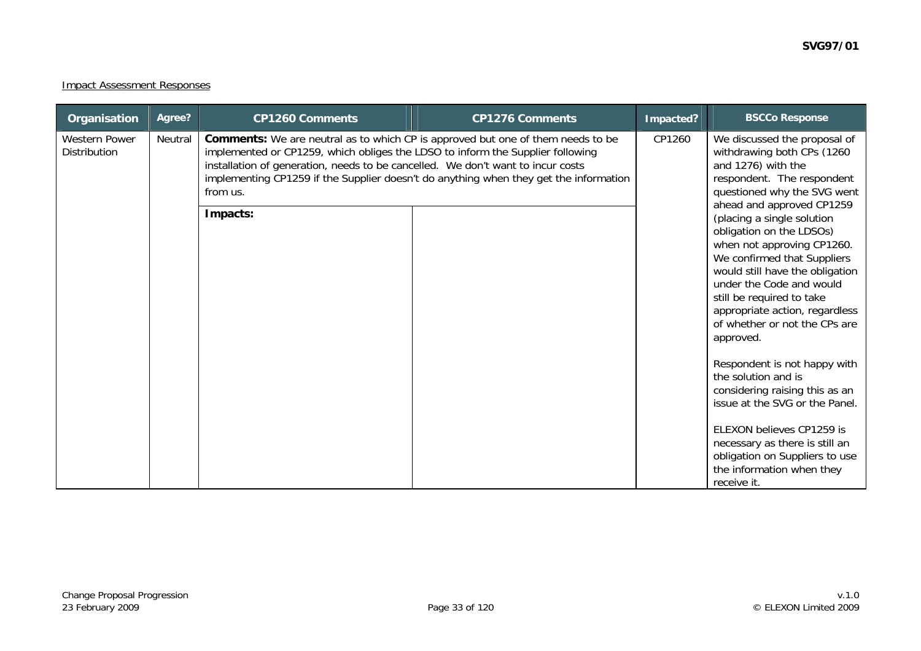Impact Assessment Responses

| Organisation | Agree? | CP1260 Comments | CP1276 Comments | Impacted? | BSCCo Response |
|---|---|---|---|---|---|
| Western Power Distribution | Neutral | **Comments:** We are neutral as to which CP is approved but one of them needs to be implemented or CP1259, which obliges the LDSO to inform the Supplier following installation of generation, needs to be cancelled. We don't want to incur costs implementing CP1259 if the Supplier doesn't do anything when they get the information from us. | | CP1260 | We discussed the proposal of withdrawing both CPs (1260 and 1276) with the respondent. The respondent questioned why the SVG went ahead and approved CP1259 (placing a single solution obligation on the LDSOs) when not approving CP1260. We confirmed that Suppliers would still have the obligation under the Code and would still be required to take appropriate action, regardless of whether or not the CPs are approved.<br><br>Respondent is not happy with the solution and is considering raising this as an issue at the SVG or the Panel.<br><br>ELEXON believes CP1259 is necessary as there is still an obligation on Suppliers to use the information when they receive it. |
| | | **Impacts:** | | | |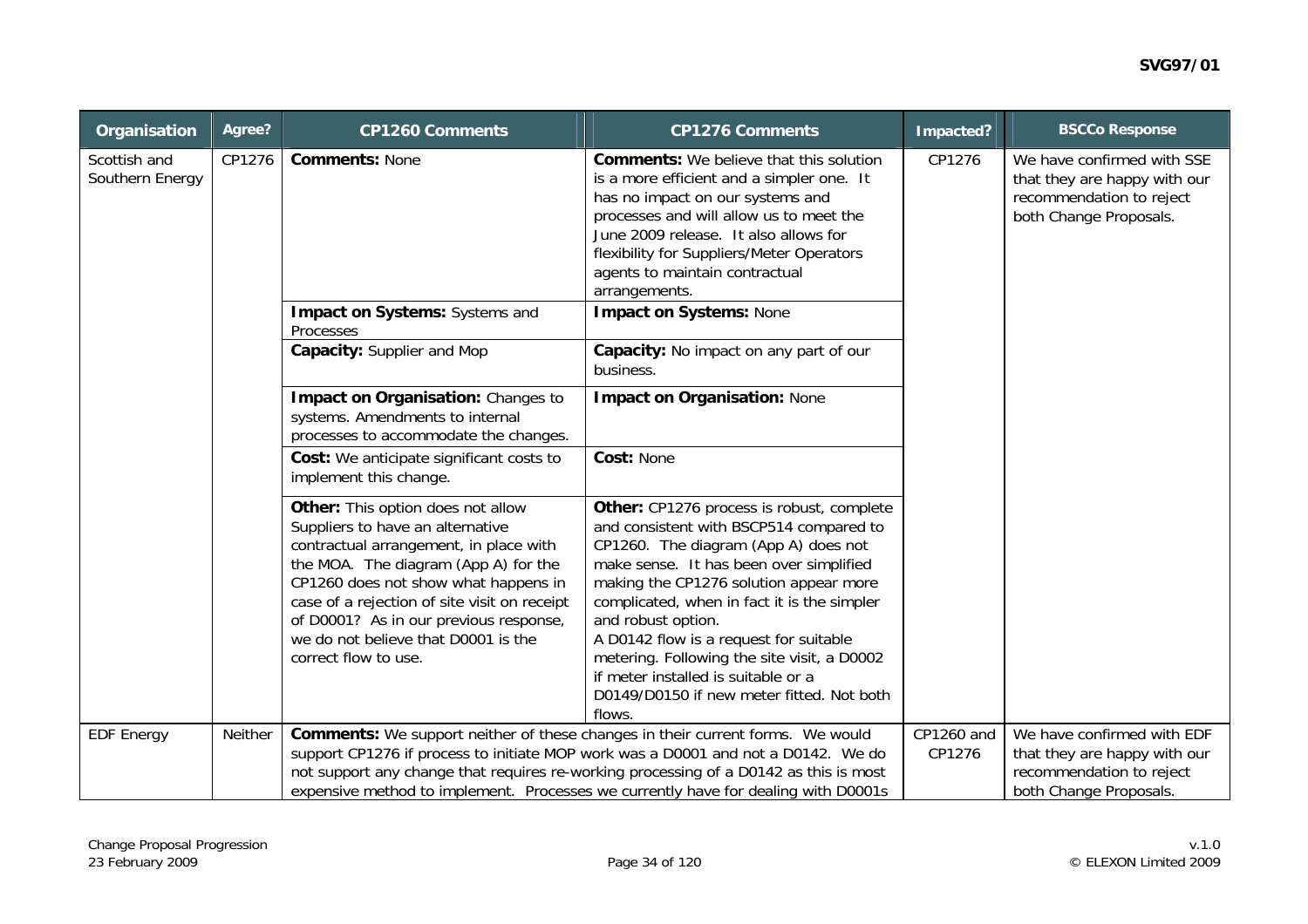| Organisation | Agree? | CP1260 Comments | CP1276 Comments | Impacted? | BSCCo Response |
|---|---|---|---|---|---|
| Scottish and Southern Energy | CP1276 | **Comments:** None | **Comments:** We believe that this solution is a more efficient and a simpler one. It has no impact on our systems and processes and will allow us to meet the June 2009 release. It also allows for flexibility for Suppliers/Meter Operators agents to maintain contractual arrangements. | CP1276 | We have confirmed with SSE that they are happy with our recommendation to reject both Change Proposals. |
| | | **Impact on Systems:** Systems and Processes | **Impact on Systems:** None | | |
| | | **Capacity:** Supplier and Mop | **Capacity:** No impact on any part of our business. | | |
| | | **Impact on Organisation:** Changes to systems. Amendments to internal processes to accommodate the changes. | **Impact on Organisation:** None | | |
| | | **Cost:** We anticipate significant costs to implement this change. | **Cost:** None | | |
| | | **Other:** This option does not allow Suppliers to have an alternative contractual arrangement, in place with the MOA. The diagram (App A) for the CP1260 does not show what happens in case of a rejection of site visit on receipt of D0001? As in our previous response, we do not believe that D0001 is the correct flow to use. | **Other:** CP1276 process is robust, complete and consistent with BSCP514 compared to CP1260. The diagram (App A) does not make sense. It has been over simplified making the CP1276 solution appear more complicated, when in fact it is the simpler and robust option. A D0142 flow is a request for suitable metering. Following the site visit, a D0002 if meter installed is suitable or a D0149/D0150 if new meter fitted. Not both flows. | | |
| EDF Energy | Neither | **Comments:** We support neither of these changes in their current forms. We would support CP1276 if process to initiate MOP work was a D0001 and not a D0142. We do not support any change that requires re-working processing of a D0142 as this is most expensive method to implement. Processes we currently have for dealing with D0001s | | CP1260 and CP1276 | We have confirmed with EDF that they are happy with our recommendation to reject both Change Proposals. |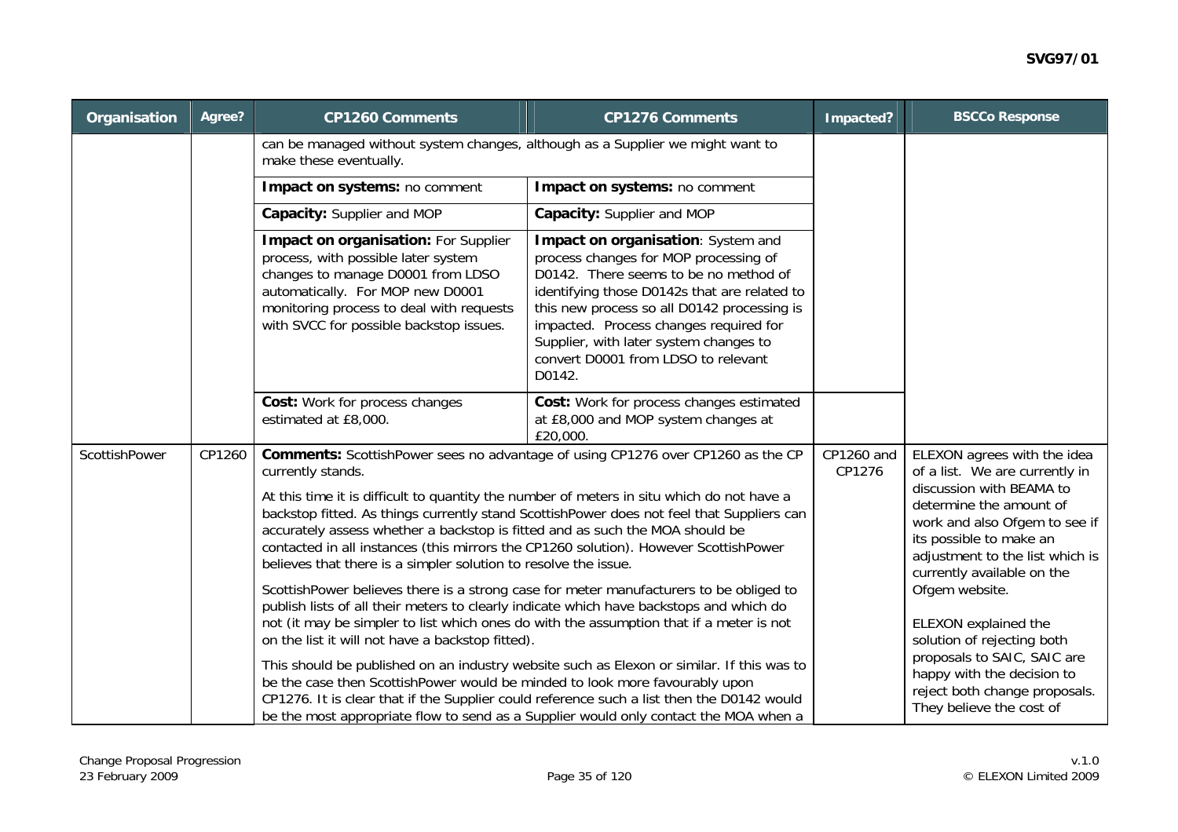| Organisation | Agree? | CP1260 Comments | CP1276 Comments | Impacted? | BSCCo Response |
|---|---|---|---|---|---|
| | | can be managed without system changes, although as a Supplier we might want to make these eventually. | | | |
| | | **Impact on systems:** no comment | **Impact on systems:** no comment | | |
| | | **Capacity:** Supplier and MOP | **Capacity:** Supplier and MOP | | |
| | | **Impact on organisation:** For Supplier process, with possible later system changes to manage D0001 from LDSO automatically. For MOP new D0001 monitoring process to deal with requests with SVCC for possible backstop issues. | **Impact on organisation**: System and process changes for MOP processing of D0142. There seems to be no method of identifying those D0142s that are related to this new process so all D0142 processing is impacted. Process changes required for Supplier, with later system changes to convert D0001 from LDSO to relevant D0142. | | |
| | | **Cost:** Work for process changes estimated at £8,000. | **Cost:** Work for process changes estimated at £8,000 and MOP system changes at £20,000. | | |
| ScottishPower | CP1260 | **Comments:** ScottishPower sees no advantage of using CP1276 over CP1260 as the CP currently stands.<br><br>At this time it is difficult to quantity the number of meters in situ which do not have a backstop fitted. As things currently stand ScottishPower does not feel that Suppliers can accurately assess whether a backstop is fitted and as such the MOA should be contacted in all instances (this mirrors the CP1260 solution). However ScottishPower believes that there is a simpler solution to resolve the issue.<br><br>ScottishPower believes there is a strong case for meter manufacturers to be obliged to publish lists of all their meters to clearly indicate which have backstops and which do not (it may be simpler to list which ones do with the assumption that if a meter is not on the list it will not have a backstop fitted).<br><br>This should be published on an industry website such as Elexon or similar. If this was to be the case then ScottishPower would be minded to look more favourably upon CP1276. It is clear that if the Supplier could reference such a list then the D0142 would be the most appropriate flow to send as a Supplier would only contact the MOA when a | | CP1260 and CP1276 | ELEXON agrees with the idea of a list. We are currently in discussion with BEAMA to determine the amount of work and also Ofgem to see if its possible to make an adjustment to the list which is currently available on the Ofgem website.<br><br>ELEXON explained the solution of rejecting both proposals to SAIC, SAIC are happy with the decision to reject both change proposals. They believe the cost of |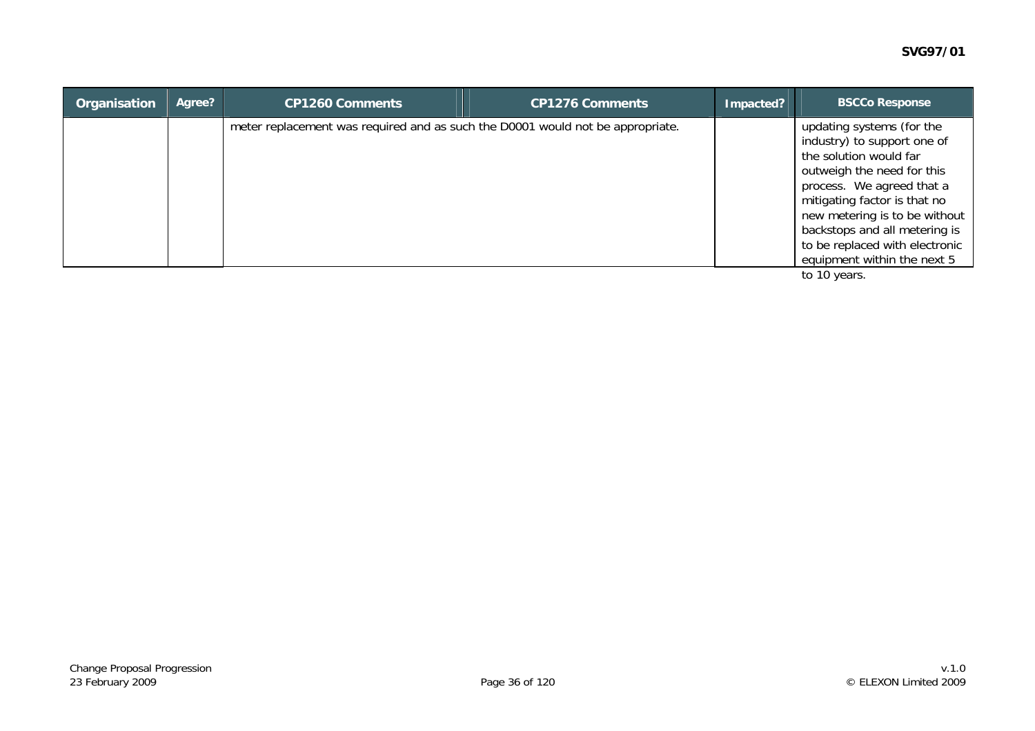| Organisation | Agree? | CP1260 Comments | CP1276 Comments | Impacted? | BSCCo Response |
|---|---|---|---|---|---|
| | | meter replacement was required and as such the D0001 would not be appropriate. | | | updating systems (for the industry) to support one of the solution would far outweigh the need for this process. We agreed that a mitigating factor is that no new metering is to be without backstops and all metering is to be replaced with electronic equipment within the next 5 to 10 years. |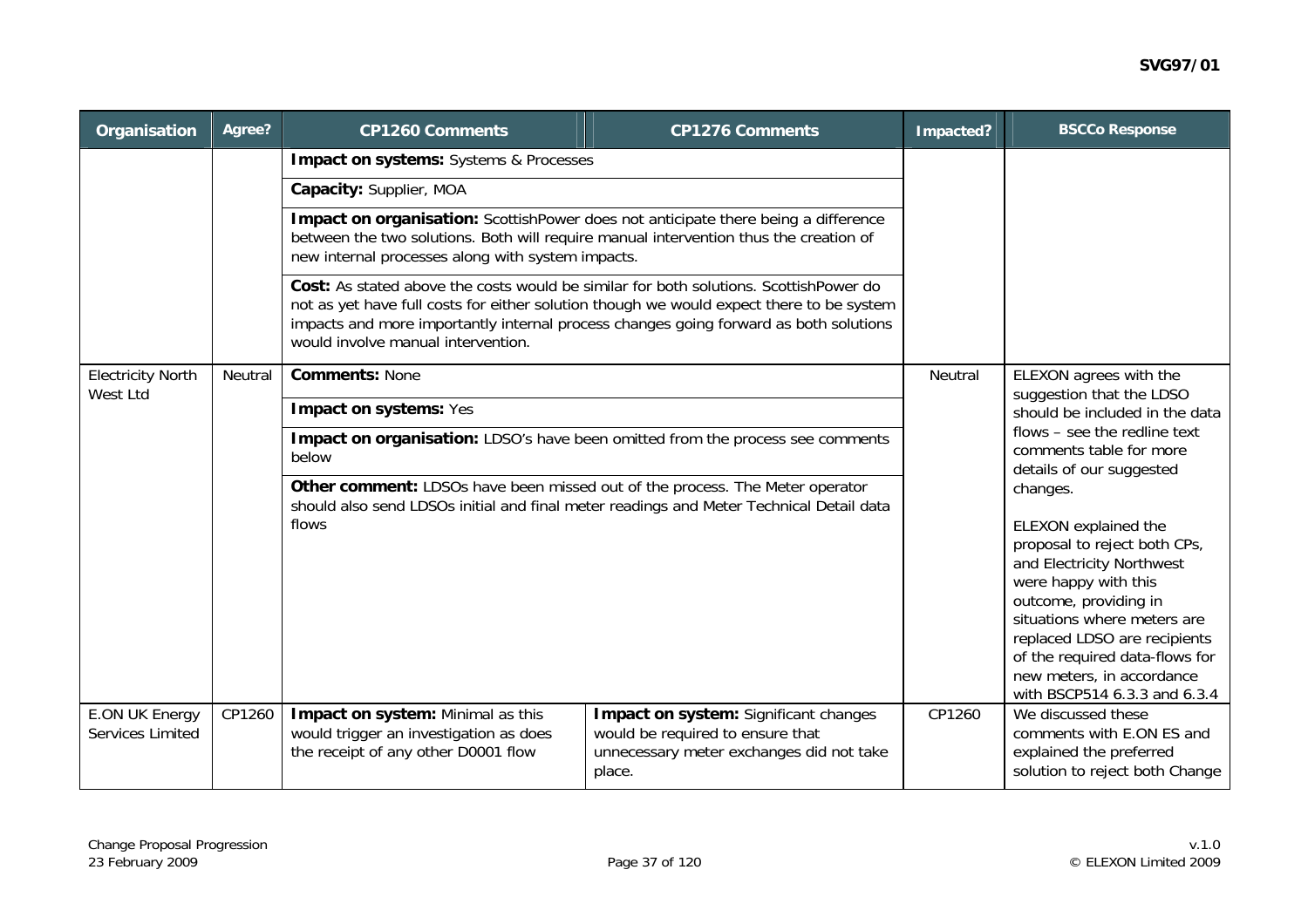| Organisation | Agree? | CP1260 Comments | CP1276 Comments | Impacted? | BSCCo Response |
|---|---|---|---|---|---|
| | | **Impact on systems:** Systems & Processes | | | |
| | | **Capacity:** Supplier, MOA | | | |
| | | **Impact on organisation:** ScottishPower does not anticipate there being a difference between the two solutions. Both will require manual intervention thus the creation of new internal processes along with system impacts. | | | |
| | | **Cost:** As stated above the costs would be similar for both solutions. ScottishPower do not as yet have full costs for either solution though we would expect there to be system impacts and more importantly internal process changes going forward as both solutions would involve manual intervention. | | | |
| Electricity North West Ltd | Neutral | **Comments:** None | | Neutral | ELEXON agrees with the suggestion that the LDSO should be included in the data flows – see the redline text comments table for more details of our suggested changes.<br><br>ELEXON explained the proposal to reject both CPs, and Electricity Northwest were happy with this outcome, providing in situations where meters are replaced LDSO are recipients of the required data-flows for new meters, in accordance with BSCP514 6.3.3 and 6.3.4 |
| | | **Impact on systems:** Yes | | | |
| | | **Impact on organisation:** LDSO's have been omitted from the process see comments below | | | |
| | | **Other comment:** LDSOs have been missed out of the process. The Meter operator should also send LDSOs initial and final meter readings and Meter Technical Detail data flows | | | |
| E.ON UK Energy Services Limited | CP1260 | **Impact on system:** Minimal as this would trigger an investigation as does the receipt of any other D0001 flow | **Impact on system:** Significant changes would be required to ensure that unnecessary meter exchanges did not take place. | CP1260 | We discussed these comments with E.ON ES and explained the preferred solution to reject both Change |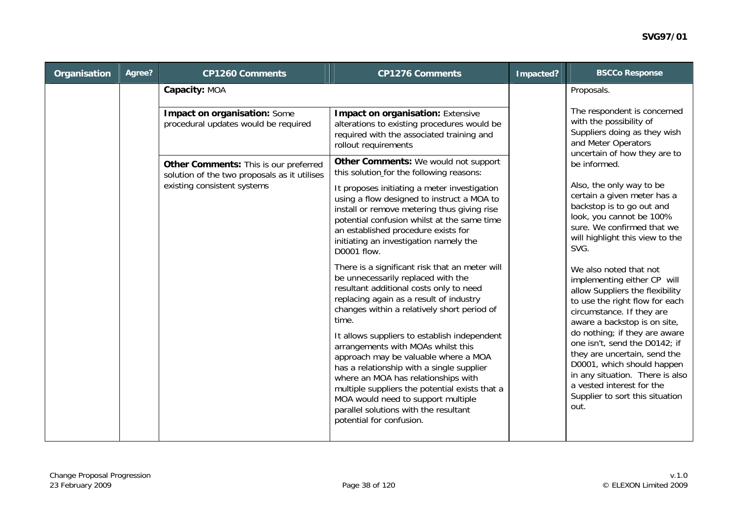| Organisation | Agree? | CP1260 Comments | CP1276 Comments | Impacted? | BSCCo Response |
|---|---|---|---|---|---|
| | | **Capacity:** MOA | | | Proposals.<br><br>The respondent is concerned with the possibility of Suppliers doing as they wish and Meter Operators uncertain of how they are to be informed.<br><br>Also, the only way to be certain a given meter has a backstop is to go out and look, you cannot be 100% sure. We confirmed that we will highlight this view to the SVG.<br><br>We also noted that not implementing either CP will allow Suppliers the flexibility to use the right flow for each circumstance. If they are aware a backstop is on site, do nothing; if they are aware one isn't, send the D0142; if they are uncertain, send the D0001, which should happen in any situation. There is also a vested interest for the Supplier to sort this situation out. |
| | | **Impact on organisation:** Some procedural updates would be required | **Impact on organisation:** Extensive alterations to existing procedures would be required with the associated training and rollout requirements | | |
| | | **Other Comments:** This is our preferred solution of the two proposals as it utilises existing consistent systems | **Other Comments:** We would not support this solution for the following reasons:<br><br>It proposes initiating a meter investigation using a flow designed to instruct a MOA to install or remove metering thus giving rise potential confusion whilst at the same time an established procedure exists for initiating an investigation namely the D0001 flow.<br><br>There is a significant risk that an meter will be unnecessarily replaced with the resultant additional costs only to need replacing again as a result of industry changes within a relatively short period of time.<br><br>It allows suppliers to establish independent arrangements with MOAs whilst this approach may be valuable where a MOA has a relationship with a single supplier where an MOA has relationships with multiple suppliers the potential exists that a MOA would need to support multiple parallel solutions with the resultant potential for confusion. | | |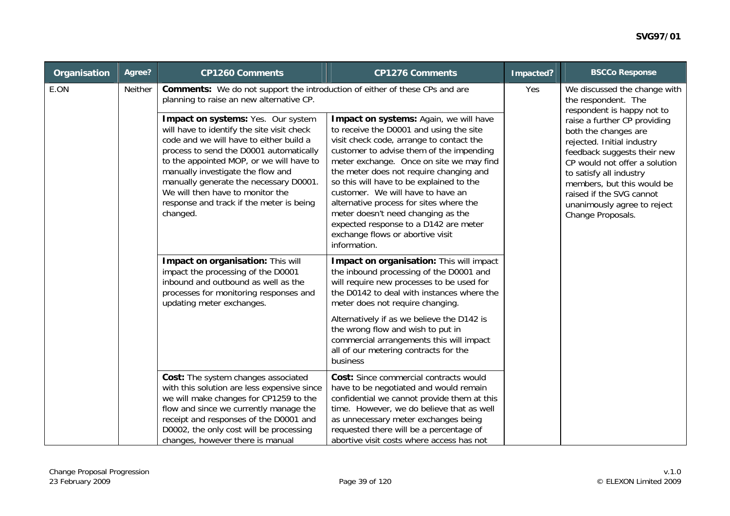| Organisation | Agree? | CP1260 Comments | CP1276 Comments | Impacted? | BSCCo Response |
|---|---|---|---|---|---|
| E.ON | Neither | **Comments:** We do not support the introduction of either of these CPs and are planning to raise an new alternative CP. | | Yes | We discussed the change with the respondent. The respondent is happy not to raise a further CP providing both the changes are rejected. Initial industry feedback suggests their new CP would not offer a solution to satisfy all industry members, but this would be raised if the SVG cannot unanimously agree to reject Change Proposals. |
| | | **Impact on systems:** Yes. Our system will have to identify the site visit check code and we will have to either build a process to send the D0001 automatically to the appointed MOP, or we will have to manually investigate the flow and manually generate the necessary D0001. We will then have to monitor the response and track if the meter is being changed. | **Impact on systems:** Again, we will have to receive the D0001 and using the site visit check code, arrange to contact the customer to advise them of the impending meter exchange. Once on site we may find the meter does not require changing and so this will have to be explained to the customer. We will have to have an alternative process for sites where the meter doesn't need changing as the expected response to a D142 are meter exchange flows or abortive visit information. | | |
| | | **Impact on organisation:** This will impact the processing of the D0001 inbound and outbound as well as the processes for monitoring responses and updating meter exchanges. | **Impact on organisation:** This will impact the inbound processing of the D0001 and will require new processes to be used for the D0142 to deal with instances where the meter does not require changing.<br><br>Alternatively if as we believe the D142 is the wrong flow and wish to put in commercial arrangements this will impact all of our metering contracts for the business | | |
| | | **Cost:** The system changes associated with this solution are less expensive since we will make changes for CP1259 to the flow and since we currently manage the receipt and responses of the D0001 and D0002, the only cost will be processing changes, however there is manual | **Cost:** Since commercial contracts would have to be negotiated and would remain confidential we cannot provide them at this time. However, we do believe that as well as unnecessary meter exchanges being requested there will be a percentage of abortive visit costs where access has not | | |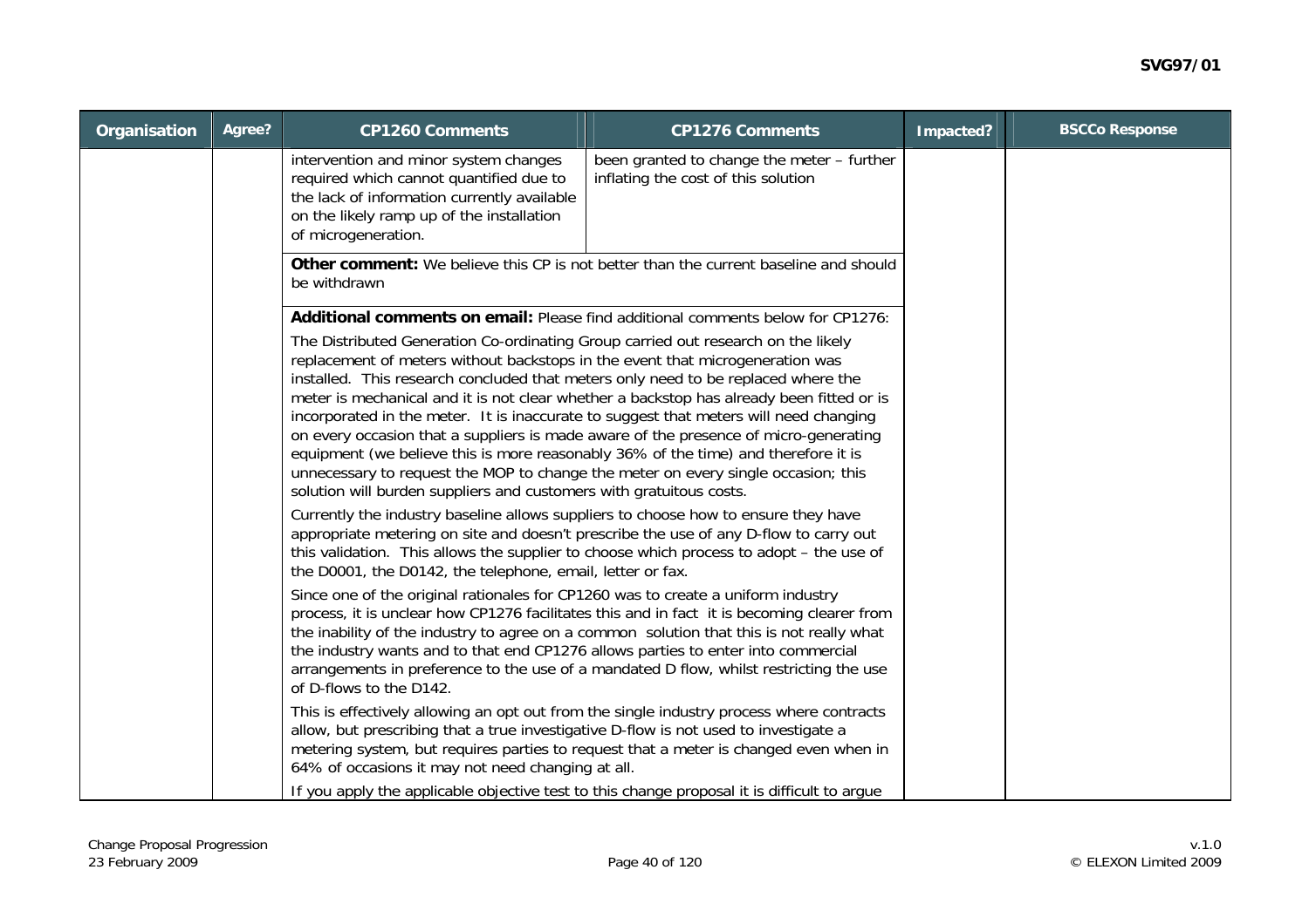| Organisation | Agree? | CP1260 Comments | CP1276 Comments | Impacted? | BSCCo Response |
|---|---|---|---|---|---|
| | | intervention and minor system changes required which cannot quantified due to the lack of information currently available on the likely ramp up of the installation of microgeneration. | been granted to change the meter – further inflating the cost of this solution | | |
| | | **Other comment:** We believe this CP is not better than the current baseline and should be withdrawn | | | |
| | | **Additional comments on email:** Please find additional comments below for CP1276:<br><br>The Distributed Generation Co-ordinating Group carried out research on the likely replacement of meters without backstops in the event that microgeneration was installed. This research concluded that meters only need to be replaced where the meter is mechanical and it is not clear whether a backstop has already been fitted or is incorporated in the meter. It is inaccurate to suggest that meters will need changing on every occasion that a suppliers is made aware of the presence of micro-generating equipment (we believe this is more reasonably 36% of the time) and therefore it is unnecessary to request the MOP to change the meter on every single occasion; this solution will burden suppliers and customers with gratuitous costs.<br><br>Currently the industry baseline allows suppliers to choose how to ensure they have appropriate metering on site and doesn't prescribe the use of any D-flow to carry out this validation. This allows the supplier to choose which process to adopt – the use of the D0001, the D0142, the telephone, email, letter or fax.<br><br>Since one of the original rationales for CP1260 was to create a uniform industry process, it is unclear how CP1276 facilitates this and in fact it is becoming clearer from the inability of the industry to agree on a common solution that this is not really what the industry wants and to that end CP1276 allows parties to enter into commercial arrangements in preference to the use of a mandated D flow, whilst restricting the use of D-flows to the D142.<br><br>This is effectively allowing an opt out from the single industry process where contracts allow, but prescribing that a true investigative D-flow is not used to investigate a metering system, but requires parties to request that a meter is changed even when in 64% of occasions it may not need changing at all.<br><br>If you apply the applicable objective test to this change proposal it is difficult to argue | | | |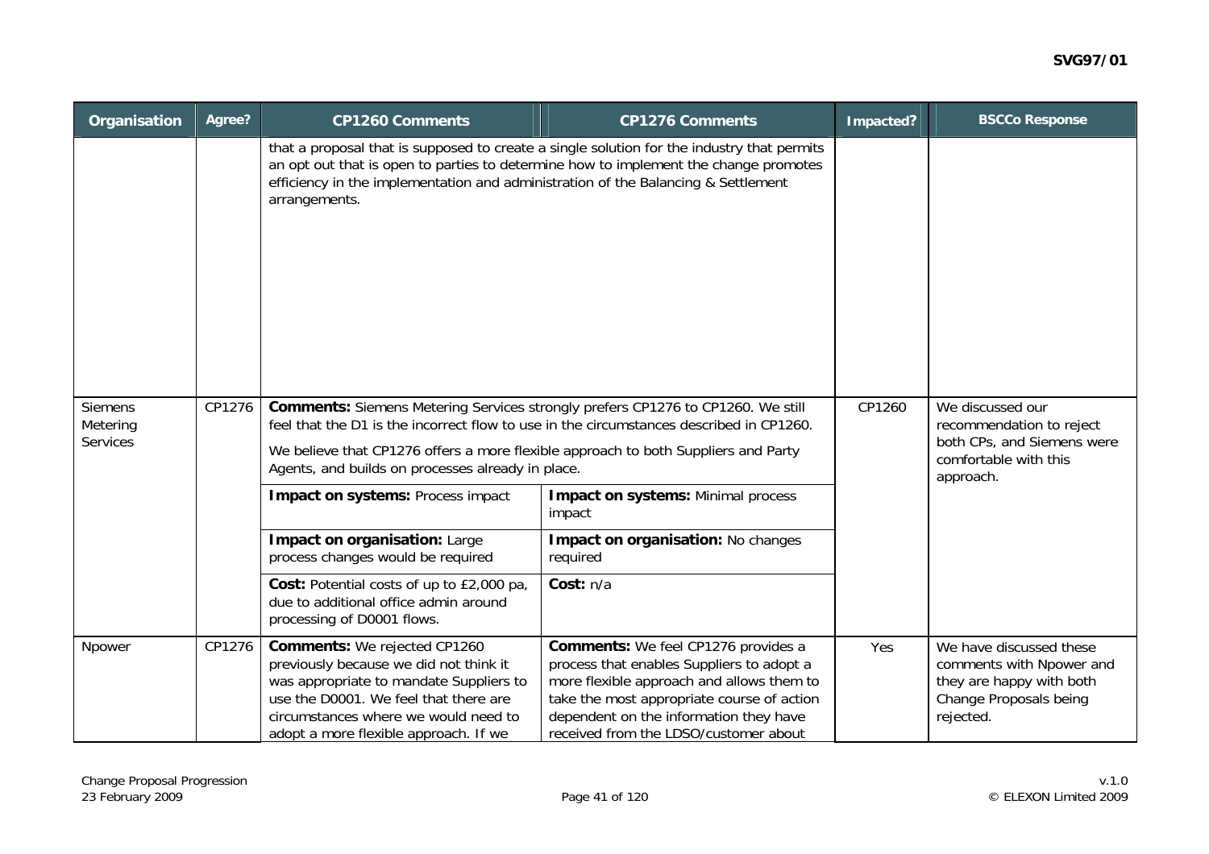| Organisation | Agree? | CP1260 Comments | CP1276 Comments | Impacted? | BSCCo Response |
|---|---|---|---|---|---|
| | | that a proposal that is supposed to create a single solution for the industry that permits an opt out that is open to parties to determine how to implement the change promotes efficiency in the implementation and administration of the Balancing & Settlement arrangements. | | | |
| Siemens Metering Services | CP1276 | **Comments:** Siemens Metering Services strongly prefers CP1276 to CP1260. We still feel that the D1 is the incorrect flow to use in the circumstances described in CP1260. We believe that CP1276 offers a more flexible approach to both Suppliers and Party Agents, and builds on processes already in place. | | CP1260 | We discussed our recommendation to reject both CPs, and Siemens were comfortable with this approach. |
| | | **Impact on systems:** Process impact | **Impact on systems:** Minimal process impact | | |
| | | **Impact on organisation:** Large process changes would be required | **Impact on organisation:** No changes required | | |
| | | **Cost:** Potential costs of up to £2,000 pa, due to additional office admin around processing of D0001 flows. | **Cost:** n/a | | |
| Npower | CP1276 | **Comments:** We rejected CP1260 previously because we did not think it was appropriate to mandate Suppliers to use the D0001. We feel that there are circumstances where we would need to adopt a more flexible approach. If we | **Comments:** We feel CP1276 provides a process that enables Suppliers to adopt a more flexible approach and allows them to take the most appropriate course of action dependent on the information they have received from the LDSO/customer about | Yes | We have discussed these comments with Npower and they are happy with both Change Proposals being rejected. |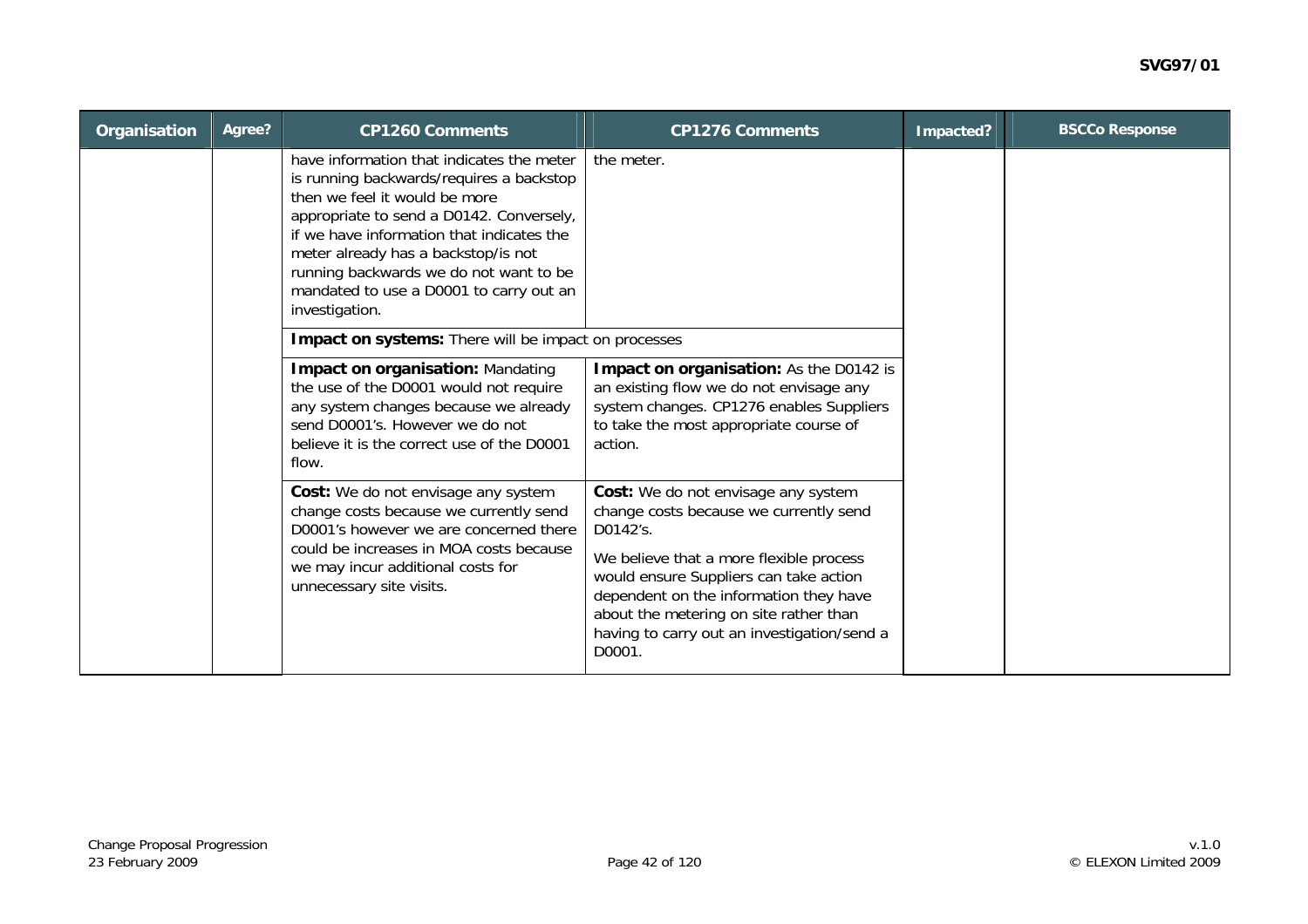| Organisation | Agree? | CP1260 Comments | CP1276 Comments | Impacted? | BSCCo Response |
|---|---|---|---|---|---|
| | | have information that indicates the meter is running backwards/requires a backstop then we feel it would be more appropriate to send a D0142. Conversely, if we have information that indicates the meter already has a backstop/is not running backwards we do not want to be mandated to use a D0001 to carry out an investigation. | the meter. | | |
| | | **Impact on systems:** There will be impact on processes | | | |
| | | **Impact on organisation:** Mandating the use of the D0001 would not require any system changes because we already send D0001's. However we do not believe it is the correct use of the D0001 flow. | **Impact on organisation:** As the D0142 is an existing flow we do not envisage any system changes. CP1276 enables Suppliers to take the most appropriate course of action. | | |
| | | **Cost:** We do not envisage any system change costs because we currently send D0001's however we are concerned there could be increases in MOA costs because we may incur additional costs for unnecessary site visits. | **Cost:** We do not envisage any system change costs because we currently send D0142's.<br><br>We believe that a more flexible process would ensure Suppliers can take action dependent on the information they have about the metering on site rather than having to carry out an investigation/send a D0001. | | |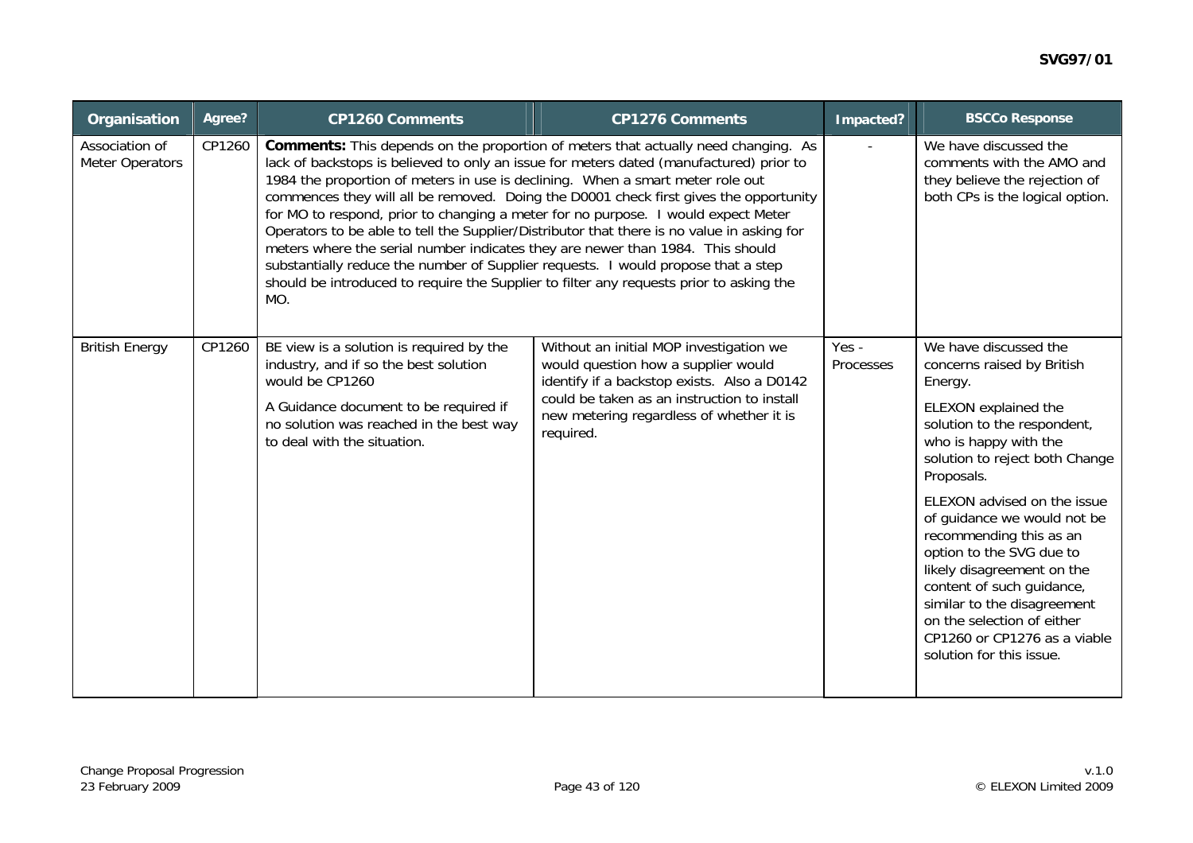| Organisation | Agree? | CP1260 Comments | CP1276 Comments | Impacted? | BSCCo Response |
|---|---|---|---|---|---|
| Association of Meter Operators | CP1260 | **Comments:** This depends on the proportion of meters that actually need changing. As lack of backstops is believed to only an issue for meters dated (manufactured) prior to 1984 the proportion of meters in use is declining. When a smart meter role out commences they will all be removed. Doing the D0001 check first gives the opportunity for MO to respond, prior to changing a meter for no purpose. I would expect Meter Operators to be able to tell the Supplier/Distributor that there is no value in asking for meters where the serial number indicates they are newer than 1984. This should substantially reduce the number of Supplier requests. I would propose that a step should be introduced to require the Supplier to filter any requests prior to asking the MO. | | - | We have discussed the comments with the AMO and they believe the rejection of both CPs is the logical option. |
| British Energy | CP1260 | BE view is a solution is required by the industry, and if so the best solution would be CP1260<br><br>A Guidance document to be required if no solution was reached in the best way to deal with the situation. | Without an initial MOP investigation we would question how a supplier would identify if a backstop exists. Also a D0142 could be taken as an instruction to install new metering regardless of whether it is required. | Yes - Processes | We have discussed the concerns raised by British Energy.<br><br>ELEXON explained the solution to the respondent, who is happy with the solution to reject both Change Proposals.<br><br>ELEXON advised on the issue of guidance we would not be recommending this as an option to the SVG due to likely disagreement on the content of such guidance, similar to the disagreement on the selection of either CP1260 or CP1276 as a viable solution for this issue. |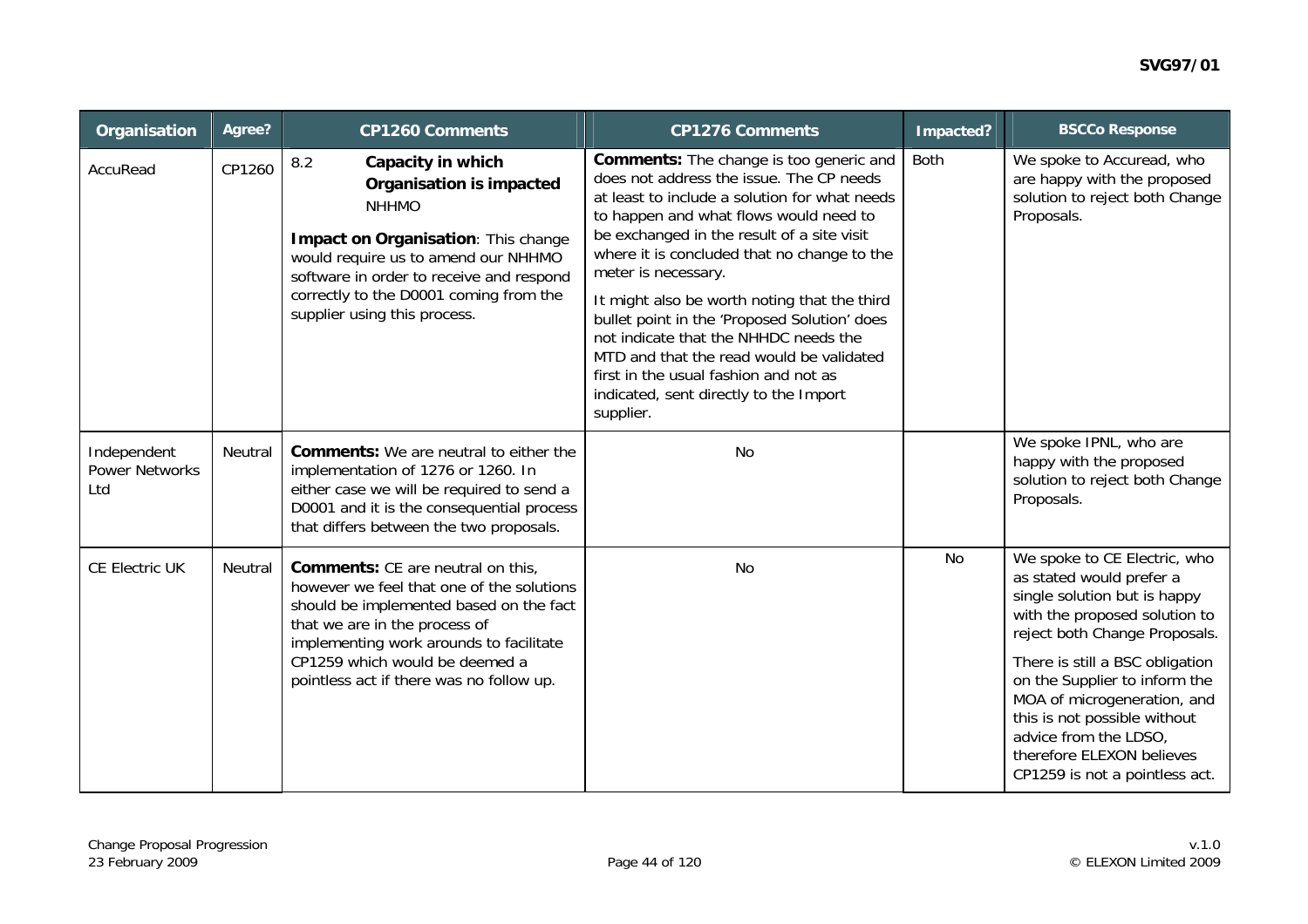| Organisation | Agree? | CP1260 Comments | CP1276 Comments | Impacted? | BSCCo Response |
|---|---|---|---|---|---|
| AccuRead | CP1260 | 8.2 **Capacity in which Organisation is impacted** NHHMO<br><br>**Impact on Organisation**: This change would require us to amend our NHHMO software in order to receive and respond correctly to the D0001 coming from the supplier using this process. | **Comments:** The change is too generic and does not address the issue. The CP needs at least to include a solution for what needs to happen and what flows would need to be exchanged in the result of a site visit where it is concluded that no change to the meter is necessary.<br><br>It might also be worth noting that the third bullet point in the 'Proposed Solution' does not indicate that the NHHDC needs the MTD and that the read would be validated first in the usual fashion and not as indicated, sent directly to the Import supplier. | Both | We spoke to Accuread, who are happy with the proposed solution to reject both Change Proposals. |
| Independent Power Networks Ltd | Neutral | **Comments:** We are neutral to either the implementation of 1276 or 1260. In either case we will be required to send a D0001 and it is the consequential process that differs between the two proposals. | No | | We spoke IPNL, who are happy with the proposed solution to reject both Change Proposals. |
| CE Electric UK | Neutral | **Comments:** CE are neutral on this, however we feel that one of the solutions should be implemented based on the fact that we are in the process of implementing work arounds to facilitate CP1259 which would be deemed a pointless act if there was no follow up. | No | No | We spoke to CE Electric, who as stated would prefer a single solution but is happy with the proposed solution to reject both Change Proposals.<br><br>There is still a BSC obligation on the Supplier to inform the MOA of microgeneration, and this is not possible without advice from the LDSO, therefore ELEXON believes CP1259 is not a pointless act. |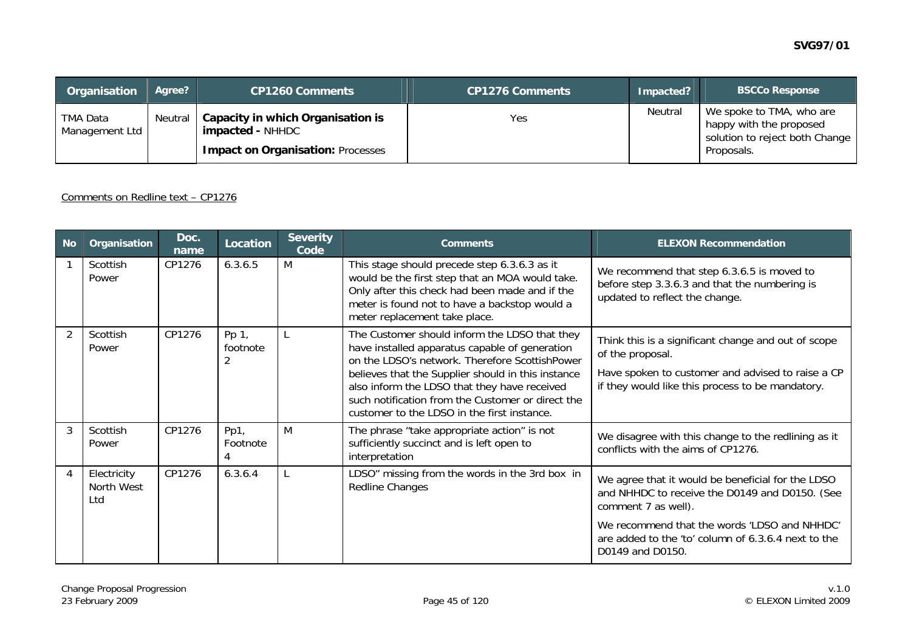| Organisation | Agree? | CP1260 Comments | CP1276 Comments | Impacted? | BSCCo Response |
|---|---|---|---|---|---|
| TMA Data Management Ltd | Neutral | **Capacity in which Organisation is impacted -** NHHDC<br><br>**Impact on Organisation:** Processes | Yes | Neutral | We spoke to TMA, who are happy with the proposed solution to reject both Change Proposals. |

Comments on Redline text – CP1276

| No | Organisation | Doc. name | Location | Severity Code | Comments | ELEXON Recommendation |
|---|---|---|---|---|---|---|
| 1 | Scottish Power | CP1276 | 6.3.6.5 | M | This stage should precede step 6.3.6.3 as it would be the first step that an MOA would take. Only after this check had been made and if the meter is found not to have a backstop would a meter replacement take place. | We recommend that step 6.3.6.5 is moved to before step 3.3.6.3 and that the numbering is updated to reflect the change. |
| 2 | Scottish Power | CP1276 | Pp 1, footnote 2 | L | The Customer should inform the LDSO that they have installed apparatus capable of generation on the LDSO's network. Therefore ScottishPower believes that the Supplier should in this instance also inform the LDSO that they have received such notification from the Customer or direct the customer to the LDSO in the first instance. | Think this is a significant change and out of scope of the proposal.<br><br>Have spoken to customer and advised to raise a CP if they would like this process to be mandatory. |
| 3 | Scottish Power | CP1276 | Pp1, Footnote 4 | M | The phrase "take appropriate action" is not sufficiently succinct and is left open to interpretation | We disagree with this change to the redlining as it conflicts with the aims of CP1276. |
| 4 | Electricity North West Ltd | CP1276 | 6.3.6.4 | L | LDSO" missing from the words in the 3rd box in Redline Changes | We agree that it would be beneficial for the LDSO and NHHDC to receive the D0149 and D0150. (See comment 7 as well).<br><br>We recommend that the words 'LDSO and NHHDC' are added to the 'to' column of 6.3.6.4 next to the D0149 and D0150. |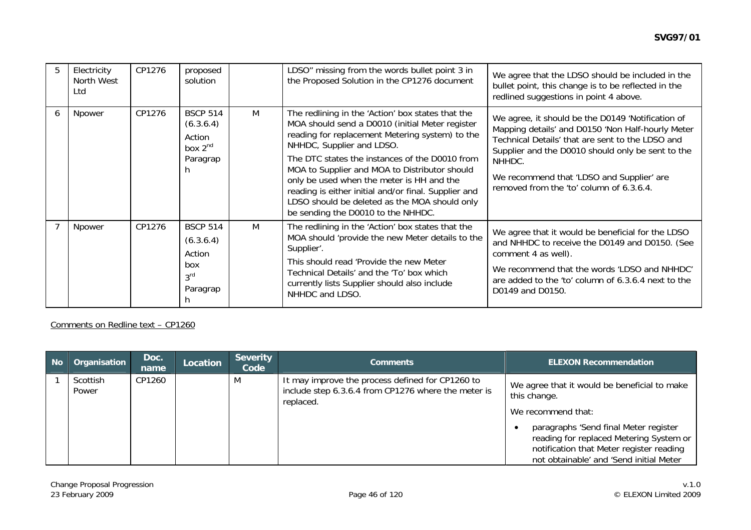| 5 | Electricity North West Ltd | CP1276 | proposed solution | | LDSO" missing from the words bullet point 3 in the Proposed Solution in the CP1276 document | We agree that the LDSO should be included in the bullet point, this change is to be reflected in the redlined suggestions in point 4 above. |
|---|---|---|---|---|---|---|
| 6 | Npower | CP1276 | BSCP 514 (6.3.6.4) Action box 2nd Paragraph | M | The redlining in the 'Action' box states that the MOA should send a D0010 (initial Meter register reading for replacement Metering system) to the NHHDC, Supplier and LDSO.<br>The DTC states the instances of the D0010 from MOA to Supplier and MOA to Distributor should only be used when the meter is HH and the reading is either initial and/or final. Supplier and LDSO should be deleted as the MOA should only be sending the D0010 to the NHHDC. | We agree, it should be the D0149 'Notification of Mapping details' and D0150 'Non Half-hourly Meter Technical Details' that are sent to the LDSO and Supplier and the D0010 should only be sent to the NHHDC.<br>We recommend that 'LDSO and Supplier' are removed from the 'to' column of 6.3.6.4. |
| 7 | Npower | CP1276 | BSCP 514 (6.3.6.4) Action box 3rd Paragraph | M | The redlining in the 'Action' box states that the MOA should 'provide the new Meter details to the Supplier'.<br>This should read 'Provide the new Meter Technical Details' and the 'To' box which currently lists Supplier should also include NHHDC and LDSO. | We agree that it would be beneficial for the LDSO and NHHDC to receive the D0149 and D0150. (See comment 4 as well).<br>We recommend that the words 'LDSO and NHHDC' are added to the 'to' column of 6.3.6.4 next to the D0149 and D0150. |

Comments on Redline text – CP1260

| No | Organisation | Doc. name | Location | Severity Code | Comments | ELEXON Recommendation |
|---|---|---|---|---|---|---|
| 1 | Scottish Power | CP1260 | | M | It may improve the process defined for CP1260 to include step 6.3.6.4 from CP1276 where the meter is replaced. | We agree that it would be beneficial to make this change.<br>We recommend that:<br>• paragraphs 'Send final Meter register reading for replaced Metering System or notification that Meter register reading not obtainable' and 'Send initial Meter |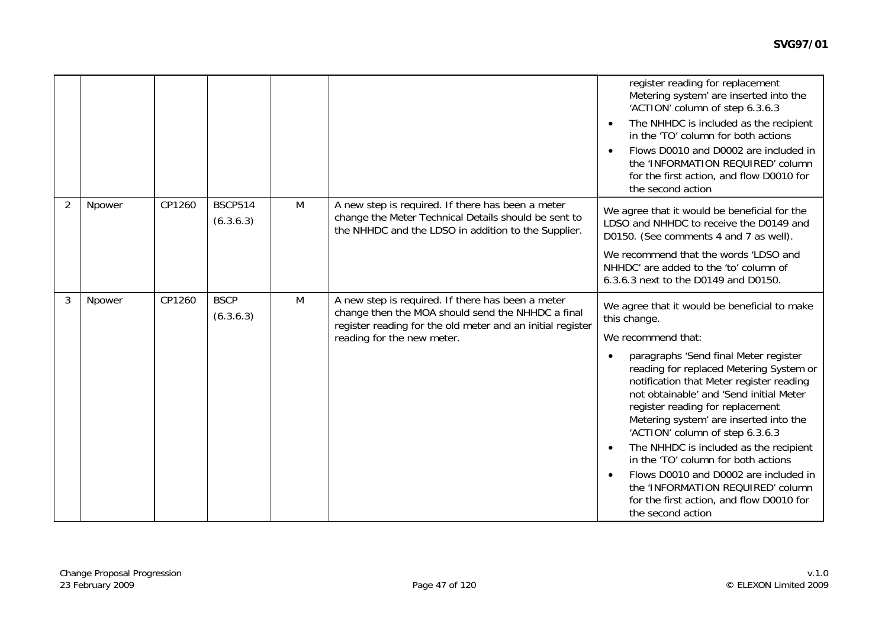| | | | | | | |
|---|---|---|---|---|---|---|
| | | | | | | register reading for replacement Metering system' are inserted into the 'ACTION' column of step 6.3.6.3<br>• The NHHDC is included as the recipient in the 'TO' column for both actions<br>• Flows D0010 and D0002 are included in the 'INFORMATION REQUIRED' column for the first action, and flow D0010 for the second action |
| 2 | Npower | CP1260 | BSCP514 (6.3.6.3) | M | A new step is required. If there has been a meter change the Meter Technical Details should be sent to the NHHDC and the LDSO in addition to the Supplier. | We agree that it would be beneficial for the LDSO and NHHDC to receive the D0149 and D0150. (See comments 4 and 7 as well).<br><br>We recommend that the words 'LDSO and NHHDC' are added to the 'to' column of 6.3.6.3 next to the D0149 and D0150. |
| 3 | Npower | CP1260 | BSCP (6.3.6.3) | M | A new step is required. If there has been a meter change then the MOA should send the NHHDC a final register reading for the old meter and an initial register reading for the new meter. | We agree that it would be beneficial to make this change.<br><br>We recommend that:<br>• paragraphs 'Send final Meter register reading for replaced Metering System or notification that Meter register reading not obtainable' and 'Send initial Meter register reading for replacement Metering system' are inserted into the 'ACTION' column of step 6.3.6.3<br>• The NHHDC is included as the recipient in the 'TO' column for both actions<br>• Flows D0010 and D0002 are included in the 'INFORMATION REQUIRED' column for the first action, and flow D0010 for the second action |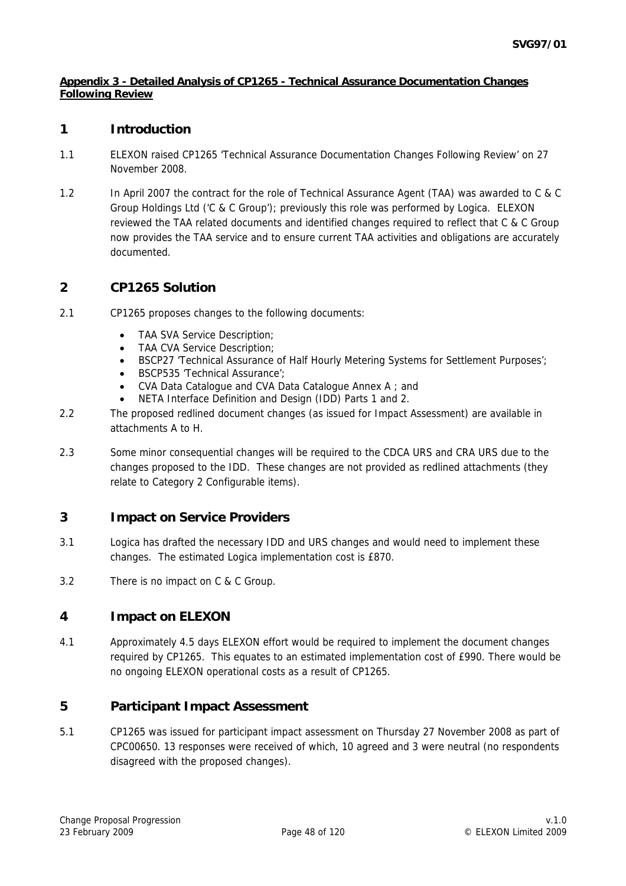**Appendix 3 - Detailed Analysis of CP1265 - Technical Assurance Documentation Changes Following Review**

## 1 Introduction

1.1 ELEXON raised CP1265 'Technical Assurance Documentation Changes Following Review' on 27 November 2008.

1.2 In April 2007 the contract for the role of Technical Assurance Agent (TAA) was awarded to C & C Group Holdings Ltd ('C & C Group'); previously this role was performed by Logica. ELEXON reviewed the TAA related documents and identified changes required to reflect that C & C Group now provides the TAA service and to ensure current TAA activities and obligations are accurately documented.

## 2 CP1265 Solution

2.1 CP1265 proposes changes to the following documents:

- TAA SVA Service Description;
- TAA CVA Service Description;
- BSCP27 'Technical Assurance of Half Hourly Metering Systems for Settlement Purposes';
- BSCP535 'Technical Assurance';
- CVA Data Catalogue and CVA Data Catalogue Annex A ; and
- NETA Interface Definition and Design (IDD) Parts 1 and 2.

2.2 The proposed redlined document changes (as issued for Impact Assessment) are available in attachments A to H.

2.3 Some minor consequential changes will be required to the CDCA URS and CRA URS due to the changes proposed to the IDD. These changes are not provided as redlined attachments (they relate to Category 2 Configurable items).

## 3 Impact on Service Providers

3.1 Logica has drafted the necessary IDD and URS changes and would need to implement these changes. The estimated Logica implementation cost is £870.

3.2 There is no impact on C & C Group.

## 4 Impact on ELEXON

4.1 Approximately 4.5 days ELEXON effort would be required to implement the document changes required by CP1265. This equates to an estimated implementation cost of £990. There would be no ongoing ELEXON operational costs as a result of CP1265.

## 5 Participant Impact Assessment

5.1 CP1265 was issued for participant impact assessment on Thursday 27 November 2008 as part of CPC00650. 13 responses were received of which, 10 agreed and 3 were neutral (no respondents disagreed with the proposed changes).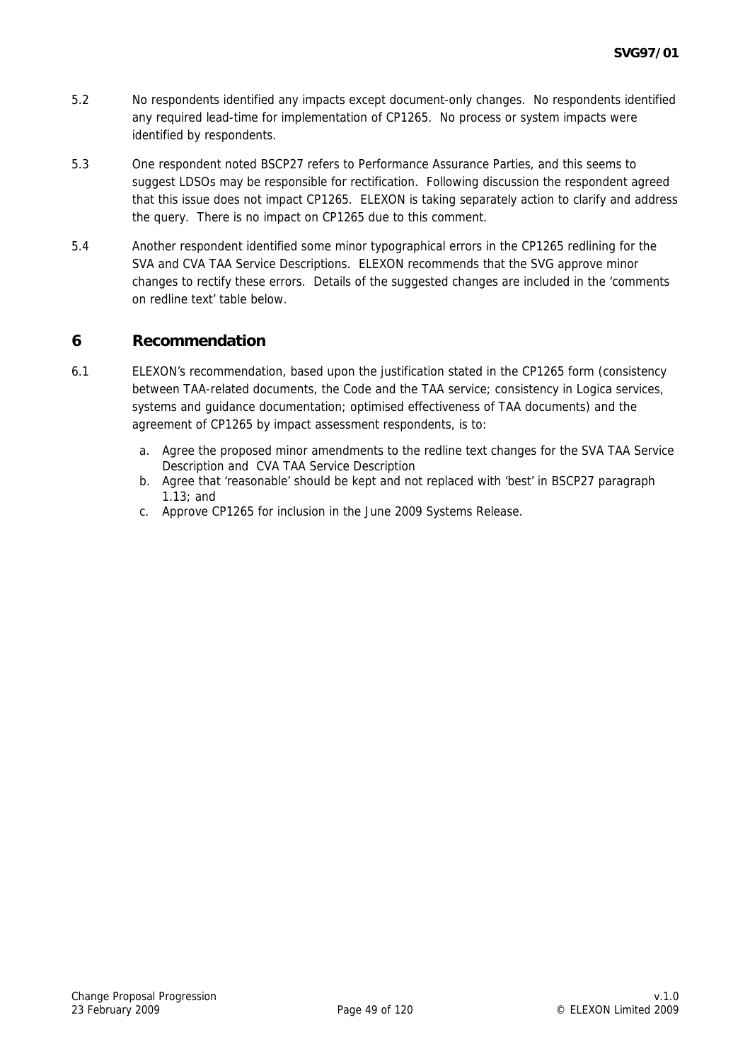5.2 No respondents identified any impacts except document-only changes. No respondents identified any required lead-time for implementation of CP1265. No process or system impacts were identified by respondents.

5.3 One respondent noted BSCP27 refers to Performance Assurance Parties, and this seems to suggest LDSOs may be responsible for rectification. Following discussion the respondent agreed that this issue does not impact CP1265. ELEXON is taking separately action to clarify and address the query. There is no impact on CP1265 due to this comment.

5.4 Another respondent identified some minor typographical errors in the CP1265 redlining for the SVA and CVA TAA Service Descriptions. ELEXON recommends that the SVG approve minor changes to rectify these errors. Details of the suggested changes are included in the 'comments on redline text' table below.

## 6 Recommendation

6.1 ELEXON's recommendation, based upon the justification stated in the CP1265 form (consistency between TAA-related documents, the Code and the TAA service; consistency in Logica services, systems and guidance documentation; optimised effectiveness of TAA documents) and the agreement of CP1265 by impact assessment respondents, is to:

a. Agree the proposed minor amendments to the redline text changes for the SVA TAA Service Description and CVA TAA Service Description
b. Agree that 'reasonable' should be kept and not replaced with 'best' in BSCP27 paragraph 1.13; and
c. Approve CP1265 for inclusion in the June 2009 Systems Release.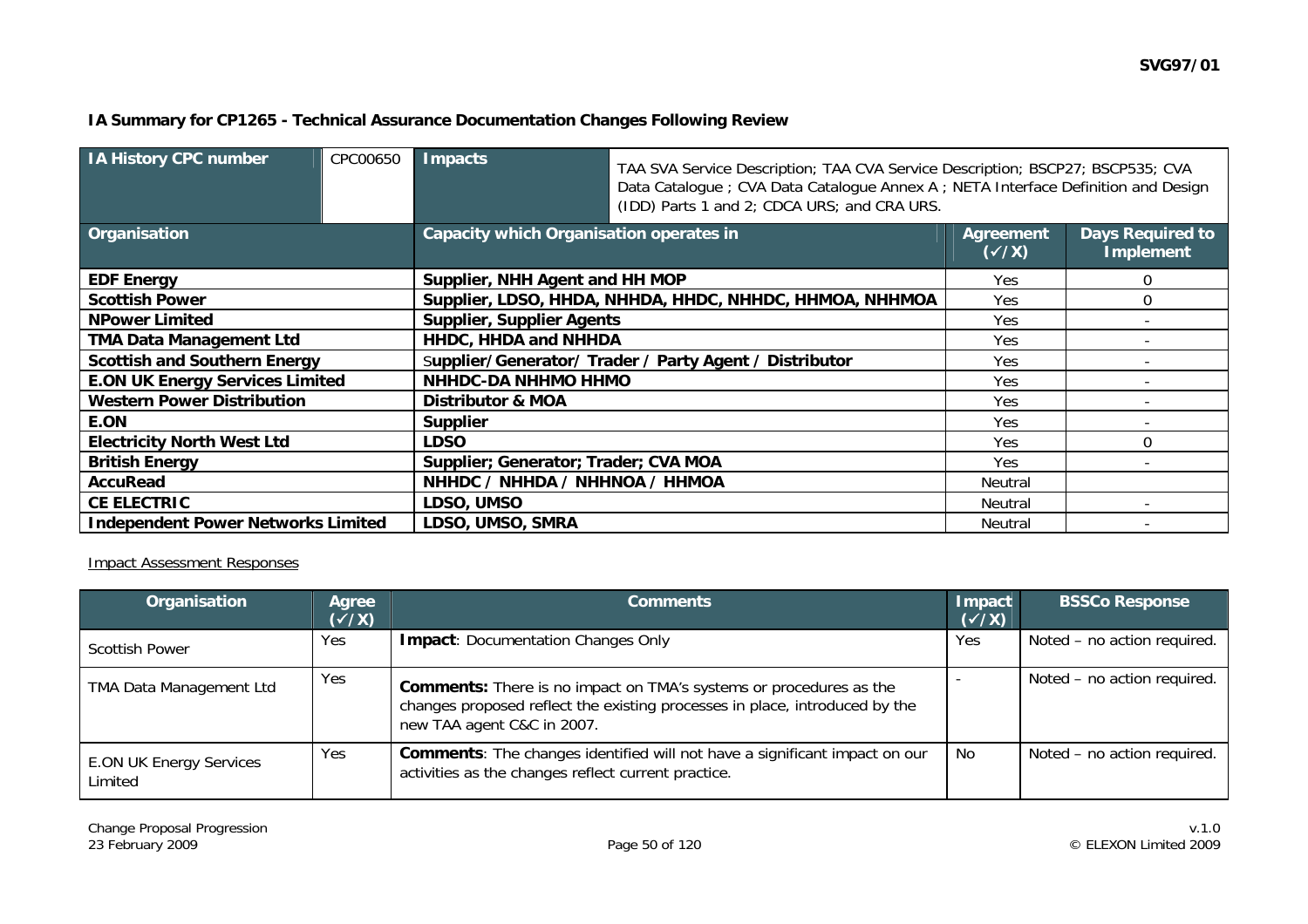**IA Summary for CP1265 - Technical Assurance Documentation Changes Following Review**

| IA History CPC number | CPC00650 | Impacts | TAA SVA Service Description; TAA CVA Service Description; BSCP27; BSCP535; CVA Data Catalogue ; CVA Data Catalogue Annex A ; NETA Interface Definition and Design (IDD) Parts 1 and 2; CDCA URS; and CRA URS. | |
|---|---|---|---|---|
| **Organisation** | | **Capacity which Organisation operates in** | **Agreement (✓/X)** | **Days Required to Implement** |
| **EDF Energy** | | **Supplier, NHH Agent and HH MOP** | Yes | 0 |
| **Scottish Power** | | **Supplier, LDSO, HHDA, NHHDA, HHDC, NHHDC, HHMOA, NHHMOA** | Yes | 0 |
| **NPower Limited** | | **Supplier, Supplier Agents** | Yes | - |
| **TMA Data Management Ltd** | | **HHDC, HHDA and NHHDA** | Yes | - |
| **Scottish and Southern Energy** | | **Supplier/Generator/ Trader / Party Agent / Distributor** | Yes | - |
| **E.ON UK Energy Services Limited** | | **NHHDC-DA NHHMO HHMO** | Yes | - |
| **Western Power Distribution** | | **Distributor & MOA** | Yes | - |
| **E.ON** | | **Supplier** | Yes | - |
| **Electricity North West Ltd** | | **LDSO** | Yes | 0 |
| **British Energy** | | **Supplier; Generator; Trader; CVA MOA** | Yes | - |
| **AccuRead** | | **NHHDC / NHHDA / NHHNOA / HHMOA** | Neutral | |
| **CE ELECTRIC** | | **LDSO, UMSO** | Neutral | - |
| **Independent Power Networks Limited** | | **LDSO, UMSO, SMRA** | Neutral | - |

Impact Assessment Responses

| Organisation | Agree (✓/X) | Comments | Impact (✓/X) | BSSCo Response |
|---|---|---|---|---|
| Scottish Power | Yes | **Impact**: Documentation Changes Only | Yes | Noted – no action required. |
| TMA Data Management Ltd | Yes | **Comments:** There is no impact on TMA's systems or procedures as the changes proposed reflect the existing processes in place, introduced by the new TAA agent C&C in 2007. | - | Noted – no action required. |
| E.ON UK Energy Services Limited | Yes | **Comments**: The changes identified will not have a significant impact on our activities as the changes reflect current practice. | No | Noted – no action required. |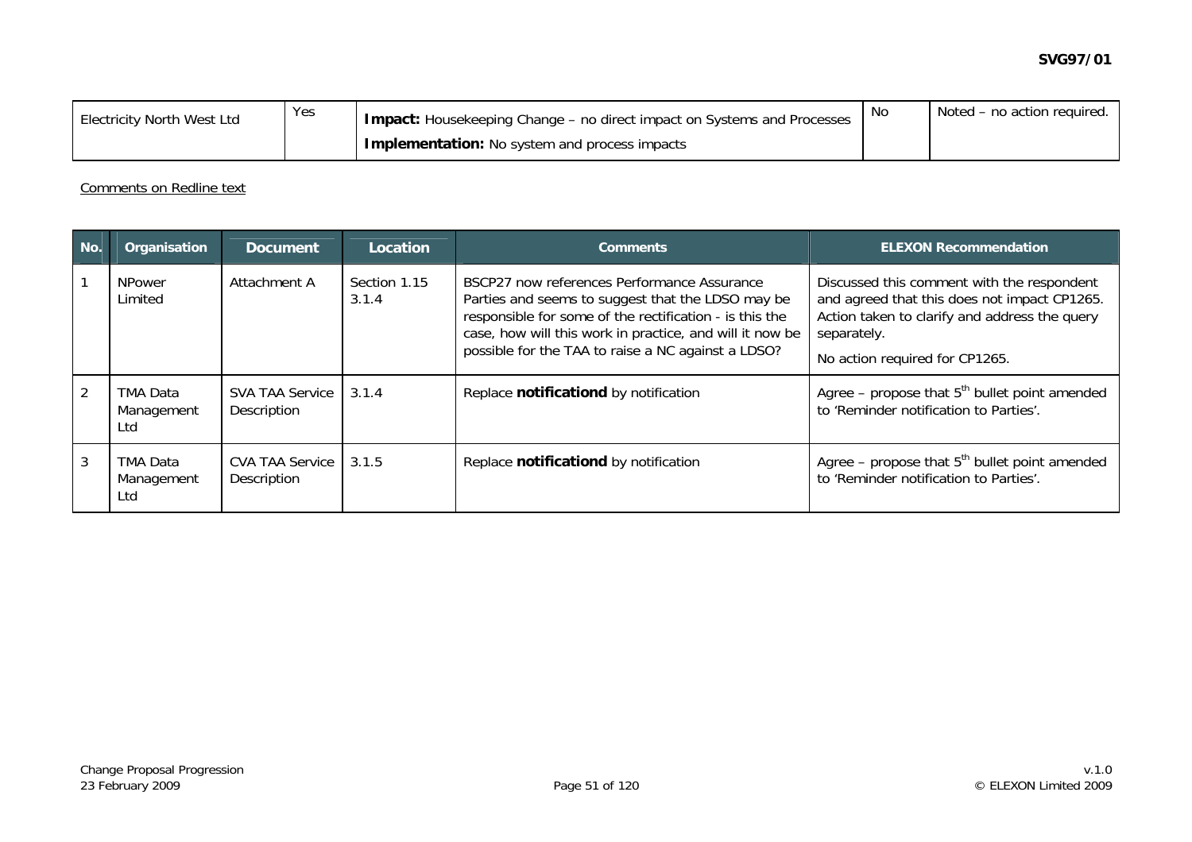| Electricity North West Ltd | Yes | **Impact:** Housekeeping Change – no direct impact on Systems and Processes<br>**Implementation:** No system and process impacts | No | Noted – no action required. |
|---|---|---|---|---|

Comments on Redline text

| No. | Organisation | Document | Location | Comments | ELEXON Recommendation |
|---|---|---|---|---|---|
| 1 | NPower Limited | Attachment A | Section 1.15 3.1.4 | BSCP27 now references Performance Assurance Parties and seems to suggest that the LDSO may be responsible for some of the rectification - is this the case, how will this work in practice, and will it now be possible for the TAA to raise a NC against a LDSO? | Discussed this comment with the respondent and agreed that this does not impact CP1265. Action taken to clarify and address the query separately.<br>No action required for CP1265. |
| 2 | TMA Data Management Ltd | SVA TAA Service Description | 3.1.4 | Replace **notificationd** by notification | Agree – propose that 5th bullet point amended to 'Reminder notification to Parties'. |
| 3 | TMA Data Management Ltd | CVA TAA Service Description | 3.1.5 | Replace **notificationd** by notification | Agree – propose that 5th bullet point amended to 'Reminder notification to Parties'. |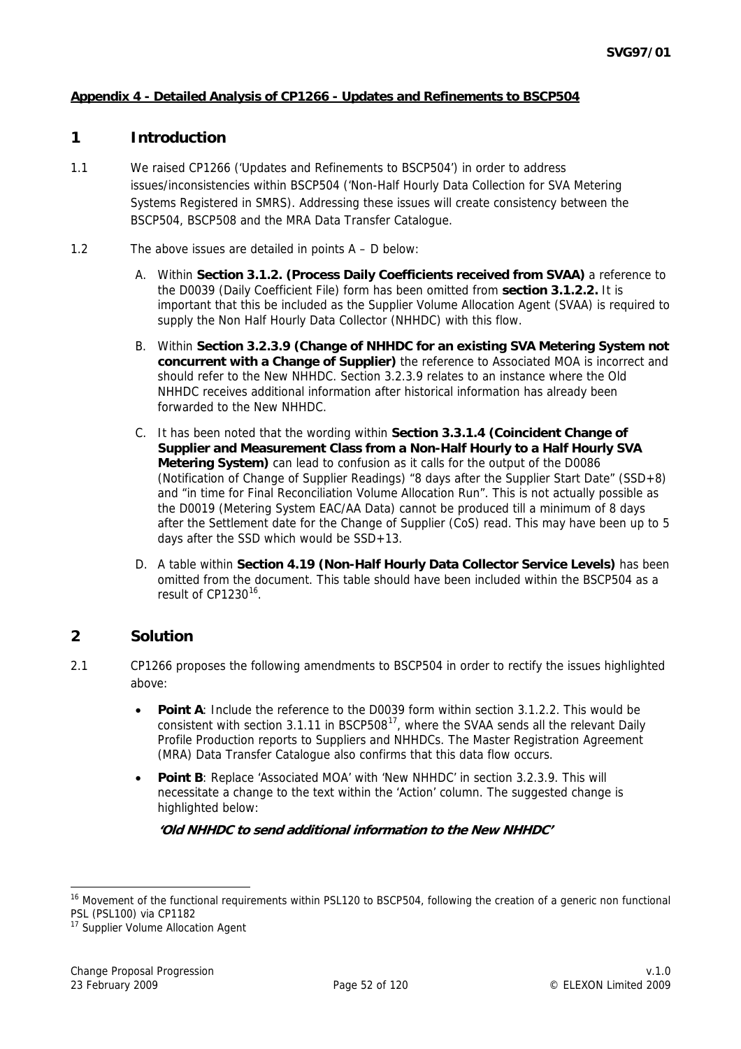**Appendix 4 - Detailed Analysis of CP1266 - Updates and Refinements to BSCP504**

# 1 Introduction

1.1 We raised CP1266 ('Updates and Refinements to BSCP504') in order to address issues/inconsistencies within BSCP504 ('Non-Half Hourly Data Collection for SVA Metering Systems Registered in SMRS). Addressing these issues will create consistency between the BSCP504, BSCP508 and the MRA Data Transfer Catalogue.

1.2 The above issues are detailed in points A – D below:

A. Within **Section 3.1.2. (Process Daily Coefficients received from SVAA)** a reference to the D0039 (Daily Coefficient File) form has been omitted from **section 3.1.2.2.** It is important that this be included as the Supplier Volume Allocation Agent (SVAA) is required to supply the Non Half Hourly Data Collector (NHHDC) with this flow.

B. Within **Section 3.2.3.9 (Change of NHHDC for an existing SVA Metering System not concurrent with a Change of Supplier)** the reference to Associated MOA is incorrect and should refer to the New NHHDC. Section 3.2.3.9 relates to an instance where the Old NHHDC receives additional information after historical information has already been forwarded to the New NHHDC.

C. It has been noted that the wording within **Section 3.3.1.4 (Coincident Change of Supplier and Measurement Class from a Non-Half Hourly to a Half Hourly SVA Metering System)** can lead to confusion as it calls for the output of the D0086 (Notification of Change of Supplier Readings) "8 days after the Supplier Start Date" (SSD+8) and "in time for Final Reconciliation Volume Allocation Run". This is not actually possible as the D0019 (Metering System EAC/AA Data) cannot be produced till a minimum of 8 days after the Settlement date for the Change of Supplier (CoS) read. This may have been up to 5 days after the SSD which would be SSD+13.

D. A table within **Section 4.19 (Non-Half Hourly Data Collector Service Levels)** has been omitted from the document. This table should have been included within the BSCP504 as a result of CP1230[16].

# 2 Solution

2.1 CP1266 proposes the following amendments to BSCP504 in order to rectify the issues highlighted above:

- **Point A**: Include the reference to the D0039 form within section 3.1.2.2. This would be consistent with section 3.1.11 in BSCP508[17], where the SVAA sends all the relevant Daily Profile Production reports to Suppliers and NHHDCs. The Master Registration Agreement (MRA) Data Transfer Catalogue also confirms that this data flow occurs.
- **Point B**: Replace 'Associated MOA' with 'New NHHDC' in section 3.2.3.9. This will necessitate a change to the text within the 'Action' column. The suggested change is highlighted below:

  ***'Old NHHDC to send additional information to the New NHHDC'***

---

[16] Movement of the functional requirements within PSL120 to BSCP504, following the creation of a generic non functional PSL (PSL100) via CP1182

[17] Supplier Volume Allocation Agent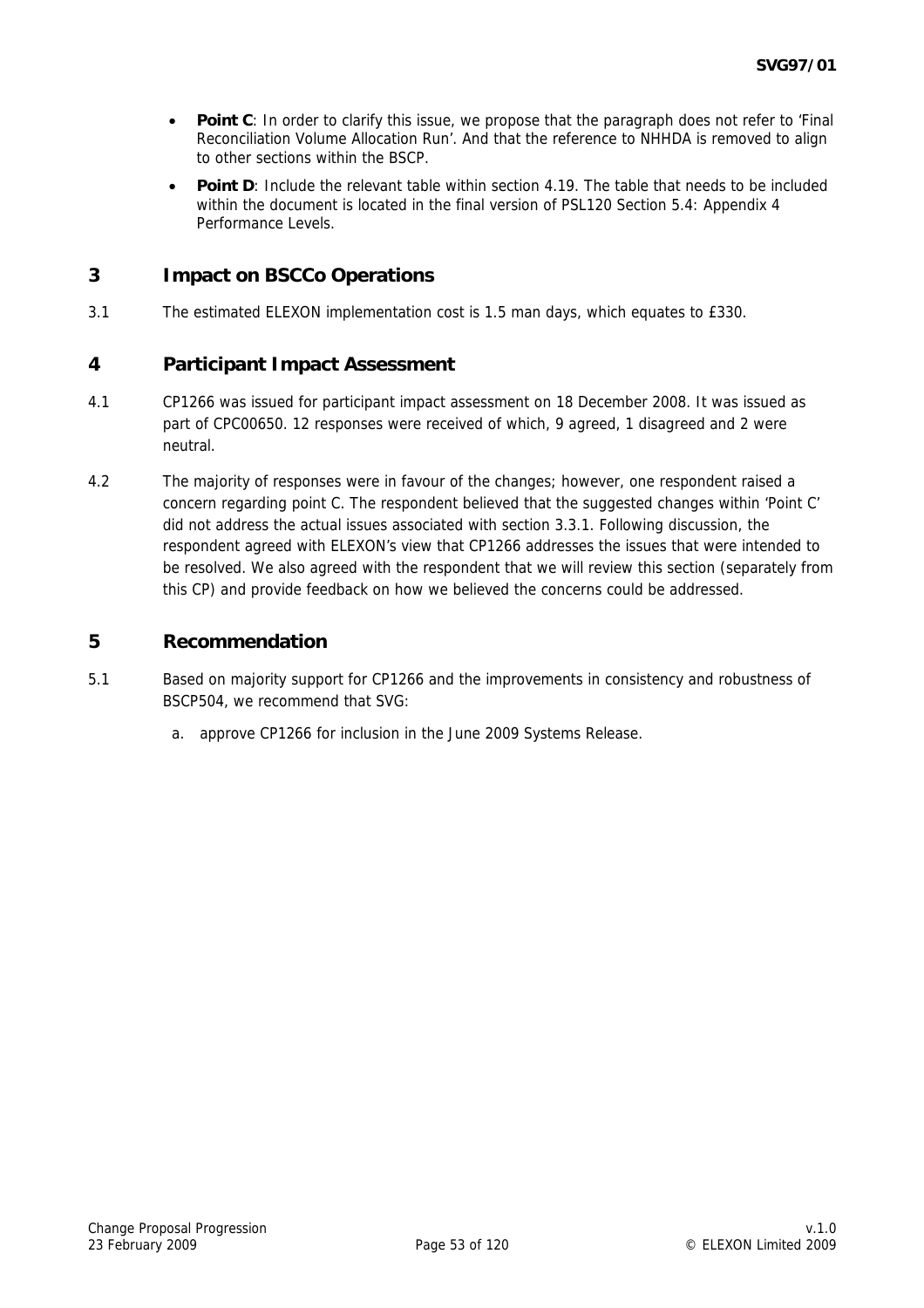- **Point C**: In order to clarify this issue, we propose that the paragraph does not refer to 'Final Reconciliation Volume Allocation Run'. And that the reference to NHHDA is removed to align to other sections within the BSCP.
- **Point D**: Include the relevant table within section 4.19. The table that needs to be included within the document is located in the final version of PSL120 Section 5.4: Appendix 4 Performance Levels.

## 3 Impact on BSCCo Operations

3.1 The estimated ELEXON implementation cost is 1.5 man days, which equates to £330.

## 4 Participant Impact Assessment

4.1 CP1266 was issued for participant impact assessment on 18 December 2008. It was issued as part of CPC00650. 12 responses were received of which, 9 agreed, 1 disagreed and 2 were neutral.

4.2 The majority of responses were in favour of the changes; however, one respondent raised a concern regarding point C. The respondent believed that the suggested changes within 'Point C' did not address the actual issues associated with section 3.3.1. Following discussion, the respondent agreed with ELEXON's view that CP1266 addresses the issues that were intended to be resolved. We also agreed with the respondent that we will review this section (separately from this CP) and provide feedback on how we believed the concerns could be addressed.

## 5 Recommendation

5.1 Based on majority support for CP1266 and the improvements in consistency and robustness of BSCP504, we recommend that SVG:

a. approve CP1266 for inclusion in the June 2009 Systems Release.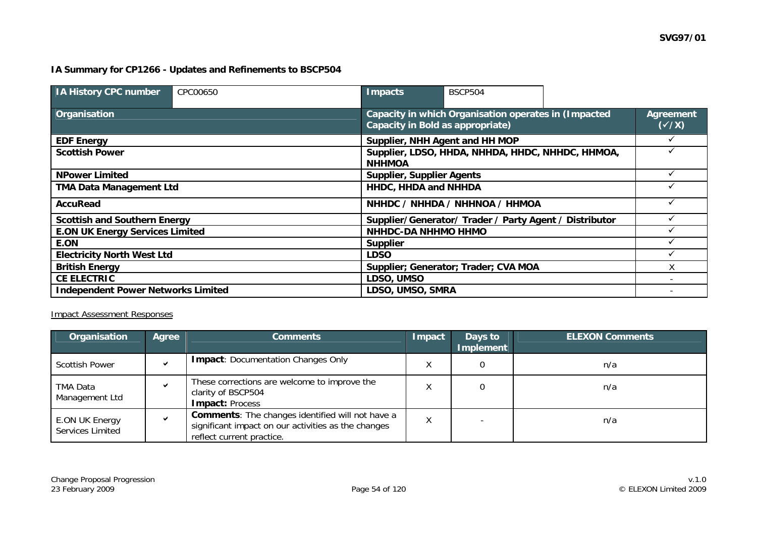**IA Summary for CP1266 - Updates and Refinements to BSCP504**

| IA History CPC number | CPC00650 | Impacts | BSCP504 |
|---|---|---|---|

| Organisation | Capacity in which Organisation operates in (Impacted Capacity in Bold as appropriate) | Agreement (✓/X) |
|---|---|---|
| **EDF Energy** | **Supplier, NHH Agent and HH MOP** | ✓ |
| **Scottish Power** | **Supplier, LDSO, HHDA, NHHDA, HHDC, NHHDC, HHMOA, NHHMOA** | ✓ |
| **NPower Limited** | **Supplier, Supplier Agents** | ✓ |
| **TMA Data Management Ltd** | **HHDC, HHDA and NHHDA** | ✓ |
| **AccuRead** | **NHHDC / NHHDA / NHHNOA / HHMOA** | ✓ |
| **Scottish and Southern Energy** | **Supplier/Generator/ Trader / Party Agent / Distributor** | ✓ |
| **E.ON UK Energy Services Limited** | **NHHDC-DA NHHMO HHMO** | ✓ |
| **E.ON** | **Supplier** | ✓ |
| **Electricity North West Ltd** | **LDSO** | ✓ |
| **British Energy** | **Supplier; Generator; Trader; CVA MOA** | X |
| **CE ELECTRIC** | **LDSO, UMSO** | - |
| **Independent Power Networks Limited** | **LDSO, UMSO, SMRA** | - |

Impact Assessment Responses

| Organisation | Agree | Comments | Impact | Days to Implement | ELEXON Comments |
|---|---|---|---|---|---|
| Scottish Power | ✓ | **Impact**: Documentation Changes Only | X | 0 | n/a |
| TMA Data Management Ltd | ✓ | These corrections are welcome to improve the clarity of BSCP504<br>**Impact:** Process | X | 0 | n/a |
| E.ON UK Energy Services Limited | ✓ | **Comments**: The changes identified will not have a significant impact on our activities as the changes reflect current practice. | X | - | n/a |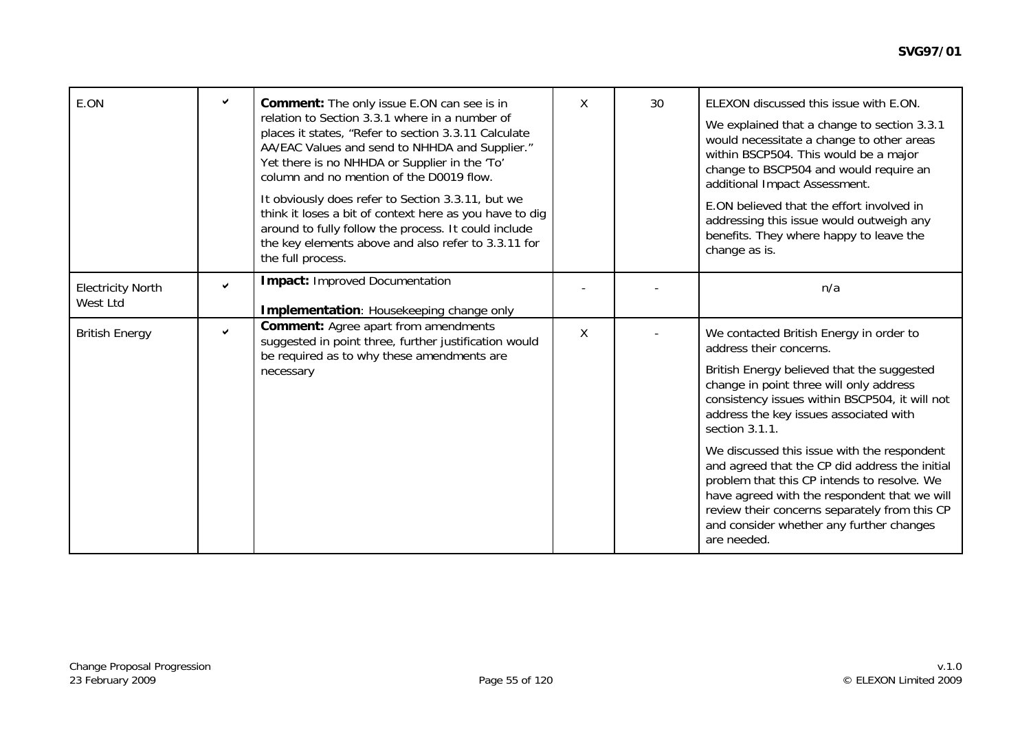| E.ON | ✔ | **Comment:** The only issue E.ON can see is in relation to Section 3.3.1 where in a number of places it states, "Refer to section 3.3.11 Calculate AA/EAC Values and send to NHHDA and Supplier." Yet there is no NHHDA or Supplier in the 'To' column and no mention of the D0019 flow.<br><br>It obviously does refer to Section 3.3.11, but we think it loses a bit of context here as you have to dig around to fully follow the process. It could include the key elements above and also refer to 3.3.11 for the full process. | X | 30 | ELEXON discussed this issue with E.ON.<br><br>We explained that a change to section 3.3.1 would necessitate a change to other areas within BSCP504. This would be a major change to BSCP504 and would require an additional Impact Assessment.<br><br>E.ON believed that the effort involved in addressing this issue would outweigh any benefits. They where happy to leave the change as is. |
|---|---|---|---|---|---|
| Electricity North West Ltd | ✔ | **Impact:** Improved Documentation<br><br>**Implementation**: Housekeeping change only | - | - | n/a |
| British Energy | ✔ | **Comment:** Agree apart from amendments suggested in point three, further justification would be required as to why these amendments are necessary | X | - | We contacted British Energy in order to address their concerns.<br><br>British Energy believed that the suggested change in point three will only address consistency issues within BSCP504, it will not address the key issues associated with section 3.1.1.<br><br>We discussed this issue with the respondent and agreed that the CP did address the initial problem that this CP intends to resolve. We have agreed with the respondent that we will review their concerns separately from this CP and consider whether any further changes are needed. |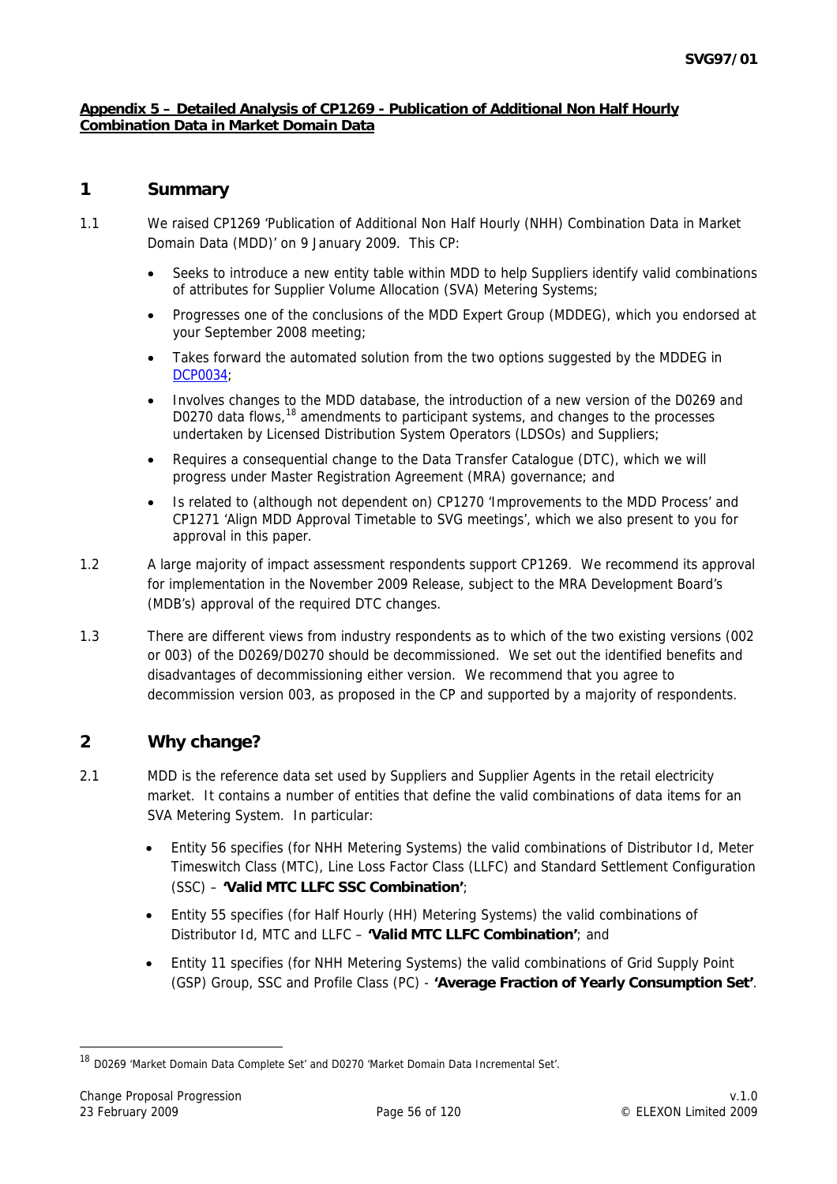**Appendix 5 – Detailed Analysis of CP1269 - Publication of Additional Non Half Hourly Combination Data in Market Domain Data**

# 1 Summary

1.1 We raised CP1269 'Publication of Additional Non Half Hourly (NHH) Combination Data in Market Domain Data (MDD)' on 9 January 2009. This CP:

- Seeks to introduce a new entity table within MDD to help Suppliers identify valid combinations of attributes for Supplier Volume Allocation (SVA) Metering Systems;
- Progresses one of the conclusions of the MDD Expert Group (MDDEG), which you endorsed at your September 2008 meeting;
- Takes forward the automated solution from the two options suggested by the MDDEG in DCP0034;
- Involves changes to the MDD database, the introduction of a new version of the D0269 and D0270 data flows,[18] amendments to participant systems, and changes to the processes undertaken by Licensed Distribution System Operators (LDSOs) and Suppliers;
- Requires a consequential change to the Data Transfer Catalogue (DTC), which we will progress under Master Registration Agreement (MRA) governance; and
- Is related to (although not dependent on) CP1270 'Improvements to the MDD Process' and CP1271 'Align MDD Approval Timetable to SVG meetings', which we also present to you for approval in this paper.

1.2 A large majority of impact assessment respondents support CP1269. We recommend its approval for implementation in the November 2009 Release, subject to the MRA Development Board's (MDB's) approval of the required DTC changes.

1.3 There are different views from industry respondents as to which of the two existing versions (002 or 003) of the D0269/D0270 should be decommissioned. We set out the identified benefits and disadvantages of decommissioning either version. We recommend that you agree to decommission version 003, as proposed in the CP and supported by a majority of respondents.

# 2 Why change?

2.1 MDD is the reference data set used by Suppliers and Supplier Agents in the retail electricity market. It contains a number of entities that define the valid combinations of data items for an SVA Metering System. In particular:

- Entity 56 specifies (for NHH Metering Systems) the valid combinations of Distributor Id, Meter Timeswitch Class (MTC), Line Loss Factor Class (LLFC) and Standard Settlement Configuration (SSC) – **'Valid MTC LLFC SSC Combination'**;
- Entity 55 specifies (for Half Hourly (HH) Metering Systems) the valid combinations of Distributor Id, MTC and LLFC – **'Valid MTC LLFC Combination'**; and
- Entity 11 specifies (for NHH Metering Systems) the valid combinations of Grid Supply Point (GSP) Group, SSC and Profile Class (PC) - **'Average Fraction of Yearly Consumption Set'**.

[18] D0269 'Market Domain Data Complete Set' and D0270 'Market Domain Data Incremental Set'.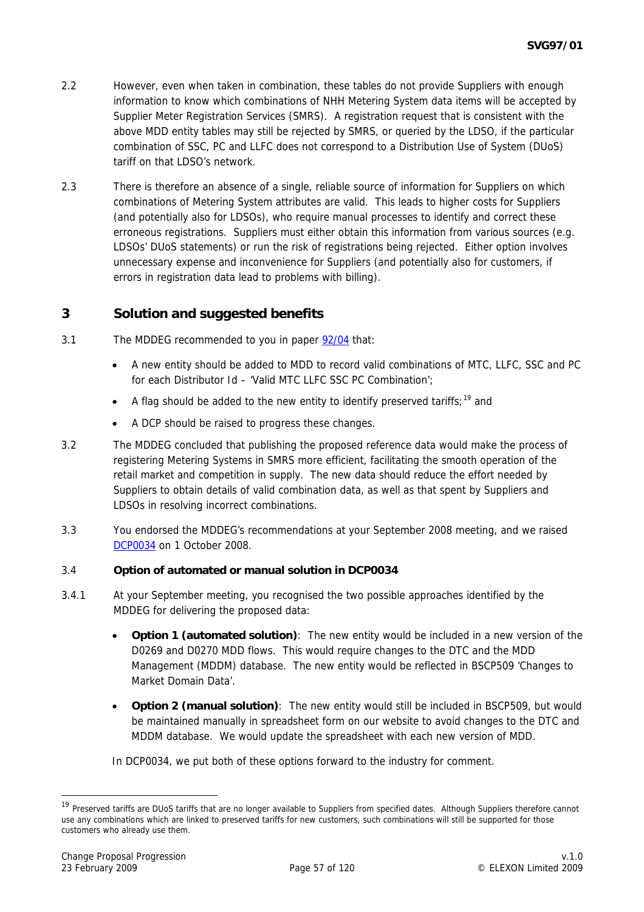2.2 However, even when taken in combination, these tables do not provide Suppliers with enough information to know which combinations of NHH Metering System data items will be accepted by Supplier Meter Registration Services (SMRS). A registration request that is consistent with the above MDD entity tables may still be rejected by SMRS, or queried by the LDSO, if the particular combination of SSC, PC and LLFC does not correspond to a Distribution Use of System (DUoS) tariff on that LDSO's network.

2.3 There is therefore an absence of a single, reliable source of information for Suppliers on which combinations of Metering System attributes are valid. This leads to higher costs for Suppliers (and potentially also for LDSOs), who require manual processes to identify and correct these erroneous registrations. Suppliers must either obtain this information from various sources (e.g. LDSOs' DUoS statements) or run the risk of registrations being rejected. Either option involves unnecessary expense and inconvenience for Suppliers (and potentially also for customers, if errors in registration data lead to problems with billing).

## 3 Solution and suggested benefits

3.1 The MDDEG recommended to you in paper 92/04 that:

- A new entity should be added to MDD to record valid combinations of MTC, LLFC, SSC and PC for each Distributor Id – 'Valid MTC LLFC SSC PC Combination';
- A flag should be added to the new entity to identify preserved tariffs;[19] and
- A DCP should be raised to progress these changes.

3.2 The MDDEG concluded that publishing the proposed reference data would make the process of registering Metering Systems in SMRS more efficient, facilitating the smooth operation of the retail market and competition in supply. The new data should reduce the effort needed by Suppliers to obtain details of valid combination data, as well as that spent by Suppliers and LDSOs in resolving incorrect combinations.

3.3 You endorsed the MDDEG's recommendations at your September 2008 meeting, and we raised DCP0034 on 1 October 2008.

3.4 **Option of automated or manual solution in DCP0034**

3.4.1 At your September meeting, you recognised the two possible approaches identified by the MDDEG for delivering the proposed data:

- **Option 1 (automated solution)**: The new entity would be included in a new version of the D0269 and D0270 MDD flows. This would require changes to the DTC and the MDD Management (MDDM) database. The new entity would be reflected in BSCP509 'Changes to Market Domain Data'.
- **Option 2 (manual solution)**: The new entity would still be included in BSCP509, but would be maintained manually in spreadsheet form on our website to avoid changes to the DTC and MDDM database. We would update the spreadsheet with each new version of MDD.

In DCP0034, we put both of these options forward to the industry for comment.

---

[19] Preserved tariffs are DUoS tariffs that are no longer available to Suppliers from specified dates. Although Suppliers therefore cannot use any combinations which are linked to preserved tariffs for new customers, such combinations will still be supported for those customers who already use them.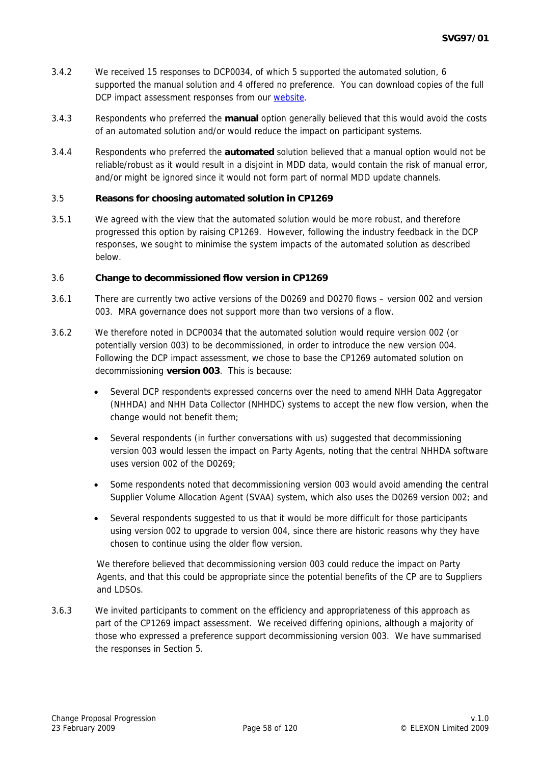3.4.2 We received 15 responses to DCP0034, of which 5 supported the automated solution, 6 supported the manual solution and 4 offered no preference. You can download copies of the full DCP impact assessment responses from our website.

3.4.3 Respondents who preferred the **manual** option generally believed that this would avoid the costs of an automated solution and/or would reduce the impact on participant systems.

3.4.4 Respondents who preferred the **automated** solution believed that a manual option would not be reliable/robust as it would result in a disjoint in MDD data, would contain the risk of manual error, and/or might be ignored since it would not form part of normal MDD update channels.

### 3.5 Reasons for choosing automated solution in CP1269

3.5.1 We agreed with the view that the automated solution would be more robust, and therefore progressed this option by raising CP1269. However, following the industry feedback in the DCP responses, we sought to minimise the system impacts of the automated solution as described below.

### 3.6 Change to decommissioned flow version in CP1269

3.6.1 There are currently two active versions of the D0269 and D0270 flows – version 002 and version 003. MRA governance does not support more than two versions of a flow.

3.6.2 We therefore noted in DCP0034 that the automated solution would require version 002 (or potentially version 003) to be decommissioned, in order to introduce the new version 004. Following the DCP impact assessment, we chose to base the CP1269 automated solution on decommissioning **version 003**. This is because:

- Several DCP respondents expressed concerns over the need to amend NHH Data Aggregator (NHHDA) and NHH Data Collector (NHHDC) systems to accept the new flow version, when the change would not benefit them;
- Several respondents (in further conversations with us) suggested that decommissioning version 003 would lessen the impact on Party Agents, noting that the central NHHDA software uses version 002 of the D0269;
- Some respondents noted that decommissioning version 003 would avoid amending the central Supplier Volume Allocation Agent (SVAA) system, which also uses the D0269 version 002; and
- Several respondents suggested to us that it would be more difficult for those participants using version 002 to upgrade to version 004, since there are historic reasons why they have chosen to continue using the older flow version.

We therefore believed that decommissioning version 003 could reduce the impact on Party Agents, and that this could be appropriate since the potential benefits of the CP are to Suppliers and LDSOs.

3.6.3 We invited participants to comment on the efficiency and appropriateness of this approach as part of the CP1269 impact assessment. We received differing opinions, although a majority of those who expressed a preference support decommissioning version 003. We have summarised the responses in Section 5.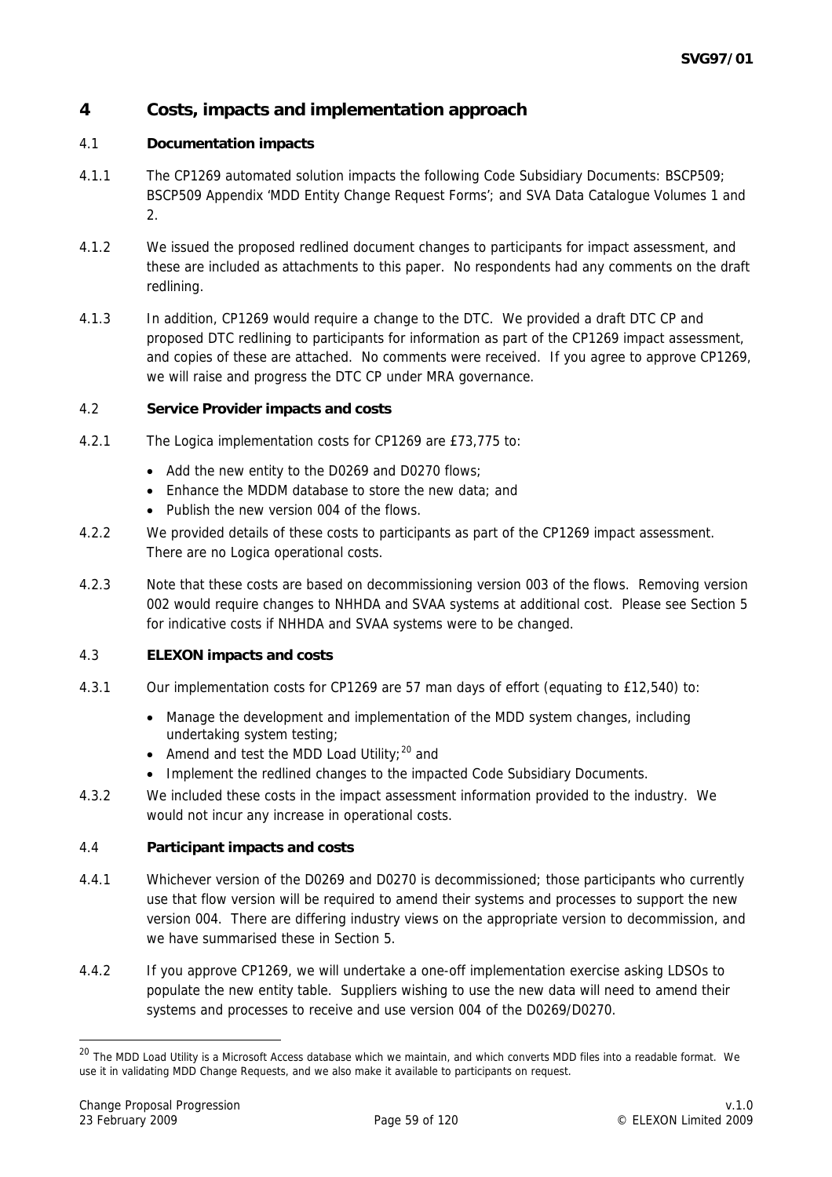## 4 Costs, impacts and implementation approach

### 4.1 Documentation impacts

4.1.1 The CP1269 automated solution impacts the following Code Subsidiary Documents: BSCP509; BSCP509 Appendix 'MDD Entity Change Request Forms'; and SVA Data Catalogue Volumes 1 and 2.

4.1.2 We issued the proposed redlined document changes to participants for impact assessment, and these are included as attachments to this paper. No respondents had any comments on the draft redlining.

4.1.3 In addition, CP1269 would require a change to the DTC. We provided a draft DTC CP and proposed DTC redlining to participants for information as part of the CP1269 impact assessment, and copies of these are attached. No comments were received. If you agree to approve CP1269, we will raise and progress the DTC CP under MRA governance.

### 4.2 Service Provider impacts and costs

4.2.1 The Logica implementation costs for CP1269 are £73,775 to:

- Add the new entity to the D0269 and D0270 flows;
- Enhance the MDDM database to store the new data; and
- Publish the new version 004 of the flows.

4.2.2 We provided details of these costs to participants as part of the CP1269 impact assessment. There are no Logica operational costs.

4.2.3 Note that these costs are based on decommissioning version 003 of the flows. Removing version 002 would require changes to NHHDA and SVAA systems at additional cost. Please see Section 5 for indicative costs if NHHDA and SVAA systems were to be changed.

### 4.3 ELEXON impacts and costs

4.3.1 Our implementation costs for CP1269 are 57 man days of effort (equating to £12,540) to:

- Manage the development and implementation of the MDD system changes, including undertaking system testing;
- Amend and test the MDD Load Utility;[20] and
- Implement the redlined changes to the impacted Code Subsidiary Documents.

4.3.2 We included these costs in the impact assessment information provided to the industry. We would not incur any increase in operational costs.

### 4.4 Participant impacts and costs

4.4.1 Whichever version of the D0269 and D0270 is decommissioned; those participants who currently use that flow version will be required to amend their systems and processes to support the new version 004. There are differing industry views on the appropriate version to decommission, and we have summarised these in Section 5.

4.4.2 If you approve CP1269, we will undertake a one-off implementation exercise asking LDSOs to populate the new entity table. Suppliers wishing to use the new data will need to amend their systems and processes to receive and use version 004 of the D0269/D0270.

[20] The MDD Load Utility is a Microsoft Access database which we maintain, and which converts MDD files into a readable format. We use it in validating MDD Change Requests, and we also make it available to participants on request.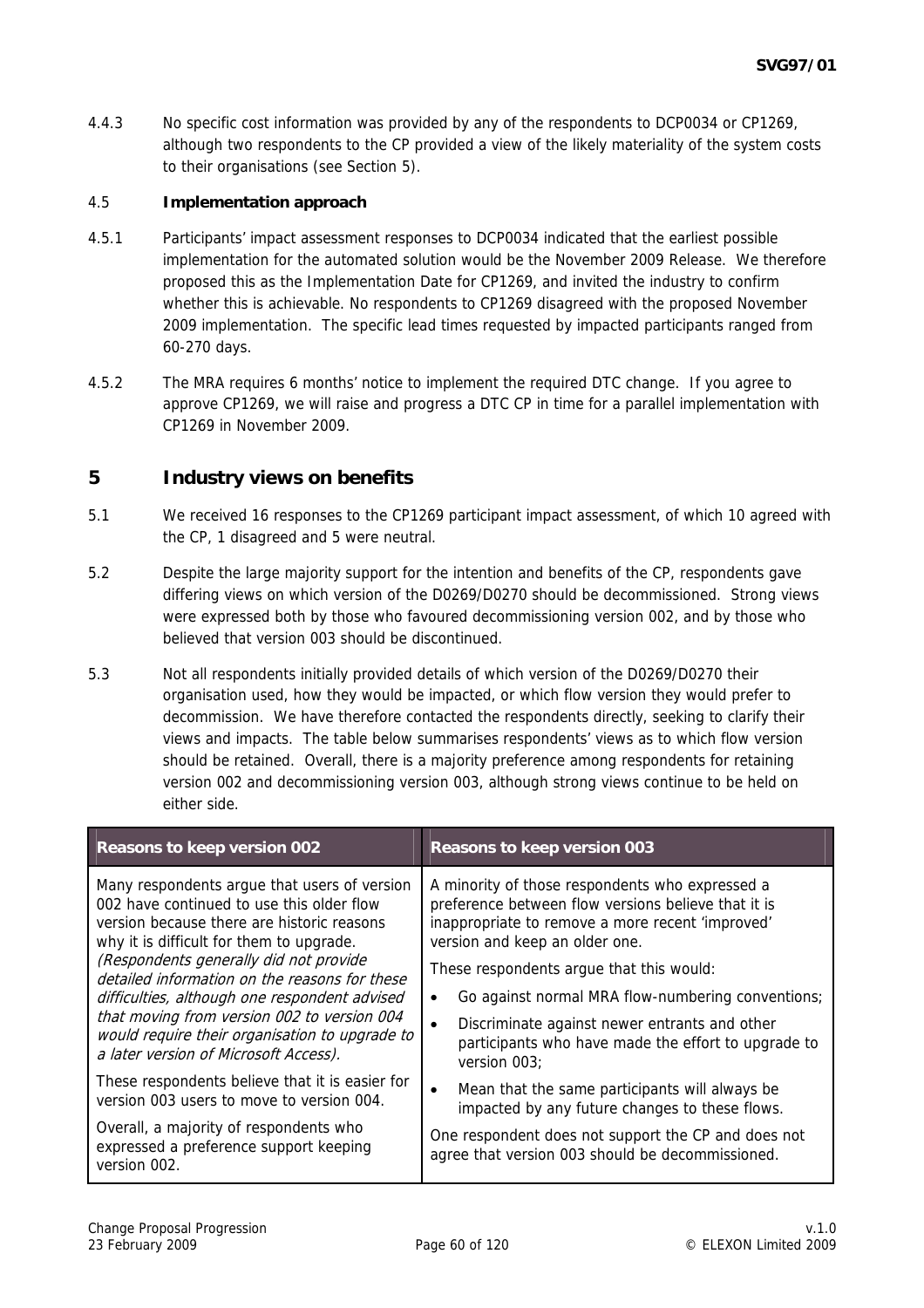4.4.3 No specific cost information was provided by any of the respondents to DCP0034 or CP1269, although two respondents to the CP provided a view of the likely materiality of the system costs to their organisations (see Section 5).

4.5 **Implementation approach**

4.5.1 Participants' impact assessment responses to DCP0034 indicated that the earliest possible implementation for the automated solution would be the November 2009 Release. We therefore proposed this as the Implementation Date for CP1269, and invited the industry to confirm whether this is achievable. No respondents to CP1269 disagreed with the proposed November 2009 implementation. The specific lead times requested by impacted participants ranged from 60-270 days.

4.5.2 The MRA requires 6 months' notice to implement the required DTC change. If you agree to approve CP1269, we will raise and progress a DTC CP in time for a parallel implementation with CP1269 in November 2009.

## 5 Industry views on benefits

5.1 We received 16 responses to the CP1269 participant impact assessment, of which 10 agreed with the CP, 1 disagreed and 5 were neutral.

5.2 Despite the large majority support for the intention and benefits of the CP, respondents gave differing views on which version of the D0269/D0270 should be decommissioned. Strong views were expressed both by those who favoured decommissioning version 002, and by those who believed that version 003 should be discontinued.

5.3 Not all respondents initially provided details of which version of the D0269/D0270 their organisation used, how they would be impacted, or which flow version they would prefer to decommission. We have therefore contacted the respondents directly, seeking to clarify their views and impacts. The table below summarises respondents' views as to which flow version should be retained. Overall, there is a majority preference among respondents for retaining version 002 and decommissioning version 003, although strong views continue to be held on either side.

| Reasons to keep version 002 | Reasons to keep version 003 |
|---|---|
| Many respondents argue that users of version 002 have continued to use this older flow version because there are historic reasons why it is difficult for them to upgrade. *(Respondents generally did not provide detailed information on the reasons for these difficulties, although one respondent advised that moving from version 002 to version 004 would require their organisation to upgrade to a later version of Microsoft Access).*<br><br>These respondents believe that it is easier for version 003 users to move to version 004.<br><br>Overall, a majority of respondents who expressed a preference support keeping version 002. | A minority of those respondents who expressed a preference between flow versions believe that it is inappropriate to remove a more recent 'improved' version and keep an older one.<br><br>These respondents argue that this would:<br>• Go against normal MRA flow-numbering conventions;<br>• Discriminate against newer entrants and other participants who have made the effort to upgrade to version 003;<br>• Mean that the same participants will always be impacted by any future changes to these flows.<br><br>One respondent does not support the CP and does not agree that version 003 should be decommissioned. |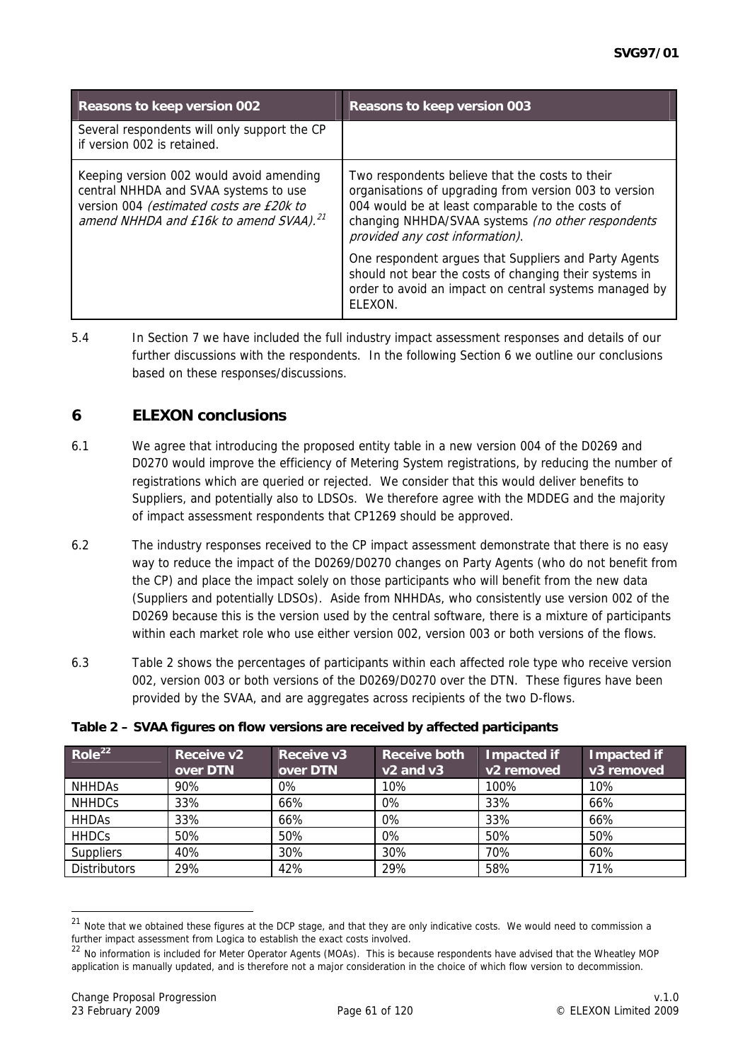| Reasons to keep version 002 | Reasons to keep version 003 |
|---|---|
| Several respondents will only support the CP if version 002 is retained. | |
| Keeping version 002 would avoid amending central NHHDA and SVAA systems to use version 004 *(estimated costs are £20k to amend NHHDA and £16k to amend SVAA).*[21] | Two respondents believe that the costs to their organisations of upgrading from version 003 to version 004 would be at least comparable to the costs of changing NHHDA/SVAA systems *(no other respondents provided any cost information)*. One respondent argues that Suppliers and Party Agents should not bear the costs of changing their systems in order to avoid an impact on central systems managed by ELEXON. |

5.4 In Section 7 we have included the full industry impact assessment responses and details of our further discussions with the respondents. In the following Section 6 we outline our conclusions based on these responses/discussions.

## 6 ELEXON conclusions

6.1 We agree that introducing the proposed entity table in a new version 004 of the D0269 and D0270 would improve the efficiency of Metering System registrations, by reducing the number of registrations which are queried or rejected. We consider that this would deliver benefits to Suppliers, and potentially also to LDSOs. We therefore agree with the MDDEG and the majority of impact assessment respondents that CP1269 should be approved.

6.2 The industry responses received to the CP impact assessment demonstrate that there is no easy way to reduce the impact of the D0269/D0270 changes on Party Agents (who do not benefit from the CP) and place the impact solely on those participants who will benefit from the new data (Suppliers and potentially LDSOs). Aside from NHHDAs, who consistently use version 002 of the D0269 because this is the version used by the central software, there is a mixture of participants within each market role who use either version 002, version 003 or both versions of the flows.

6.3 Table 2 shows the percentages of participants within each affected role type who receive version 002, version 003 or both versions of the D0269/D0270 over the DTN. These figures have been provided by the SVAA, and are aggregates across recipients of the two D-flows.

**Table 2 – SVAA figures on flow versions are received by affected participants**

| Role[22] | Receive v2 over DTN | Receive v3 over DTN | Receive both v2 and v3 | Impacted if v2 removed | Impacted if v3 removed |
|---|---|---|---|---|---|
| NHHDAs | 90% | 0% | 10% | 100% | 10% |
| NHHDCs | 33% | 66% | 0% | 33% | 66% |
| HHDAs | 33% | 66% | 0% | 33% | 66% |
| HHDCs | 50% | 50% | 0% | 50% | 50% |
| Suppliers | 40% | 30% | 30% | 70% | 60% |
| Distributors | 29% | 42% | 29% | 58% | 71% |

[21] Note that we obtained these figures at the DCP stage, and that they are only indicative costs. We would need to commission a further impact assessment from Logica to establish the exact costs involved.

[22] No information is included for Meter Operator Agents (MOAs). This is because respondents have advised that the Wheatley MOP application is manually updated, and is therefore not a major consideration in the choice of which flow version to decommission.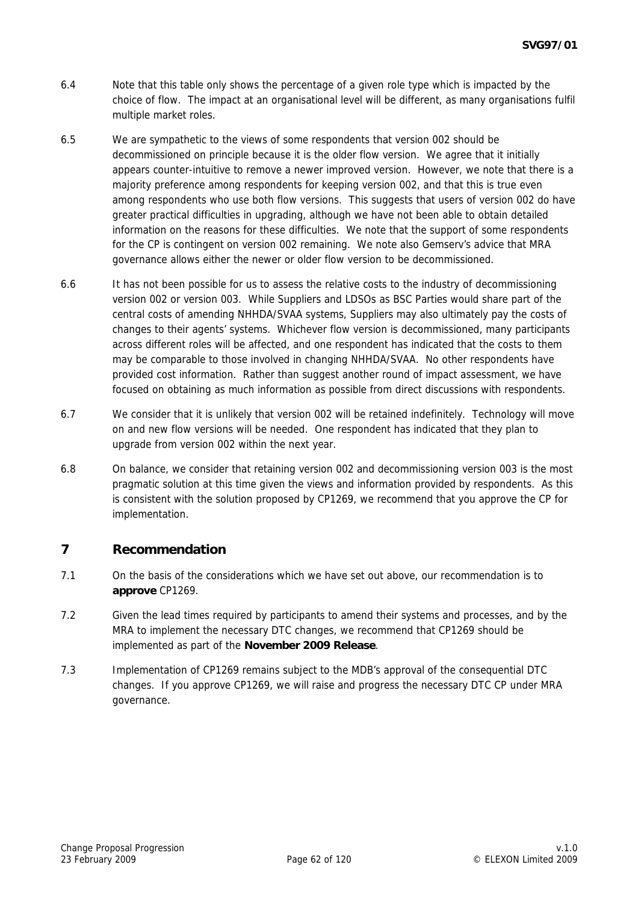6.4 Note that this table only shows the percentage of a given role type which is impacted by the choice of flow. The impact at an organisational level will be different, as many organisations fulfil multiple market roles.

6.5 We are sympathetic to the views of some respondents that version 002 should be decommissioned on principle because it is the older flow version. We agree that it initially appears counter-intuitive to remove a newer improved version. However, we note that there is a majority preference among respondents for keeping version 002, and that this is true even among respondents who use both flow versions. This suggests that users of version 002 do have greater practical difficulties in upgrading, although we have not been able to obtain detailed information on the reasons for these difficulties. We note that the support of some respondents for the CP is contingent on version 002 remaining. We note also Gemserv's advice that MRA governance allows either the newer or older flow version to be decommissioned.

6.6 It has not been possible for us to assess the relative costs to the industry of decommissioning version 002 or version 003. While Suppliers and LDSOs as BSC Parties would share part of the central costs of amending NHHDA/SVAA systems, Suppliers may also ultimately pay the costs of changes to their agents' systems. Whichever flow version is decommissioned, many participants across different roles will be affected, and one respondent has indicated that the costs to them may be comparable to those involved in changing NHHDA/SVAA. No other respondents have provided cost information. Rather than suggest another round of impact assessment, we have focused on obtaining as much information as possible from direct discussions with respondents.

6.7 We consider that it is unlikely that version 002 will be retained indefinitely. Technology will move on and new flow versions will be needed. One respondent has indicated that they plan to upgrade from version 002 within the next year.

6.8 On balance, we consider that retaining version 002 and decommissioning version 003 is the most pragmatic solution at this time given the views and information provided by respondents. As this is consistent with the solution proposed by CP1269, we recommend that you approve the CP for implementation.

## 7 Recommendation

7.1 On the basis of the considerations which we have set out above, our recommendation is to **approve** CP1269.

7.2 Given the lead times required by participants to amend their systems and processes, and by the MRA to implement the necessary DTC changes, we recommend that CP1269 should be implemented as part of the **November 2009 Release**.

7.3 Implementation of CP1269 remains subject to the MDB's approval of the consequential DTC changes. If you approve CP1269, we will raise and progress the necessary DTC CP under MRA governance.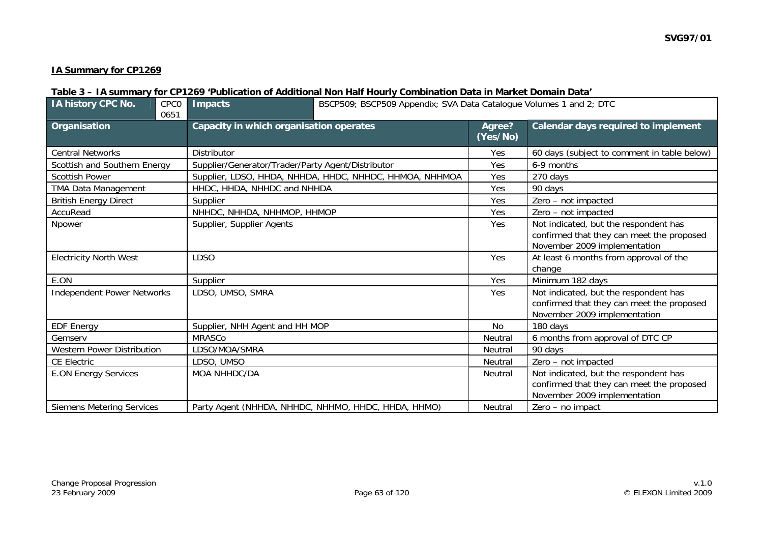**IA Summary for CP1269**

**Table 3 – IA summary for CP1269 'Publication of Additional Non Half Hourly Combination Data in Market Domain Data'**

| IA history CPC No. | CPC00651 | Impacts | BSCP509; BSCP509 Appendix; SVA Data Catalogue Volumes 1 and 2; DTC |
|---|---|---|---|
| **Organisation** | **Capacity in which organisation operates** | **Agree? (Yes/No)** | **Calendar days required to implement** |
| Central Networks | Distributor | Yes | 60 days (subject to comment in table below) |
| Scottish and Southern Energy | Supplier/Generator/Trader/Party Agent/Distributor | Yes | 6-9 months |
| Scottish Power | Supplier, LDSO, HHDA, NHHDA, HHDC, NHHDC, HHMOA, NHHMOA | Yes | 270 days |
| TMA Data Management | HHDC, HHDA, NHHDC and NHHDA | Yes | 90 days |
| British Energy Direct | Supplier | Yes | Zero – not impacted |
| AccuRead | NHHDC, NHHDA, NHHMOP, HHMOP | Yes | Zero – not impacted |
| Npower | Supplier, Supplier Agents | Yes | Not indicated, but the respondent has confirmed that they can meet the proposed November 2009 implementation |
| Electricity North West | LDSO | Yes | At least 6 months from approval of the change |
| E.ON | Supplier | Yes | Minimum 182 days |
| Independent Power Networks | LDSO, UMSO, SMRA | Yes | Not indicated, but the respondent has confirmed that they can meet the proposed November 2009 implementation |
| EDF Energy | Supplier, NHH Agent and HH MOP | No | 180 days |
| Gemserv | MRASCo | Neutral | 6 months from approval of DTC CP |
| Western Power Distribution | LDSO/MOA/SMRA | Neutral | 90 days |
| CE Electric | LDSO, UMSO | Neutral | Zero – not impacted |
| E.ON Energy Services | MOA NHHDC/DA | Neutral | Not indicated, but the respondent has confirmed that they can meet the proposed November 2009 implementation |
| Siemens Metering Services | Party Agent (NHHDA, NHHDC, NHHMO, HHDC, HHDA, HHMO) | Neutral | Zero – no impact |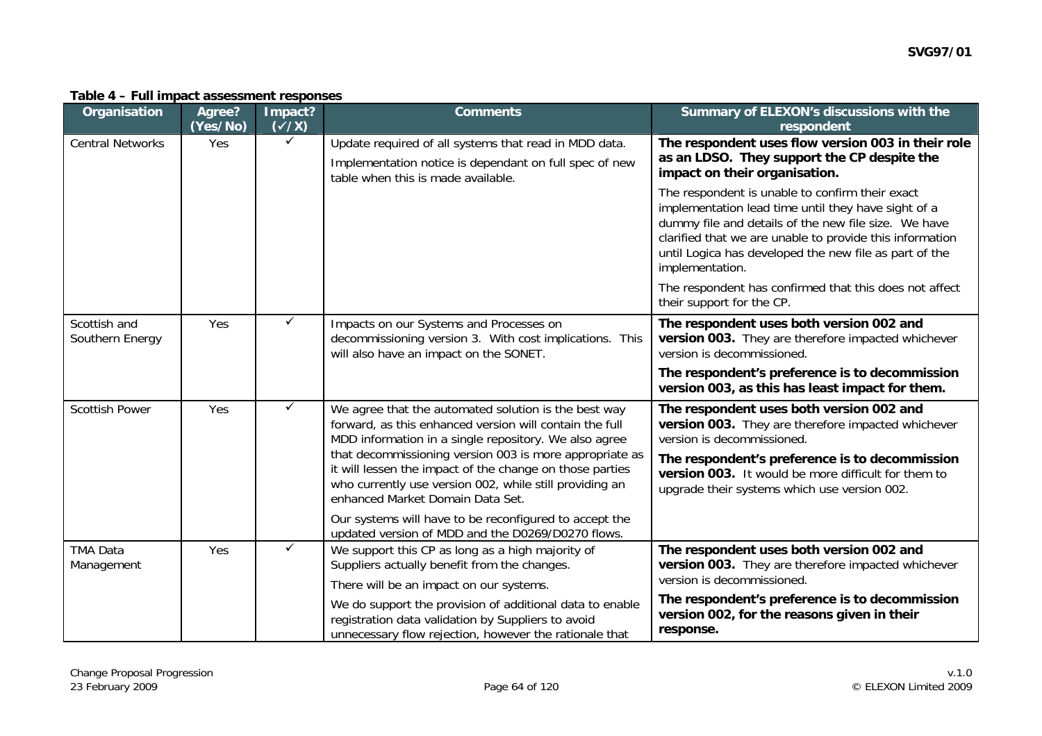**Table 4 – Full impact assessment responses**

| Organisation | Agree? (Yes/No) | Impact? (✓/X) | Comments | Summary of ELEXON's discussions with the respondent |
|---|---|---|---|---|
| Central Networks | Yes | ✓ | Update required of all systems that read in MDD data. Implementation notice is dependant on full spec of new table when this is made available. | **The respondent uses flow version 003 in their role as an LDSO. They support the CP despite the impact on their organisation.** The respondent is unable to confirm their exact implementation lead time until they have sight of a dummy file and details of the new file size. We have clarified that we are unable to provide this information until Logica has developed the new file as part of the implementation. The respondent has confirmed that this does not affect their support for the CP. |
| Scottish and Southern Energy | Yes | ✓ | Impacts on our Systems and Processes on decommissioning version 3. With cost implications. This will also have an impact on the SONET. | **The respondent uses both version 002 and version 003.** They are therefore impacted whichever version is decommissioned. **The respondent's preference is to decommission version 003, as this has least impact for them.** |
| Scottish Power | Yes | ✓ | We agree that the automated solution is the best way forward, as this enhanced version will contain the full MDD information in a single repository. We also agree that decommissioning version 003 is more appropriate as it will lessen the impact of the change on those parties who currently use version 002, while still providing an enhanced Market Domain Data Set. Our systems will have to be reconfigured to accept the updated version of MDD and the D0269/D0270 flows. | **The respondent uses both version 002 and version 003.** They are therefore impacted whichever version is decommissioned. **The respondent's preference is to decommission version 003.** It would be more difficult for them to upgrade their systems which use version 002. |
| TMA Data Management | Yes | ✓ | We support this CP as long as a high majority of Suppliers actually benefit from the changes. There will be an impact on our systems. We do support the provision of additional data to enable registration data validation by Suppliers to avoid unnecessary flow rejection, however the rationale that | **The respondent uses both version 002 and version 003.** They are therefore impacted whichever version is decommissioned. **The respondent's preference is to decommission version 002, for the reasons given in their response.** |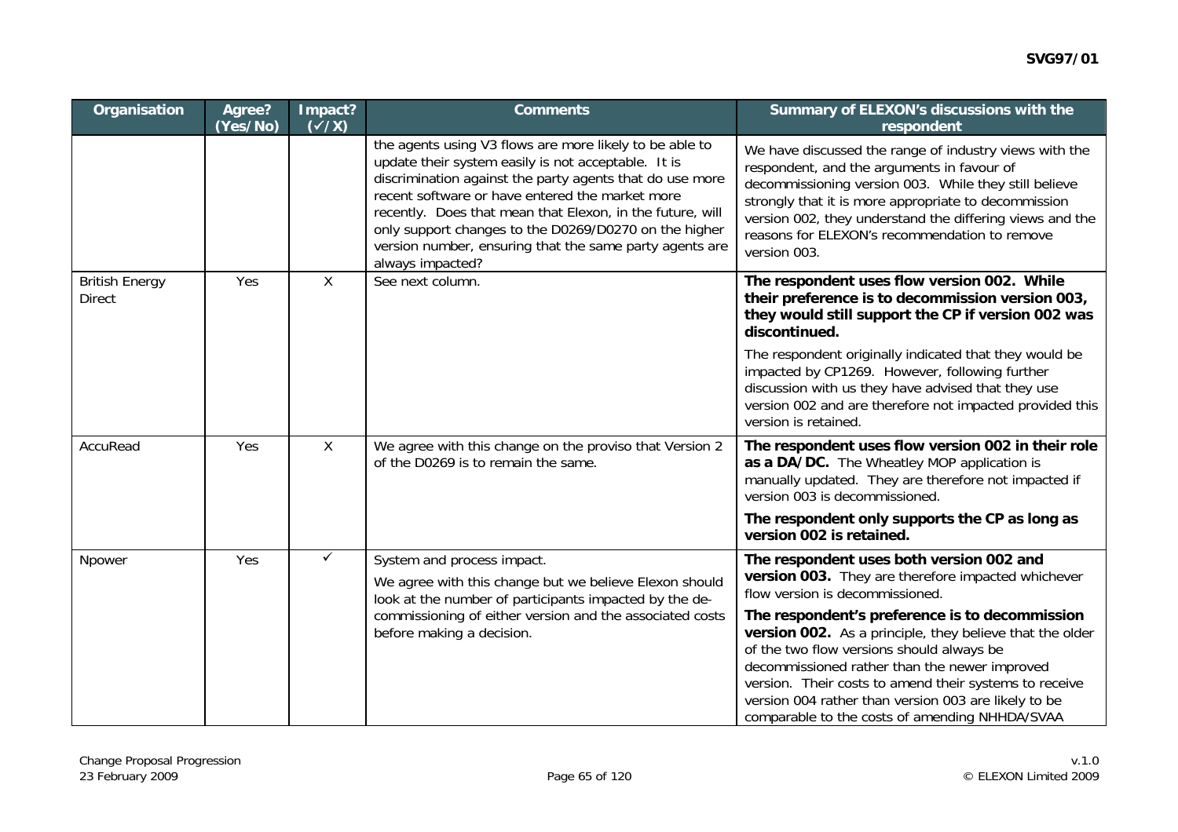| Organisation | Agree? (Yes/No) | Impact? (✓/X) | Comments | Summary of ELEXON's discussions with the respondent |
|---|---|---|---|---|
| | | | the agents using V3 flows are more likely to be able to update their system easily is not acceptable. It is discrimination against the party agents that do use more recent software or have entered the market more recently. Does that mean that Elexon, in the future, will only support changes to the D0269/D0270 on the higher version number, ensuring that the same party agents are always impacted? | We have discussed the range of industry views with the respondent, and the arguments in favour of decommissioning version 003. While they still believe strongly that it is more appropriate to decommission version 002, they understand the differing views and the reasons for ELEXON's recommendation to remove version 003. |
| British Energy Direct | Yes | X | See next column. | **The respondent uses flow version 002. While their preference is to decommission version 003, they would still support the CP if version 002 was discontinued.**<br><br>The respondent originally indicated that they would be impacted by CP1269. However, following further discussion with us they have advised that they use version 002 and are therefore not impacted provided this version is retained. |
| AccuRead | Yes | X | We agree with this change on the proviso that Version 2 of the D0269 is to remain the same. | **The respondent uses flow version 002 in their role as a DA/DC.** The Wheatley MOP application is manually updated. They are therefore not impacted if version 003 is decommissioned.<br><br>**The respondent only supports the CP as long as version 002 is retained.** |
| Npower | Yes | ✓ | System and process impact.<br><br>We agree with this change but we believe Elexon should look at the number of participants impacted by the de-commissioning of either version and the associated costs before making a decision. | **The respondent uses both version 002 and version 003.** They are therefore impacted whichever flow version is decommissioned.<br><br>**The respondent's preference is to decommission version 002.** As a principle, they believe that the older of the two flow versions should always be decommissioned rather than the newer improved version. Their costs to amend their systems to receive version 004 rather than version 003 are likely to be comparable to the costs of amending NHHDA/SVAA |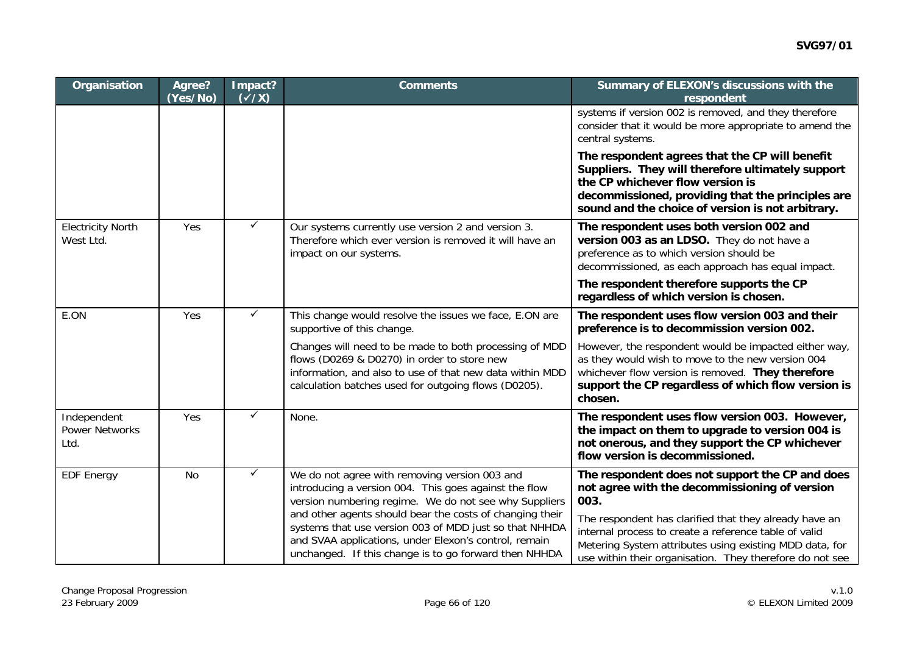| Organisation | Agree? (Yes/No) | Impact? (✓/X) | Comments | Summary of ELEXON's discussions with the respondent |
|---|---|---|---|---|
| | | | | systems if version 002 is removed, and they therefore consider that it would be more appropriate to amend the central systems.<br><br>**The respondent agrees that the CP will benefit Suppliers. They will therefore ultimately support the CP whichever flow version is decommissioned, providing that the principles are sound and the choice of version is not arbitrary.** |
| Electricity North West Ltd. | Yes | ✓ | Our systems currently use version 2 and version 3. Therefore which ever version is removed it will have an impact on our systems. | **The respondent uses both version 002 and version 003 as an LDSO.** They do not have a preference as to which version should be decommissioned, as each approach has equal impact.<br><br>**The respondent therefore supports the CP regardless of which version is chosen.** |
| E.ON | Yes | ✓ | This change would resolve the issues we face, E.ON are supportive of this change.<br><br>Changes will need to be made to both processing of MDD flows (D0269 & D0270) in order to store new information, and also to use of that new data within MDD calculation batches used for outgoing flows (D0205). | **The respondent uses flow version 003 and their preference is to decommission version 002.**<br><br>However, the respondent would be impacted either way, as they would wish to move to the new version 004 whichever flow version is removed. **They therefore support the CP regardless of which flow version is chosen.** |
| Independent Power Networks Ltd. | Yes | ✓ | None. | **The respondent uses flow version 003. However, the impact on them to upgrade to version 004 is not onerous, and they support the CP whichever flow version is decommissioned.** |
| EDF Energy | No | ✓ | We do not agree with removing version 003 and introducing a version 004. This goes against the flow version numbering regime. We do not see why Suppliers and other agents should bear the costs of changing their systems that use version 003 of MDD just so that NHHDA and SVAA applications, under Elexon's control, remain unchanged. If this change is to go forward then NHHDA | **The respondent does not support the CP and does not agree with the decommissioning of version 003.**<br><br>The respondent has clarified that they already have an internal process to create a reference table of valid Metering System attributes using existing MDD data, for use within their organisation. They therefore do not see |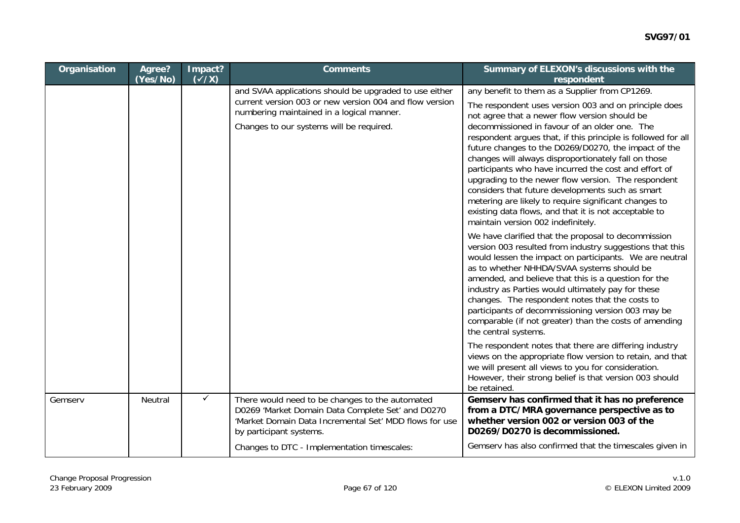| Organisation | Agree? (Yes/No) | Impact? (✓/X) | Comments | Summary of ELEXON's discussions with the respondent |
|---|---|---|---|---|
| | | | and SVAA applications should be upgraded to use either current version 003 or new version 004 and flow version numbering maintained in a logical manner.<br><br>Changes to our systems will be required. | any benefit to them as a Supplier from CP1269.<br><br>The respondent uses version 003 and on principle does not agree that a newer flow version should be decommissioned in favour of an older one. The respondent argues that, if this principle is followed for all future changes to the D0269/D0270, the impact of the changes will always disproportionately fall on those participants who have incurred the cost and effort of upgrading to the newer flow version. The respondent considers that future developments such as smart metering are likely to require significant changes to existing data flows, and that it is not acceptable to maintain version 002 indefinitely.<br><br>We have clarified that the proposal to decommission version 003 resulted from industry suggestions that this would lessen the impact on participants. We are neutral as to whether NHHDA/SVAA systems should be amended, and believe that this is a question for the industry as Parties would ultimately pay for these changes. The respondent notes that the costs to participants of decommissioning version 003 may be comparable (if not greater) than the costs of amending the central systems.<br><br>The respondent notes that there are differing industry views on the appropriate flow version to retain, and that we will present all views to you for consideration. However, their strong belief is that version 003 should be retained. |
| Gemserv | Neutral | ✓ | There would need to be changes to the automated D0269 'Market Domain Data Complete Set' and D0270 'Market Domain Data Incremental Set' MDD flows for use by participant systems.<br><br>Changes to DTC - Implementation timescales: | **Gemserv has confirmed that it has no preference from a DTC/MRA governance perspective as to whether version 002 or version 003 of the D0269/D0270 is decommissioned.**<br><br>Gemserv has also confirmed that the timescales given in |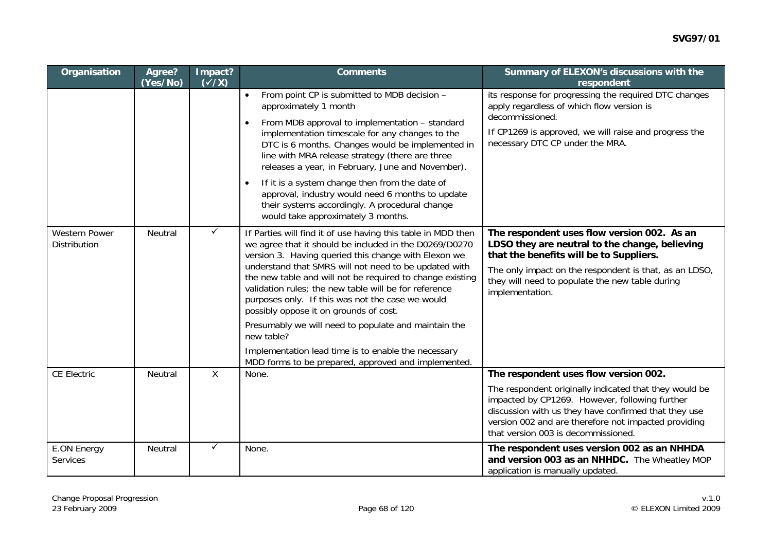| Organisation | Agree? (Yes/No) | Impact? (✓/X) | Comments | Summary of ELEXON's discussions with the respondent |
|---|---|---|---|---|
| | | | • From point CP is submitted to MDB decision – approximately 1 month<br>• From MDB approval to implementation – standard implementation timescale for any changes to the DTC is 6 months. Changes would be implemented in line with MRA release strategy (there are three releases a year, in February, June and November).<br>• If it is a system change then from the date of approval, industry would need 6 months to update their systems accordingly. A procedural change would take approximately 3 months. | its response for progressing the required DTC changes apply regardless of which flow version is decommissioned.<br><br>If CP1269 is approved, we will raise and progress the necessary DTC CP under the MRA. |
| Western Power Distribution | Neutral | ✓ | If Parties will find it of use having this table in MDD then we agree that it should be included in the D0269/D0270 version 3. Having queried this change with Elexon we understand that SMRS will not need to be updated with the new table and will not be required to change existing validation rules; the new table will be for reference purposes only. If this was not the case we would possibly oppose it on grounds of cost.<br><br>Presumably we will need to populate and maintain the new table?<br><br>Implementation lead time is to enable the necessary MDD forms to be prepared, approved and implemented. | **The respondent uses flow version 002. As an LDSO they are neutral to the change, believing that the benefits will be to Suppliers.**<br><br>The only impact on the respondent is that, as an LDSO, they will need to populate the new table during implementation. |
| CE Electric | Neutral | X | None. | **The respondent uses flow version 002.**<br><br>The respondent originally indicated that they would be impacted by CP1269. However, following further discussion with us they have confirmed that they use version 002 and are therefore not impacted providing that version 003 is decommissioned. |
| E.ON Energy Services | Neutral | ✓ | None. | **The respondent uses version 002 as an NHHDA and version 003 as an NHHDC.** The Wheatley MOP application is manually updated. |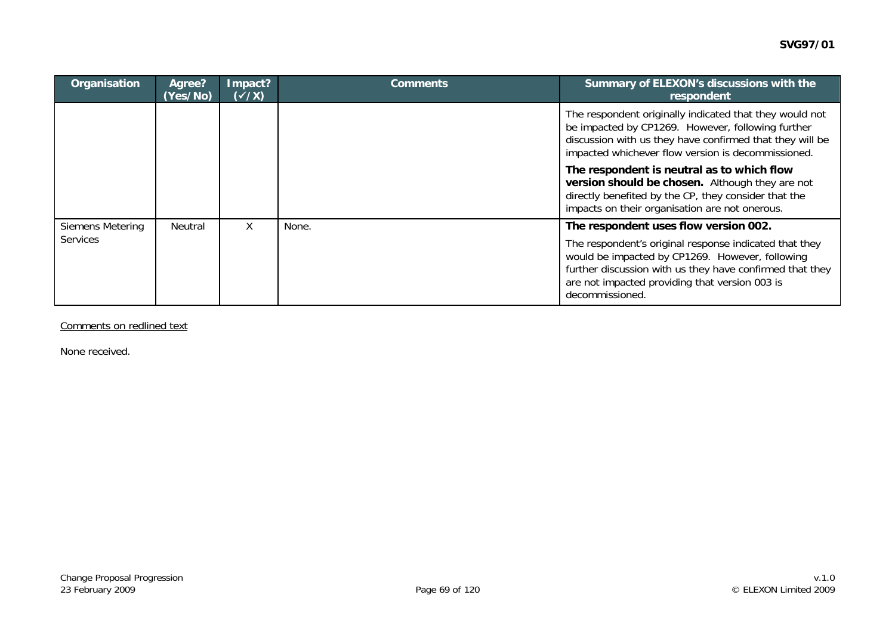| Organisation | Agree? (Yes/No) | Impact? (✓/X) | Comments | Summary of ELEXON's discussions with the respondent |
|---|---|---|---|---|
| | | | | The respondent originally indicated that they would not be impacted by CP1269. However, following further discussion with us they have confirmed that they will be impacted whichever flow version is decommissioned.<br><br>**The respondent is neutral as to which flow version should be chosen.** Although they are not directly benefited by the CP, they consider that the impacts on their organisation are not onerous. |
| Siemens Metering Services | Neutral | X | None. | **The respondent uses flow version 002.**<br><br>The respondent's original response indicated that they would be impacted by CP1269. However, following further discussion with us they have confirmed that they are not impacted providing that version 003 is decommissioned. |

Comments on redlined text

None received.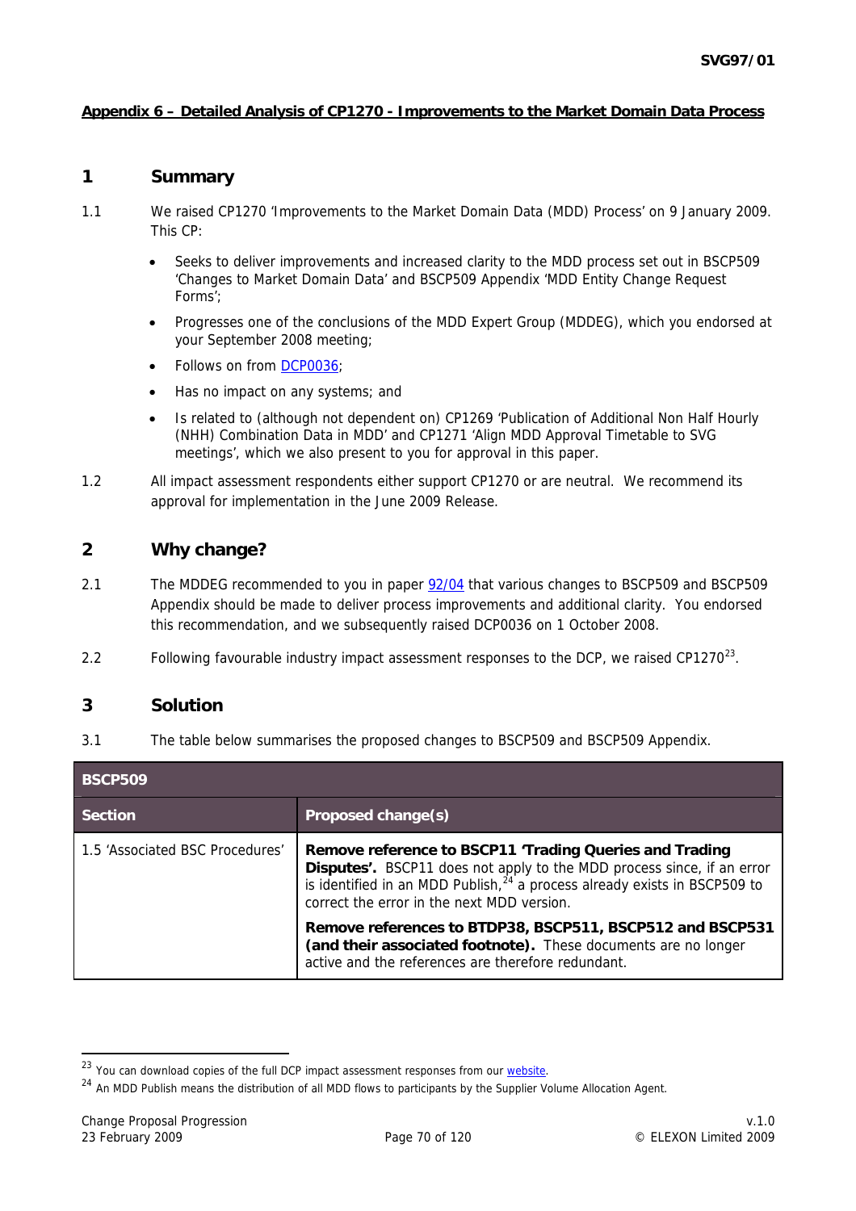## Appendix 6 – Detailed Analysis of CP1270 - Improvements to the Market Domain Data Process

## 1 Summary

1.1 We raised CP1270 'Improvements to the Market Domain Data (MDD) Process' on 9 January 2009. This CP:

- Seeks to deliver improvements and increased clarity to the MDD process set out in BSCP509 'Changes to Market Domain Data' and BSCP509 Appendix 'MDD Entity Change Request Forms';
- Progresses one of the conclusions of the MDD Expert Group (MDDEG), which you endorsed at your September 2008 meeting;
- Follows on from DCP0036;
- Has no impact on any systems; and
- Is related to (although not dependent on) CP1269 'Publication of Additional Non Half Hourly (NHH) Combination Data in MDD' and CP1271 'Align MDD Approval Timetable to SVG meetings', which we also present to you for approval in this paper.

1.2 All impact assessment respondents either support CP1270 or are neutral. We recommend its approval for implementation in the June 2009 Release.

## 2 Why change?

2.1 The MDDEG recommended to you in paper 92/04 that various changes to BSCP509 and BSCP509 Appendix should be made to deliver process improvements and additional clarity. You endorsed this recommendation, and we subsequently raised DCP0036 on 1 October 2008.

2.2 Following favourable industry impact assessment responses to the DCP, we raised CP1270[23].

## 3 Solution

3.1 The table below summarises the proposed changes to BSCP509 and BSCP509 Appendix.

| BSCP509 | |
|---|---|
| **Section** | **Proposed change(s)** |
| 1.5 'Associated BSC Procedures' | **Remove reference to BSCP11 'Trading Queries and Trading Disputes'.** BSCP11 does not apply to the MDD process since, if an error is identified in an MDD Publish,[24] a process already exists in BSCP509 to correct the error in the next MDD version. |
| | **Remove references to BTDP38, BSCP511, BSCP512 and BSCP531 (and their associated footnote).** These documents are no longer active and the references are therefore redundant. |

[23] You can download copies of the full DCP impact assessment responses from our website.

[24] An MDD Publish means the distribution of all MDD flows to participants by the Supplier Volume Allocation Agent.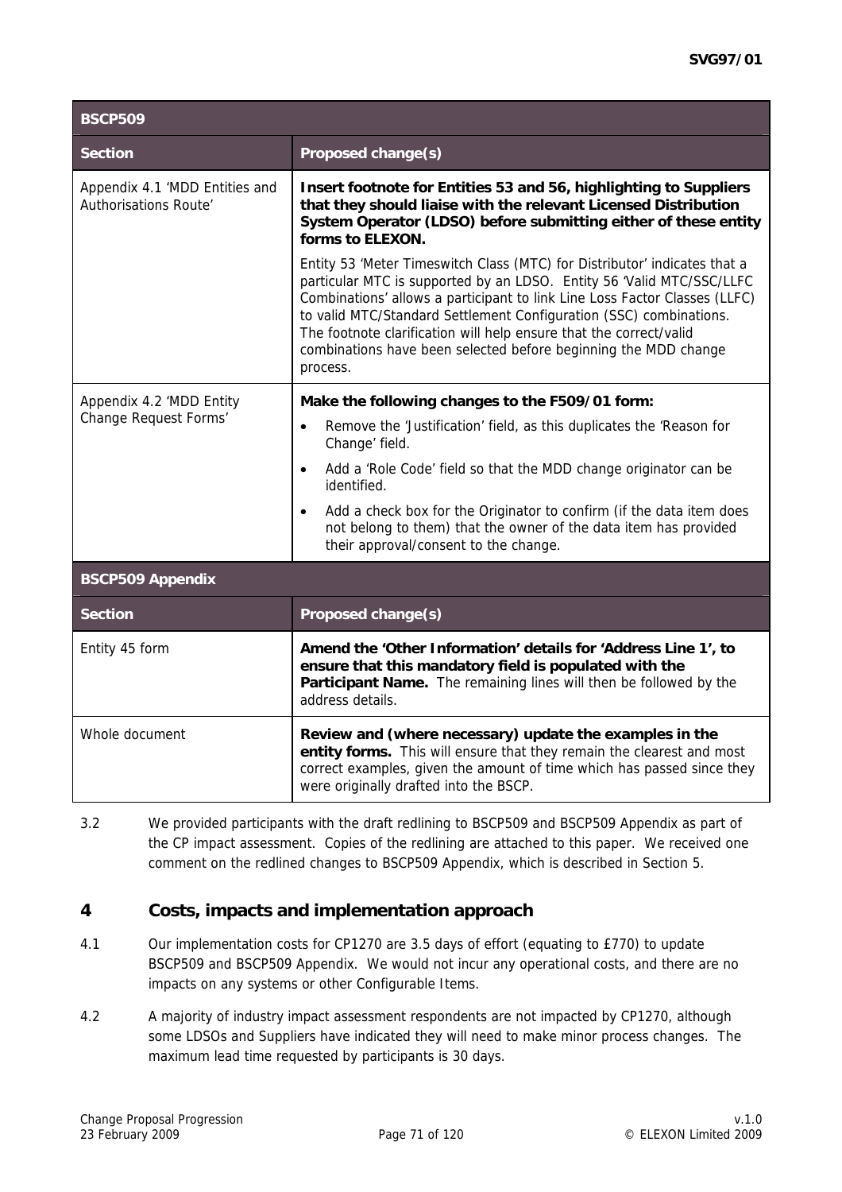| BSCP509 | |
|---|---|
| **Section** | **Proposed change(s)** |
| Appendix 4.1 'MDD Entities and Authorisations Route' | **Insert footnote for Entities 53 and 56, highlighting to Suppliers that they should liaise with the relevant Licensed Distribution System Operator (LDSO) before submitting either of these entity forms to ELEXON.**<br><br>Entity 53 'Meter Timeswitch Class (MTC) for Distributor' indicates that a particular MTC is supported by an LDSO. Entity 56 'Valid MTC/SSC/LLFC Combinations' allows a participant to link Line Loss Factor Classes (LLFC) to valid MTC/Standard Settlement Configuration (SSC) combinations. The footnote clarification will help ensure that the correct/valid combinations have been selected before beginning the MDD change process. |
| Appendix 4.2 'MDD Entity Change Request Forms' | **Make the following changes to the F509/01 form:**<br>• Remove the 'Justification' field, as this duplicates the 'Reason for Change' field.<br>• Add a 'Role Code' field so that the MDD change originator can be identified.<br>• Add a check box for the Originator to confirm (if the data item does not belong to them) that the owner of the data item has provided their approval/consent to the change. |

| BSCP509 Appendix | |
|---|---|
| **Section** | **Proposed change(s)** |
| Entity 45 form | **Amend the 'Other Information' details for 'Address Line 1', to ensure that this mandatory field is populated with the Participant Name.** The remaining lines will then be followed by the address details. |
| Whole document | **Review and (where necessary) update the examples in the entity forms.** This will ensure that they remain the clearest and most correct examples, given the amount of time which has passed since they were originally drafted into the BSCP. |

3.2 We provided participants with the draft redlining to BSCP509 and BSCP509 Appendix as part of the CP impact assessment. Copies of the redlining are attached to this paper. We received one comment on the redlined changes to BSCP509 Appendix, which is described in Section 5.

## 4 Costs, impacts and implementation approach

4.1 Our implementation costs for CP1270 are 3.5 days of effort (equating to £770) to update BSCP509 and BSCP509 Appendix. We would not incur any operational costs, and there are no impacts on any systems or other Configurable Items.

4.2 A majority of industry impact assessment respondents are not impacted by CP1270, although some LDSOs and Suppliers have indicated they will need to make minor process changes. The maximum lead time requested by participants is 30 days.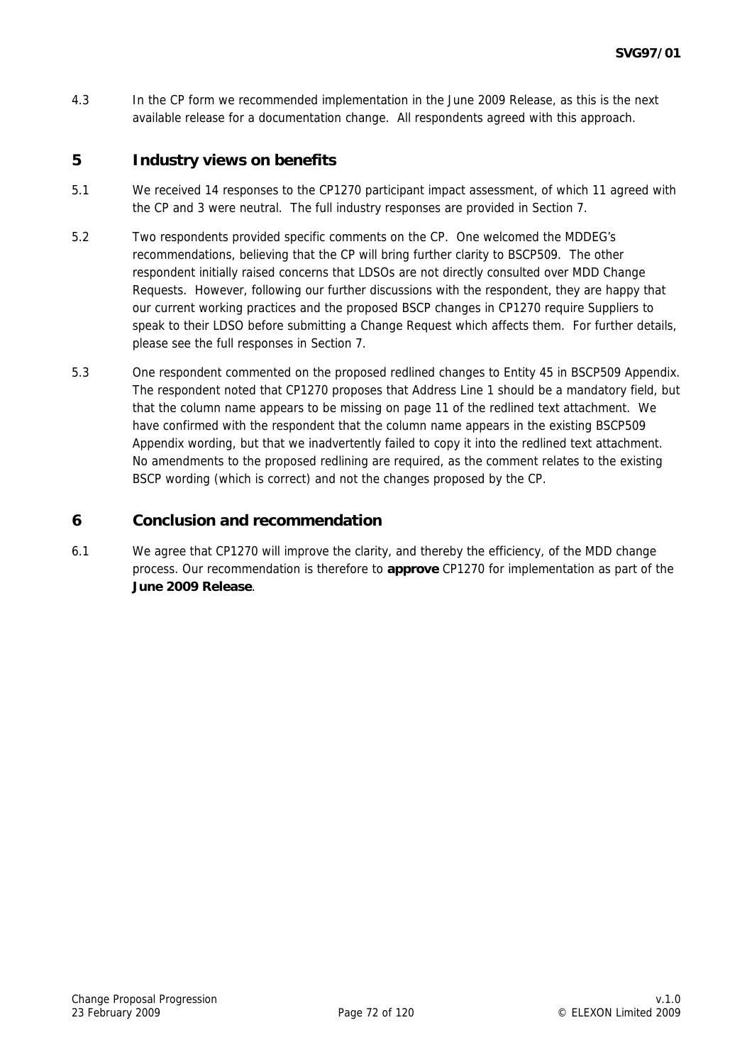4.3 In the CP form we recommended implementation in the June 2009 Release, as this is the next available release for a documentation change. All respondents agreed with this approach.

## 5 Industry views on benefits

5.1 We received 14 responses to the CP1270 participant impact assessment, of which 11 agreed with the CP and 3 were neutral. The full industry responses are provided in Section 7.

5.2 Two respondents provided specific comments on the CP. One welcomed the MDDEG's recommendations, believing that the CP will bring further clarity to BSCP509. The other respondent initially raised concerns that LDSOs are not directly consulted over MDD Change Requests. However, following our further discussions with the respondent, they are happy that our current working practices and the proposed BSCP changes in CP1270 require Suppliers to speak to their LDSO before submitting a Change Request which affects them. For further details, please see the full responses in Section 7.

5.3 One respondent commented on the proposed redlined changes to Entity 45 in BSCP509 Appendix. The respondent noted that CP1270 proposes that Address Line 1 should be a mandatory field, but that the column name appears to be missing on page 11 of the redlined text attachment. We have confirmed with the respondent that the column name appears in the existing BSCP509 Appendix wording, but that we inadvertently failed to copy it into the redlined text attachment. No amendments to the proposed redlining are required, as the comment relates to the existing BSCP wording (which is correct) and not the changes proposed by the CP.

## 6 Conclusion and recommendation

6.1 We agree that CP1270 will improve the clarity, and thereby the efficiency, of the MDD change process. Our recommendation is therefore to **approve** CP1270 for implementation as part of the **June 2009 Release**.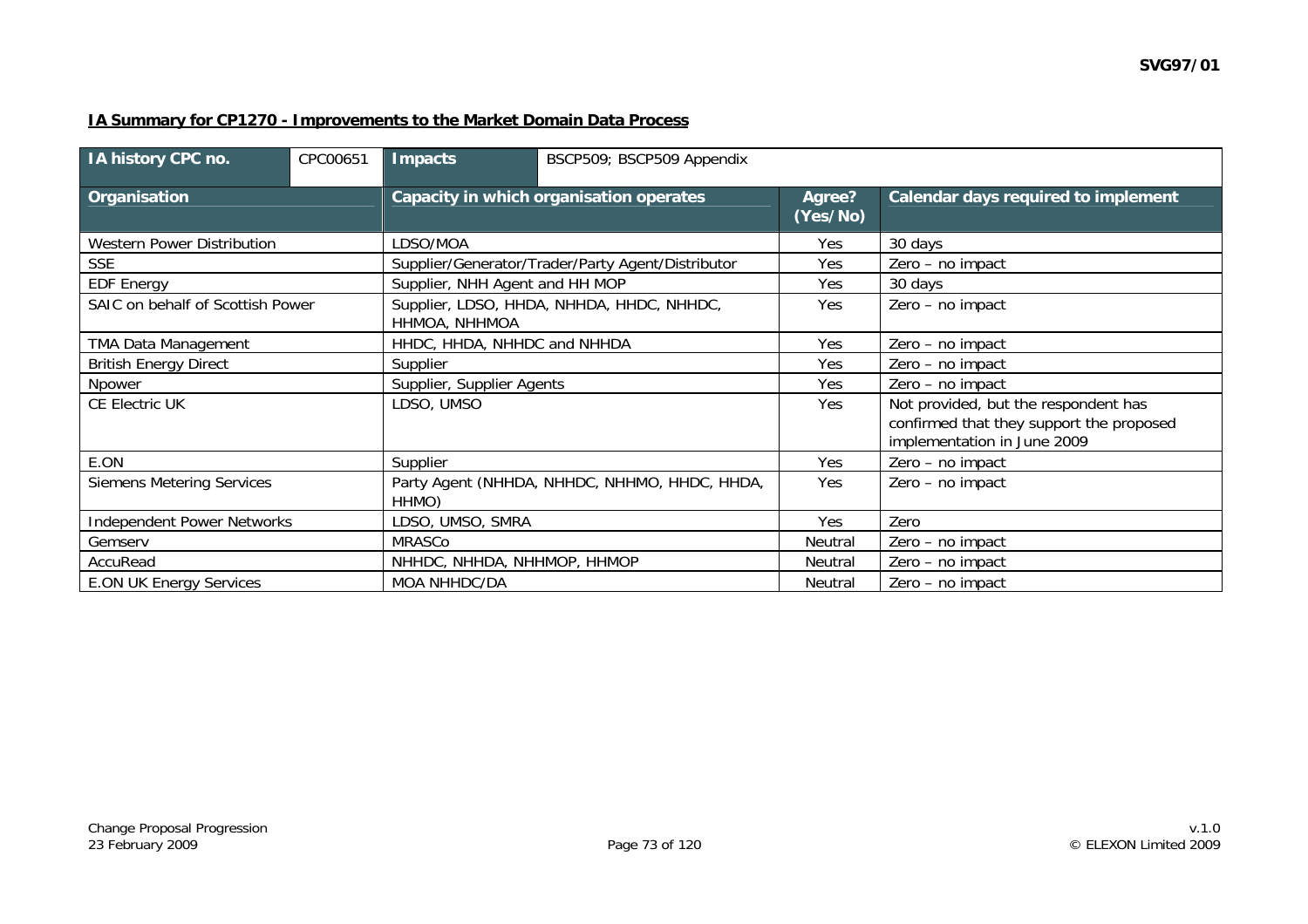**IA Summary for CP1270 - Improvements to the Market Domain Data Process**

| IA history CPC no. | CPC00651 | Impacts | BSCP509; BSCP509 Appendix |
|---|---|---|---|

| Organisation | Capacity in which organisation operates | Agree? (Yes/No) | Calendar days required to implement |
|---|---|---|---|
| Western Power Distribution | LDSO/MOA | Yes | 30 days |
| SSE | Supplier/Generator/Trader/Party Agent/Distributor | Yes | Zero – no impact |
| EDF Energy | Supplier, NHH Agent and HH MOP | Yes | 30 days |
| SAIC on behalf of Scottish Power | Supplier, LDSO, HHDA, NHHDA, HHDC, NHHDC, HHMOA, NHHMOA | Yes | Zero – no impact |
| TMA Data Management | HHDC, HHDA, NHHDC and NHHDA | Yes | Zero – no impact |
| British Energy Direct | Supplier | Yes | Zero – no impact |
| Npower | Supplier, Supplier Agents | Yes | Zero – no impact |
| CE Electric UK | LDSO, UMSO | Yes | Not provided, but the respondent has confirmed that they support the proposed implementation in June 2009 |
| E.ON | Supplier | Yes | Zero – no impact |
| Siemens Metering Services | Party Agent (NHHDA, NHHDC, NHHMO, HHDC, HHDA, HHMO) | Yes | Zero – no impact |
| Independent Power Networks | LDSO, UMSO, SMRA | Yes | Zero |
| Gemserv | MRASCo | Neutral | Zero – no impact |
| AccuRead | NHHDC, NHHDA, NHHMOP, HHMOP | Neutral | Zero – no impact |
| E.ON UK Energy Services | MOA NHHDC/DA | Neutral | Zero – no impact |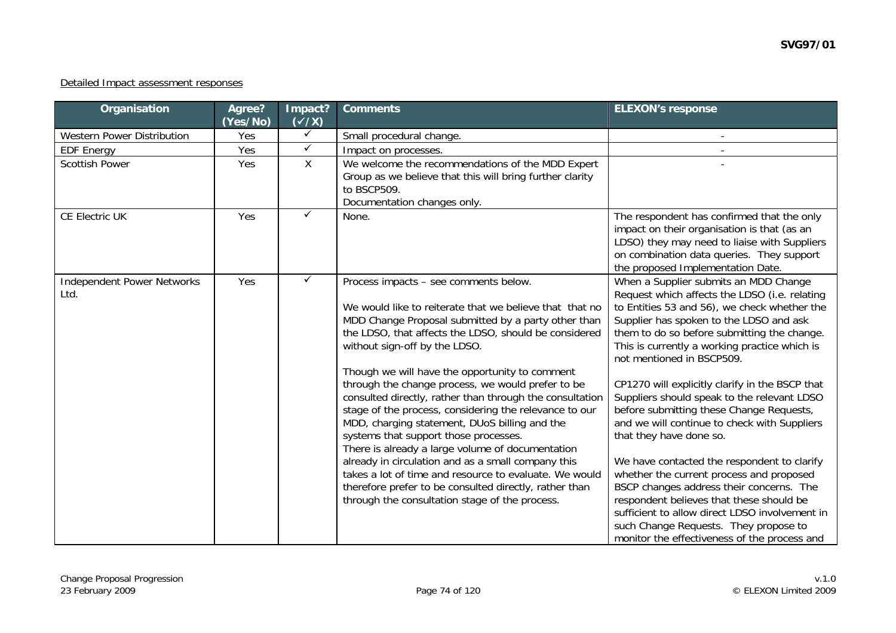Detailed Impact assessment responses

| Organisation | Agree? (Yes/No) | Impact? (✓/X) | Comments | ELEXON's response |
|---|---|---|---|---|
| Western Power Distribution | Yes | ✓ | Small procedural change. | - |
| EDF Energy | Yes | ✓ | Impact on processes. | - |
| Scottish Power | Yes | X | We welcome the recommendations of the MDD Expert Group as we believe that this will bring further clarity to BSCP509.<br>Documentation changes only. | - |
| CE Electric UK | Yes | ✓ | None. | The respondent has confirmed that the only impact on their organisation is that (as an LDSO) they may need to liaise with Suppliers on combination data queries. They support the proposed Implementation Date. |
| Independent Power Networks Ltd. | Yes | ✓ | Process impacts – see comments below.<br><br>We would like to reiterate that we believe that that no MDD Change Proposal submitted by a party other than the LDSO, that affects the LDSO, should be considered without sign-off by the LDSO.<br><br>Though we will have the opportunity to comment through the change process, we would prefer to be consulted directly, rather than through the consultation stage of the process, considering the relevance to our MDD, charging statement, DUoS billing and the systems that support those processes.<br>There is already a large volume of documentation already in circulation and as a small company this takes a lot of time and resource to evaluate. We would therefore prefer to be consulted directly, rather than through the consultation stage of the process. | When a Supplier submits an MDD Change Request which affects the LDSO (i.e. relating to Entities 53 and 56), we check whether the Supplier has spoken to the LDSO and ask them to do so before submitting the change. This is currently a working practice which is not mentioned in BSCP509.<br><br>CP1270 will explicitly clarify in the BSCP that Suppliers should speak to the relevant LDSO before submitting these Change Requests, and we will continue to check with Suppliers that they have done so.<br><br>We have contacted the respondent to clarify whether the current process and proposed BSCP changes address their concerns. The respondent believes that these should be sufficient to allow direct LDSO involvement in such Change Requests. They propose to monitor the effectiveness of the process and |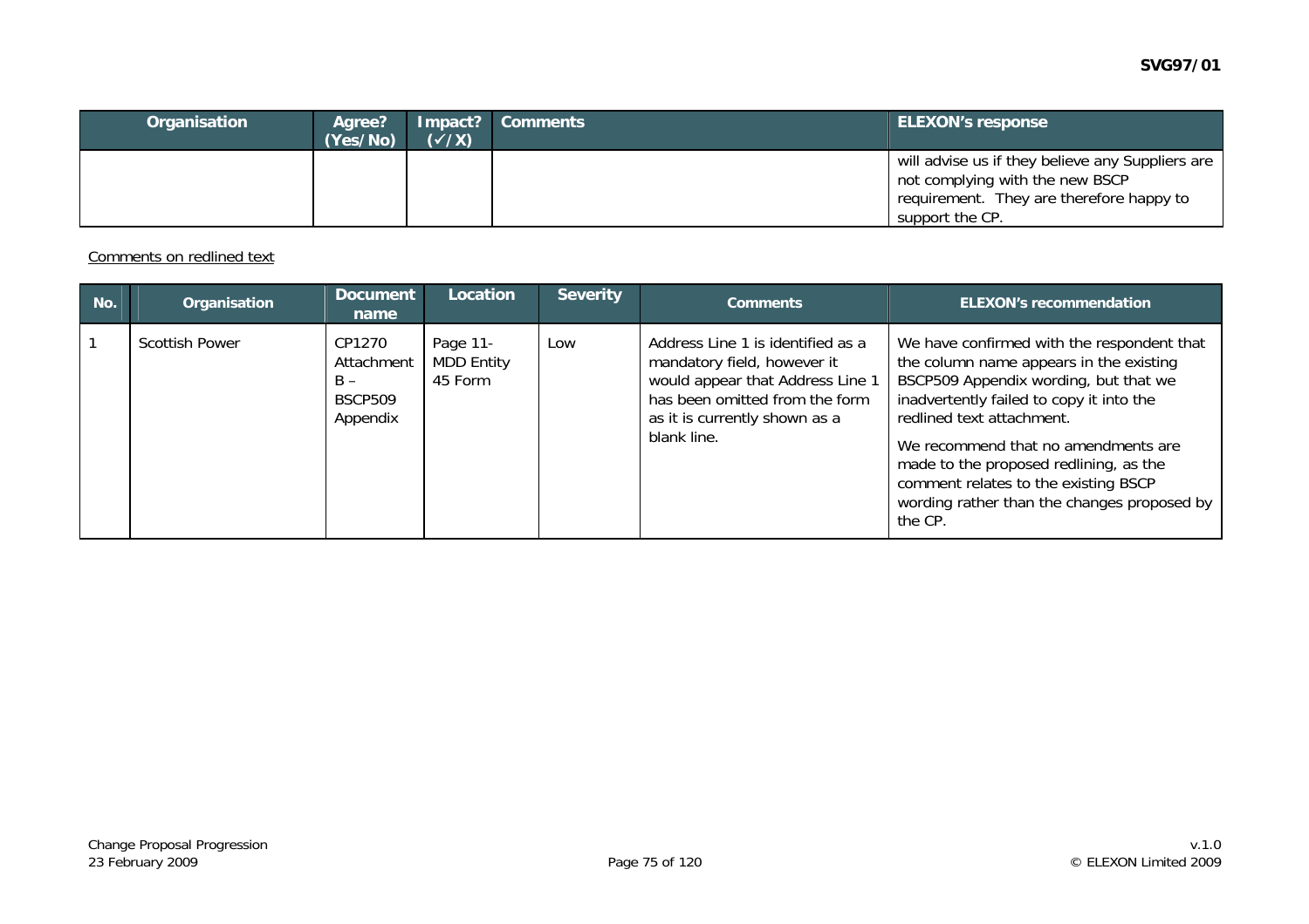| Organisation | Agree? (Yes/No) | Impact? (✓/X) | Comments | ELEXON's response |
|---|---|---|---|---|
| | | | | will advise us if they believe any Suppliers are not complying with the new BSCP requirement. They are therefore happy to support the CP. |

Comments on redlined text

| No. | Organisation | Document name | Location | Severity | Comments | ELEXON's recommendation |
|---|---|---|---|---|---|---|
| 1 | Scottish Power | CP1270 Attachment B – BSCP509 Appendix | Page 11- MDD Entity 45 Form | Low | Address Line 1 is identified as a mandatory field, however it would appear that Address Line 1 has been omitted from the form as it is currently shown as a blank line. | We have confirmed with the respondent that the column name appears in the existing BSCP509 Appendix wording, but that we inadvertently failed to copy it into the redlined text attachment.<br><br>We recommend that no amendments are made to the proposed redlining, as the comment relates to the existing BSCP wording rather than the changes proposed by the CP. |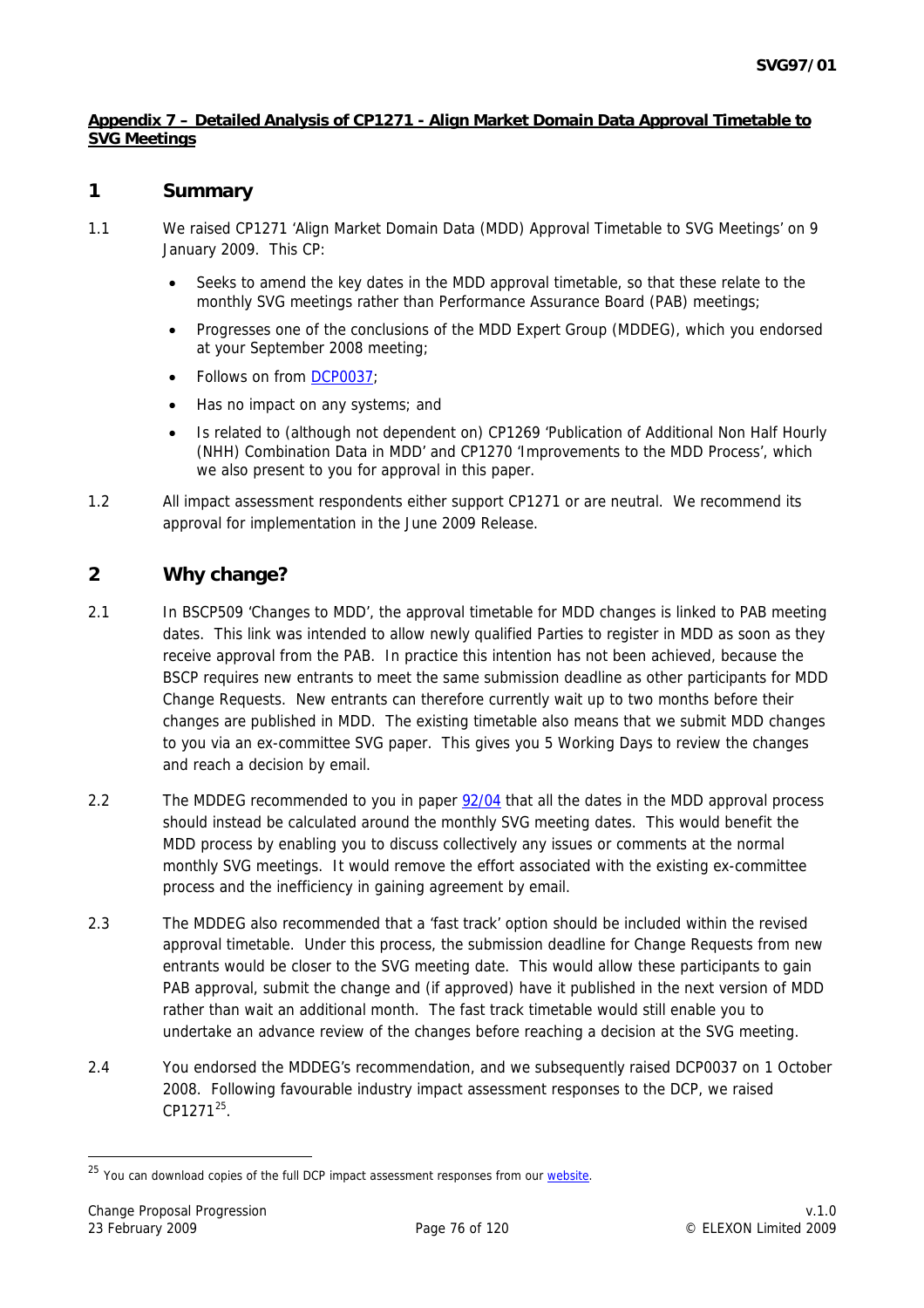**Appendix 7 – Detailed Analysis of CP1271 - Align Market Domain Data Approval Timetable to SVG Meetings**

## 1 Summary

1.1 We raised CP1271 'Align Market Domain Data (MDD) Approval Timetable to SVG Meetings' on 9 January 2009. This CP:

- Seeks to amend the key dates in the MDD approval timetable, so that these relate to the monthly SVG meetings rather than Performance Assurance Board (PAB) meetings;
- Progresses one of the conclusions of the MDD Expert Group (MDDEG), which you endorsed at your September 2008 meeting;
- Follows on from DCP0037;
- Has no impact on any systems; and
- Is related to (although not dependent on) CP1269 'Publication of Additional Non Half Hourly (NHH) Combination Data in MDD' and CP1270 'Improvements to the MDD Process', which we also present to you for approval in this paper.

1.2 All impact assessment respondents either support CP1271 or are neutral. We recommend its approval for implementation in the June 2009 Release.

## 2 Why change?

2.1 In BSCP509 'Changes to MDD', the approval timetable for MDD changes is linked to PAB meeting dates. This link was intended to allow newly qualified Parties to register in MDD as soon as they receive approval from the PAB. In practice this intention has not been achieved, because the BSCP requires new entrants to meet the same submission deadline as other participants for MDD Change Requests. New entrants can therefore currently wait up to two months before their changes are published in MDD. The existing timetable also means that we submit MDD changes to you via an ex-committee SVG paper. This gives you 5 Working Days to review the changes and reach a decision by email.

2.2 The MDDEG recommended to you in paper 92/04 that all the dates in the MDD approval process should instead be calculated around the monthly SVG meeting dates. This would benefit the MDD process by enabling you to discuss collectively any issues or comments at the normal monthly SVG meetings. It would remove the effort associated with the existing ex-committee process and the inefficiency in gaining agreement by email.

2.3 The MDDEG also recommended that a 'fast track' option should be included within the revised approval timetable. Under this process, the submission deadline for Change Requests from new entrants would be closer to the SVG meeting date. This would allow these participants to gain PAB approval, submit the change and (if approved) have it published in the next version of MDD rather than wait an additional month. The fast track timetable would still enable you to undertake an advance review of the changes before reaching a decision at the SVG meeting.

2.4 You endorsed the MDDEG's recommendation, and we subsequently raised DCP0037 on 1 October 2008. Following favourable industry impact assessment responses to the DCP, we raised CP1271[25].

---

[25] You can download copies of the full DCP impact assessment responses from our website.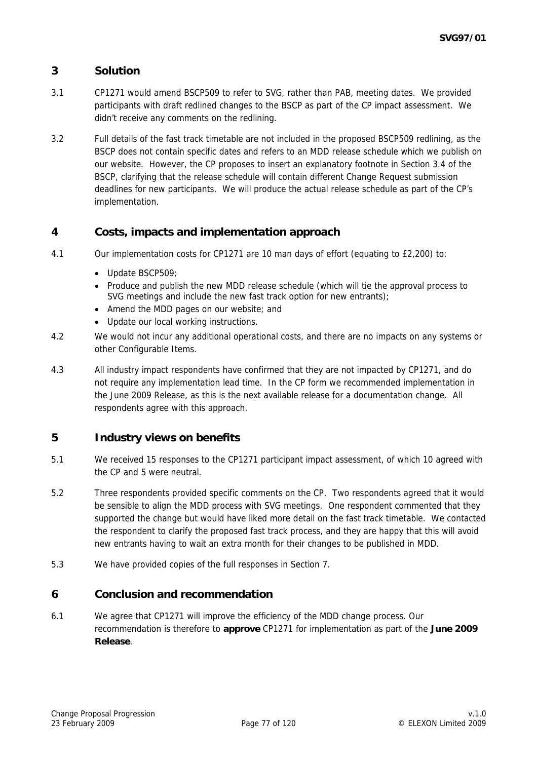## 3 Solution

3.1 CP1271 would amend BSCP509 to refer to SVG, rather than PAB, meeting dates. We provided participants with draft redlined changes to the BSCP as part of the CP impact assessment. We didn't receive any comments on the redlining.

3.2 Full details of the fast track timetable are not included in the proposed BSCP509 redlining, as the BSCP does not contain specific dates and refers to an MDD release schedule which we publish on our website. However, the CP proposes to insert an explanatory footnote in Section 3.4 of the BSCP, clarifying that the release schedule will contain different Change Request submission deadlines for new participants. We will produce the actual release schedule as part of the CP's implementation.

## 4 Costs, impacts and implementation approach

4.1 Our implementation costs for CP1271 are 10 man days of effort (equating to £2,200) to:

- Update BSCP509;
- Produce and publish the new MDD release schedule (which will tie the approval process to SVG meetings and include the new fast track option for new entrants);
- Amend the MDD pages on our website; and
- Update our local working instructions.

4.2 We would not incur any additional operational costs, and there are no impacts on any systems or other Configurable Items.

4.3 All industry impact respondents have confirmed that they are not impacted by CP1271, and do not require any implementation lead time. In the CP form we recommended implementation in the June 2009 Release, as this is the next available release for a documentation change. All respondents agree with this approach.

## 5 Industry views on benefits

5.1 We received 15 responses to the CP1271 participant impact assessment, of which 10 agreed with the CP and 5 were neutral.

5.2 Three respondents provided specific comments on the CP. Two respondents agreed that it would be sensible to align the MDD process with SVG meetings. One respondent commented that they supported the change but would have liked more detail on the fast track timetable. We contacted the respondent to clarify the proposed fast track process, and they are happy that this will avoid new entrants having to wait an extra month for their changes to be published in MDD.

5.3 We have provided copies of the full responses in Section 7.

## 6 Conclusion and recommendation

6.1 We agree that CP1271 will improve the efficiency of the MDD change process. Our recommendation is therefore to **approve** CP1271 for implementation as part of the **June 2009 Release**.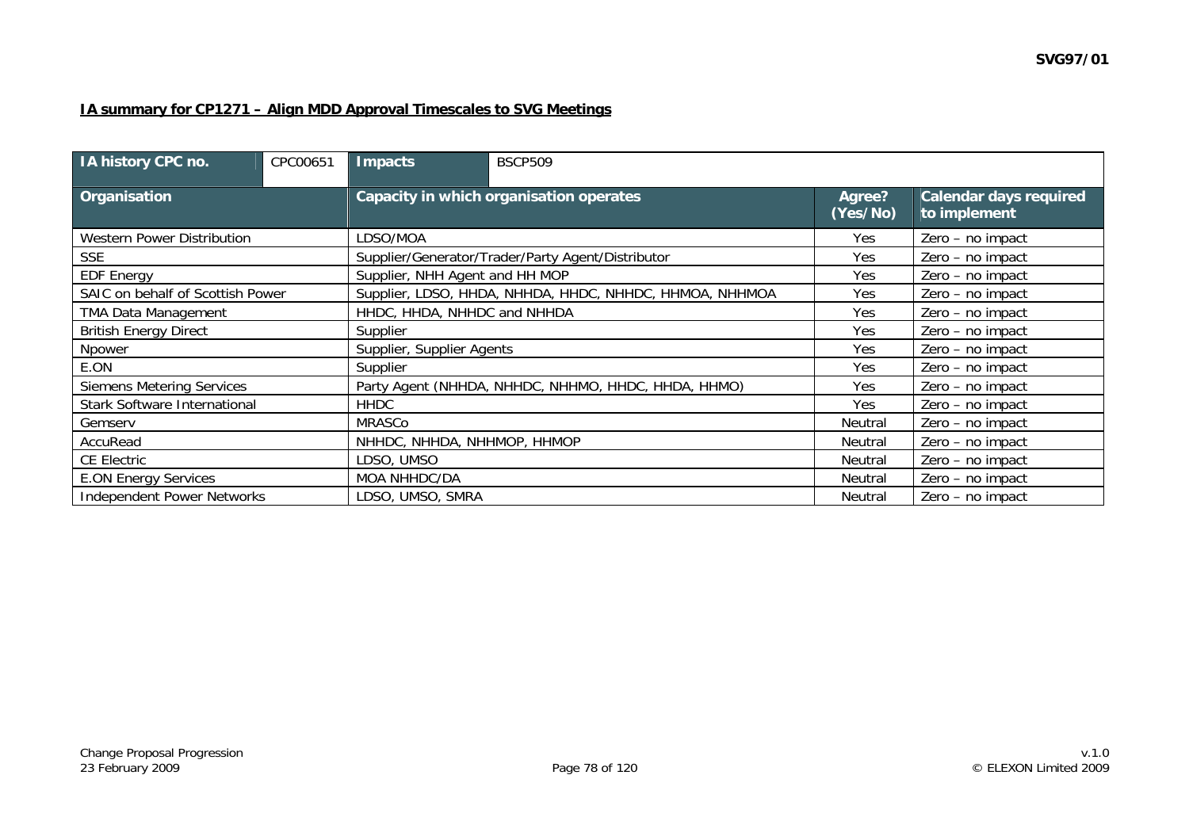**IA summary for CP1271 – Align MDD Approval Timescales to SVG Meetings**

| IA history CPC no. | CPC00651 | Impacts | BSCP509 | | |
|---|---|---|---|---|---|
| **Organisation** | | **Capacity in which organisation operates** | | **Agree? (Yes/No)** | **Calendar days required to implement** |
| Western Power Distribution | | LDSO/MOA | | Yes | Zero – no impact |
| SSE | | Supplier/Generator/Trader/Party Agent/Distributor | | Yes | Zero – no impact |
| EDF Energy | | Supplier, NHH Agent and HH MOP | | Yes | Zero – no impact |
| SAIC on behalf of Scottish Power | | Supplier, LDSO, HHDA, NHHDA, HHDC, NHHDC, HHMOA, NHHMOA | | Yes | Zero – no impact |
| TMA Data Management | | HHDC, HHDA, NHHDC and NHHDA | | Yes | Zero – no impact |
| British Energy Direct | | Supplier | | Yes | Zero – no impact |
| Npower | | Supplier, Supplier Agents | | Yes | Zero – no impact |
| E.ON | | Supplier | | Yes | Zero – no impact |
| Siemens Metering Services | | Party Agent (NHHDA, NHHDC, NHHMO, HHDC, HHDA, HHMO) | | Yes | Zero – no impact |
| Stark Software International | | HHDC | | Yes | Zero – no impact |
| Gemserv | | MRASCo | | Neutral | Zero – no impact |
| AccuRead | | NHHDC, NHHDA, NHHMOP, HHMOP | | Neutral | Zero – no impact |
| CE Electric | | LDSO, UMSO | | Neutral | Zero – no impact |
| E.ON Energy Services | | MOA NHHDC/DA | | Neutral | Zero – no impact |
| Independent Power Networks | | LDSO, UMSO, SMRA | | Neutral | Zero – no impact |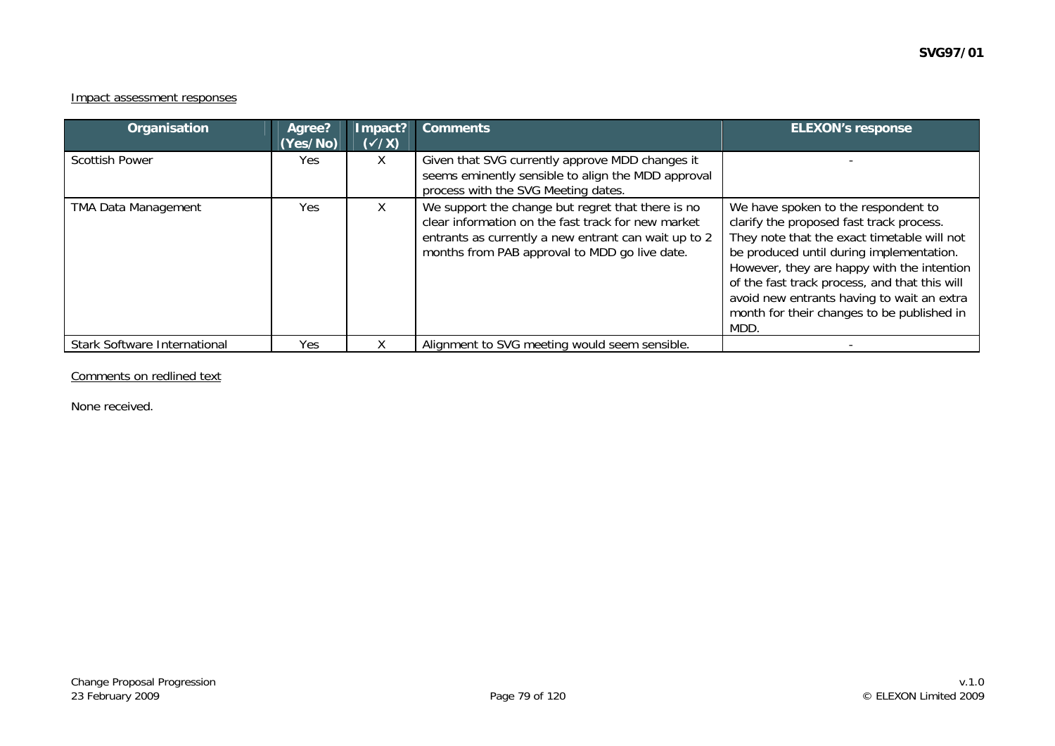Impact assessment responses

| Organisation | Agree? (Yes/No) | Impact? (✓/X) | Comments | ELEXON's response |
|---|---|---|---|---|
| Scottish Power | Yes | X | Given that SVG currently approve MDD changes it seems eminently sensible to align the MDD approval process with the SVG Meeting dates. | - |
| TMA Data Management | Yes | X | We support the change but regret that there is no clear information on the fast track for new market entrants as currently a new entrant can wait up to 2 months from PAB approval to MDD go live date. | We have spoken to the respondent to clarify the proposed fast track process. They note that the exact timetable will not be produced until during implementation. However, they are happy with the intention of the fast track process, and that this will avoid new entrants having to wait an extra month for their changes to be published in MDD. |
| Stark Software International | Yes | X | Alignment to SVG meeting would seem sensible. | - |

Comments on redlined text

None received.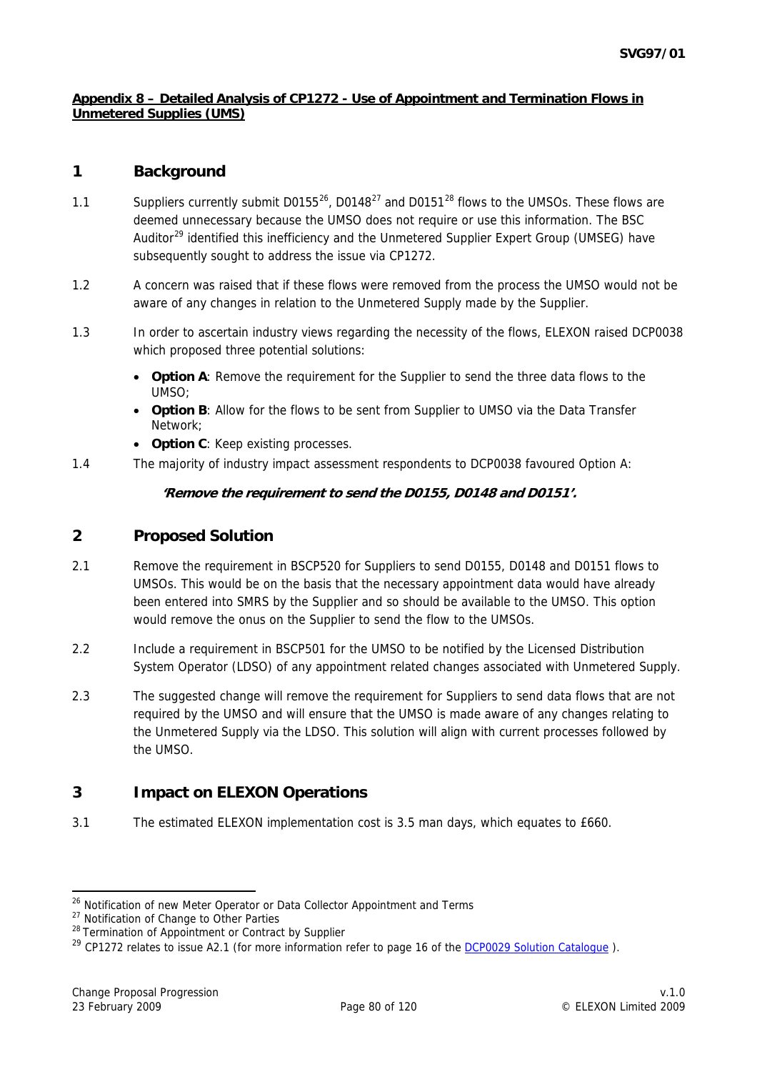**Appendix 8 – Detailed Analysis of CP1272 - Use of Appointment and Termination Flows in Unmetered Supplies (UMS)**

## 1 Background

1.1 Suppliers currently submit D0155[26], D0148[27] and D0151[28] flows to the UMSOs. These flows are deemed unnecessary because the UMSO does not require or use this information. The BSC Auditor[29] identified this inefficiency and the Unmetered Supplier Expert Group (UMSEG) have subsequently sought to address the issue via CP1272.

1.2 A concern was raised that if these flows were removed from the process the UMSO would not be aware of any changes in relation to the Unmetered Supply made by the Supplier.

1.3 In order to ascertain industry views regarding the necessity of the flows, ELEXON raised DCP0038 which proposed three potential solutions:

- **Option A**: Remove the requirement for the Supplier to send the three data flows to the UMSO;
- **Option B**: Allow for the flows to be sent from Supplier to UMSO via the Data Transfer Network;
- **Option C**: Keep existing processes.

1.4 The majority of industry impact assessment respondents to DCP0038 favoured Option A:

***'Remove the requirement to send the D0155, D0148 and D0151'.***

## 2 Proposed Solution

2.1 Remove the requirement in BSCP520 for Suppliers to send D0155, D0148 and D0151 flows to UMSOs. This would be on the basis that the necessary appointment data would have already been entered into SMRS by the Supplier and so should be available to the UMSO. This option would remove the onus on the Supplier to send the flow to the UMSOs.

2.2 Include a requirement in BSCP501 for the UMSO to be notified by the Licensed Distribution System Operator (LDSO) of any appointment related changes associated with Unmetered Supply.

2.3 The suggested change will remove the requirement for Suppliers to send data flows that are not required by the UMSO and will ensure that the UMSO is made aware of any changes relating to the Unmetered Supply via the LDSO. This solution will align with current processes followed by the UMSO.

## 3 Impact on ELEXON Operations

3.1 The estimated ELEXON implementation cost is 3.5 man days, which equates to £660.

---

[26] Notification of new Meter Operator or Data Collector Appointment and Terms
[27] Notification of Change to Other Parties
[28] Termination of Appointment or Contract by Supplier
[29] CP1272 relates to issue A2.1 (for more information refer to page 16 of the DCP0029 Solution Catalogue ).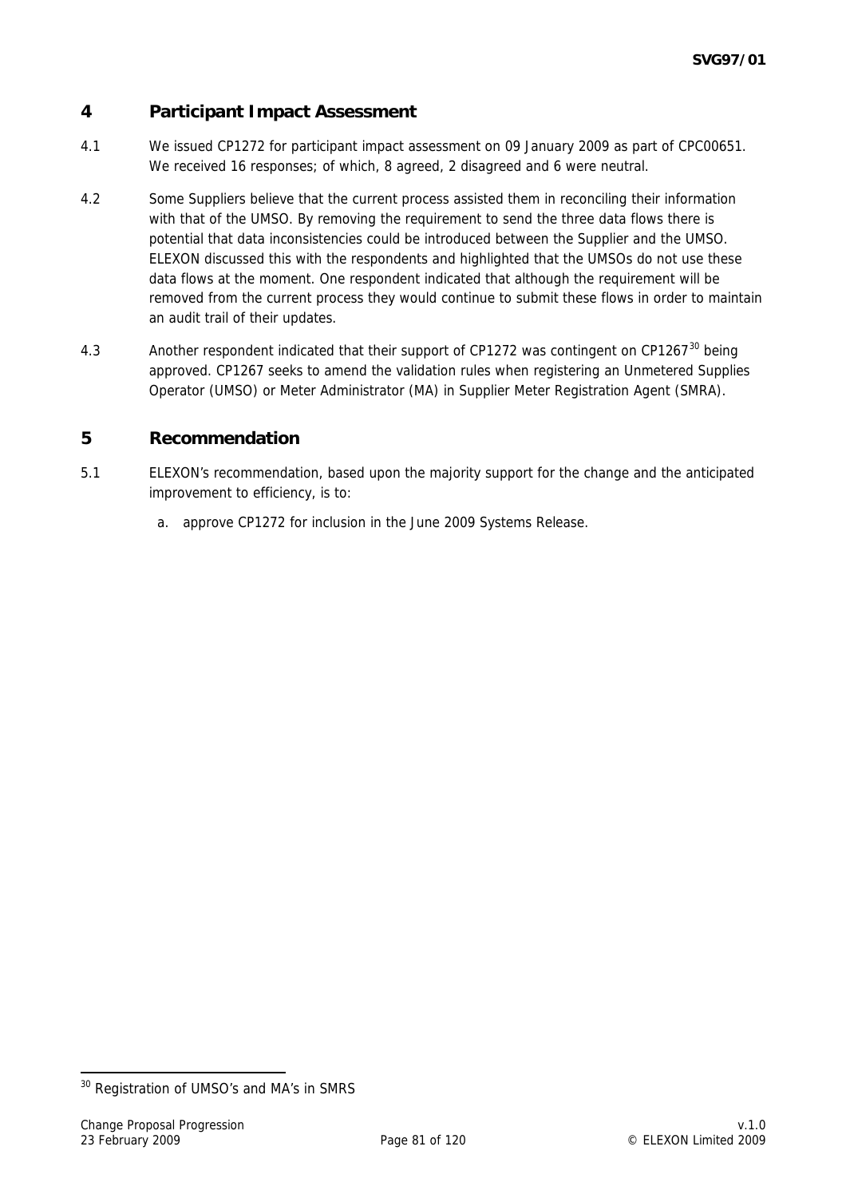## 4 Participant Impact Assessment

4.1 We issued CP1272 for participant impact assessment on 09 January 2009 as part of CPC00651. We received 16 responses; of which, 8 agreed, 2 disagreed and 6 were neutral.

4.2 Some Suppliers believe that the current process assisted them in reconciling their information with that of the UMSO. By removing the requirement to send the three data flows there is potential that data inconsistencies could be introduced between the Supplier and the UMSO. ELEXON discussed this with the respondents and highlighted that the UMSOs do not use these data flows at the moment. One respondent indicated that although the requirement will be removed from the current process they would continue to submit these flows in order to maintain an audit trail of their updates.

4.3 Another respondent indicated that their support of CP1272 was contingent on CP1267[30] being approved. CP1267 seeks to amend the validation rules when registering an Unmetered Supplies Operator (UMSO) or Meter Administrator (MA) in Supplier Meter Registration Agent (SMRA).

## 5 Recommendation

5.1 ELEXON's recommendation, based upon the majority support for the change and the anticipated improvement to efficiency, is to:

a. approve CP1272 for inclusion in the June 2009 Systems Release.

[30] Registration of UMSO's and MA's in SMRS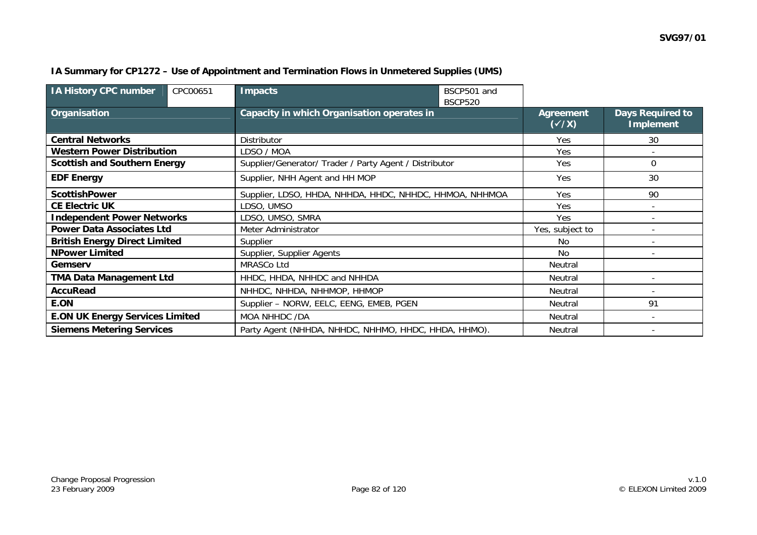**IA Summary for CP1272 – Use of Appointment and Termination Flows in Unmetered Supplies (UMS)**

| IA History CPC number | CPC00651 | Impacts | BSCP501 and BSCP520 | | |
|---|---|---|---|---|---|
| **Organisation** | | **Capacity in which Organisation operates in** | | **Agreement (✓/X)** | **Days Required to Implement** |
| **Central Networks** | | Distributor | | Yes | 30 |
| **Western Power Distribution** | | LDSO / MOA | | Yes | - |
| **Scottish and Southern Energy** | | Supplier/Generator/ Trader / Party Agent / Distributor | | Yes | 0 |
| **EDF Energy** | | Supplier, NHH Agent and HH MOP | | Yes | 30 |
| **ScottishPower** | | Supplier, LDSO, HHDA, NHHDA, HHDC, NHHDC, HHMOA, NHHMOA | | Yes | 90 |
| **CE Electric UK** | | LDSO, UMSO | | Yes | - |
| **Independent Power Networks** | | LDSO, UMSO, SMRA | | Yes | - |
| **Power Data Associates Ltd** | | Meter Administrator | | Yes, subject to | - |
| **British Energy Direct Limited** | | Supplier | | No | - |
| **NPower Limited** | | Supplier, Supplier Agents | | No | - |
| **Gemserv** | | MRASCo Ltd | | Neutral | |
| **TMA Data Management Ltd** | | HHDC, HHDA, NHHDC and NHHDA | | Neutral | - |
| **AccuRead** | | NHHDC, NHHDA, NHHMOP, HHMOP | | Neutral | - |
| **E.ON** | | Supplier – NORW, EELC, EENG, EMEB, PGEN | | Neutral | 91 |
| **E.ON UK Energy Services Limited** | | MOA NHHDC /DA | | Neutral | - |
| **Siemens Metering Services** | | Party Agent (NHHDA, NHHDC, NHHMO, HHDC, HHDA, HHMO). | | Neutral | - |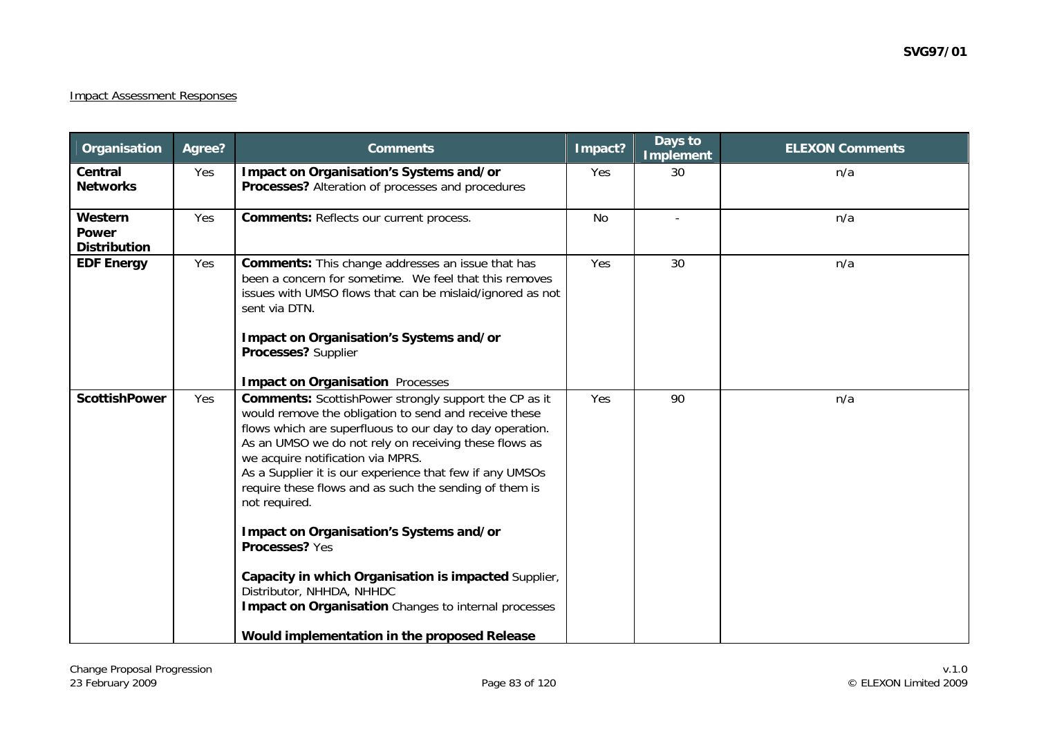Impact Assessment Responses

| Organisation | Agree? | Comments | Impact? | Days to Implement | ELEXON Comments |
|---|---|---|---|---|---|
| **Central Networks** | Yes | **Impact on Organisation's Systems and/or Processes?** Alteration of processes and procedures | Yes | 30 | n/a |
| **Western Power Distribution** | Yes | **Comments:** Reflects our current process. | No | - | n/a |
| **EDF Energy** | Yes | **Comments:** This change addresses an issue that has been a concern for sometime. We feel that this removes issues with UMSO flows that can be mislaid/ignored as not sent via DTN.<br><br>**Impact on Organisation's Systems and/or Processes?** Supplier<br><br>**Impact on Organisation** Processes | Yes | 30 | n/a |
| **ScottishPower** | Yes | **Comments:** ScottishPower strongly support the CP as it would remove the obligation to send and receive these flows which are superfluous to our day to day operation. As an UMSO we do not rely on receiving these flows as we acquire notification via MPRS.<br>As a Supplier it is our experience that few if any UMSOs require these flows and as such the sending of them is not required.<br><br>**Impact on Organisation's Systems and/or Processes?** Yes<br><br>**Capacity in which Organisation is impacted** Supplier, Distributor, NHHDA, NHHDC<br>**Impact on Organisation** Changes to internal processes<br><br>**Would implementation in the proposed Release** | Yes | 90 | n/a |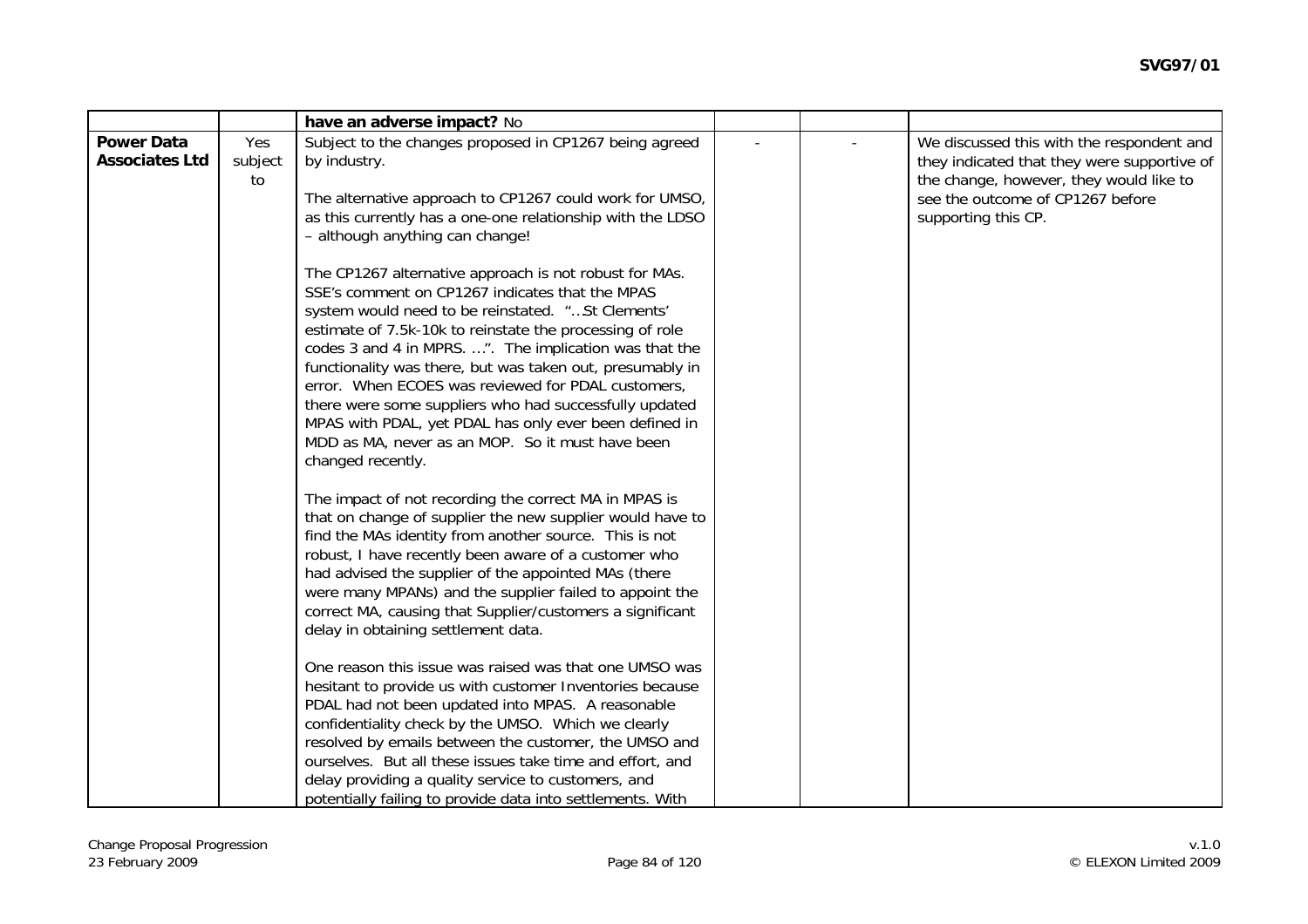| | | have an adverse impact? No | | | |
|---|---|---|---|---|---|
| **Power Data Associates Ltd** | Yes subject to | Subject to the changes proposed in CP1267 being agreed by industry.<br><br>The alternative approach to CP1267 could work for UMSO, as this currently has a one-one relationship with the LDSO – although anything can change!<br><br>The CP1267 alternative approach is not robust for MAs. SSE's comment on CP1267 indicates that the MPAS system would need to be reinstated. "…St Clements' estimate of 7.5k-10k to reinstate the processing of role codes 3 and 4 in MPRS. …". The implication was that the functionality was there, but was taken out, presumably in error. When ECOES was reviewed for PDAL customers, there were some suppliers who had successfully updated MPAS with PDAL, yet PDAL has only ever been defined in MDD as MA, never as an MOP. So it must have been changed recently.<br><br>The impact of not recording the correct MA in MPAS is that on change of supplier the new supplier would have to find the MAs identity from another source. This is not robust, I have recently been aware of a customer who had advised the supplier of the appointed MAs (there were many MPANs) and the supplier failed to appoint the correct MA, causing that Supplier/customers a significant delay in obtaining settlement data.<br><br>One reason this issue was raised was that one UMSO was hesitant to provide us with customer Inventories because PDAL had not been updated into MPAS. A reasonable confidentiality check by the UMSO. Which we clearly resolved by emails between the customer, the UMSO and ourselves. But all these issues take time and effort, and delay providing a quality service to customers, and potentially failing to provide data into settlements. With | - | - | We discussed this with the respondent and they indicated that they were supportive of the change, however, they would like to see the outcome of CP1267 before supporting this CP. |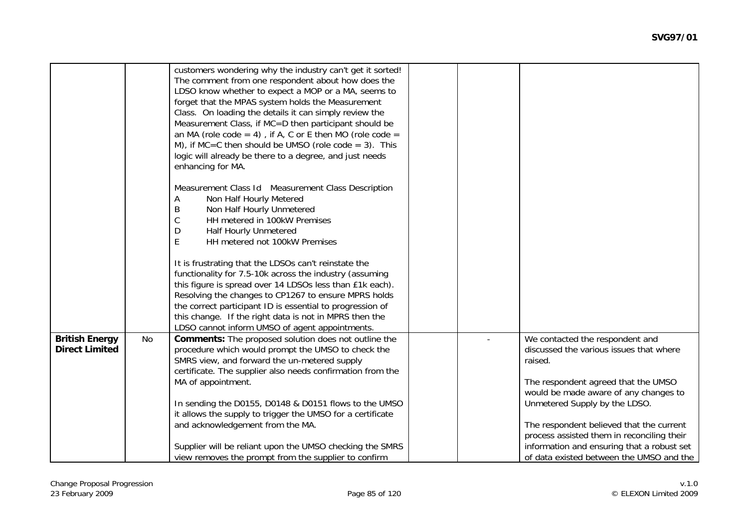| | | | | | |
|---|---|---|---|---|---|
| | | customers wondering why the industry can't get it sorted! The comment from one respondent about how does the LDSO know whether to expect a MOP or a MA, seems to forget that the MPAS system holds the Measurement Class. On loading the details it can simply review the Measurement Class, if MC=D then participant should be an MA (role code = 4) , if A, C or E then MO (role code = M), if MC=C then should be UMSO (role code = 3). This logic will already be there to a degree, and just needs enhancing for MA.<br><br>Measurement Class Id Measurement Class Description<br>A Non Half Hourly Metered<br>B Non Half Hourly Unmetered<br>C HH metered in 100kW Premises<br>D Half Hourly Unmetered<br>E HH metered not 100kW Premises<br><br>It is frustrating that the LDSOs can't reinstate the functionality for 7.5-10k across the industry (assuming this figure is spread over 14 LDSOs less than £1k each). Resolving the changes to CP1267 to ensure MPRS holds the correct participant ID is essential to progression of this change. If the right data is not in MPRS then the LDSO cannot inform UMSO of agent appointments. | | | |
| **British Energy Direct Limited** | No | **Comments:** The proposed solution does not outline the procedure which would prompt the UMSO to check the SMRS view, and forward the un-metered supply certificate. The supplier also needs confirmation from the MA of appointment.<br><br>In sending the D0155, D0148 & D0151 flows to the UMSO it allows the supply to trigger the UMSO for a certificate and acknowledgement from the MA.<br><br>Supplier will be reliant upon the UMSO checking the SMRS view removes the prompt from the supplier to confirm | | - | We contacted the respondent and discussed the various issues that where raised.<br><br>The respondent agreed that the UMSO would be made aware of any changes to Unmetered Supply by the LDSO.<br><br>The respondent believed that the current process assisted them in reconciling their information and ensuring that a robust set of data existed between the UMSO and the |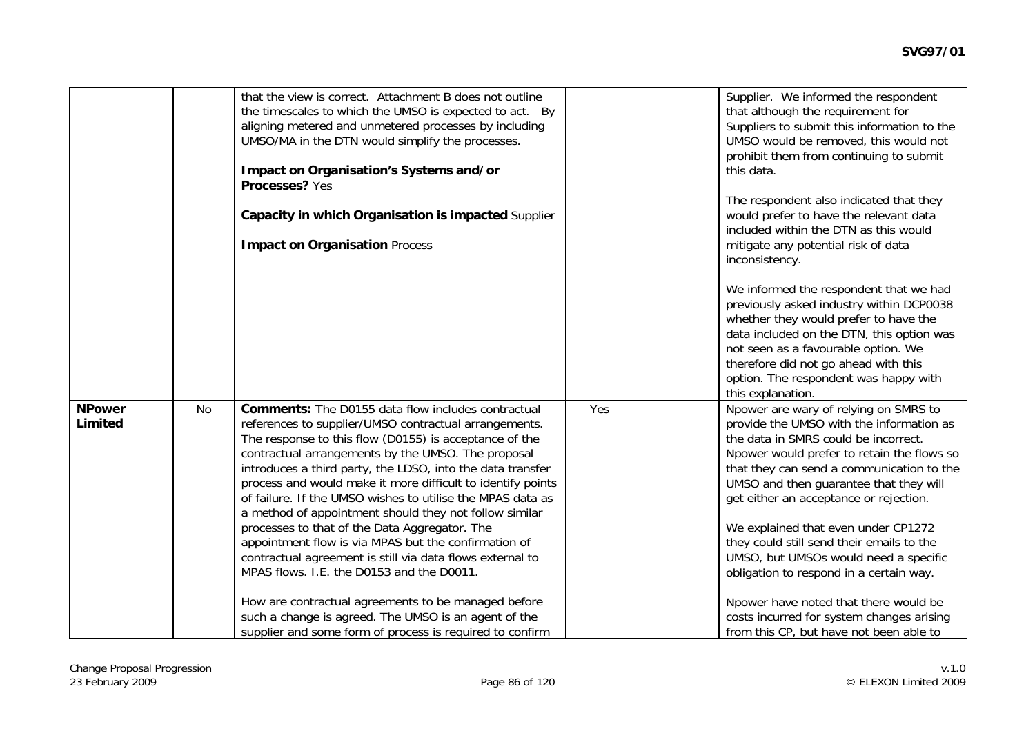| | | | | | |
|---|---|---|---|---|---|
| | | that the view is correct. Attachment B does not outline the timescales to which the UMSO is expected to act. By aligning metered and unmetered processes by including UMSO/MA in the DTN would simplify the processes.<br><br>**Impact on Organisation's Systems and/or Processes?** Yes<br><br>**Capacity in which Organisation is impacted** Supplier<br><br>**Impact on Organisation** Process | | | Supplier. We informed the respondent that although the requirement for Suppliers to submit this information to the UMSO would be removed, this would not prohibit them from continuing to submit this data.<br><br>The respondent also indicated that they would prefer to have the relevant data included within the DTN as this would mitigate any potential risk of data inconsistency.<br><br>We informed the respondent that we had previously asked industry within DCP0038 whether they would prefer to have the data included on the DTN, this option was not seen as a favourable option. We therefore did not go ahead with this option. The respondent was happy with this explanation. |
| **NPower Limited** | No | **Comments:** The D0155 data flow includes contractual references to supplier/UMSO contractual arrangements. The response to this flow (D0155) is acceptance of the contractual arrangements by the UMSO. The proposal introduces a third party, the LDSO, into the data transfer process and would make it more difficult to identify points of failure. If the UMSO wishes to utilise the MPAS data as a method of appointment should they not follow similar processes to that of the Data Aggregator. The appointment flow is via MPAS but the confirmation of contractual agreement is still via data flows external to MPAS flows. I.E. the D0153 and the D0011.<br><br>How are contractual agreements to be managed before such a change is agreed. The UMSO is an agent of the supplier and some form of process is required to confirm | Yes | | Npower are wary of relying on SMRS to provide the UMSO with the information as the data in SMRS could be incorrect. Npower would prefer to retain the flows so that they can send a communication to the UMSO and then guarantee that they will get either an acceptance or rejection.<br><br>We explained that even under CP1272 they could still send their emails to the UMSO, but UMSOs would need a specific obligation to respond in a certain way.<br><br>Npower have noted that there would be costs incurred for system changes arising from this CP, but have not been able to |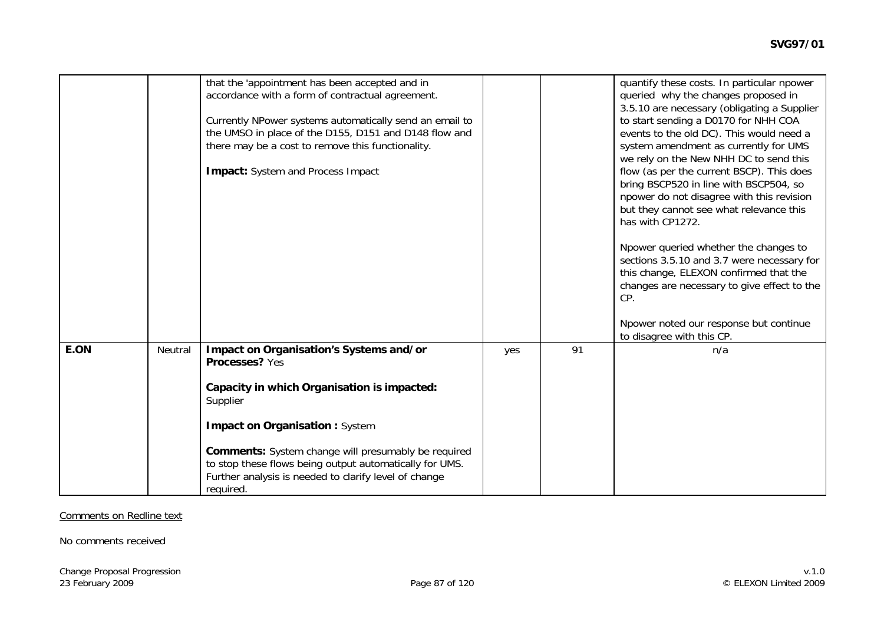| | | | | | |
|---|---|---|---|---|---|
| | | that the 'appointment has been accepted and in accordance with a form of contractual agreement.<br><br>Currently NPower systems automatically send an email to the UMSO in place of the D155, D151 and D148 flow and there may be a cost to remove this functionality.<br><br>**Impact:** System and Process Impact | | | quantify these costs. In particular npower queried why the changes proposed in 3.5.10 are necessary (obligating a Supplier to start sending a D0170 for NHH COA events to the old DC). This would need a system amendment as currently for UMS we rely on the New NHH DC to send this flow (as per the current BSCP). This does bring BSCP520 in line with BSCP504, so npower do not disagree with this revision but they cannot see what relevance this has with CP1272.<br><br>Npower queried whether the changes to sections 3.5.10 and 3.7 were necessary for this change, ELEXON confirmed that the changes are necessary to give effect to the CP.<br><br>Npower noted our response but continue to disagree with this CP. |
| **E.ON** | Neutral | **Impact on Organisation's Systems and/or Processes?** Yes<br><br>**Capacity in which Organisation is impacted:** Supplier<br><br>**Impact on Organisation :** System<br><br>**Comments:** System change will presumably be required to stop these flows being output automatically for UMS. Further analysis is needed to clarify level of change required. | yes | 91 | n/a |

Comments on Redline text

No comments received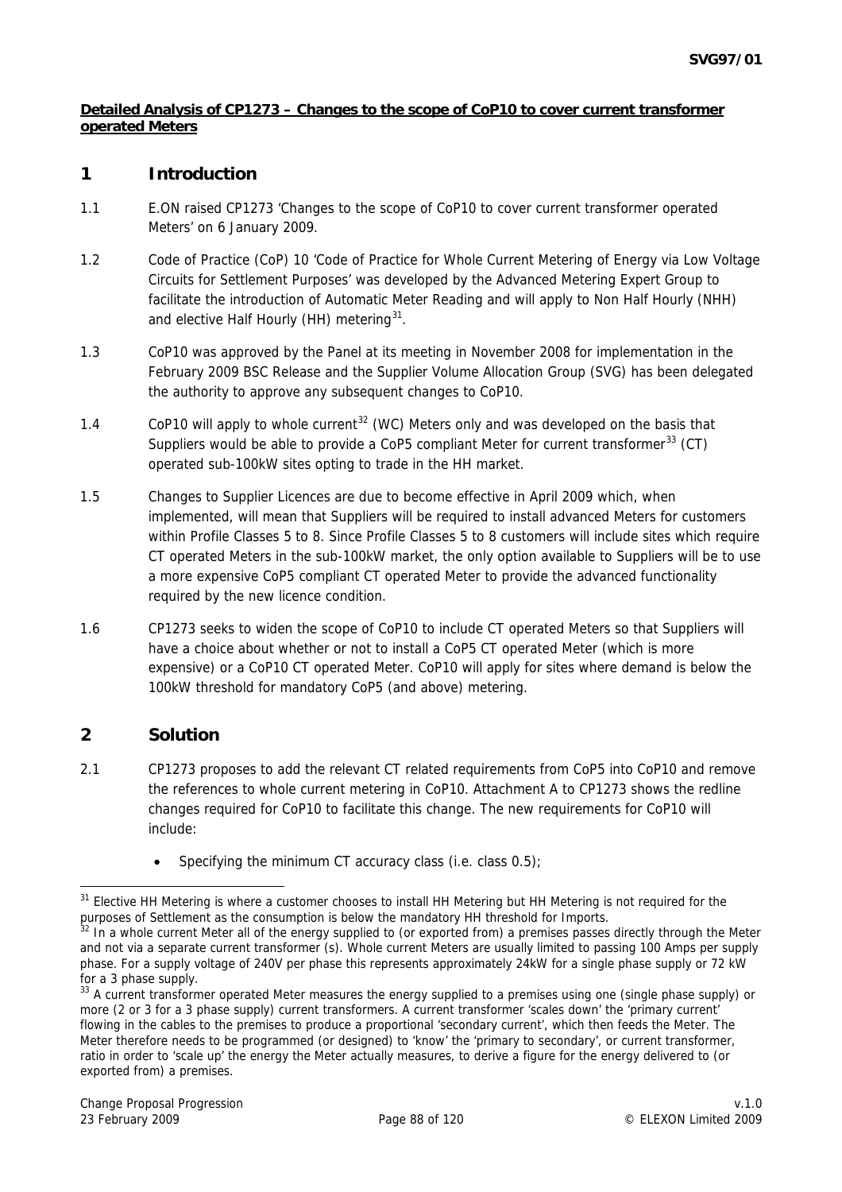**Detailed Analysis of CP1273 – Changes to the scope of CoP10 to cover current transformer operated Meters**

# 1 Introduction

1.1 E.ON raised CP1273 'Changes to the scope of CoP10 to cover current transformer operated Meters' on 6 January 2009.

1.2 Code of Practice (CoP) 10 'Code of Practice for Whole Current Metering of Energy via Low Voltage Circuits for Settlement Purposes' was developed by the Advanced Metering Expert Group to facilitate the introduction of Automatic Meter Reading and will apply to Non Half Hourly (NHH) and elective Half Hourly (HH) metering[31].

1.3 CoP10 was approved by the Panel at its meeting in November 2008 for implementation in the February 2009 BSC Release and the Supplier Volume Allocation Group (SVG) has been delegated the authority to approve any subsequent changes to CoP10.

1.4 CoP10 will apply to whole current[32] (WC) Meters only and was developed on the basis that Suppliers would be able to provide a CoP5 compliant Meter for current transformer[33] (CT) operated sub-100kW sites opting to trade in the HH market.

1.5 Changes to Supplier Licences are due to become effective in April 2009 which, when implemented, will mean that Suppliers will be required to install advanced Meters for customers within Profile Classes 5 to 8. Since Profile Classes 5 to 8 customers will include sites which require CT operated Meters in the sub-100kW market, the only option available to Suppliers will be to use a more expensive CoP5 compliant CT operated Meter to provide the advanced functionality required by the new licence condition.

1.6 CP1273 seeks to widen the scope of CoP10 to include CT operated Meters so that Suppliers will have a choice about whether or not to install a CoP5 CT operated Meter (which is more expensive) or a CoP10 CT operated Meter. CoP10 will apply for sites where demand is below the 100kW threshold for mandatory CoP5 (and above) metering.

# 2 Solution

2.1 CP1273 proposes to add the relevant CT related requirements from CoP5 into CoP10 and remove the references to whole current metering in CoP10. Attachment A to CP1273 shows the redline changes required for CoP10 to facilitate this change. The new requirements for CoP10 will include:

- Specifying the minimum CT accuracy class (i.e. class 0.5);

---

[31] Elective HH Metering is where a customer chooses to install HH Metering but HH Metering is not required for the purposes of Settlement as the consumption is below the mandatory HH threshold for Imports.

[32] In a whole current Meter all of the energy supplied to (or exported from) a premises passes directly through the Meter and not via a separate current transformer (s). Whole current Meters are usually limited to passing 100 Amps per supply phase. For a supply voltage of 240V per phase this represents approximately 24kW for a single phase supply or 72 kW for a 3 phase supply.

[33] A current transformer operated Meter measures the energy supplied to a premises using one (single phase supply) or more (2 or 3 for a 3 phase supply) current transformers. A current transformer 'scales down' the 'primary current' flowing in the cables to the premises to produce a proportional 'secondary current', which then feeds the Meter. The Meter therefore needs to be programmed (or designed) to 'know' the 'primary to secondary', or current transformer, ratio in order to 'scale up' the energy the Meter actually measures, to derive a figure for the energy delivered to (or exported from) a premises.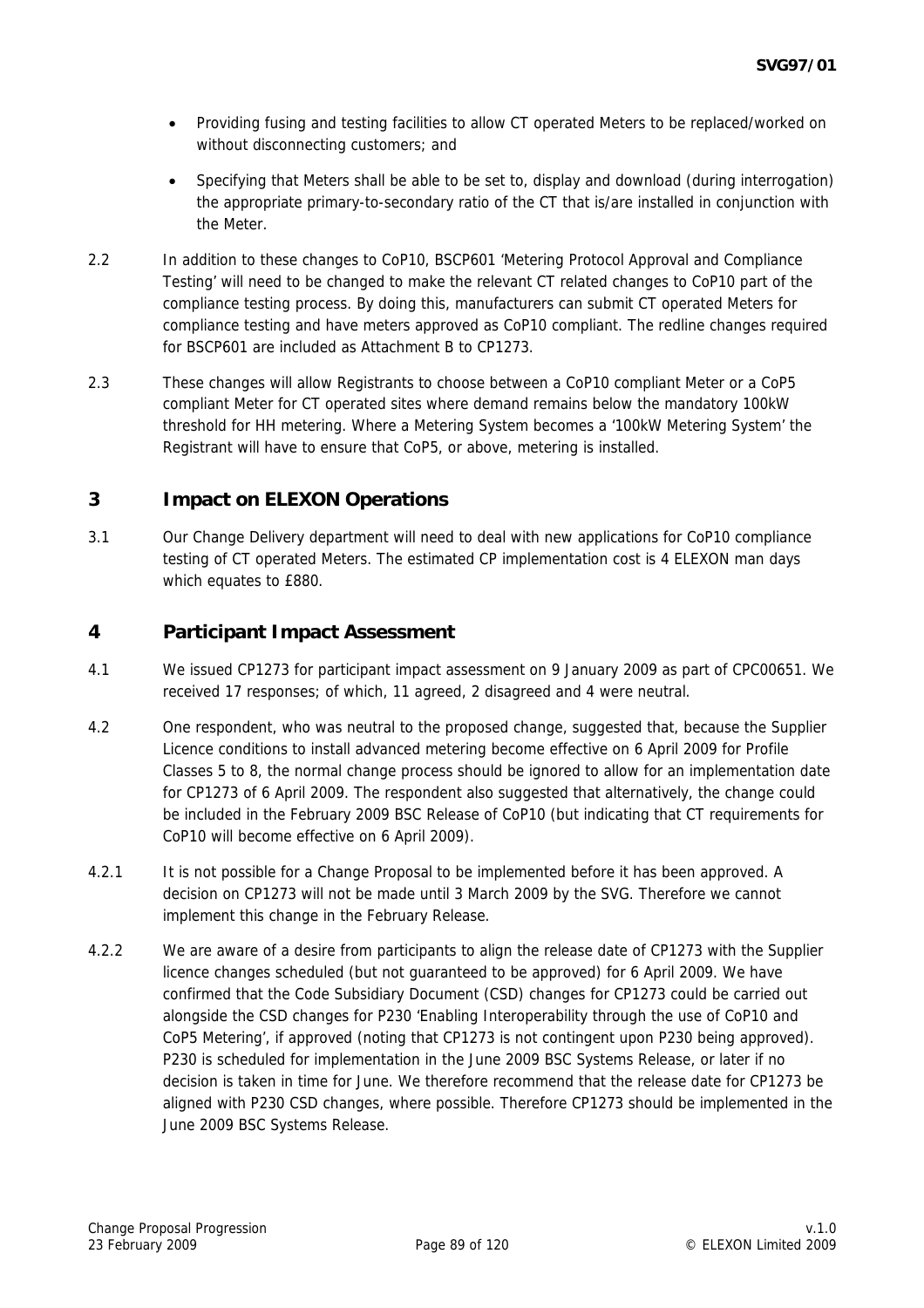- Providing fusing and testing facilities to allow CT operated Meters to be replaced/worked on without disconnecting customers; and
- Specifying that Meters shall be able to be set to, display and download (during interrogation) the appropriate primary-to-secondary ratio of the CT that is/are installed in conjunction with the Meter.

2.2 In addition to these changes to CoP10, BSCP601 'Metering Protocol Approval and Compliance Testing' will need to be changed to make the relevant CT related changes to CoP10 part of the compliance testing process. By doing this, manufacturers can submit CT operated Meters for compliance testing and have meters approved as CoP10 compliant. The redline changes required for BSCP601 are included as Attachment B to CP1273.

2.3 These changes will allow Registrants to choose between a CoP10 compliant Meter or a CoP5 compliant Meter for CT operated sites where demand remains below the mandatory 100kW threshold for HH metering. Where a Metering System becomes a '100kW Metering System' the Registrant will have to ensure that CoP5, or above, metering is installed.

## 3 Impact on ELEXON Operations

3.1 Our Change Delivery department will need to deal with new applications for CoP10 compliance testing of CT operated Meters. The estimated CP implementation cost is 4 ELEXON man days which equates to £880.

## 4 Participant Impact Assessment

4.1 We issued CP1273 for participant impact assessment on 9 January 2009 as part of CPC00651. We received 17 responses; of which, 11 agreed, 2 disagreed and 4 were neutral.

4.2 One respondent, who was neutral to the proposed change, suggested that, because the Supplier Licence conditions to install advanced metering become effective on 6 April 2009 for Profile Classes 5 to 8, the normal change process should be ignored to allow for an implementation date for CP1273 of 6 April 2009. The respondent also suggested that alternatively, the change could be included in the February 2009 BSC Release of CoP10 (but indicating that CT requirements for CoP10 will become effective on 6 April 2009).

4.2.1 It is not possible for a Change Proposal to be implemented before it has been approved. A decision on CP1273 will not be made until 3 March 2009 by the SVG. Therefore we cannot implement this change in the February Release.

4.2.2 We are aware of a desire from participants to align the release date of CP1273 with the Supplier licence changes scheduled (but not guaranteed to be approved) for 6 April 2009. We have confirmed that the Code Subsidiary Document (CSD) changes for CP1273 could be carried out alongside the CSD changes for P230 'Enabling Interoperability through the use of CoP10 and CoP5 Metering', if approved (noting that CP1273 is not contingent upon P230 being approved). P230 is scheduled for implementation in the June 2009 BSC Systems Release, or later if no decision is taken in time for June. We therefore recommend that the release date for CP1273 be aligned with P230 CSD changes, where possible. Therefore CP1273 should be implemented in the June 2009 BSC Systems Release.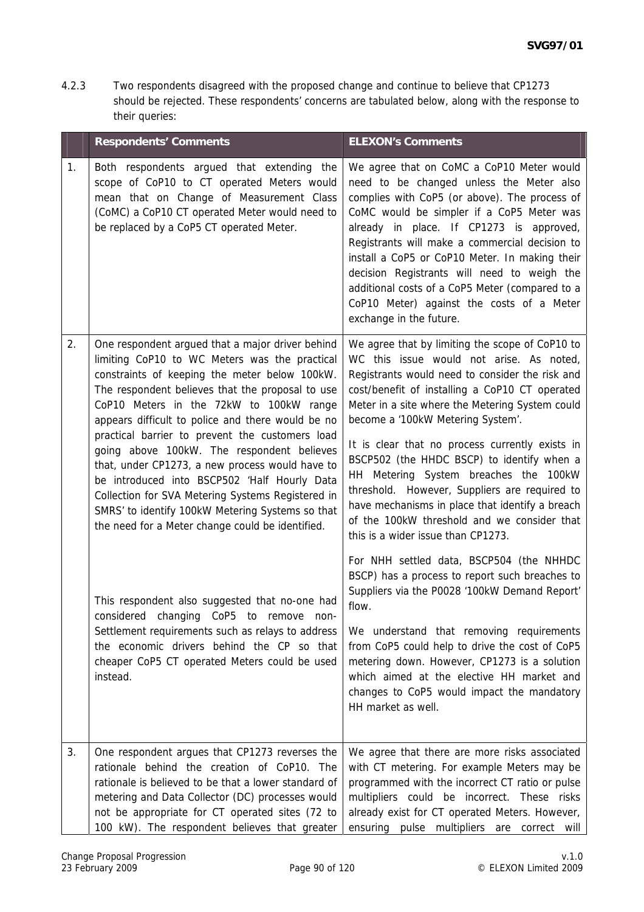4.2.3 Two respondents disagreed with the proposed change and continue to believe that CP1273 should be rejected. These respondents' concerns are tabulated below, along with the response to their queries:

| | Respondents' Comments | ELEXON's Comments |
|---|---|---|
| 1. | Both respondents argued that extending the scope of CoP10 to CT operated Meters would mean that on Change of Measurement Class (CoMC) a CoP10 CT operated Meter would need to be replaced by a CoP5 CT operated Meter. | We agree that on CoMC a CoP10 Meter would need to be changed unless the Meter also complies with CoP5 (or above). The process of CoMC would be simpler if a CoP5 Meter was already in place. If CP1273 is approved, Registrants will make a commercial decision to install a CoP5 or CoP10 Meter. In making their decision Registrants will need to weigh the additional costs of a CoP5 Meter (compared to a CoP10 Meter) against the costs of a Meter exchange in the future. |
| 2. | One respondent argued that a major driver behind limiting CoP10 to WC Meters was the practical constraints of keeping the meter below 100kW. The respondent believes that the proposal to use CoP10 Meters in the 72kW to 100kW range appears difficult to police and there would be no practical barrier to prevent the customers load going above 100kW. The respondent believes that, under CP1273, a new process would have to be introduced into BSCP502 'Half Hourly Data Collection for SVA Metering Systems Registered in SMRS' to identify 100kW Metering Systems so that the need for a Meter change could be identified. | We agree that by limiting the scope of CoP10 to WC this issue would not arise. As noted, Registrants would need to consider the risk and cost/benefit of installing a CoP10 CT operated Meter in a site where the Metering System could become a '100kW Metering System'.<br><br>It is clear that no process currently exists in BSCP502 (the HHDC BSCP) to identify when a HH Metering System breaches the 100kW threshold. However, Suppliers are required to have mechanisms in place that identify a breach of the 100kW threshold and we consider that this is a wider issue than CP1273.<br><br>For NHH settled data, BSCP504 (the NHHDC BSCP) has a process to report such breaches to Suppliers via the P0028 '100kW Demand Report' flow. |
| | This respondent also suggested that no-one had considered changing CoP5 to remove non-Settlement requirements such as relays to address the economic drivers behind the CP so that cheaper CoP5 CT operated Meters could be used instead. | We understand that removing requirements from CoP5 could help to drive the cost of CoP5 metering down. However, CP1273 is a solution which aimed at the elective HH market and changes to CoP5 would impact the mandatory HH market as well. |
| 3. | One respondent argues that CP1273 reverses the rationale behind the creation of CoP10. The rationale is believed to be that a lower standard of metering and Data Collector (DC) processes would not be appropriate for CT operated sites (72 to 100 kW). The respondent believes that greater | We agree that there are more risks associated with CT metering. For example Meters may be programmed with the incorrect CT ratio or pulse multipliers could be incorrect. These risks already exist for CT operated Meters. However, ensuring pulse multipliers are correct will |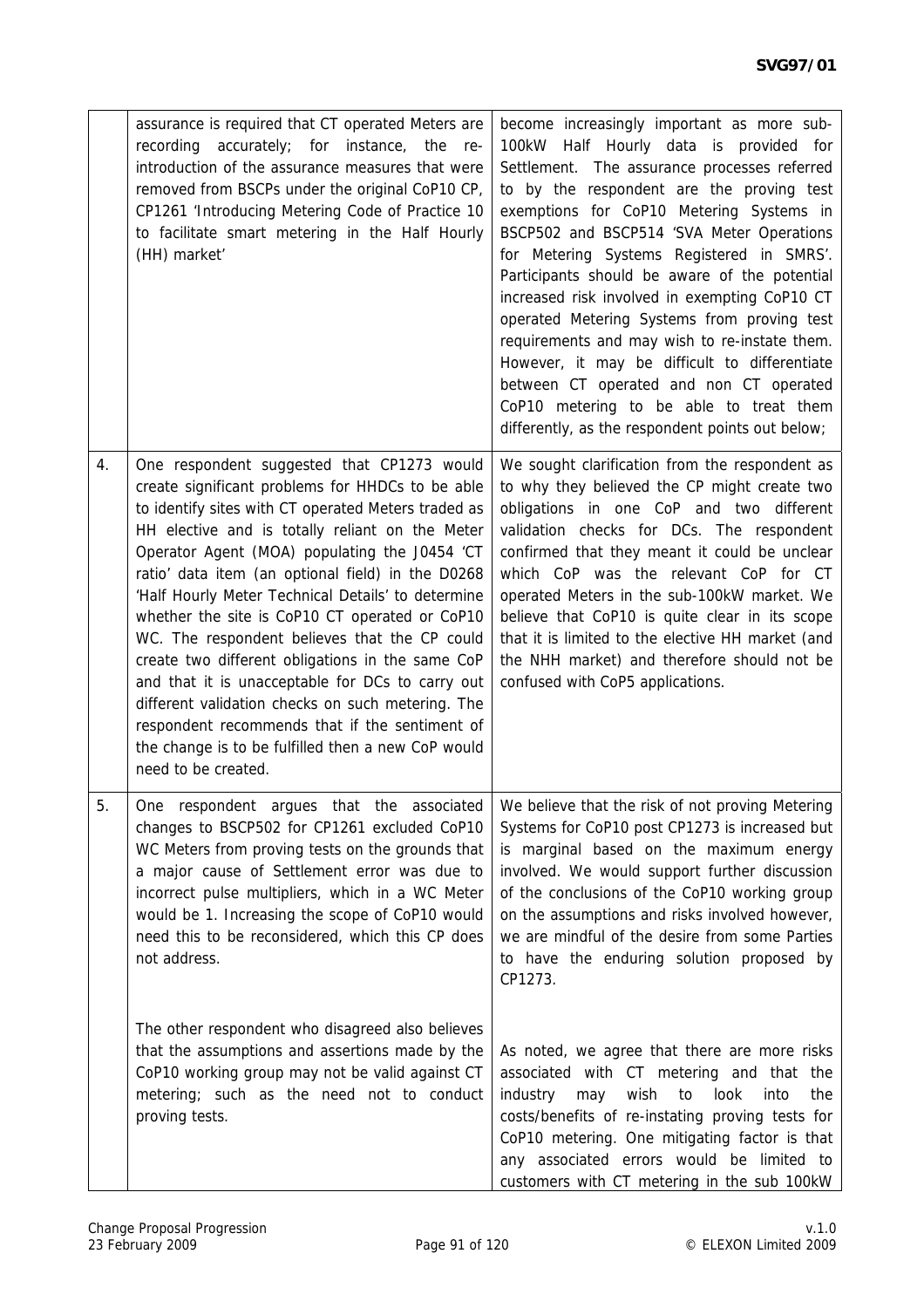| | | |
|---|---|---|
| | assurance is required that CT operated Meters are recording accurately; for instance, the re-introduction of the assurance measures that were removed from BSCPs under the original CoP10 CP, CP1261 'Introducing Metering Code of Practice 10 to facilitate smart metering in the Half Hourly (HH) market' | become increasingly important as more sub-100kW Half Hourly data is provided for Settlement. The assurance processes referred to by the respondent are the proving test exemptions for CoP10 Metering Systems in BSCP502 and BSCP514 'SVA Meter Operations for Metering Systems Registered in SMRS'. Participants should be aware of the potential increased risk involved in exempting CoP10 CT operated Metering Systems from proving test requirements and may wish to re-instate them. However, it may be difficult to differentiate between CT operated and non CT operated CoP10 metering to be able to treat them differently, as the respondent points out below; |
| 4. | One respondent suggested that CP1273 would create significant problems for HHDCs to be able to identify sites with CT operated Meters traded as HH elective and is totally reliant on the Meter Operator Agent (MOA) populating the J0454 'CT ratio' data item (an optional field) in the D0268 'Half Hourly Meter Technical Details' to determine whether the site is CoP10 CT operated or CoP10 WC. The respondent believes that the CP could create two different obligations in the same CoP and that it is unacceptable for DCs to carry out different validation checks on such metering. The respondent recommends that if the sentiment of the change is to be fulfilled then a new CoP would need to be created. | We sought clarification from the respondent as to why they believed the CP might create two obligations in one CoP and two different validation checks for DCs. The respondent confirmed that they meant it could be unclear which CoP was the relevant CoP for CT operated Meters in the sub-100kW market. We believe that CoP10 is quite clear in its scope that it is limited to the elective HH market (and the NHH market) and therefore should not be confused with CoP5 applications. |
| 5. | One respondent argues that the associated changes to BSCP502 for CP1261 excluded CoP10 WC Meters from proving tests on the grounds that a major cause of Settlement error was due to incorrect pulse multipliers, which in a WC Meter would be 1. Increasing the scope of CoP10 would need this to be reconsidered, which this CP does not address.<br><br>The other respondent who disagreed also believes that the assumptions and assertions made by the CoP10 working group may not be valid against CT metering; such as the need not to conduct proving tests. | We believe that the risk of not proving Metering Systems for CoP10 post CP1273 is increased but is marginal based on the maximum energy involved. We would support further discussion of the conclusions of the CoP10 working group on the assumptions and risks involved however, we are mindful of the desire from some Parties to have the enduring solution proposed by CP1273.<br><br>As noted, we agree that there are more risks associated with CT metering and that the industry may wish to look into the costs/benefits of re-instating proving tests for CoP10 metering. One mitigating factor is that any associated errors would be limited to customers with CT metering in the sub 100kW |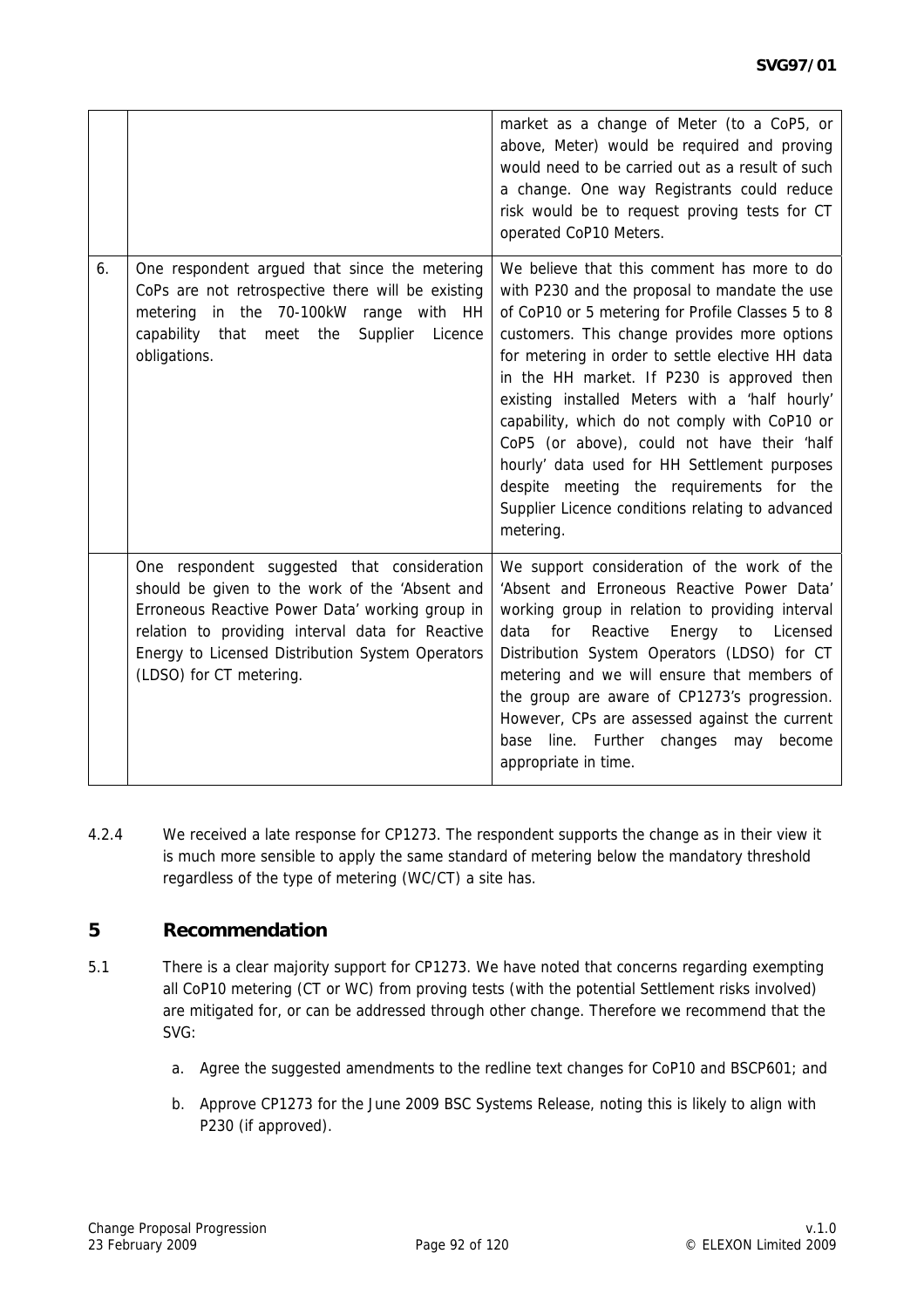| | | |
|---|---|---|
| | | market as a change of Meter (to a CoP5, or above, Meter) would be required and proving would need to be carried out as a result of such a change. One way Registrants could reduce risk would be to request proving tests for CT operated CoP10 Meters. |
| 6. | One respondent argued that since the metering CoPs are not retrospective there will be existing metering in the 70-100kW range with HH capability that meet the Supplier Licence obligations. | We believe that this comment has more to do with P230 and the proposal to mandate the use of CoP10 or 5 metering for Profile Classes 5 to 8 customers. This change provides more options for metering in order to settle elective HH data in the HH market. If P230 is approved then existing installed Meters with a 'half hourly' capability, which do not comply with CoP10 or CoP5 (or above), could not have their 'half hourly' data used for HH Settlement purposes despite meeting the requirements for the Supplier Licence conditions relating to advanced metering. |
| | One respondent suggested that consideration should be given to the work of the 'Absent and Erroneous Reactive Power Data' working group in relation to providing interval data for Reactive Energy to Licensed Distribution System Operators (LDSO) for CT metering. | We support consideration of the work of the 'Absent and Erroneous Reactive Power Data' working group in relation to providing interval data for Reactive Energy to Licensed Distribution System Operators (LDSO) for CT metering and we will ensure that members of the group are aware of CP1273's progression. However, CPs are assessed against the current base line. Further changes may become appropriate in time. |

4.2.4 We received a late response for CP1273. The respondent supports the change as in their view it is much more sensible to apply the same standard of metering below the mandatory threshold regardless of the type of metering (WC/CT) a site has.

## 5 Recommendation

5.1 There is a clear majority support for CP1273. We have noted that concerns regarding exempting all CoP10 metering (CT or WC) from proving tests (with the potential Settlement risks involved) are mitigated for, or can be addressed through other change. Therefore we recommend that the SVG:

a. Agree the suggested amendments to the redline text changes for CoP10 and BSCP601; and

b. Approve CP1273 for the June 2009 BSC Systems Release, noting this is likely to align with P230 (if approved).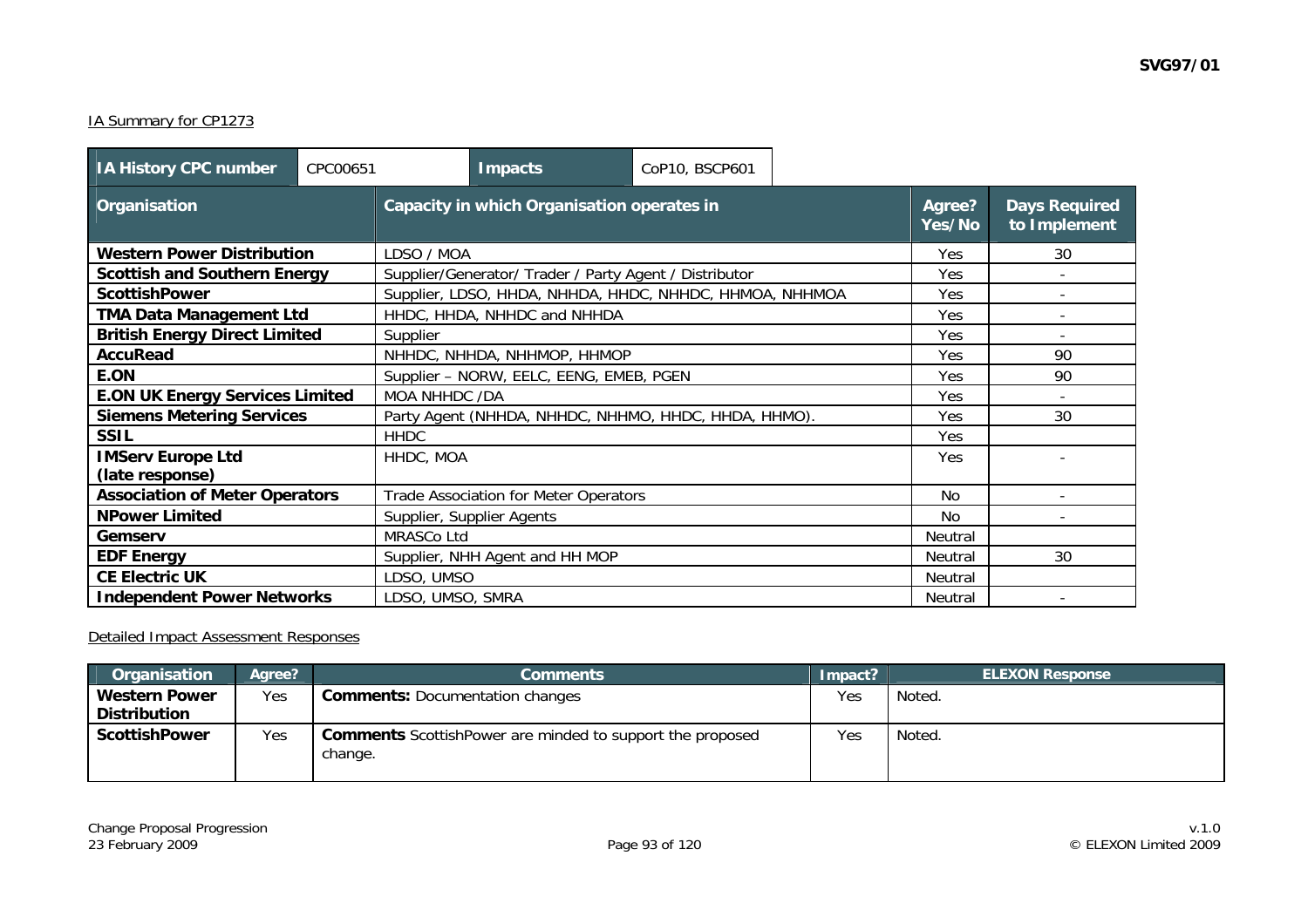IA Summary for CP1273

| IA History CPC number | CPC00651 | Impacts | CoP10, BSCP601 |
|---|---|---|---|

| Organisation | Capacity in which Organisation operates in | Agree? Yes/No | Days Required to Implement |
|---|---|---|---|
| **Western Power Distribution** | LDSO / MOA | Yes | 30 |
| **Scottish and Southern Energy** | Supplier/Generator/ Trader / Party Agent / Distributor | Yes | - |
| **ScottishPower** | Supplier, LDSO, HHDA, NHHDA, HHDC, NHHDC, HHMOA, NHHMOA | Yes | - |
| **TMA Data Management Ltd** | HHDC, HHDA, NHHDC and NHHDA | Yes | - |
| **British Energy Direct Limited** | Supplier | Yes | - |
| **AccuRead** | NHHDC, NHHDA, NHHMOP, HHMOP | Yes | 90 |
| **E.ON** | Supplier – NORW, EELC, EENG, EMEB, PGEN | Yes | 90 |
| **E.ON UK Energy Services Limited** | MOA NHHDC /DA | Yes | - |
| **Siemens Metering Services** | Party Agent (NHHDA, NHHDC, NHHMO, HHDC, HHDA, HHMO). | Yes | 30 |
| **SSIL** | HHDC | Yes | |
| **IMServ Europe Ltd (late response)** | HHDC, MOA | Yes | - |
| **Association of Meter Operators** | Trade Association for Meter Operators | No | - |
| **NPower Limited** | Supplier, Supplier Agents | No | - |
| **Gemserv** | MRASCo Ltd | Neutral | |
| **EDF Energy** | Supplier, NHH Agent and HH MOP | Neutral | 30 |
| **CE Electric UK** | LDSO, UMSO | Neutral | |
| **Independent Power Networks** | LDSO, UMSO, SMRA | Neutral | - |

Detailed Impact Assessment Responses

| Organisation | Agree? | Comments | Impact? | ELEXON Response |
|---|---|---|---|---|
| **Western Power Distribution** | Yes | **Comments:** Documentation changes | Yes | Noted. |
| **ScottishPower** | Yes | **Comments** ScottishPower are minded to support the proposed change. | Yes | Noted. |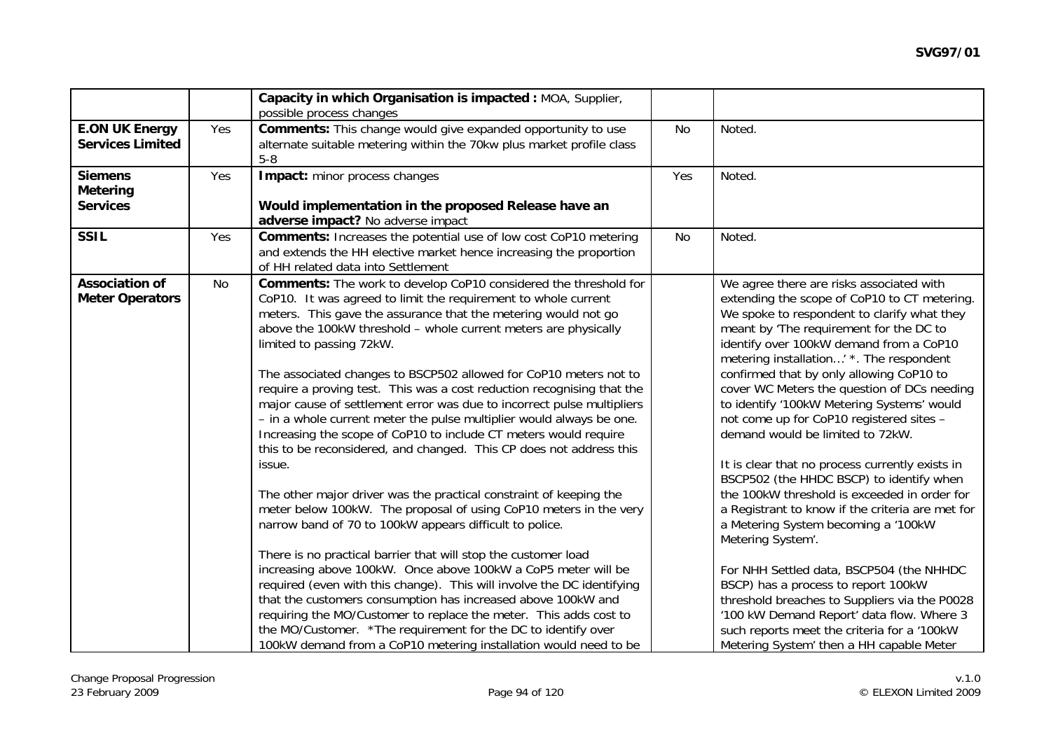| | | | | |
|---|---|---|---|---|
| | | **Capacity in which Organisation is impacted :** MOA, Supplier, possible process changes | | |
| **E.ON UK Energy Services Limited** | Yes | **Comments:** This change would give expanded opportunity to use alternate suitable metering within the 70kw plus market profile class 5-8 | No | Noted. |
| **Siemens Metering Services** | Yes | **Impact:** minor process changes<br><br>**Would implementation in the proposed Release have an adverse impact?** No adverse impact | Yes | Noted. |
| **SSIL** | Yes | **Comments:** Increases the potential use of low cost CoP10 metering and extends the HH elective market hence increasing the proportion of HH related data into Settlement | No | Noted. |
| **Association of Meter Operators** | No | **Comments:** The work to develop CoP10 considered the threshold for CoP10. It was agreed to limit the requirement to whole current meters. This gave the assurance that the metering would not go above the 100kW threshold – whole current meters are physically limited to passing 72kW.<br><br>The associated changes to BSCP502 allowed for CoP10 meters not to require a proving test. This was a cost reduction recognising that the major cause of settlement error was due to incorrect pulse multipliers – in a whole current meter the pulse multiplier would always be one. Increasing the scope of CoP10 to include CT meters would require this to be reconsidered, and changed. This CP does not address this issue.<br><br>The other major driver was the practical constraint of keeping the meter below 100kW. The proposal of using CoP10 meters in the very narrow band of 70 to 100kW appears difficult to police.<br><br>There is no practical barrier that will stop the customer load increasing above 100kW. Once above 100kW a CoP5 meter will be required (even with this change). This will involve the DC identifying that the customers consumption has increased above 100kW and requiring the MO/Customer to replace the meter. This adds cost to the MO/Customer. *The requirement for the DC to identify over 100kW demand from a CoP10 metering installation would need to be | | We agree there are risks associated with extending the scope of CoP10 to CT metering. We spoke to respondent to clarify what they meant by 'The requirement for the DC to identify over 100kW demand from a CoP10 metering installation…' *. The respondent confirmed that by only allowing CoP10 to cover WC Meters the question of DCs needing to identify '100kW Metering Systems' would not come up for CoP10 registered sites – demand would be limited to 72kW.<br><br>It is clear that no process currently exists in BSCP502 (the HHDC BSCP) to identify when the 100kW threshold is exceeded in order for a Registrant to know if the criteria are met for a Metering System becoming a '100kW Metering System'.<br><br>For NHH Settled data, BSCP504 (the NHHDC BSCP) has a process to report 100kW threshold breaches to Suppliers via the P0028 '100 kW Demand Report' data flow. Where 3 such reports meet the criteria for a '100kW Metering System' then a HH capable Meter |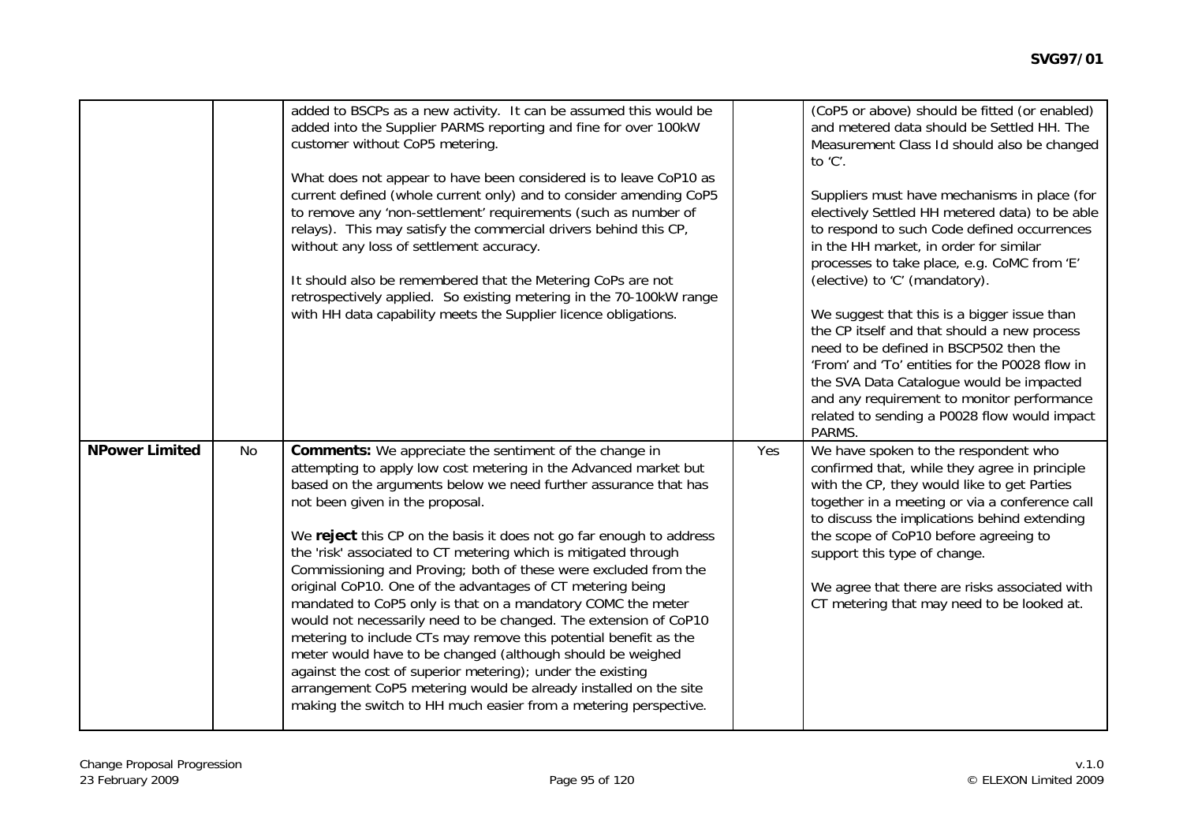| | | | | |
|---|---|---|---|---|
| | | added to BSCPs as a new activity. It can be assumed this would be added into the Supplier PARMS reporting and fine for over 100kW customer without CoP5 metering.<br><br>What does not appear to have been considered is to leave CoP10 as current defined (whole current only) and to consider amending CoP5 to remove any 'non-settlement' requirements (such as number of relays). This may satisfy the commercial drivers behind this CP, without any loss of settlement accuracy.<br><br>It should also be remembered that the Metering CoPs are not retrospectively applied. So existing metering in the 70-100kW range with HH data capability meets the Supplier licence obligations. | | (CoP5 or above) should be fitted (or enabled) and metered data should be Settled HH. The Measurement Class Id should also be changed to 'C'.<br><br>Suppliers must have mechanisms in place (for electively Settled HH metered data) to be able to respond to such Code defined occurrences in the HH market, in order for similar processes to take place, e.g. CoMC from 'E' (elective) to 'C' (mandatory).<br><br>We suggest that this is a bigger issue than the CP itself and that should a new process need to be defined in BSCP502 then the 'From' and 'To' entities for the P0028 flow in the SVA Data Catalogue would be impacted and any requirement to monitor performance related to sending a P0028 flow would impact PARMS. |
| **NPower Limited** | No | **Comments:** We appreciate the sentiment of the change in attempting to apply low cost metering in the Advanced market but based on the arguments below we need further assurance that has not been given in the proposal.<br><br>We **reject** this CP on the basis it does not go far enough to address the 'risk' associated to CT metering which is mitigated through Commissioning and Proving; both of these were excluded from the original CoP10. One of the advantages of CT metering being mandated to CoP5 only is that on a mandatory COMC the meter would not necessarily need to be changed. The extension of CoP10 metering to include CTs may remove this potential benefit as the meter would have to be changed (although should be weighed against the cost of superior metering); under the existing arrangement CoP5 metering would be already installed on the site making the switch to HH much easier from a metering perspective. | Yes | We have spoken to the respondent who confirmed that, while they agree in principle with the CP, they would like to get Parties together in a meeting or via a conference call to discuss the implications behind extending the scope of CoP10 before agreeing to support this type of change.<br><br>We agree that there are risks associated with CT metering that may need to be looked at. |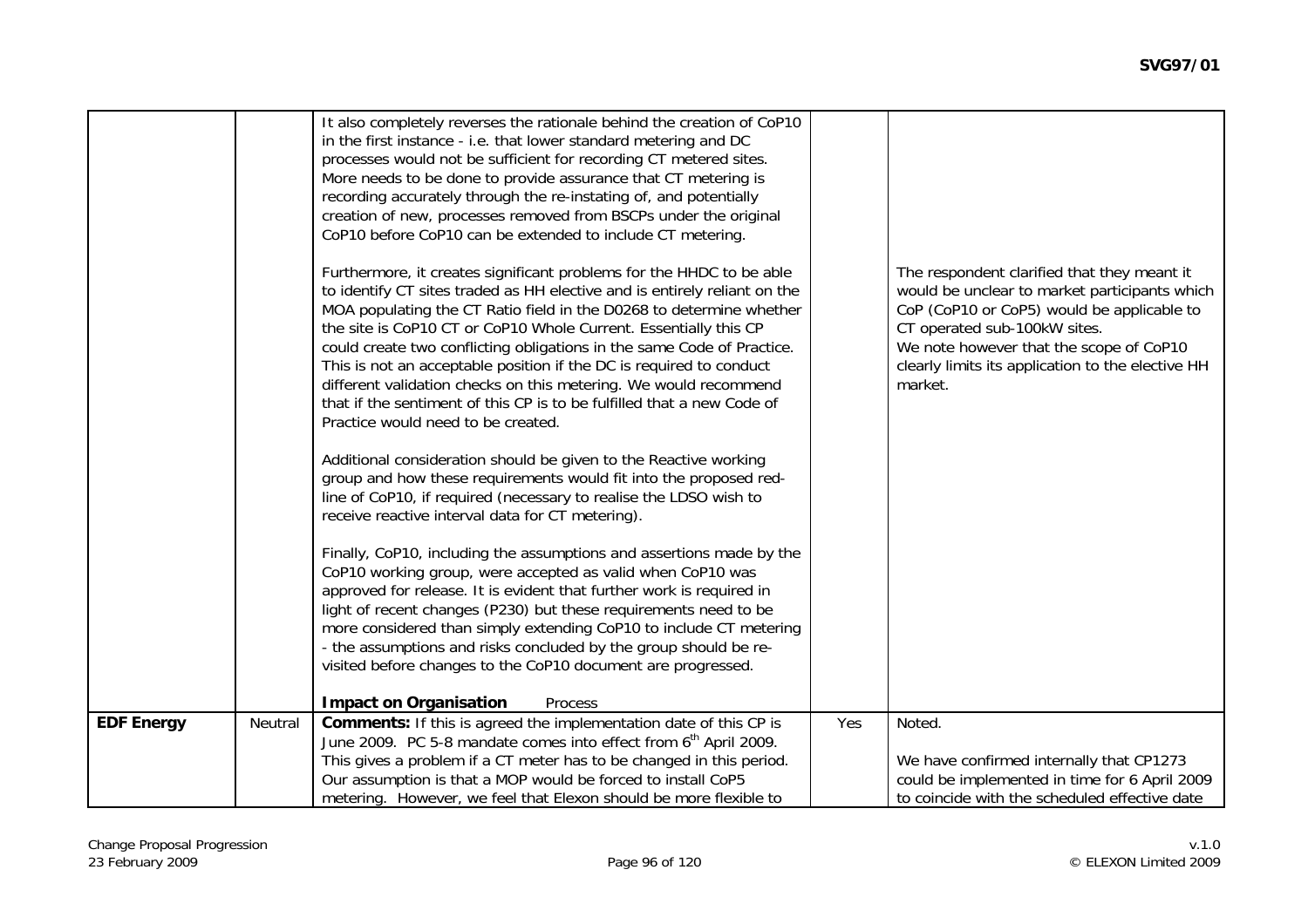| | | | | |
|---|---|---|---|---|
| | | It also completely reverses the rationale behind the creation of CoP10 in the first instance - i.e. that lower standard metering and DC processes would not be sufficient for recording CT metered sites. More needs to be done to provide assurance that CT metering is recording accurately through the re-instating of, and potentially creation of new, processes removed from BSCPs under the original CoP10 before CoP10 can be extended to include CT metering.<br><br>Furthermore, it creates significant problems for the HHDC to be able to identify CT sites traded as HH elective and is entirely reliant on the MOA populating the CT Ratio field in the D0268 to determine whether the site is CoP10 CT or CoP10 Whole Current. Essentially this CP could create two conflicting obligations in the same Code of Practice. This is not an acceptable position if the DC is required to conduct different validation checks on this metering. We would recommend that if the sentiment of this CP is to be fulfilled that a new Code of Practice would need to be created.<br><br>Additional consideration should be given to the Reactive working group and how these requirements would fit into the proposed red-line of CoP10, if required (necessary to realise the LDSO wish to receive reactive interval data for CT metering).<br><br>Finally, CoP10, including the assumptions and assertions made by the CoP10 working group, were accepted as valid when CoP10 was approved for release. It is evident that further work is required in light of recent changes (P230) but these requirements need to be more considered than simply extending CoP10 to include CT metering - the assumptions and risks concluded by the group should be re-visited before changes to the CoP10 document are progressed.<br><br>**Impact on Organisation** Process | | The respondent clarified that they meant it would be unclear to market participants which CoP (CoP10 or CoP5) would be applicable to CT operated sub-100kW sites.<br>We note however that the scope of CoP10 clearly limits its application to the elective HH market. |
| **EDF Energy** | Neutral | **Comments:** If this is agreed the implementation date of this CP is June 2009. PC 5-8 mandate comes into effect from 6th April 2009. This gives a problem if a CT meter has to be changed in this period. Our assumption is that a MOP would be forced to install CoP5 metering. However, we feel that Elexon should be more flexible to | Yes | Noted.<br><br>We have confirmed internally that CP1273 could be implemented in time for 6 April 2009 to coincide with the scheduled effective date |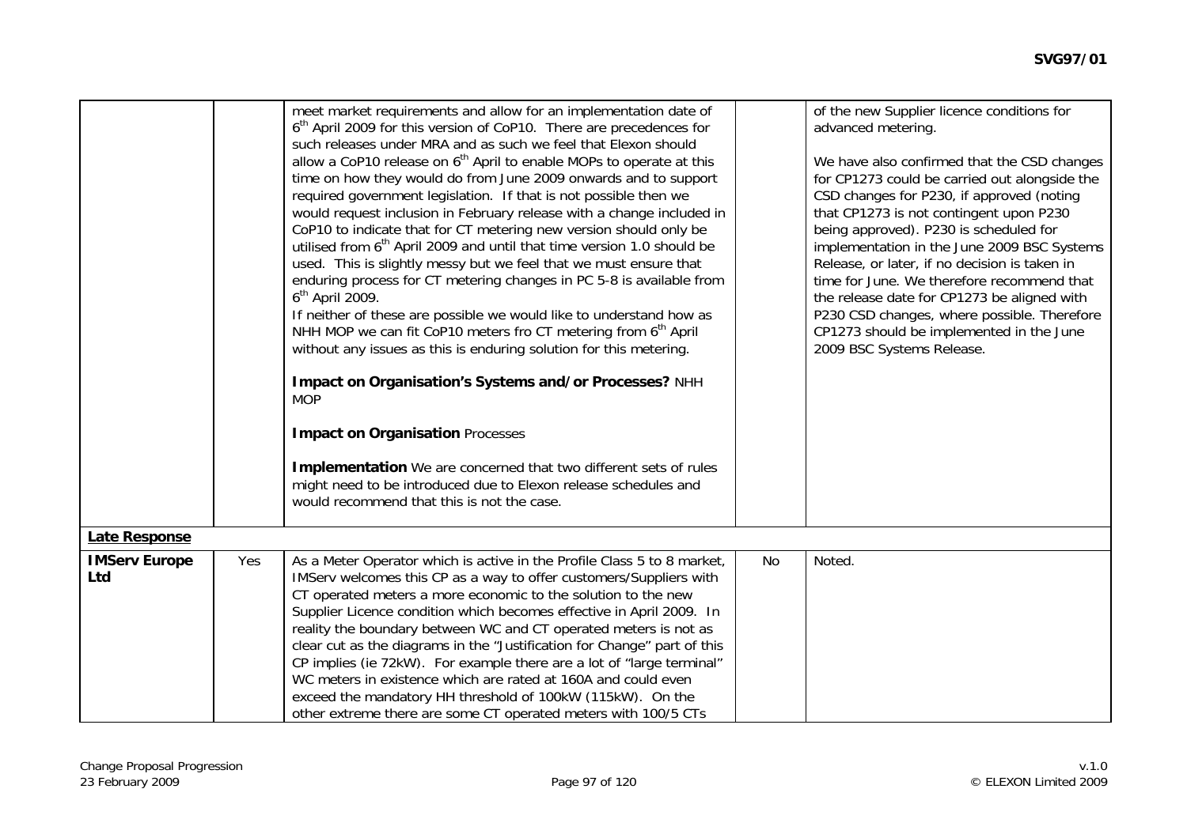| | | | | |
|---|---|---|---|---|
| | | meet market requirements and allow for an implementation date of 6th April 2009 for this version of CoP10. There are precedences for such releases under MRA and as such we feel that Elexon should allow a CoP10 release on 6th April to enable MOPs to operate at this time on how they would do from June 2009 onwards and to support required government legislation. If that is not possible then we would request inclusion in February release with a change included in CoP10 to indicate that for CT metering new version should only be utilised from 6th April 2009 and until that time version 1.0 should be used. This is slightly messy but we feel that we must ensure that enduring process for CT metering changes in PC 5-8 is available from 6th April 2009.<br>If neither of these are possible we would like to understand how as NHH MOP we can fit CoP10 meters fro CT metering from 6th April without any issues as this is enduring solution for this metering.<br><br>**Impact on Organisation's Systems and/or Processes?** NHH MOP<br><br>**Impact on Organisation** Processes<br><br>**Implementation** We are concerned that two different sets of rules might need to be introduced due to Elexon release schedules and would recommend that this is not the case. | | of the new Supplier licence conditions for advanced metering.<br><br>We have also confirmed that the CSD changes for CP1273 could be carried out alongside the CSD changes for P230, if approved (noting that CP1273 is not contingent upon P230 being approved). P230 is scheduled for implementation in the June 2009 BSC Systems Release, or later, if no decision is taken in time for June. We therefore recommend that the release date for CP1273 be aligned with P230 CSD changes, where possible. Therefore CP1273 should be implemented in the June 2009 BSC Systems Release. |
| **Late Response** | | | | |
| **IMServ Europe Ltd** | Yes | As a Meter Operator which is active in the Profile Class 5 to 8 market, IMServ welcomes this CP as a way to offer customers/Suppliers with CT operated meters a more economic to the solution to the new Supplier Licence condition which becomes effective in April 2009. In reality the boundary between WC and CT operated meters is not as clear cut as the diagrams in the "Justification for Change" part of this CP implies (ie 72kW). For example there are a lot of "large terminal" WC meters in existence which are rated at 160A and could even exceed the mandatory HH threshold of 100kW (115kW). On the other extreme there are some CT operated meters with 100/5 CTs | No | Noted. |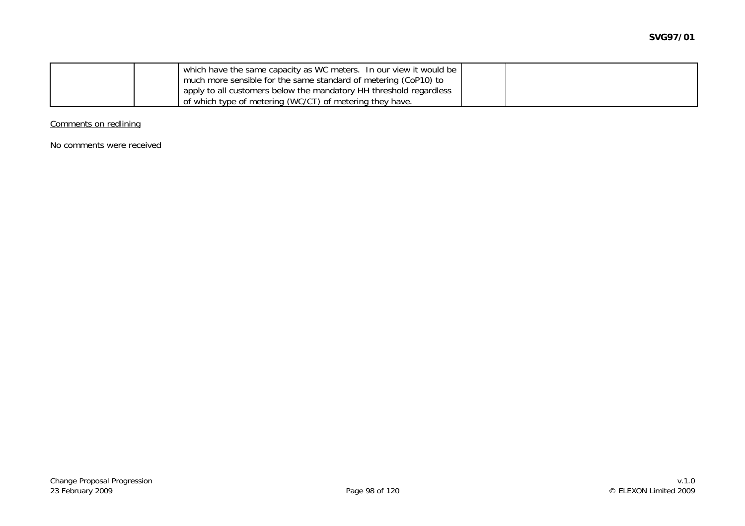| | | | | |
|---|---|---|---|---|
| | | which have the same capacity as WC meters. In our view it would be much more sensible for the same standard of metering (CoP10) to apply to all customers below the mandatory HH threshold regardless of which type of metering (WC/CT) of metering they have. | | |

Comments on redlining

No comments were received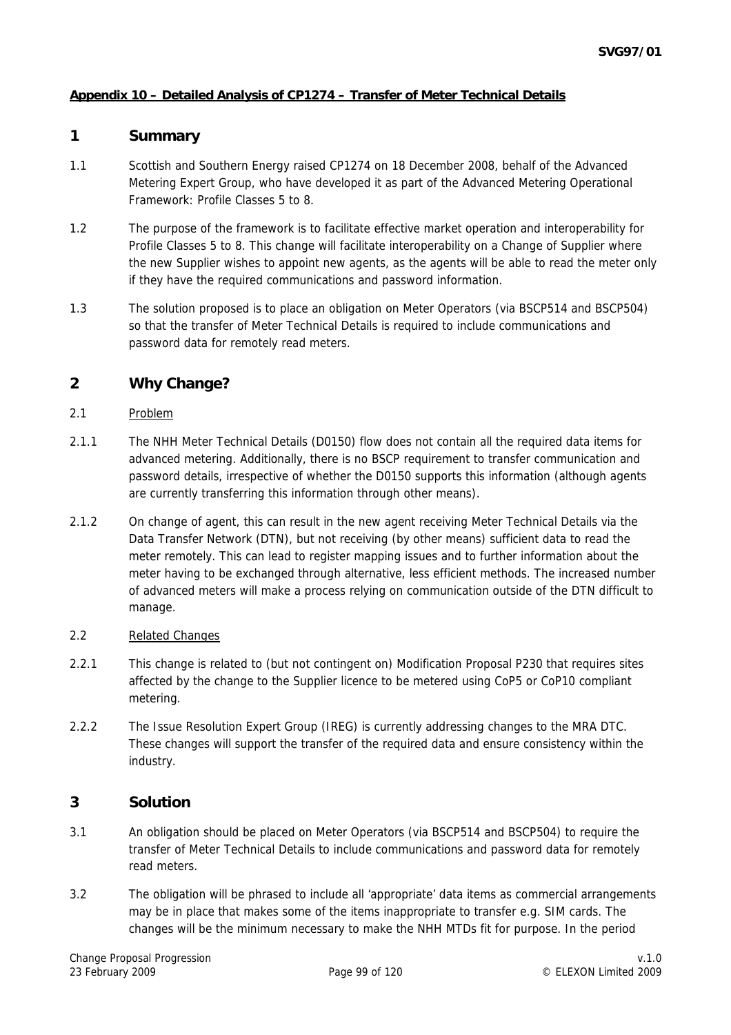**Appendix 10 – Detailed Analysis of CP1274 – Transfer of Meter Technical Details**

# 1 Summary

1.1 Scottish and Southern Energy raised CP1274 on 18 December 2008, behalf of the Advanced Metering Expert Group, who have developed it as part of the Advanced Metering Operational Framework: Profile Classes 5 to 8.

1.2 The purpose of the framework is to facilitate effective market operation and interoperability for Profile Classes 5 to 8. This change will facilitate interoperability on a Change of Supplier where the new Supplier wishes to appoint new agents, as the agents will be able to read the meter only if they have the required communications and password information.

1.3 The solution proposed is to place an obligation on Meter Operators (via BSCP514 and BSCP504) so that the transfer of Meter Technical Details is required to include communications and password data for remotely read meters.

# 2 Why Change?

2.1 Problem

2.1.1 The NHH Meter Technical Details (D0150) flow does not contain all the required data items for advanced metering. Additionally, there is no BSCP requirement to transfer communication and password details, irrespective of whether the D0150 supports this information (although agents are currently transferring this information through other means).

2.1.2 On change of agent, this can result in the new agent receiving Meter Technical Details via the Data Transfer Network (DTN), but not receiving (by other means) sufficient data to read the meter remotely. This can lead to register mapping issues and to further information about the meter having to be exchanged through alternative, less efficient methods. The increased number of advanced meters will make a process relying on communication outside of the DTN difficult to manage.

2.2 Related Changes

2.2.1 This change is related to (but not contingent on) Modification Proposal P230 that requires sites affected by the change to the Supplier licence to be metered using CoP5 or CoP10 compliant metering.

2.2.2 The Issue Resolution Expert Group (IREG) is currently addressing changes to the MRA DTC. These changes will support the transfer of the required data and ensure consistency within the industry.

# 3 Solution

3.1 An obligation should be placed on Meter Operators (via BSCP514 and BSCP504) to require the transfer of Meter Technical Details to include communications and password data for remotely read meters.

3.2 The obligation will be phrased to include all 'appropriate' data items as commercial arrangements may be in place that makes some of the items inappropriate to transfer e.g. SIM cards. The changes will be the minimum necessary to make the NHH MTDs fit for purpose. In the period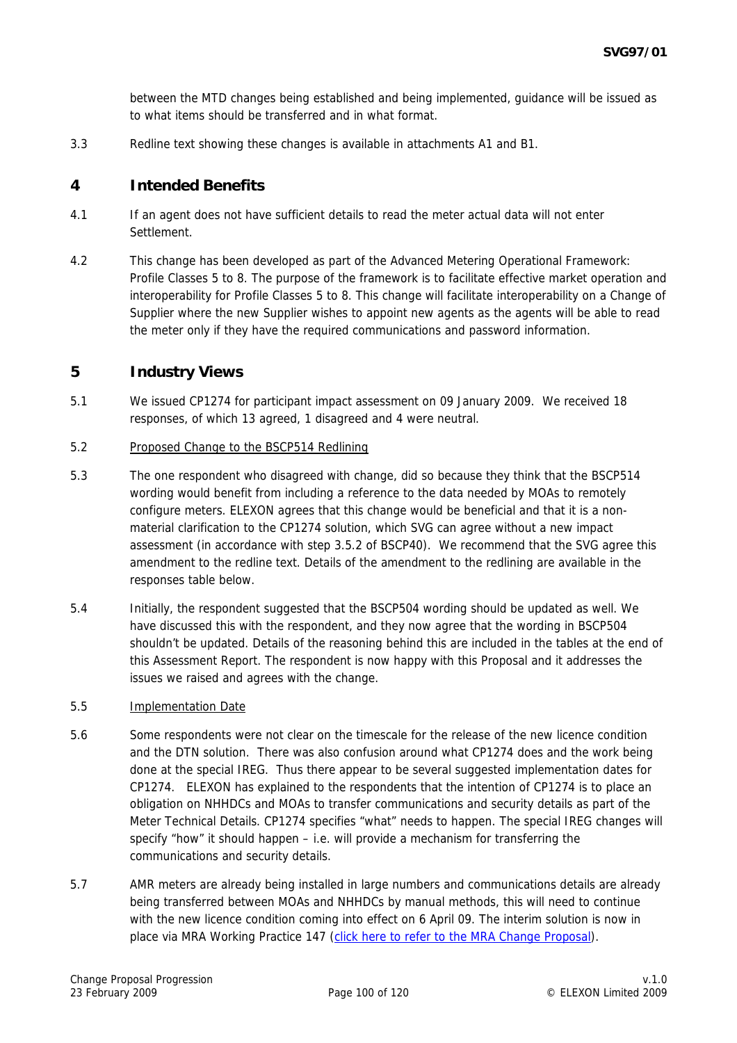between the MTD changes being established and being implemented, guidance will be issued as to what items should be transferred and in what format.

3.3 Redline text showing these changes is available in attachments A1 and B1.

## 4 Intended Benefits

4.1 If an agent does not have sufficient details to read the meter actual data will not enter Settlement.

4.2 This change has been developed as part of the Advanced Metering Operational Framework: Profile Classes 5 to 8. The purpose of the framework is to facilitate effective market operation and interoperability for Profile Classes 5 to 8. This change will facilitate interoperability on a Change of Supplier where the new Supplier wishes to appoint new agents as the agents will be able to read the meter only if they have the required communications and password information.

## 5 Industry Views

5.1 We issued CP1274 for participant impact assessment on 09 January 2009. We received 18 responses, of which 13 agreed, 1 disagreed and 4 were neutral.

5.2 Proposed Change to the BSCP514 Redlining

5.3 The one respondent who disagreed with change, did so because they think that the BSCP514 wording would benefit from including a reference to the data needed by MOAs to remotely configure meters. ELEXON agrees that this change would be beneficial and that it is a non-material clarification to the CP1274 solution, which SVG can agree without a new impact assessment (in accordance with step 3.5.2 of BSCP40). We recommend that the SVG agree this amendment to the redline text. Details of the amendment to the redlining are available in the responses table below.

5.4 Initially, the respondent suggested that the BSCP504 wording should be updated as well. We have discussed this with the respondent, and they now agree that the wording in BSCP504 shouldn't be updated. Details of the reasoning behind this are included in the tables at the end of this Assessment Report. The respondent is now happy with this Proposal and it addresses the issues we raised and agrees with the change.

5.5 Implementation Date

5.6 Some respondents were not clear on the timescale for the release of the new licence condition and the DTN solution. There was also confusion around what CP1274 does and the work being done at the special IREG. Thus there appear to be several suggested implementation dates for CP1274. ELEXON has explained to the respondents that the intention of CP1274 is to place an obligation on NHHDCs and MOAs to transfer communications and security details as part of the Meter Technical Details. CP1274 specifies "what" needs to happen. The special IREG changes will specify "how" it should happen – i.e. will provide a mechanism for transferring the communications and security details.

5.7 AMR meters are already being installed in large numbers and communications details are already being transferred between MOAs and NHHDCs by manual methods, this will need to continue with the new licence condition coming into effect on 6 April 09. The interim solution is now in place via MRA Working Practice 147 (click here to refer to the MRA Change Proposal).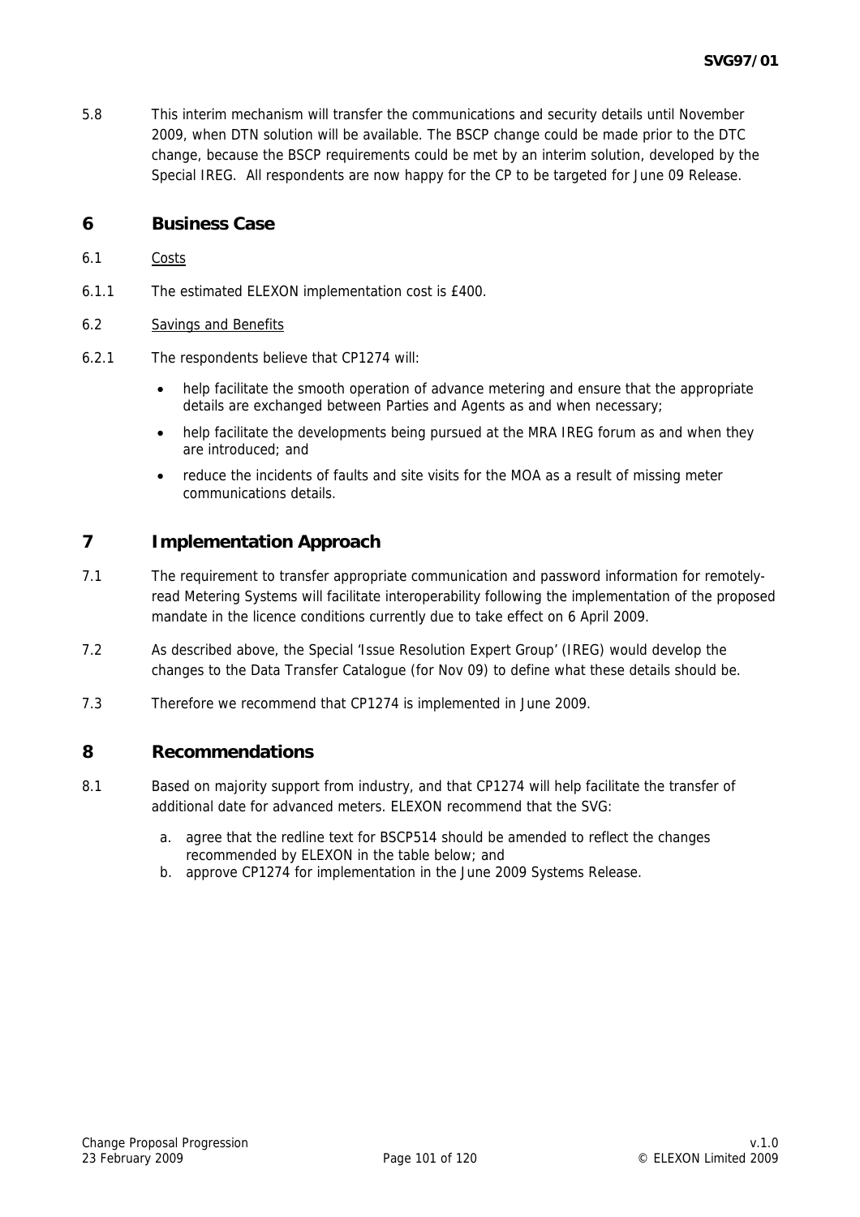5.8 This interim mechanism will transfer the communications and security details until November 2009, when DTN solution will be available. The BSCP change could be made prior to the DTC change, because the BSCP requirements could be met by an interim solution, developed by the Special IREG. All respondents are now happy for the CP to be targeted for June 09 Release.

## 6 Business Case

6.1 Costs

6.1.1 The estimated ELEXON implementation cost is £400.

6.2 Savings and Benefits

6.2.1 The respondents believe that CP1274 will:

- help facilitate the smooth operation of advance metering and ensure that the appropriate details are exchanged between Parties and Agents as and when necessary;
- help facilitate the developments being pursued at the MRA IREG forum as and when they are introduced; and
- reduce the incidents of faults and site visits for the MOA as a result of missing meter communications details.

## 7 Implementation Approach

7.1 The requirement to transfer appropriate communication and password information for remotely-read Metering Systems will facilitate interoperability following the implementation of the proposed mandate in the licence conditions currently due to take effect on 6 April 2009.

7.2 As described above, the Special 'Issue Resolution Expert Group' (IREG) would develop the changes to the Data Transfer Catalogue (for Nov 09) to define what these details should be.

7.3 Therefore we recommend that CP1274 is implemented in June 2009.

## 8 Recommendations

8.1 Based on majority support from industry, and that CP1274 will help facilitate the transfer of additional date for advanced meters. ELEXON recommend that the SVG:

a. agree that the redline text for BSCP514 should be amended to reflect the changes recommended by ELEXON in the table below; and
b. approve CP1274 for implementation in the June 2009 Systems Release.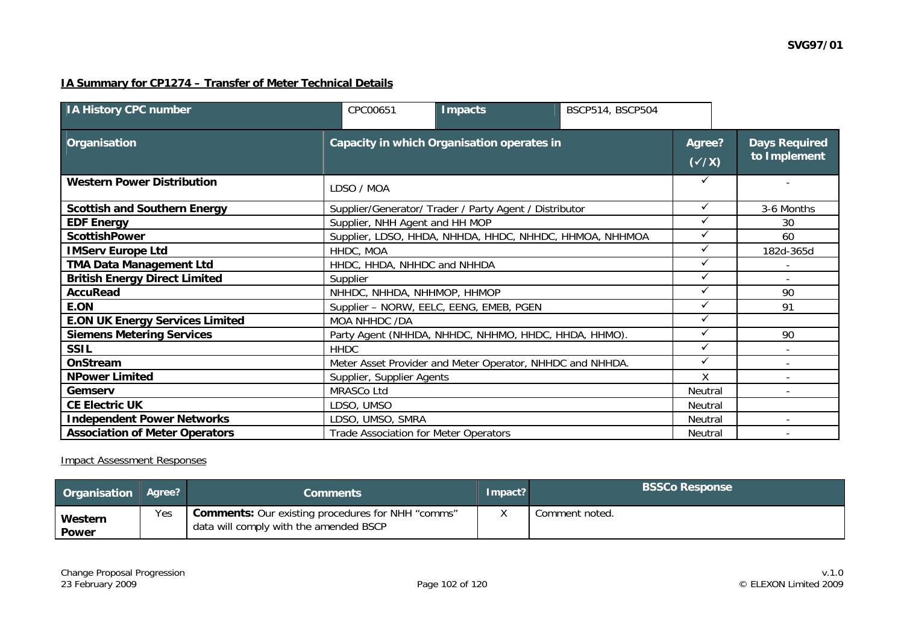**IA Summary for CP1274 – Transfer of Meter Technical Details**

| IA History CPC number | CPC00651 | Impacts | BSCP514, BSCP504 |
|---|---|---|---|

| Organisation | Capacity in which Organisation operates in | Agree? (✓/X) | Days Required to Implement |
|---|---|---|---|
| **Western Power Distribution** | LDSO / MOA | ✓ | - |
| **Scottish and Southern Energy** | Supplier/Generator/ Trader / Party Agent / Distributor | ✓ | 3-6 Months |
| **EDF Energy** | Supplier, NHH Agent and HH MOP | ✓ | 30 |
| **ScottishPower** | Supplier, LDSO, HHDA, NHHDA, HHDC, NHHDC, HHMOA, NHHMOA | ✓ | 60 |
| **IMServ Europe Ltd** | HHDC, MOA | ✓ | 182d-365d |
| **TMA Data Management Ltd** | HHDC, HHDA, NHHDC and NHHDA | ✓ | - |
| **British Energy Direct Limited** | Supplier | ✓ | - |
| **AccuRead** | NHHDC, NHHDA, NHHMOP, HHMOP | ✓ | 90 |
| **E.ON** | Supplier – NORW, EELC, EENG, EMEB, PGEN | ✓ | 91 |
| **E.ON UK Energy Services Limited** | MOA NHHDC /DA | ✓ | |
| **Siemens Metering Services** | Party Agent (NHHDA, NHHDC, NHHMO, HHDC, HHDA, HHMO). | ✓ | 90 |
| **SSIL** | HHDC | ✓ | - |
| **OnStream** | Meter Asset Provider and Meter Operator, NHHDC and NHHDA. | ✓ | - |
| **NPower Limited** | Supplier, Supplier Agents | X | - |
| **Gemserv** | MRASCo Ltd | Neutral | - |
| **CE Electric UK** | LDSO, UMSO | Neutral | |
| **Independent Power Networks** | LDSO, UMSO, SMRA | Neutral | - |
| **Association of Meter Operators** | Trade Association for Meter Operators | Neutral | - |

Impact Assessment Responses

| Organisation | Agree? | Comments | Impact? | BSSCo Response |
|---|---|---|---|---|
| **Western Power** | Yes | **Comments:** Our existing procedures for NHH "comms" data will comply with the amended BSCP | X | Comment noted. |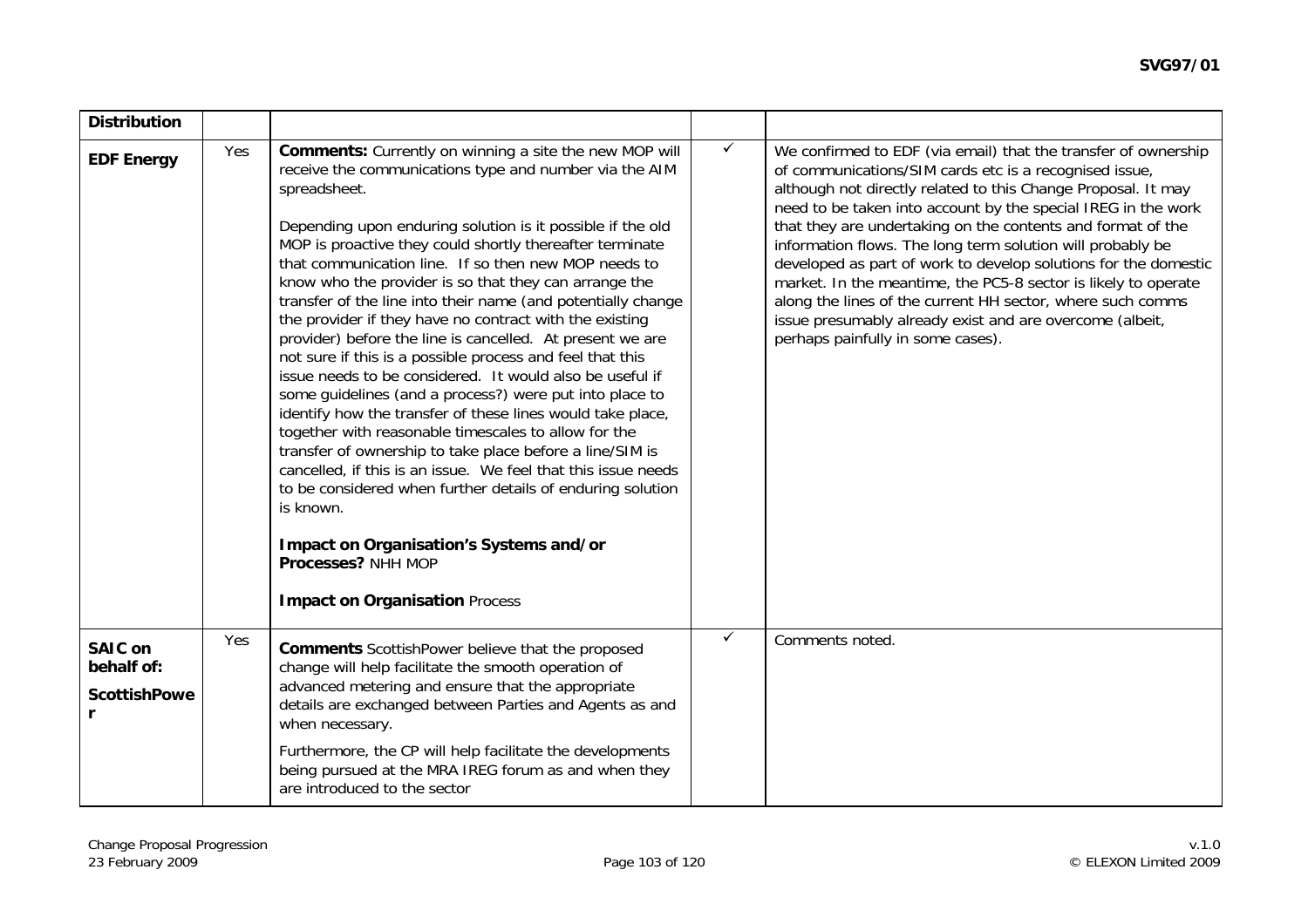| Distribution | | | | |
|---|---|---|---|---|
| **EDF Energy** | Yes | **Comments:** Currently on winning a site the new MOP will receive the communications type and number via the AIM spreadsheet.<br><br>Depending upon enduring solution is it possible if the old MOP is proactive they could shortly thereafter terminate that communication line. If so then new MOP needs to know who the provider is so that they can arrange the transfer of the line into their name (and potentially change the provider if they have no contract with the existing provider) before the line is cancelled. At present we are not sure if this is a possible process and feel that this issue needs to be considered. It would also be useful if some guidelines (and a process?) were put into place to identify how the transfer of these lines would take place, together with reasonable timescales to allow for the transfer of ownership to take place before a line/SIM is cancelled, if this is an issue. We feel that this issue needs to be considered when further details of enduring solution is known.<br><br>**Impact on Organisation's Systems and/or Processes?** NHH MOP<br><br>**Impact on Organisation** Process | ✓ | We confirmed to EDF (via email) that the transfer of ownership of communications/SIM cards etc is a recognised issue, although not directly related to this Change Proposal. It may need to be taken into account by the special IREG in the work that they are undertaking on the contents and format of the information flows. The long term solution will probably be developed as part of work to develop solutions for the domestic market. In the meantime, the PC5-8 sector is likely to operate along the lines of the current HH sector, where such comms issue presumably already exist and are overcome (albeit, perhaps painfully in some cases). |
| **SAIC on behalf of: ScottishPower** | Yes | **Comments** ScottishPower believe that the proposed change will help facilitate the smooth operation of advanced metering and ensure that the appropriate details are exchanged between Parties and Agents as and when necessary.<br><br>Furthermore, the CP will help facilitate the developments being pursued at the MRA IREG forum as and when they are introduced to the sector | ✓ | Comments noted. |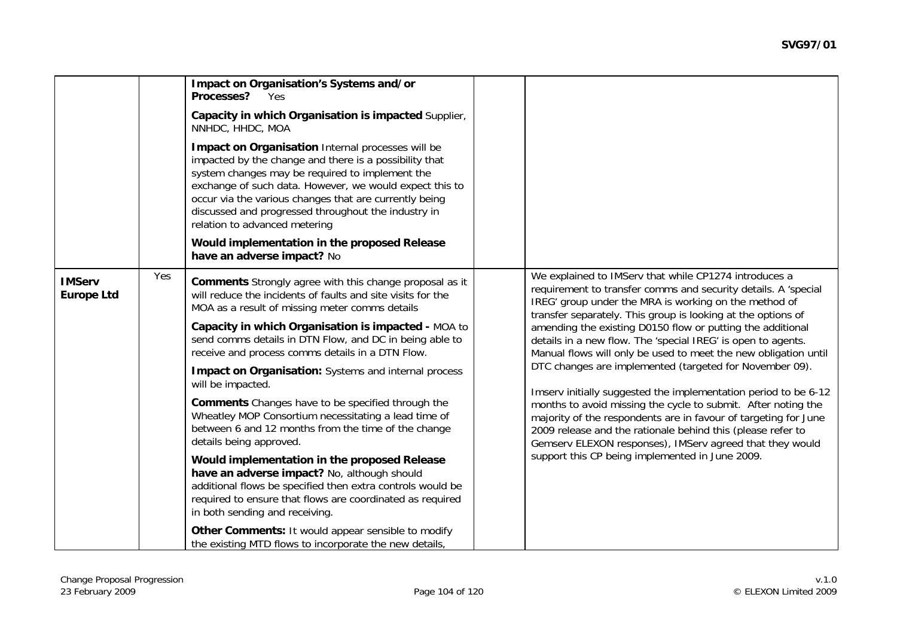| | | | | |
|---|---|---|---|---|
| | | **Impact on Organisation's Systems and/or Processes?** Yes<br><br>**Capacity in which Organisation is impacted** Supplier, NNHDC, HHDC, MOA<br><br>**Impact on Organisation** Internal processes will be impacted by the change and there is a possibility that system changes may be required to implement the exchange of such data. However, we would expect this to occur via the various changes that are currently being discussed and progressed throughout the industry in relation to advanced metering<br><br>**Would implementation in the proposed Release have an adverse impact?** No | | |
| **IMServ Europe Ltd** | Yes | **Comments** Strongly agree with this change proposal as it will reduce the incidents of faults and site visits for the MOA as a result of missing meter comms details<br><br>**Capacity in which Organisation is impacted -** MOA to send comms details in DTN Flow, and DC in being able to receive and process comms details in a DTN Flow.<br><br>**Impact on Organisation:** Systems and internal process will be impacted.<br><br>**Comments** Changes have to be specified through the Wheatley MOP Consortium necessitating a lead time of between 6 and 12 months from the time of the change details being approved.<br><br>**Would implementation in the proposed Release have an adverse impact?** No, although should additional flows be specified then extra controls would be required to ensure that flows are coordinated as required in both sending and receiving.<br><br>**Other Comments:** It would appear sensible to modify the existing MTD flows to incorporate the new details, | | We explained to IMServ that while CP1274 introduces a requirement to transfer comms and security details. A 'special IREG' group under the MRA is working on the method of transfer separately. This group is looking at the options of amending the existing D0150 flow or putting the additional details in a new flow. The 'special IREG' is open to agents. Manual flows will only be used to meet the new obligation until DTC changes are implemented (targeted for November 09).<br><br>Imserv initially suggested the implementation period to be 6-12 months to avoid missing the cycle to submit. After noting the majority of the respondents are in favour of targeting for June 2009 release and the rationale behind this (please refer to Gemserv ELEXON responses), IMServ agreed that they would support this CP being implemented in June 2009. |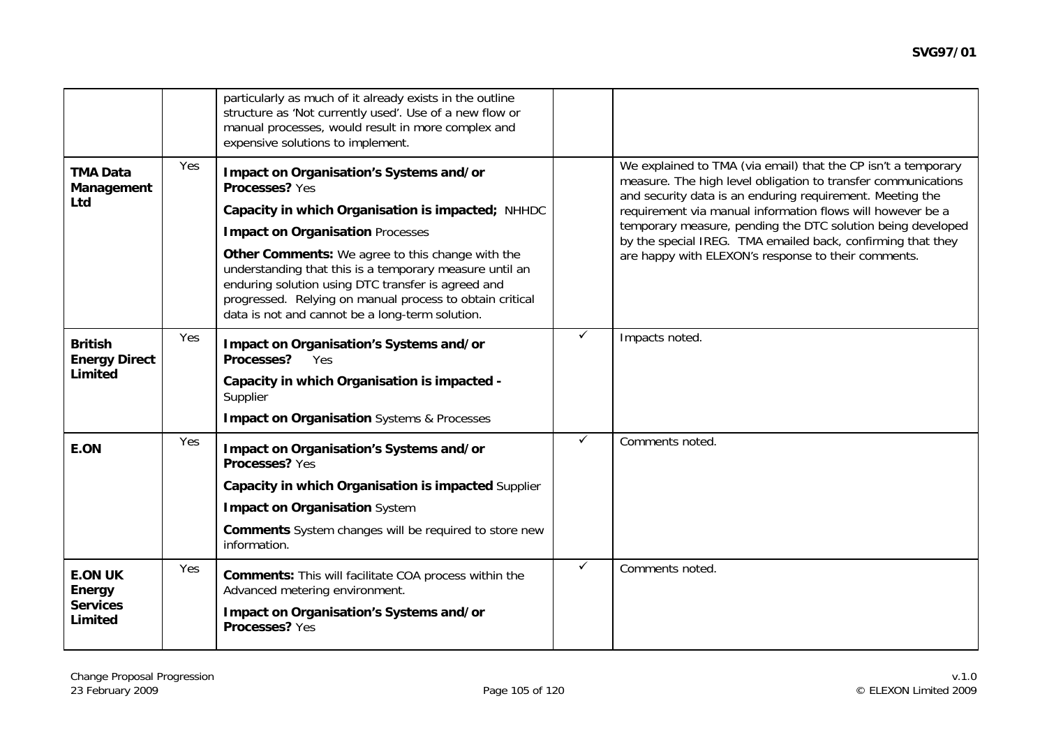| | | | | |
|---|---|---|---|---|
| | | particularly as much of it already exists in the outline structure as 'Not currently used'. Use of a new flow or manual processes, would result in more complex and expensive solutions to implement. | | |
| **TMA Data Management Ltd** | Yes | **Impact on Organisation's Systems and/or Processes?** Yes<br><br>**Capacity in which Organisation is impacted;** NHHDC<br><br>**Impact on Organisation** Processes<br><br>**Other Comments:** We agree to this change with the understanding that this is a temporary measure until an enduring solution using DTC transfer is agreed and progressed. Relying on manual process to obtain critical data is not and cannot be a long-term solution. | | We explained to TMA (via email) that the CP isn't a temporary measure. The high level obligation to transfer communications and security data is an enduring requirement. Meeting the requirement via manual information flows will however be a temporary measure, pending the DTC solution being developed by the special IREG. TMA emailed back, confirming that they are happy with ELEXON's response to their comments. |
| **British Energy Direct Limited** | Yes | **Impact on Organisation's Systems and/or Processes?** Yes<br><br>**Capacity in which Organisation is impacted -** Supplier<br><br>**Impact on Organisation** Systems & Processes | ✓ | Impacts noted. |
| **E.ON** | Yes | **Impact on Organisation's Systems and/or Processes?** Yes<br><br>**Capacity in which Organisation is impacted** Supplier<br><br>**Impact on Organisation** System<br><br>**Comments** System changes will be required to store new information. | ✓ | Comments noted. |
| **E.ON UK Energy Services Limited** | Yes | **Comments:** This will facilitate COA process within the Advanced metering environment.<br><br>**Impact on Organisation's Systems and/or Processes?** Yes | ✓ | Comments noted. |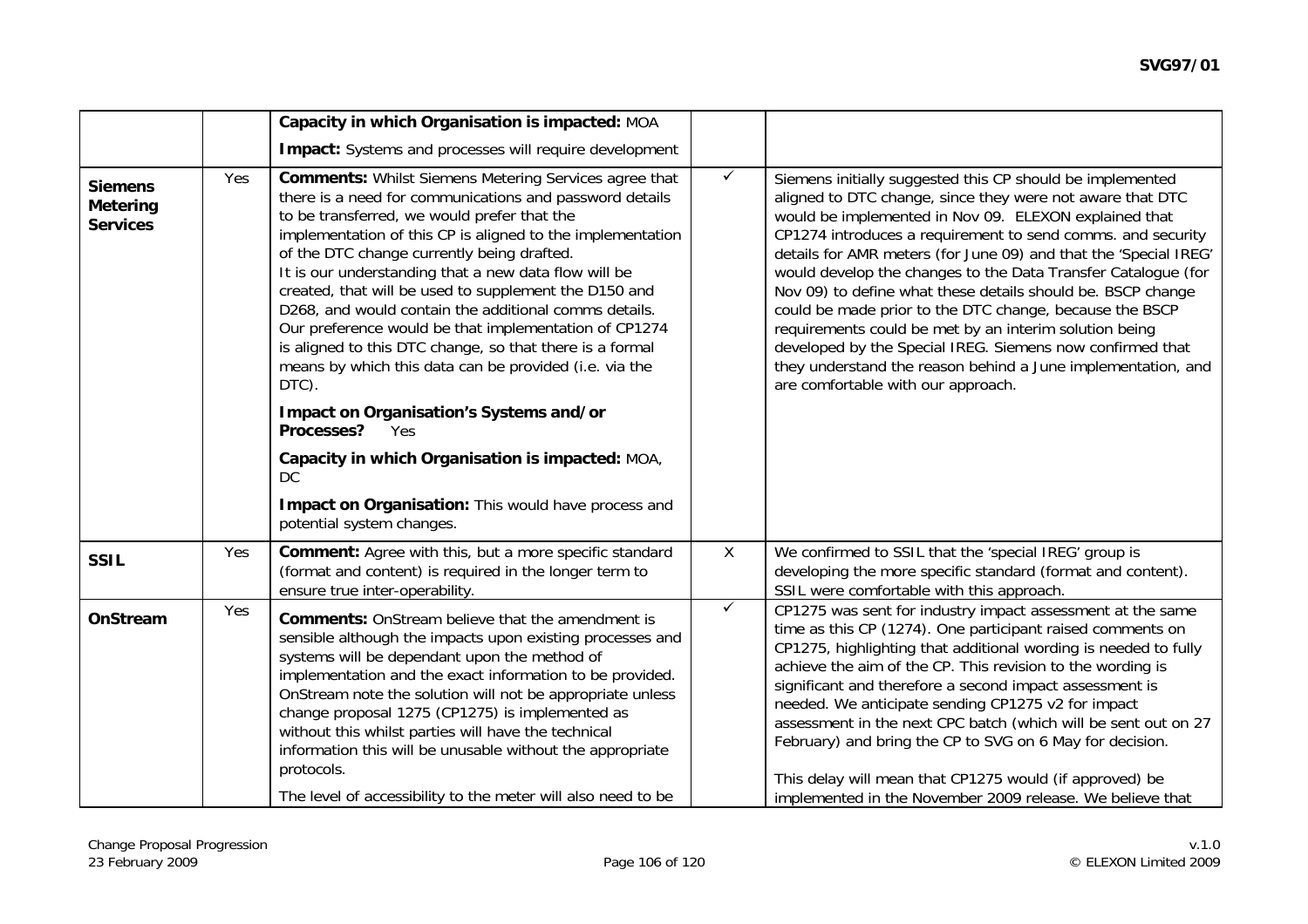| | | | | |
|---|---|---|---|---|
| | | **Capacity in which Organisation is impacted:** MOA<br><br>**Impact:** Systems and processes will require development | | |
| **Siemens Metering Services** | Yes | **Comments:** Whilst Siemens Metering Services agree that there is a need for communications and password details to be transferred, we would prefer that the implementation of this CP is aligned to the implementation of the DTC change currently being drafted.<br>It is our understanding that a new data flow will be created, that will be used to supplement the D150 and D268, and would contain the additional comms details. Our preference would be that implementation of CP1274 is aligned to this DTC change, so that there is a formal means by which this data can be provided (i.e. via the DTC).<br><br>**Impact on Organisation's Systems and/or Processes?** Yes<br><br>**Capacity in which Organisation is impacted:** MOA, DC<br><br>**Impact on Organisation:** This would have process and potential system changes. | ✓ | Siemens initially suggested this CP should be implemented aligned to DTC change, since they were not aware that DTC would be implemented in Nov 09. ELEXON explained that CP1274 introduces a requirement to send comms. and security details for AMR meters (for June 09) and that the 'Special IREG' would develop the changes to the Data Transfer Catalogue (for Nov 09) to define what these details should be. BSCP change could be made prior to the DTC change, because the BSCP requirements could be met by an interim solution being developed by the Special IREG. Siemens now confirmed that they understand the reason behind a June implementation, and are comfortable with our approach. |
| **SSIL** | Yes | **Comment:** Agree with this, but a more specific standard (format and content) is required in the longer term to ensure true inter-operability. | X | We confirmed to SSIL that the 'special IREG' group is developing the more specific standard (format and content). SSIL were comfortable with this approach. |
| **OnStream** | Yes | **Comments:** OnStream believe that the amendment is sensible although the impacts upon existing processes and systems will be dependant upon the method of implementation and the exact information to be provided. OnStream note the solution will not be appropriate unless change proposal 1275 (CP1275) is implemented as without this whilst parties will have the technical information this will be unusable without the appropriate protocols.<br><br>The level of accessibility to the meter will also need to be | ✓ | CP1275 was sent for industry impact assessment at the same time as this CP (1274). One participant raised comments on CP1275, highlighting that additional wording is needed to fully achieve the aim of the CP. This revision to the wording is significant and therefore a second impact assessment is needed. We anticipate sending CP1275 v2 for impact assessment in the next CPC batch (which will be sent out on 27 February) and bring the CP to SVG on 6 May for decision.<br><br>This delay will mean that CP1275 would (if approved) be implemented in the November 2009 release. We believe that |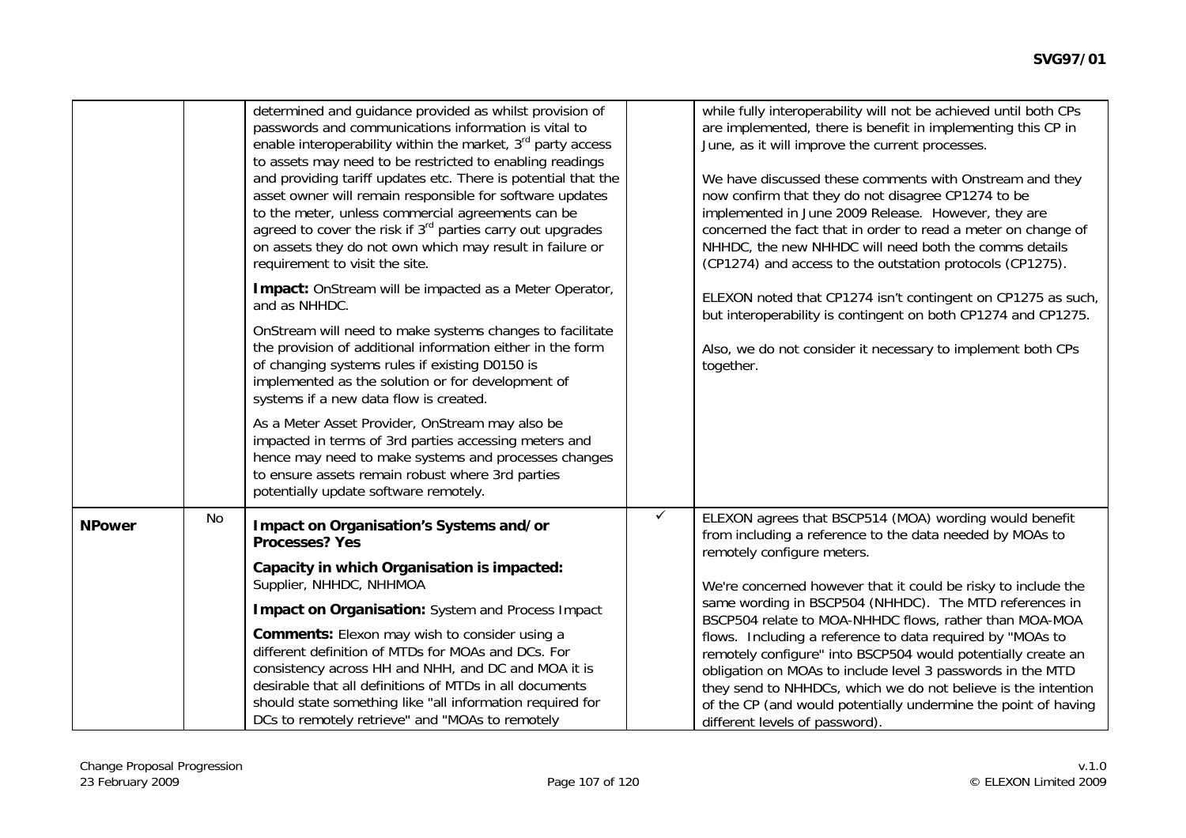| | | | | |
|---|---|---|---|---|
| | | determined and guidance provided as whilst provision of passwords and communications information is vital to enable interoperability within the market, 3rd party access to assets may need to be restricted to enabling readings and providing tariff updates etc. There is potential that the asset owner will remain responsible for software updates to the meter, unless commercial agreements can be agreed to cover the risk if 3rd parties carry out upgrades on assets they do not own which may result in failure or requirement to visit the site.<br><br>**Impact:** OnStream will be impacted as a Meter Operator, and as NHHDC.<br><br>OnStream will need to make systems changes to facilitate the provision of additional information either in the form of changing systems rules if existing D0150 is implemented as the solution or for development of systems if a new data flow is created.<br><br>As a Meter Asset Provider, OnStream may also be impacted in terms of 3rd parties accessing meters and hence may need to make systems and processes changes to ensure assets remain robust where 3rd parties potentially update software remotely. | | while fully interoperability will not be achieved until both CPs are implemented, there is benefit in implementing this CP in June, as it will improve the current processes.<br><br>We have discussed these comments with Onstream and they now confirm that they do not disagree CP1274 to be implemented in June 2009 Release. However, they are concerned the fact that in order to read a meter on change of NHHDC, the new NHHDC will need both the comms details (CP1274) and access to the outstation protocols (CP1275).<br><br>ELEXON noted that CP1274 isn't contingent on CP1275 as such, but interoperability is contingent on both CP1274 and CP1275.<br><br>Also, we do not consider it necessary to implement both CPs together. |
| **NPower** | No | **Impact on Organisation's Systems and/or Processes? Yes**<br><br>**Capacity in which Organisation is impacted:** Supplier, NHHDC, NHHMOA<br><br>**Impact on Organisation:** System and Process Impact<br><br>**Comments:** Elexon may wish to consider using a different definition of MTDs for MOAs and DCs. For consistency across HH and NHH, and DC and MOA it is desirable that all definitions of MTDs in all documents should state something like "all information required for DCs to remotely retrieve" and "MOAs to remotely | ✓ | ELEXON agrees that BSCP514 (MOA) wording would benefit from including a reference to the data needed by MOAs to remotely configure meters.<br><br>We're concerned however that it could be risky to include the same wording in BSCP504 (NHHDC). The MTD references in BSCP504 relate to MOA-NHHDC flows, rather than MOA-MOA flows. Including a reference to data required by "MOAs to remotely configure" into BSCP504 would potentially create an obligation on MOAs to include level 3 passwords in the MTD they send to NHHDCs, which we do not believe is the intention of the CP (and would potentially undermine the point of having different levels of password). |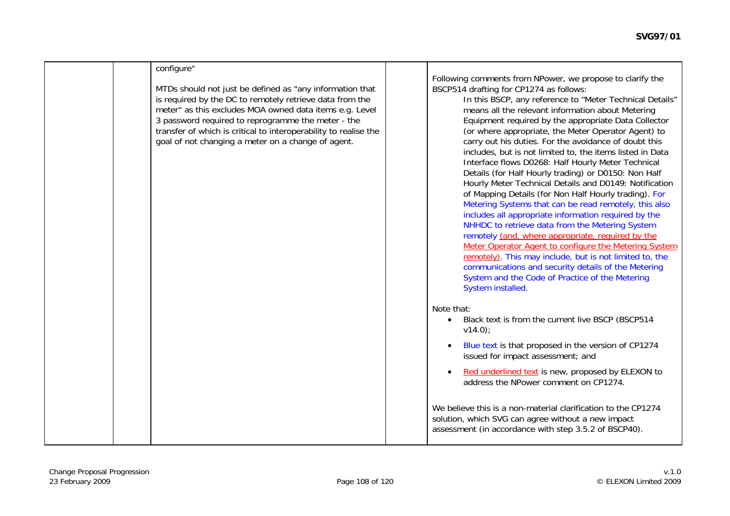| | | configure"<br><br>MTDs should not just be defined as "any information that is required by the DC to remotely retrieve data from the meter" as this excludes MOA owned data items e.g. Level 3 password required to reprogramme the meter - the transfer of which is critical to interoperability to realise the goal of not changing a meter on a change of agent. | | Following comments from NPower, we propose to clarify the BSCP514 drafting for CP1274 as follows:<br><br>In this BSCP, any reference to "Meter Technical Details" means all the relevant information about Metering Equipment required by the appropriate Data Collector (or where appropriate, the Meter Operator Agent) to carry out his duties. For the avoidance of doubt this includes, but is not limited to, the items listed in Data Interface flows D0268: Half Hourly Meter Technical Details (for Half Hourly trading) or D0150: Non Half Hourly Meter Technical Details and D0149: Notification of Mapping Details (for Non Half Hourly trading). For Metering Systems that can be read remotely, this also includes all appropriate information required by the NHHDC to retrieve data from the Metering System remotely <u>(and, where appropriate, required by the Meter Operator Agent to configure the Metering System remotely)</u>. This may include, but is not limited to, the communications and security details of the Metering System and the Code of Practice of the Metering System installed.<br><br>Note that:<br>• Black text is from the current live BSCP (BSCP514 v14.0);<br>• Blue text is that proposed in the version of CP1274 issued for impact assessment; and<br>• <u>Red underlined text</u> is new, proposed by ELEXON to address the NPower comment on CP1274.<br><br>We believe this is a non-material clarification to the CP1274 solution, which SVG can agree without a new impact assessment (in accordance with step 3.5.2 of BSCP40). |
|---|---|---|---|---|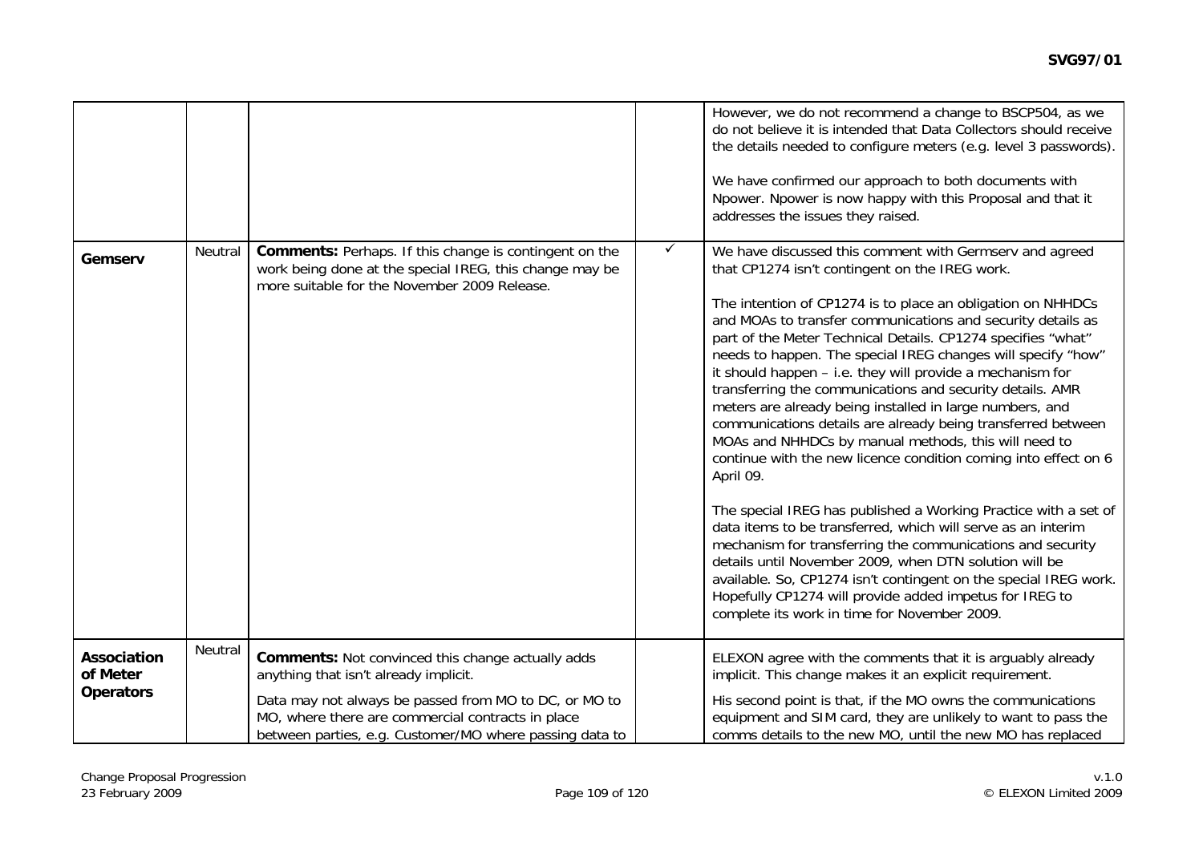| | | | | |
|---|---|---|---|---|
| | | | | However, we do not recommend a change to BSCP504, as we do not believe it is intended that Data Collectors should receive the details needed to configure meters (e.g. level 3 passwords).<br><br>We have confirmed our approach to both documents with Npower. Npower is now happy with this Proposal and that it addresses the issues they raised. |
| **Gemserv** | Neutral | **Comments:** Perhaps. If this change is contingent on the work being done at the special IREG, this change may be more suitable for the November 2009 Release. | ✓ | We have discussed this comment with Germserv and agreed that CP1274 isn't contingent on the IREG work.<br><br>The intention of CP1274 is to place an obligation on NHHDCs and MOAs to transfer communications and security details as part of the Meter Technical Details. CP1274 specifies "what" needs to happen. The special IREG changes will specify "how" it should happen – i.e. they will provide a mechanism for transferring the communications and security details. AMR meters are already being installed in large numbers, and communications details are already being transferred between MOAs and NHHDCs by manual methods, this will need to continue with the new licence condition coming into effect on 6 April 09.<br><br>The special IREG has published a Working Practice with a set of data items to be transferred, which will serve as an interim mechanism for transferring the communications and security details until November 2009, when DTN solution will be available. So, CP1274 isn't contingent on the special IREG work. Hopefully CP1274 will provide added impetus for IREG to complete its work in time for November 2009. |
| **Association of Meter Operators** | Neutral | **Comments:** Not convinced this change actually adds anything that isn't already implicit.<br><br>Data may not always be passed from MO to DC, or MO to MO, where there are commercial contracts in place between parties, e.g. Customer/MO where passing data to | | ELEXON agree with the comments that it is arguably already implicit. This change makes it an explicit requirement.<br><br>His second point is that, if the MO owns the communications equipment and SIM card, they are unlikely to want to pass the comms details to the new MO, until the new MO has replaced |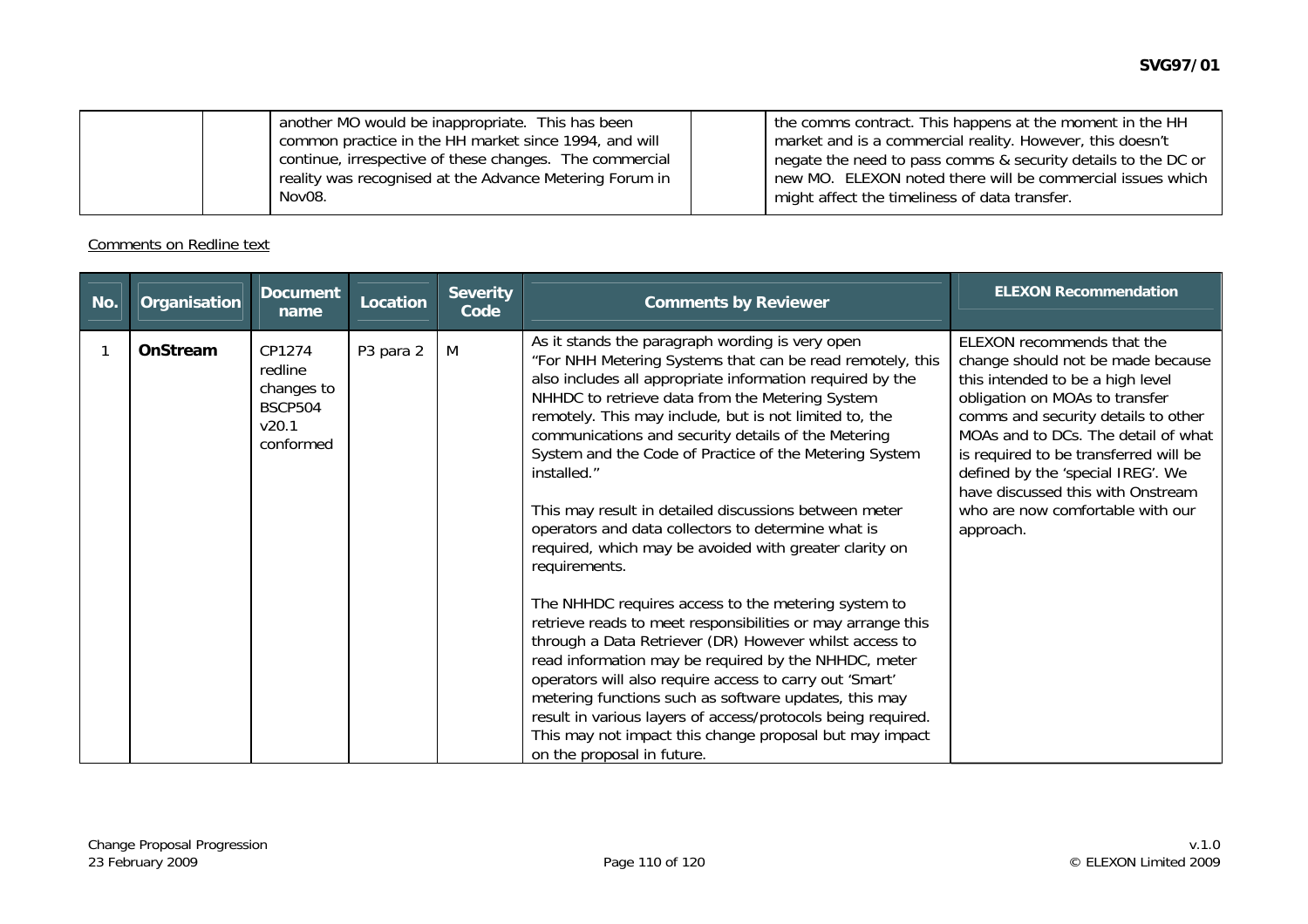| | | another MO would be inappropriate. This has been common practice in the HH market since 1994, and will continue, irrespective of these changes. The commercial reality was recognised at the Advance Metering Forum in Nov08. | | the comms contract. This happens at the moment in the HH market and is a commercial reality. However, this doesn't negate the need to pass comms & security details to the DC or new MO. ELEXON noted there will be commercial issues which might affect the timeliness of data transfer. |
|---|---|---|---|---|

Comments on Redline text

| No. | Organisation | Document name | Location | Severity Code | Comments by Reviewer | ELEXON Recommendation |
|---|---|---|---|---|---|---|
| 1 | **OnStream** | CP1274 redline changes to BSCP504 v20.1 conformed | P3 para 2 | M | As it stands the paragraph wording is very open "For NHH Metering Systems that can be read remotely, this also includes all appropriate information required by the NHHDC to retrieve data from the Metering System remotely. This may include, but is not limited to, the communications and security details of the Metering System and the Code of Practice of the Metering System installed."<br><br>This may result in detailed discussions between meter operators and data collectors to determine what is required, which may be avoided with greater clarity on requirements.<br><br>The NHHDC requires access to the metering system to retrieve reads to meet responsibilities or may arrange this through a Data Retriever (DR) However whilst access to read information may be required by the NHHDC, meter operators will also require access to carry out 'Smart' metering functions such as software updates, this may result in various layers of access/protocols being required. This may not impact this change proposal but may impact on the proposal in future. | ELEXON recommends that the change should not be made because this intended to be a high level obligation on MOAs to transfer comms and security details to other MOAs and to DCs. The detail of what is required to be transferred will be defined by the 'special IREG'. We have discussed this with Onstream who are now comfortable with our approach. |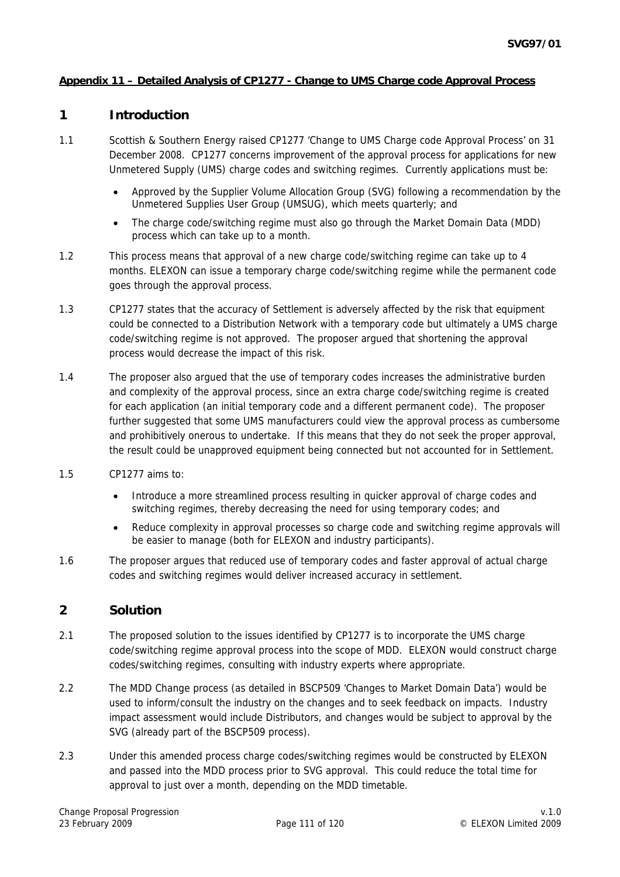**Appendix 11 – Detailed Analysis of CP1277 - Change to UMS Charge code Approval Process**

# 1 Introduction

1.1 Scottish & Southern Energy raised CP1277 'Change to UMS Charge code Approval Process' on 31 December 2008. CP1277 concerns improvement of the approval process for applications for new Unmetered Supply (UMS) charge codes and switching regimes. Currently applications must be:

- Approved by the Supplier Volume Allocation Group (SVG) following a recommendation by the Unmetered Supplies User Group (UMSUG), which meets quarterly; and
- The charge code/switching regime must also go through the Market Domain Data (MDD) process which can take up to a month.

1.2 This process means that approval of a new charge code/switching regime can take up to 4 months. ELEXON can issue a temporary charge code/switching regime while the permanent code goes through the approval process.

1.3 CP1277 states that the accuracy of Settlement is adversely affected by the risk that equipment could be connected to a Distribution Network with a temporary code but ultimately a UMS charge code/switching regime is not approved. The proposer argued that shortening the approval process would decrease the impact of this risk.

1.4 The proposer also argued that the use of temporary codes increases the administrative burden and complexity of the approval process, since an extra charge code/switching regime is created for each application (an initial temporary code and a different permanent code). The proposer further suggested that some UMS manufacturers could view the approval process as cumbersome and prohibitively onerous to undertake. If this means that they do not seek the proper approval, the result could be unapproved equipment being connected but not accounted for in Settlement.

1.5 CP1277 aims to:

- Introduce a more streamlined process resulting in quicker approval of charge codes and switching regimes, thereby decreasing the need for using temporary codes; and
- Reduce complexity in approval processes so charge code and switching regime approvals will be easier to manage (both for ELEXON and industry participants).

1.6 The proposer argues that reduced use of temporary codes and faster approval of actual charge codes and switching regimes would deliver increased accuracy in settlement.

# 2 Solution

2.1 The proposed solution to the issues identified by CP1277 is to incorporate the UMS charge code/switching regime approval process into the scope of MDD. ELEXON would construct charge codes/switching regimes, consulting with industry experts where appropriate.

2.2 The MDD Change process (as detailed in BSCP509 'Changes to Market Domain Data') would be used to inform/consult the industry on the changes and to seek feedback on impacts. Industry impact assessment would include Distributors, and changes would be subject to approval by the SVG (already part of the BSCP509 process).

2.3 Under this amended process charge codes/switching regimes would be constructed by ELEXON and passed into the MDD process prior to SVG approval. This could reduce the total time for approval to just over a month, depending on the MDD timetable.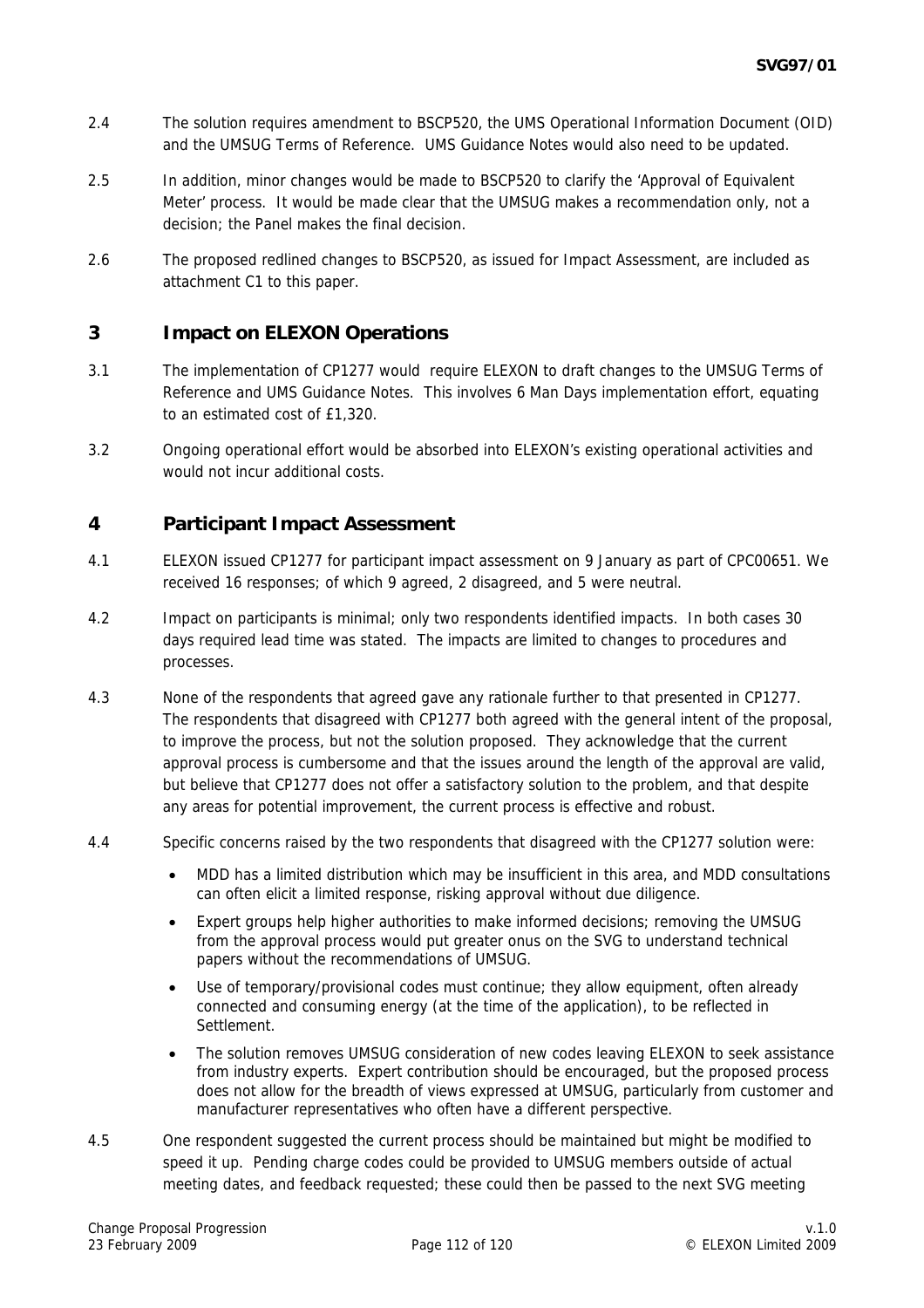2.4 The solution requires amendment to BSCP520, the UMS Operational Information Document (OID) and the UMSUG Terms of Reference. UMS Guidance Notes would also need to be updated.

2.5 In addition, minor changes would be made to BSCP520 to clarify the 'Approval of Equivalent Meter' process. It would be made clear that the UMSUG makes a recommendation only, not a decision; the Panel makes the final decision.

2.6 The proposed redlined changes to BSCP520, as issued for Impact Assessment, are included as attachment C1 to this paper.

## 3 Impact on ELEXON Operations

3.1 The implementation of CP1277 would require ELEXON to draft changes to the UMSUG Terms of Reference and UMS Guidance Notes. This involves 6 Man Days implementation effort, equating to an estimated cost of £1,320.

3.2 Ongoing operational effort would be absorbed into ELEXON's existing operational activities and would not incur additional costs.

## 4 Participant Impact Assessment

4.1 ELEXON issued CP1277 for participant impact assessment on 9 January as part of CPC00651. We received 16 responses; of which 9 agreed, 2 disagreed, and 5 were neutral.

4.2 Impact on participants is minimal; only two respondents identified impacts. In both cases 30 days required lead time was stated. The impacts are limited to changes to procedures and processes.

4.3 None of the respondents that agreed gave any rationale further to that presented in CP1277. The respondents that disagreed with CP1277 both agreed with the general intent of the proposal, to improve the process, but not the solution proposed. They acknowledge that the current approval process is cumbersome and that the issues around the length of the approval are valid, but believe that CP1277 does not offer a satisfactory solution to the problem, and that despite any areas for potential improvement, the current process is effective and robust.

4.4 Specific concerns raised by the two respondents that disagreed with the CP1277 solution were:

- MDD has a limited distribution which may be insufficient in this area, and MDD consultations can often elicit a limited response, risking approval without due diligence.
- Expert groups help higher authorities to make informed decisions; removing the UMSUG from the approval process would put greater onus on the SVG to understand technical papers without the recommendations of UMSUG.
- Use of temporary/provisional codes must continue; they allow equipment, often already connected and consuming energy (at the time of the application), to be reflected in Settlement.
- The solution removes UMSUG consideration of new codes leaving ELEXON to seek assistance from industry experts. Expert contribution should be encouraged, but the proposed process does not allow for the breadth of views expressed at UMSUG, particularly from customer and manufacturer representatives who often have a different perspective.

4.5 One respondent suggested the current process should be maintained but might be modified to speed it up. Pending charge codes could be provided to UMSUG members outside of actual meeting dates, and feedback requested; these could then be passed to the next SVG meeting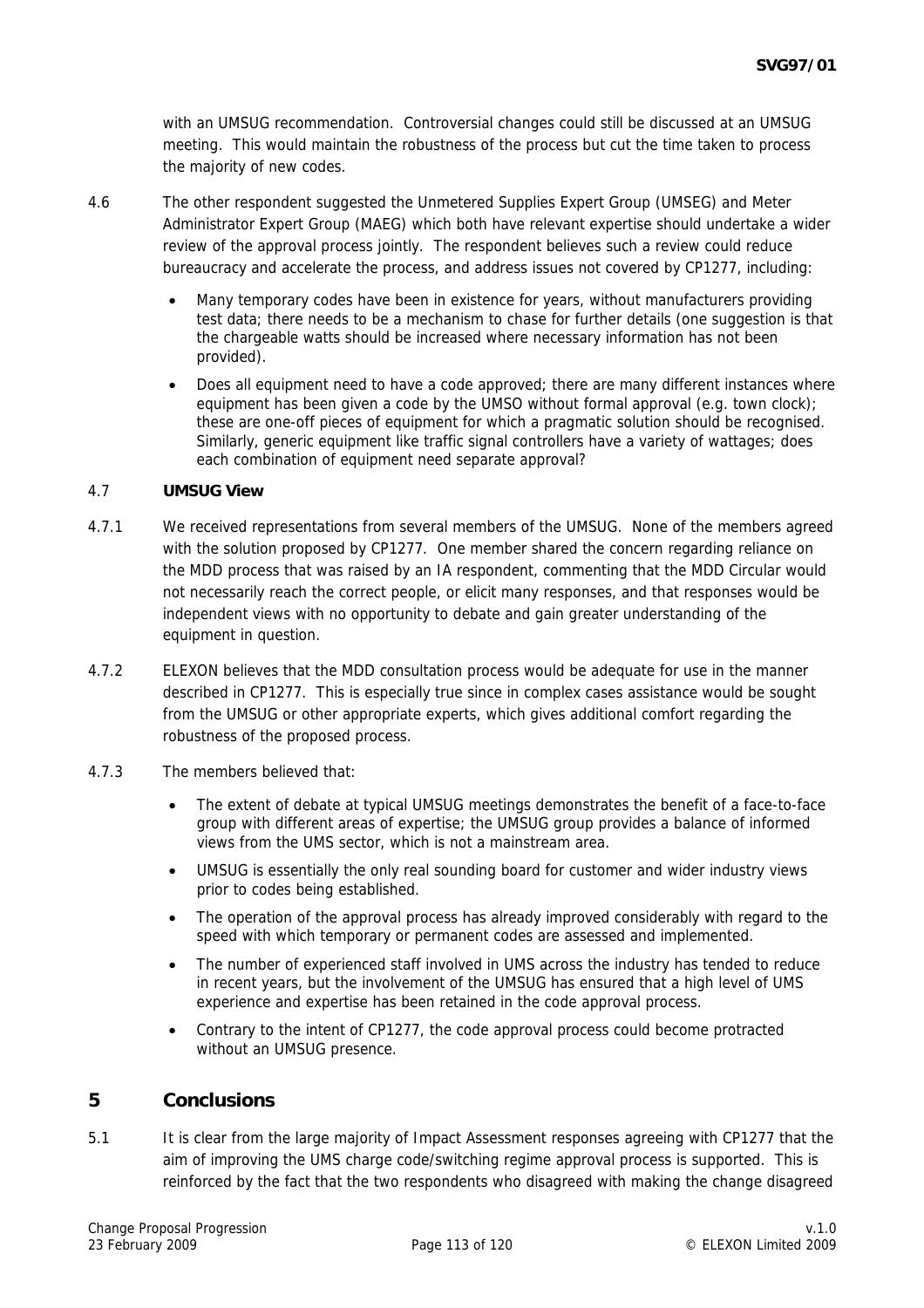with an UMSUG recommendation. Controversial changes could still be discussed at an UMSUG meeting. This would maintain the robustness of the process but cut the time taken to process the majority of new codes.

4.6 The other respondent suggested the Unmetered Supplies Expert Group (UMSEG) and Meter Administrator Expert Group (MAEG) which both have relevant expertise should undertake a wider review of the approval process jointly. The respondent believes such a review could reduce bureaucracy and accelerate the process, and address issues not covered by CP1277, including:

- Many temporary codes have been in existence for years, without manufacturers providing test data; there needs to be a mechanism to chase for further details (one suggestion is that the chargeable watts should be increased where necessary information has not been provided).
- Does all equipment need to have a code approved; there are many different instances where equipment has been given a code by the UMSO without formal approval (e.g. town clock); these are one-off pieces of equipment for which a pragmatic solution should be recognised. Similarly, generic equipment like traffic signal controllers have a variety of wattages; does each combination of equipment need separate approval?

4.7 **UMSUG View**

4.7.1 We received representations from several members of the UMSUG. None of the members agreed with the solution proposed by CP1277. One member shared the concern regarding reliance on the MDD process that was raised by an IA respondent, commenting that the MDD Circular would not necessarily reach the correct people, or elicit many responses, and that responses would be independent views with no opportunity to debate and gain greater understanding of the equipment in question.

4.7.2 ELEXON believes that the MDD consultation process would be adequate for use in the manner described in CP1277. This is especially true since in complex cases assistance would be sought from the UMSUG or other appropriate experts, which gives additional comfort regarding the robustness of the proposed process.

4.7.3 The members believed that:

- The extent of debate at typical UMSUG meetings demonstrates the benefit of a face-to-face group with different areas of expertise; the UMSUG group provides a balance of informed views from the UMS sector, which is not a mainstream area.
- UMSUG is essentially the only real sounding board for customer and wider industry views prior to codes being established.
- The operation of the approval process has already improved considerably with regard to the speed with which temporary or permanent codes are assessed and implemented.
- The number of experienced staff involved in UMS across the industry has tended to reduce in recent years, but the involvement of the UMSUG has ensured that a high level of UMS experience and expertise has been retained in the code approval process.
- Contrary to the intent of CP1277, the code approval process could become protracted without an UMSUG presence.

## 5 Conclusions

5.1 It is clear from the large majority of Impact Assessment responses agreeing with CP1277 that the aim of improving the UMS charge code/switching regime approval process is supported. This is reinforced by the fact that the two respondents who disagreed with making the change disagreed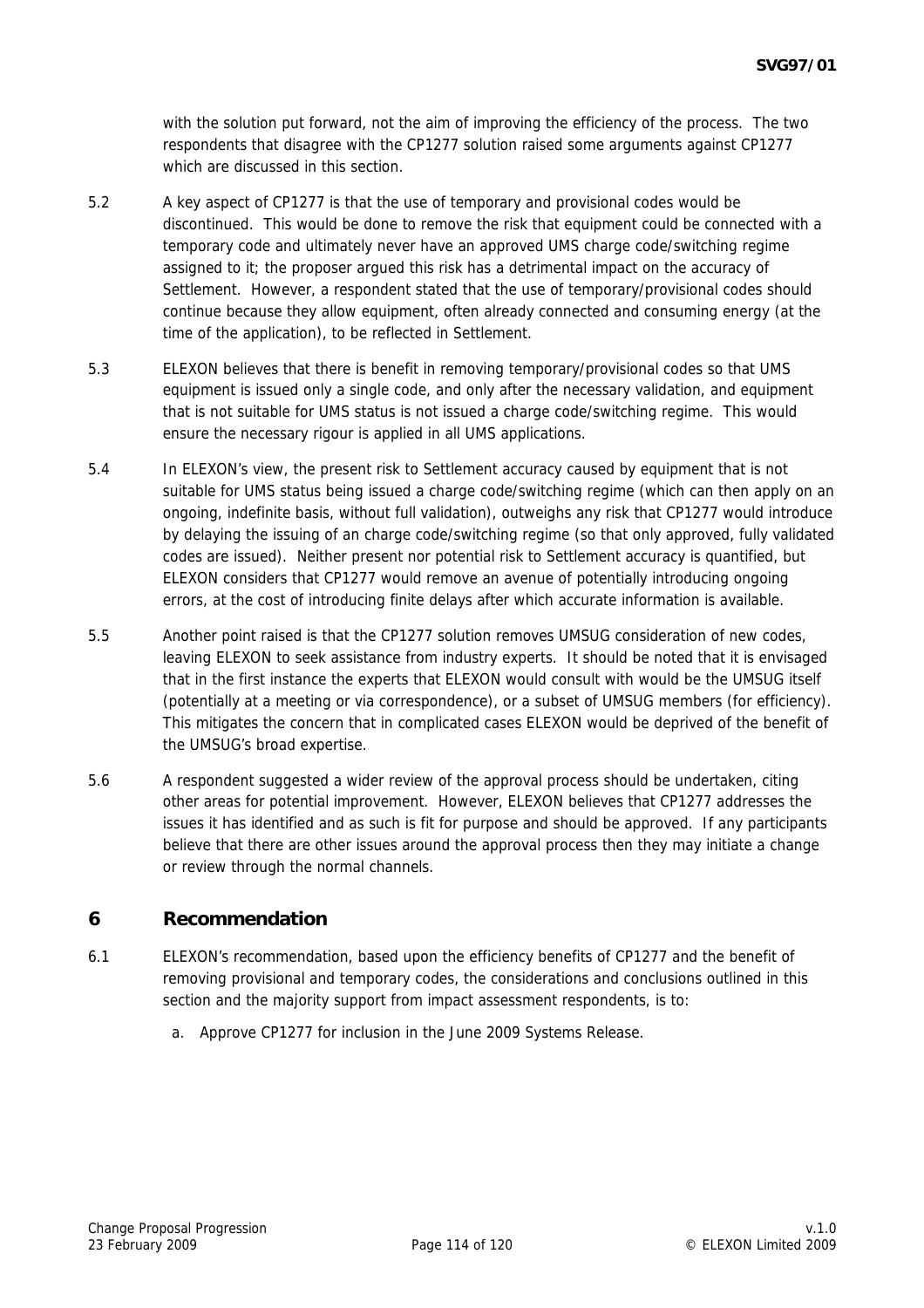with the solution put forward, not the aim of improving the efficiency of the process. The two respondents that disagree with the CP1277 solution raised some arguments against CP1277 which are discussed in this section.

5.2 A key aspect of CP1277 is that the use of temporary and provisional codes would be discontinued. This would be done to remove the risk that equipment could be connected with a temporary code and ultimately never have an approved UMS charge code/switching regime assigned to it; the proposer argued this risk has a detrimental impact on the accuracy of Settlement. However, a respondent stated that the use of temporary/provisional codes should continue because they allow equipment, often already connected and consuming energy (at the time of the application), to be reflected in Settlement.

5.3 ELEXON believes that there is benefit in removing temporary/provisional codes so that UMS equipment is issued only a single code, and only after the necessary validation, and equipment that is not suitable for UMS status is not issued a charge code/switching regime. This would ensure the necessary rigour is applied in all UMS applications.

5.4 In ELEXON's view, the present risk to Settlement accuracy caused by equipment that is not suitable for UMS status being issued a charge code/switching regime (which can then apply on an ongoing, indefinite basis, without full validation), outweighs any risk that CP1277 would introduce by delaying the issuing of an charge code/switching regime (so that only approved, fully validated codes are issued). Neither present nor potential risk to Settlement accuracy is quantified, but ELEXON considers that CP1277 would remove an avenue of potentially introducing ongoing errors, at the cost of introducing finite delays after which accurate information is available.

5.5 Another point raised is that the CP1277 solution removes UMSUG consideration of new codes, leaving ELEXON to seek assistance from industry experts. It should be noted that it is envisaged that in the first instance the experts that ELEXON would consult with would be the UMSUG itself (potentially at a meeting or via correspondence), or a subset of UMSUG members (for efficiency). This mitigates the concern that in complicated cases ELEXON would be deprived of the benefit of the UMSUG's broad expertise.

5.6 A respondent suggested a wider review of the approval process should be undertaken, citing other areas for potential improvement. However, ELEXON believes that CP1277 addresses the issues it has identified and as such is fit for purpose and should be approved. If any participants believe that there are other issues around the approval process then they may initiate a change or review through the normal channels.

## 6 Recommendation

6.1 ELEXON's recommendation, based upon the efficiency benefits of CP1277 and the benefit of removing provisional and temporary codes, the considerations and conclusions outlined in this section and the majority support from impact assessment respondents, is to:

a. Approve CP1277 for inclusion in the June 2009 Systems Release.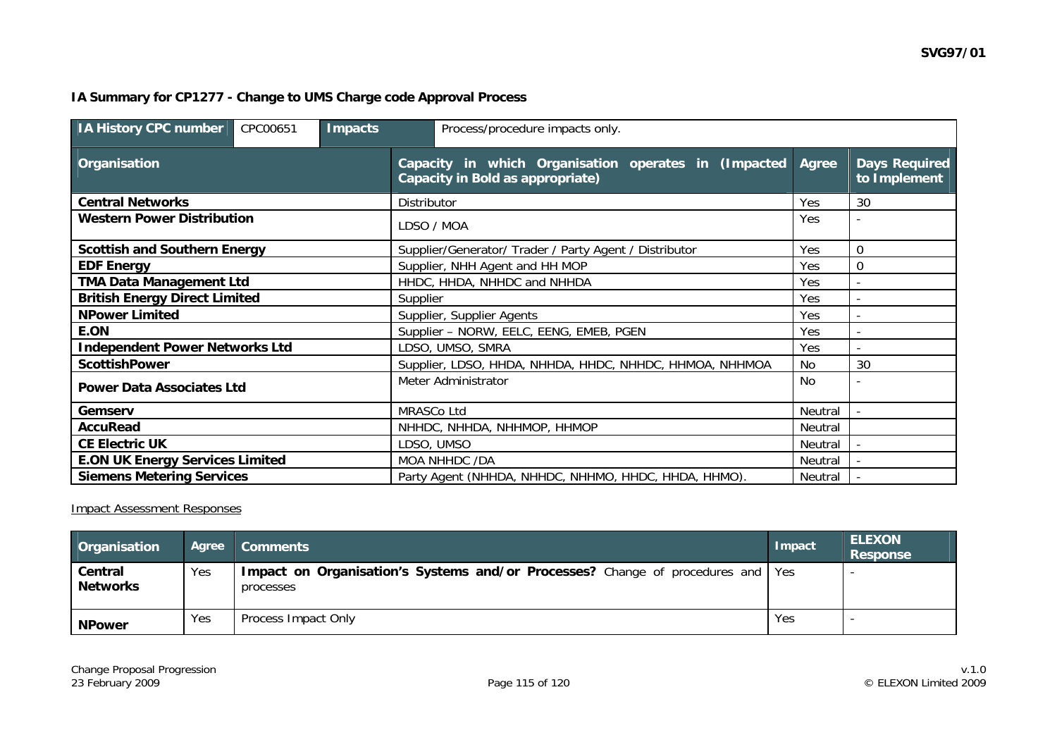**IA Summary for CP1277 - Change to UMS Charge code Approval Process**

| IA History CPC number | CPC00651 | Impacts | Process/procedure impacts only. | | |
|---|---|---|---|---|---|
| **Organisation** | | | **Capacity in which Organisation operates in (Impacted Capacity in Bold as appropriate)** | **Agree** | **Days Required to Implement** |
| **Central Networks** | | | Distributor | Yes | 30 |
| **Western Power Distribution** | | | LDSO / MOA | Yes | - |
| **Scottish and Southern Energy** | | | Supplier/Generator/ Trader / Party Agent / Distributor | Yes | 0 |
| **EDF Energy** | | | Supplier, NHH Agent and HH MOP | Yes | 0 |
| **TMA Data Management Ltd** | | | HHDC, HHDA, NHHDC and NHHDA | Yes | - |
| **British Energy Direct Limited** | | | Supplier | Yes | - |
| **NPower Limited** | | | Supplier, Supplier Agents | Yes | - |
| **E.ON** | | | Supplier – NORW, EELC, EENG, EMEB, PGEN | Yes | - |
| **Independent Power Networks Ltd** | | | LDSO, UMSO, SMRA | Yes | - |
| **ScottishPower** | | | Supplier, LDSO, HHDA, NHHDA, HHDC, NHHDC, HHMOA, NHHMOA | No | 30 |
| **Power Data Associates Ltd** | | | Meter Administrator | No | - |
| **Gemserv** | | | MRASCo Ltd | Neutral | - |
| **AccuRead** | | | NHHDC, NHHDA, NHHMOP, HHMOP | Neutral | |
| **CE Electric UK** | | | LDSO, UMSO | Neutral | - |
| **E.ON UK Energy Services Limited** | | | MOA NHHDC /DA | Neutral | - |
| **Siemens Metering Services** | | | Party Agent (NHHDA, NHHDC, NHHMO, HHDC, HHDA, HHMO). | Neutral | - |

Impact Assessment Responses

| Organisation | Agree | Comments | Impact | ELEXON Response |
|---|---|---|---|---|
| **Central Networks** | Yes | **Impact on Organisation's Systems and/or Processes?** Change of procedures and processes | Yes | - |
| **NPower** | Yes | Process Impact Only | Yes | - |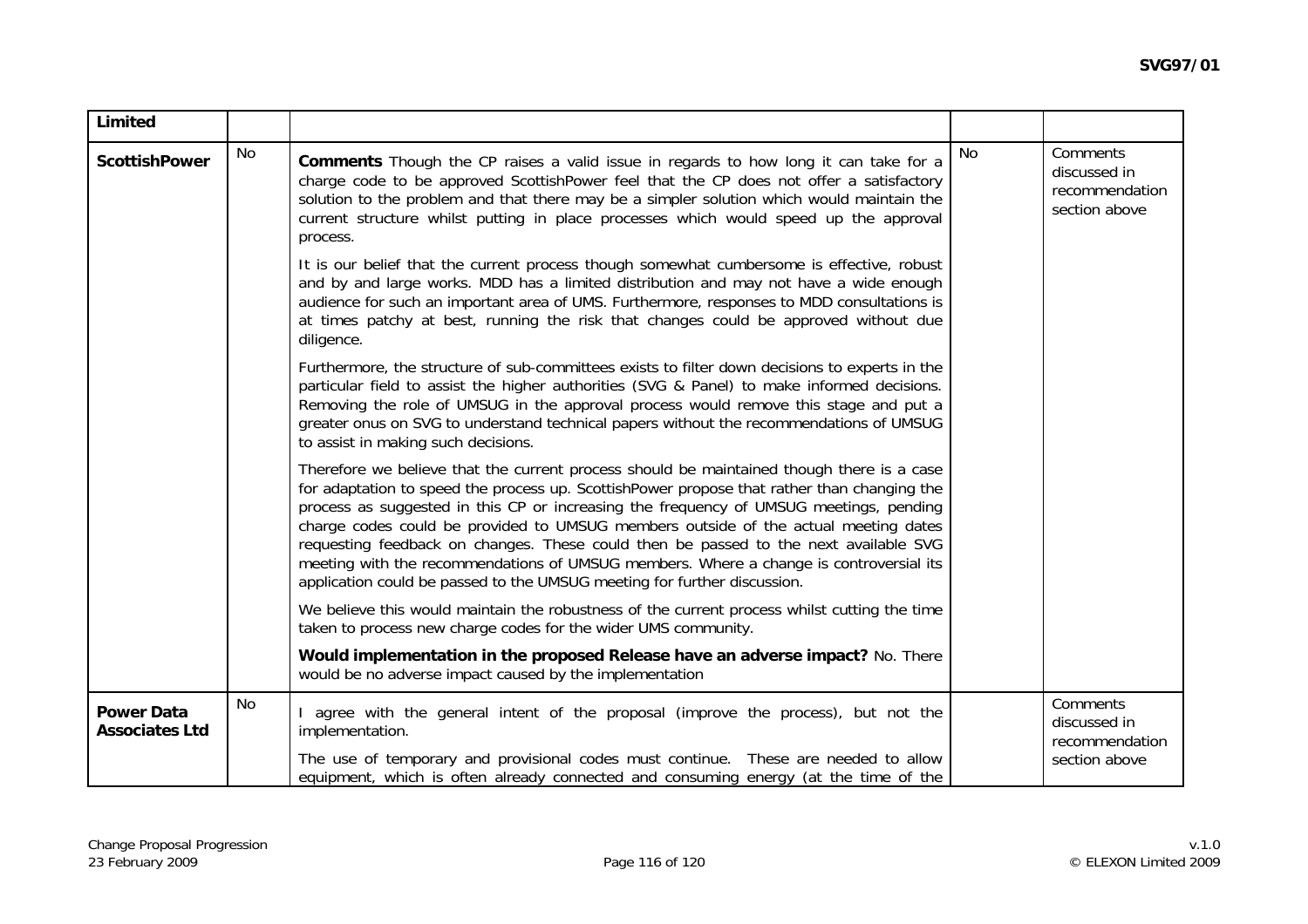| Limited | | | | |
|---|---|---|---|---|
| **ScottishPower** | No | **Comments** Though the CP raises a valid issue in regards to how long it can take for a charge code to be approved ScottishPower feel that the CP does not offer a satisfactory solution to the problem and that there may be a simpler solution which would maintain the current structure whilst putting in place processes which would speed up the approval process.<br><br>It is our belief that the current process though somewhat cumbersome is effective, robust and by and large works. MDD has a limited distribution and may not have a wide enough audience for such an important area of UMS. Furthermore, responses to MDD consultations is at times patchy at best, running the risk that changes could be approved without due diligence.<br><br>Furthermore, the structure of sub-committees exists to filter down decisions to experts in the particular field to assist the higher authorities (SVG & Panel) to make informed decisions. Removing the role of UMSUG in the approval process would remove this stage and put a greater onus on SVG to understand technical papers without the recommendations of UMSUG to assist in making such decisions.<br><br>Therefore we believe that the current process should be maintained though there is a case for adaptation to speed the process up. ScottishPower propose that rather than changing the process as suggested in this CP or increasing the frequency of UMSUG meetings, pending charge codes could be provided to UMSUG members outside of the actual meeting dates requesting feedback on changes. These could then be passed to the next available SVG meeting with the recommendations of UMSUG members. Where a change is controversial its application could be passed to the UMSUG meeting for further discussion.<br><br>We believe this would maintain the robustness of the current process whilst cutting the time taken to process new charge codes for the wider UMS community.<br><br>**Would implementation in the proposed Release have an adverse impact?** No. There would be no adverse impact caused by the implementation | No | Comments discussed in recommendation section above |
| **Power Data Associates Ltd** | No | I agree with the general intent of the proposal (improve the process), but not the implementation.<br><br>The use of temporary and provisional codes must continue. These are needed to allow equipment, which is often already connected and consuming energy (at the time of the | | Comments discussed in recommendation section above |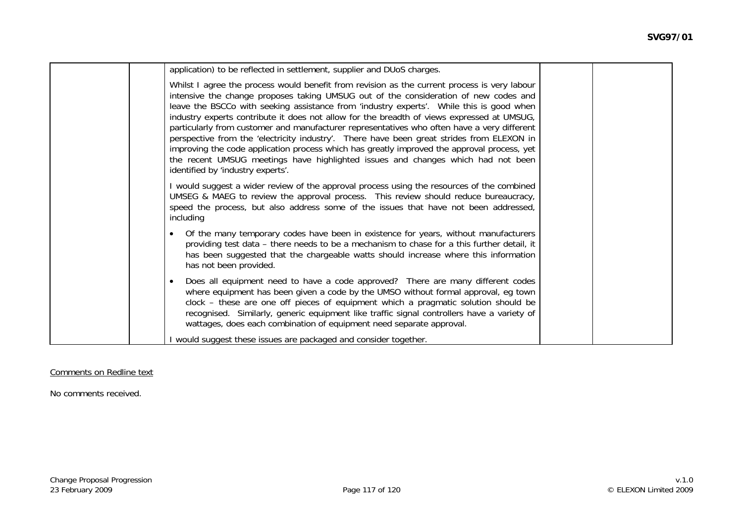|  |  | application) to be reflected in settlement, supplier and DUoS charges.<br><br>Whilst I agree the process would benefit from revision as the current process is very labour intensive the change proposes taking UMSUG out of the consideration of new codes and leave the BSCCo with seeking assistance from 'industry experts'. While this is good when industry experts contribute it does not allow for the breadth of views expressed at UMSUG, particularly from customer and manufacturer representatives who often have a very different perspective from the 'electricity industry'. There have been great strides from ELEXON in improving the code application process which has greatly improved the approval process, yet the recent UMSUG meetings have highlighted issues and changes which had not been identified by 'industry experts'.<br><br>I would suggest a wider review of the approval process using the resources of the combined UMSEG & MAEG to review the approval process. This review should reduce bureaucracy, speed the process, but also address some of the issues that have not been addressed, including<br><br>• Of the many temporary codes have been in existence for years, without manufacturers providing test data – there needs to be a mechanism to chase for a this further detail, it has been suggested that the chargeable watts should increase where this information has not been provided.<br><br>• Does all equipment need to have a code approved? There are many different codes where equipment has been given a code by the UMSO without formal approval, eg town clock – these are one off pieces of equipment which a pragmatic solution should be recognised. Similarly, generic equipment like traffic signal controllers have a variety of wattages, does each combination of equipment need separate approval.<br><br>I would suggest these issues are packaged and consider together. |  |  |
|---|---|---|---|---|

Comments on Redline text

No comments received.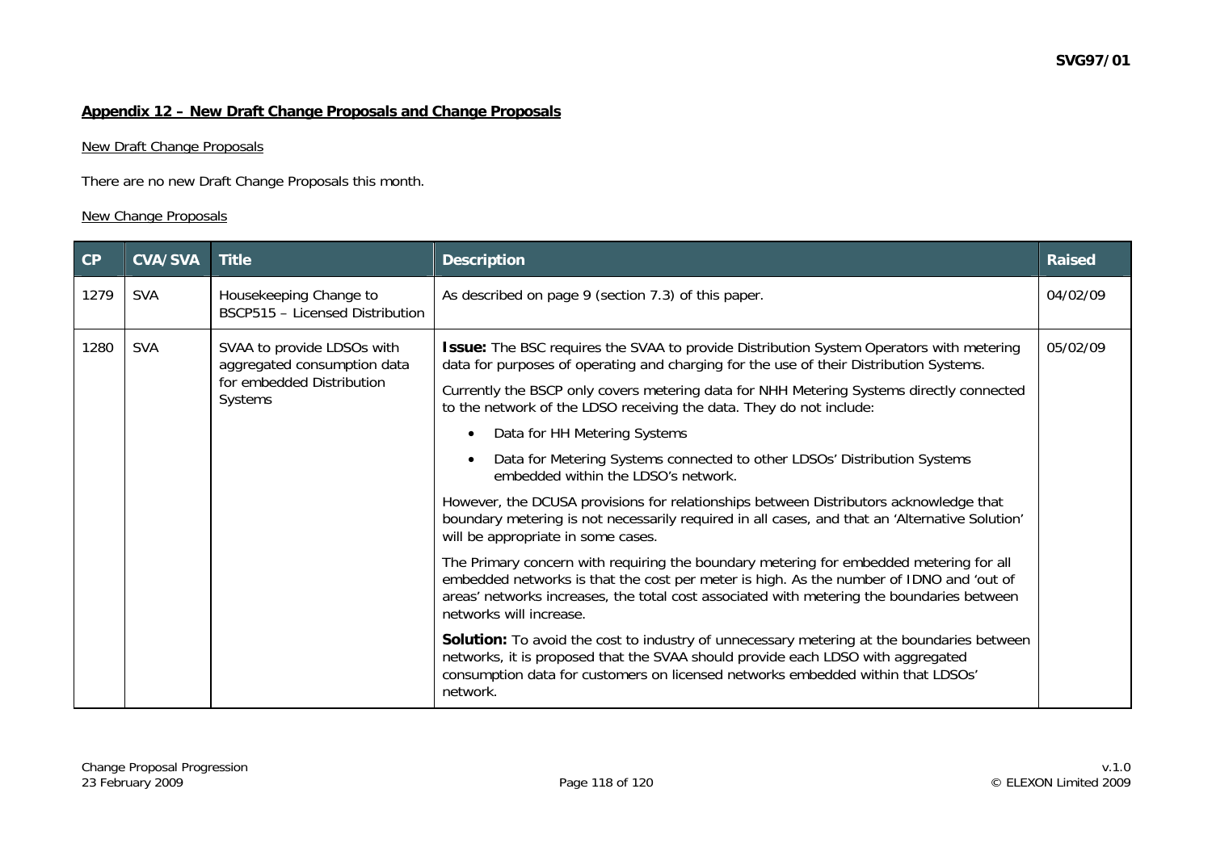## Appendix 12 – New Draft Change Proposals and Change Proposals

New Draft Change Proposals

There are no new Draft Change Proposals this month.

New Change Proposals

| CP | CVA/SVA | Title | Description | Raised |
|---|---|---|---|---|
| 1279 | SVA | Housekeeping Change to BSCP515 – Licensed Distribution | As described on page 9 (section 7.3) of this paper. | 04/02/09 |
| 1280 | SVA | SVAA to provide LDSOs with aggregated consumption data for embedded Distribution Systems | **Issue:** The BSC requires the SVAA to provide Distribution System Operators with metering data for purposes of operating and charging for the use of their Distribution Systems.<br><br>Currently the BSCP only covers metering data for NHH Metering Systems directly connected to the network of the LDSO receiving the data. They do not include:<br><br>• Data for HH Metering Systems<br><br>• Data for Metering Systems connected to other LDSOs' Distribution Systems embedded within the LDSO's network.<br><br>However, the DCUSA provisions for relationships between Distributors acknowledge that boundary metering is not necessarily required in all cases, and that an 'Alternative Solution' will be appropriate in some cases.<br><br>The Primary concern with requiring the boundary metering for embedded metering for all embedded networks is that the cost per meter is high. As the number of IDNO and 'out of areas' networks increases, the total cost associated with metering the boundaries between networks will increase.<br><br>**Solution:** To avoid the cost to industry of unnecessary metering at the boundaries between networks, it is proposed that the SVAA should provide each LDSO with aggregated consumption data for customers on licensed networks embedded within that LDSOs' network. | 05/02/09 |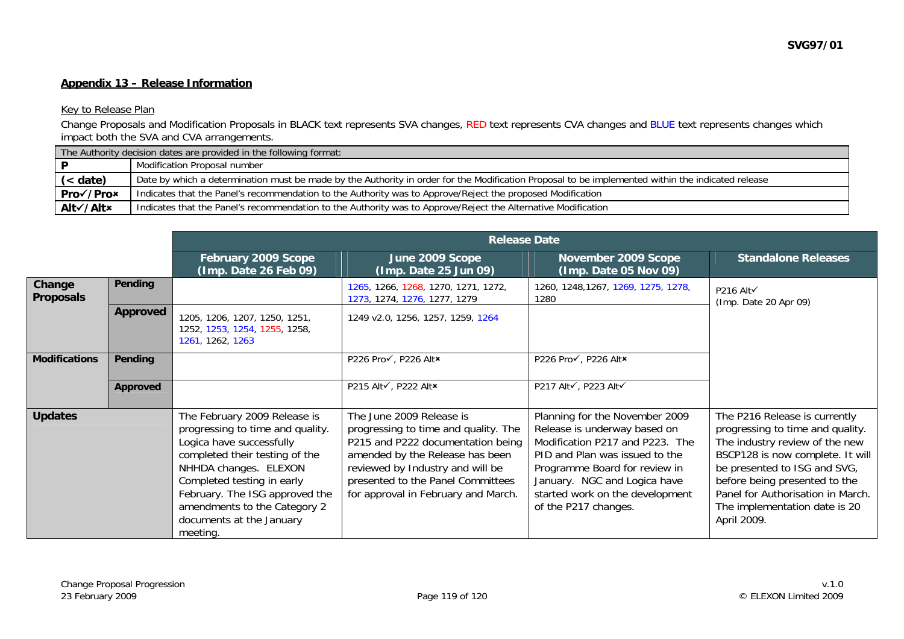SVG97/01

## Appendix 13 – Release Information

Key to Release Plan

Change Proposals and Modification Proposals in BLACK text represents SVA changes, RED text represents CVA changes and BLUE text represents changes which impact both the SVA and CVA arrangements.

| The Authority decision dates are provided in the following format: | |
|---|---|
| **P** | Modification Proposal number |
| **(< date)** | Date by which a determination must be made by the Authority in order for the Modification Proposal to be implemented within the indicated release |
| **Pro✓/Pro✗** | Indicates that the Panel's recommendation to the Authority was to Approve/Reject the proposed Modification |
| **Alt✓/Alt✗** | Indicates that the Panel's recommendation to the Authority was to Approve/Reject the Alternative Modification |

| | | Release Date | | | |
|---|---|---|---|---|---|
| | | **February 2009 Scope (Imp. Date 26 Feb 09)** | **June 2009 Scope (Imp. Date 25 Jun 09)** | **November 2009 Scope (Imp. Date 05 Nov 09)** | **Standalone Releases** |
| **Change Proposals** | **Pending** | | 1265, 1266, 1268, 1270, 1271, 1272, 1273, 1274, 1276, 1277, 1279 | 1260, 1248,1267, 1269, 1275, 1278, 1280 | P216 Alt✓ (Imp. Date 20 Apr 09) |
| | **Approved** | 1205, 1206, 1207, 1250, 1251, 1252, 1253, 1254, 1255, 1258, 1261, 1262, 1263 | 1249 v2.0, 1256, 1257, 1259, 1264 | | |
| **Modifications** | **Pending** | | P226 Pro✓, P226 Alt✗ | P226 Pro✓, P226 Alt✗ | |
| | **Approved** | | P215 Alt✓, P222 Alt✗ | P217 Alt✓, P223 Alt✓ | |
| **Updates** | | The February 2009 Release is progressing to time and quality. Logica have successfully completed their testing of the NHHDA changes. ELEXON Completed testing in early February. The ISG approved the amendments to the Category 2 documents at the January meeting. | The June 2009 Release is progressing to time and quality. The P215 and P222 documentation being amended by the Release has been reviewed by Industry and will be presented to the Panel Committees for approval in February and March. | Planning for the November 2009 Release is underway based on Modification P217 and P223. The PID and Plan was issued to the Programme Board for review in January. NGC and Logica have started work on the development of the P217 changes. | The P216 Release is currently progressing to time and quality. The industry review of the new BSCP128 is now complete. It will be presented to ISG and SVG, before being presented to the Panel for Authorisation in March. The implementation date is 20 April 2009. |

Change Proposal Progression
23 February 2009

v.1.0
© ELEXON Limited 2009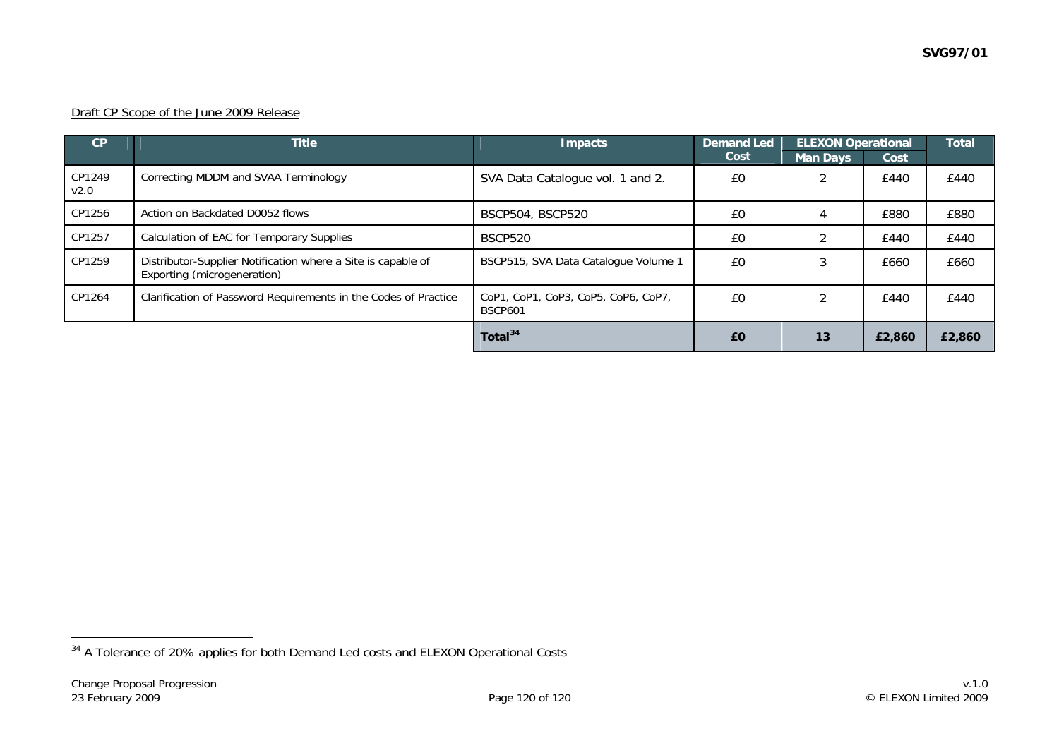Draft CP Scope of the June 2009 Release

| CP | Title | Impacts | Demand Led Cost | ELEXON Operational | | Total |
|---|---|---|---|---|---|---|
| | | | | Man Days | Cost | |
| CP1249 v2.0 | Correcting MDDM and SVAA Terminology | SVA Data Catalogue vol. 1 and 2. | £0 | 2 | £440 | £440 |
| CP1256 | Action on Backdated D0052 flows | BSCP504, BSCP520 | £0 | 4 | £880 | £880 |
| CP1257 | Calculation of EAC for Temporary Supplies | BSCP520 | £0 | 2 | £440 | £440 |
| CP1259 | Distributor-Supplier Notification where a Site is capable of Exporting (microgeneration) | BSCP515, SVA Data Catalogue Volume 1 | £0 | 3 | £660 | £660 |
| CP1264 | Clarification of Password Requirements in the Codes of Practice | CoP1, CoP1, CoP3, CoP5, CoP6, CoP7, BSCP601 | £0 | 2 | £440 | £440 |
| | | **Total[34]** | **£0** | **13** | **£2,860** | **£2,860** |

[34] A Tolerance of 20% applies for both Demand Led costs and ELEXON Operational Costs